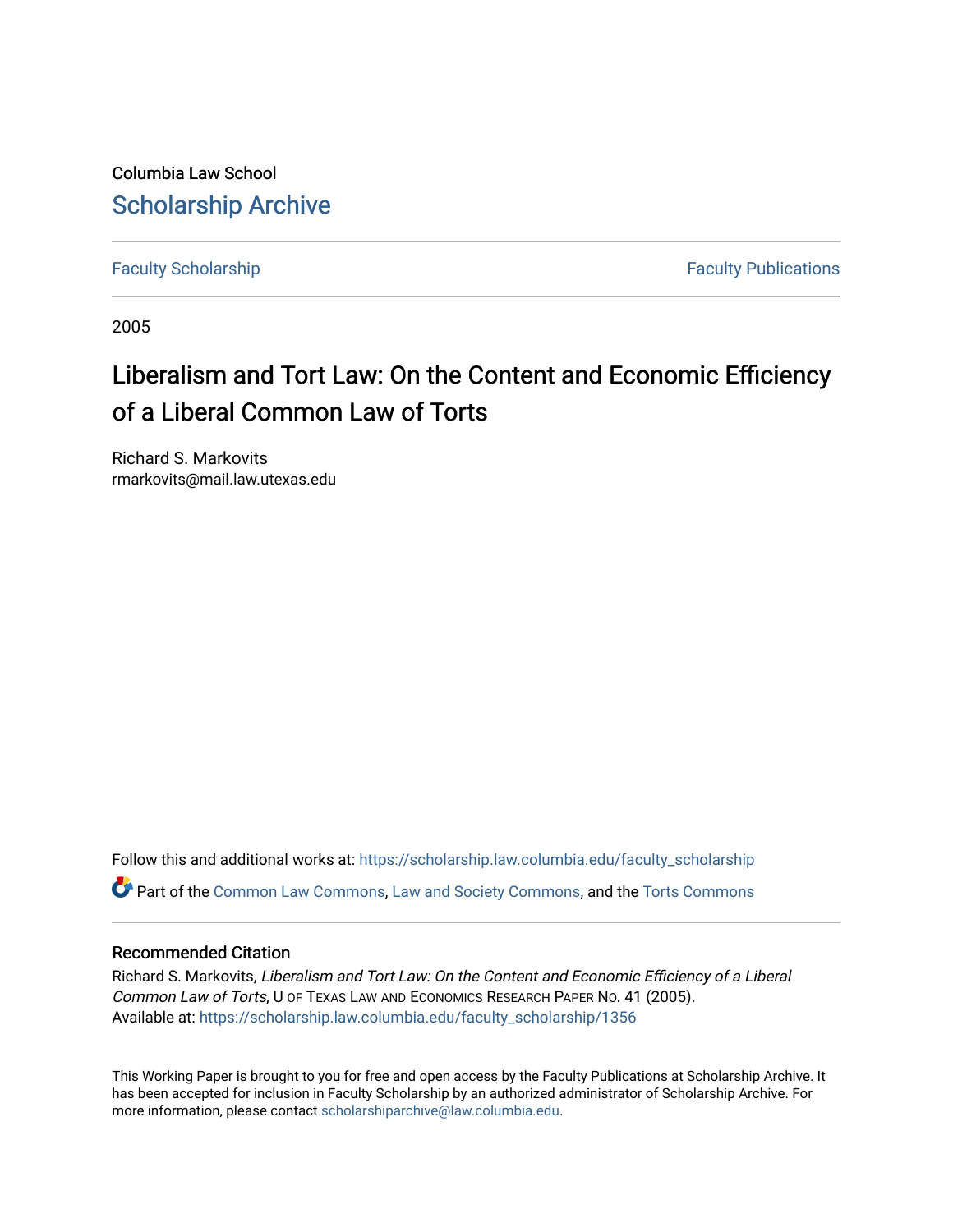Columbia Law School

## Scholarship Archive

Faculty Scholarship

Faculty Publications

2005

# Liberalism and Tort Law: On the Content and Economic Efficiency of a Liberal Common Law of Torts

Richard S. Markovits
rmarkovits@mail.law.utexas.edu

Follow this and additional works at: https://scholarship.law.columbia.edu/faculty_scholarship

Part of the Common Law Commons, Law and Society Commons, and the Torts Commons

### Recommended Citation

Richard S. Markovits, *Liberalism and Tort Law: On the Content and Economic Efficiency of a Liberal Common Law of Torts*, U OF TEXAS LAW AND ECONOMICS RESEARCH PAPER NO. 41 (2005).
Available at: https://scholarship.law.columbia.edu/faculty_scholarship/1356

This Working Paper is brought to you for free and open access by the Faculty Publications at Scholarship Archive. It has been accepted for inclusion in Faculty Scholarship by an authorized administrator of Scholarship Archive. For more information, please contact scholarshiparchive@law.columbia.edu.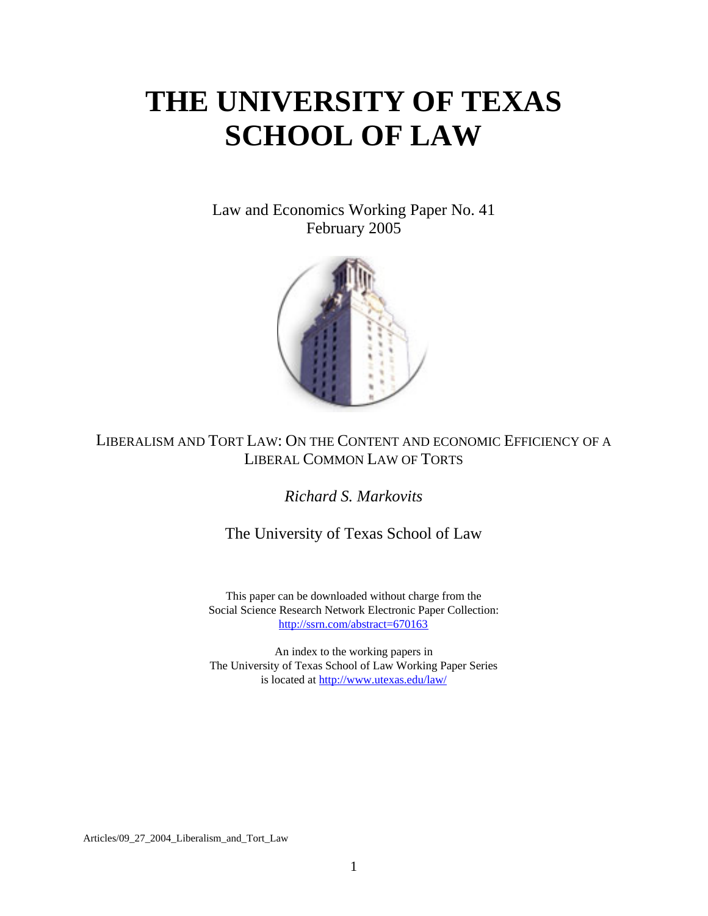# THE UNIVERSITY OF TEXAS SCHOOL OF LAW

Law and Economics Working Paper No. 41
February 2005

LIBERALISM AND TORT LAW: ON THE CONTENT AND ECONOMIC EFFICIENCY OF A LIBERAL COMMON LAW OF TORTS

*Richard S. Markovits*

The University of Texas School of Law

This paper can be downloaded without charge from the
Social Science Research Network Electronic Paper Collection:
http://ssrn.com/abstract=670163

An index to the working papers in
The University of Texas School of Law Working Paper Series
is located at http://www.utexas.edu/law/

Articles/09_27_2004_Liberalism_and_Tort_Law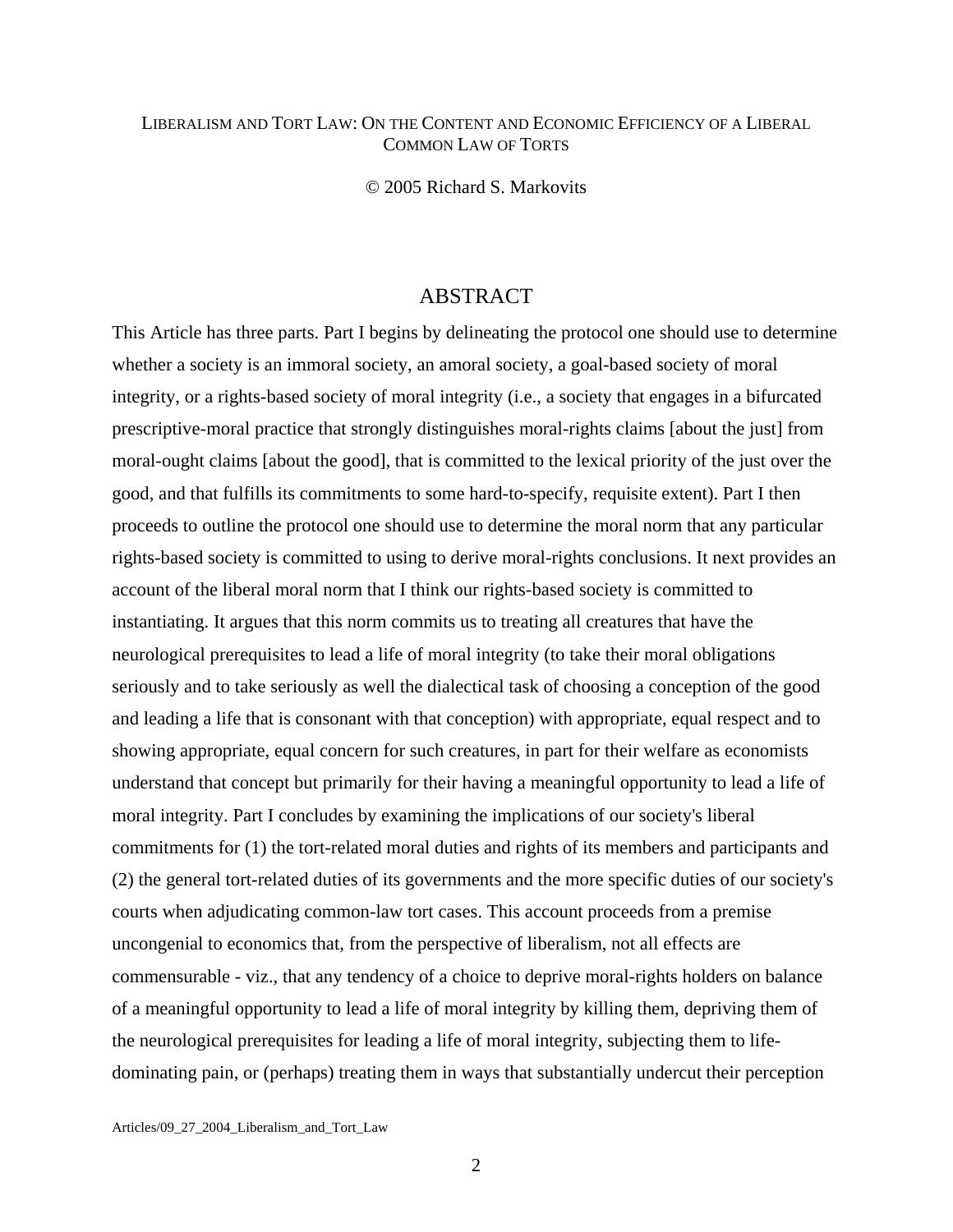LIBERALISM AND TORT LAW: ON THE CONTENT AND ECONOMIC EFFICIENCY OF A LIBERAL COMMON LAW OF TORTS

© 2005 Richard S. Markovits

## ABSTRACT

This Article has three parts. Part I begins by delineating the protocol one should use to determine whether a society is an immoral society, an amoral society, a goal-based society of moral integrity, or a rights-based society of moral integrity (i.e., a society that engages in a bifurcated prescriptive-moral practice that strongly distinguishes moral-rights claims [about the just] from moral-ought claims [about the good], that is committed to the lexical priority of the just over the good, and that fulfills its commitments to some hard-to-specify, requisite extent). Part I then proceeds to outline the protocol one should use to determine the moral norm that any particular rights-based society is committed to using to derive moral-rights conclusions. It next provides an account of the liberal moral norm that I think our rights-based society is committed to instantiating. It argues that this norm commits us to treating all creatures that have the neurological prerequisites to lead a life of moral integrity (to take their moral obligations seriously and to take seriously as well the dialectical task of choosing a conception of the good and leading a life that is consonant with that conception) with appropriate, equal respect and to showing appropriate, equal concern for such creatures, in part for their welfare as economists understand that concept but primarily for their having a meaningful opportunity to lead a life of moral integrity. Part I concludes by examining the implications of our society's liberal commitments for (1) the tort-related moral duties and rights of its members and participants and (2) the general tort-related duties of its governments and the more specific duties of our society's courts when adjudicating common-law tort cases. This account proceeds from a premise uncongenial to economics that, from the perspective of liberalism, not all effects are commensurable - viz., that any tendency of a choice to deprive moral-rights holders on balance of a meaningful opportunity to lead a life of moral integrity by killing them, depriving them of the neurological prerequisites for leading a life of moral integrity, subjecting them to life-dominating pain, or (perhaps) treating them in ways that substantially undercut their perception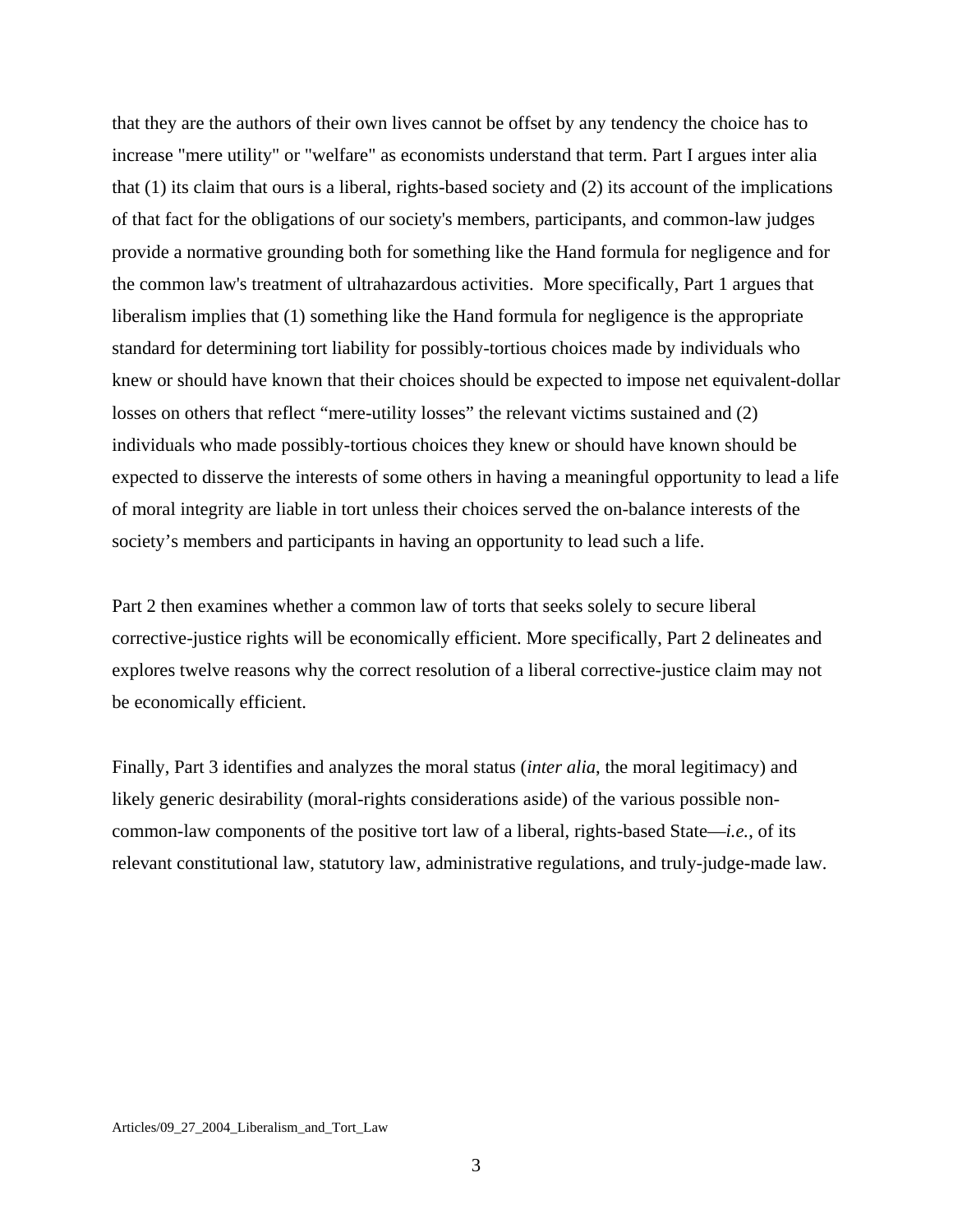that they are the authors of their own lives cannot be offset by any tendency the choice has to increase "mere utility" or "welfare" as economists understand that term. Part I argues inter alia that (1) its claim that ours is a liberal, rights-based society and (2) its account of the implications of that fact for the obligations of our society's members, participants, and common-law judges provide a normative grounding both for something like the Hand formula for negligence and for the common law's treatment of ultrahazardous activities.  More specifically, Part 1 argues that liberalism implies that (1) something like the Hand formula for negligence is the appropriate standard for determining tort liability for possibly-tortious choices made by individuals who knew or should have known that their choices should be expected to impose net equivalent-dollar losses on others that reflect "mere-utility losses" the relevant victims sustained and (2) individuals who made possibly-tortious choices they knew or should have known should be expected to disserve the interests of some others in having a meaningful opportunity to lead a life of moral integrity are liable in tort unless their choices served the on-balance interests of the society's members and participants in having an opportunity to lead such a life.

Part 2 then examines whether a common law of torts that seeks solely to secure liberal corrective-justice rights will be economically efficient. More specifically, Part 2 delineates and explores twelve reasons why the correct resolution of a liberal corrective-justice claim may not be economically efficient.

Finally, Part 3 identifies and analyzes the moral status (*inter alia*, the moral legitimacy) and likely generic desirability (moral-rights considerations aside) of the various possible non-common-law components of the positive tort law of a liberal, rights-based State—*i.e.*, of its relevant constitutional law, statutory law, administrative regulations, and truly-judge-made law.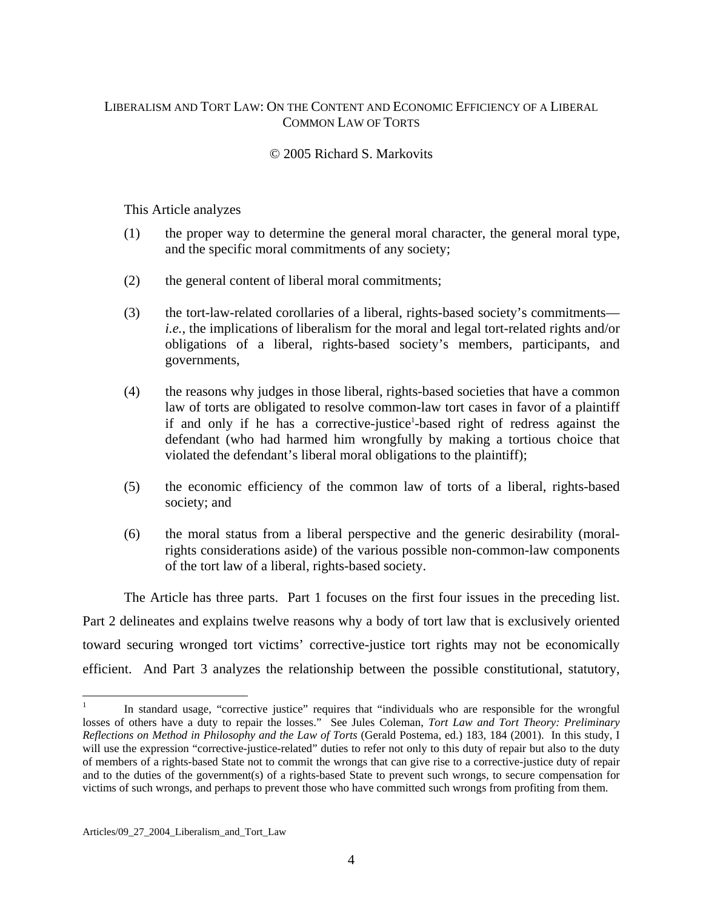LIBERALISM AND TORT LAW: ON THE CONTENT AND ECONOMIC EFFICIENCY OF A LIBERAL COMMON LAW OF TORTS

© 2005 Richard S. Markovits

This Article analyzes

(1) the proper way to determine the general moral character, the general moral type, and the specific moral commitments of any society;

(2) the general content of liberal moral commitments;

(3) the tort-law-related corollaries of a liberal, rights-based society's commitments—*i.e.*, the implications of liberalism for the moral and legal tort-related rights and/or obligations of a liberal, rights-based society's members, participants, and governments,

(4) the reasons why judges in those liberal, rights-based societies that have a common law of torts are obligated to resolve common-law tort cases in favor of a plaintiff if and only if he has a corrective-justice[1]-based right of redress against the defendant (who had harmed him wrongfully by making a tortious choice that violated the defendant's liberal moral obligations to the plaintiff);

(5) the economic efficiency of the common law of torts of a liberal, rights-based society; and

(6) the moral status from a liberal perspective and the generic desirability (moral-rights considerations aside) of the various possible non-common-law components of the tort law of a liberal, rights-based society.

The Article has three parts. Part 1 focuses on the first four issues in the preceding list. Part 2 delineates and explains twelve reasons why a body of tort law that is exclusively oriented toward securing wronged tort victims' corrective-justice tort rights may not be economically efficient. And Part 3 analyzes the relationship between the possible constitutional, statutory,

[1] In standard usage, "corrective justice" requires that "individuals who are responsible for the wrongful losses of others have a duty to repair the losses." See Jules Coleman, *Tort Law and Tort Theory: Preliminary Reflections on Method in Philosophy and the Law of Torts* (Gerald Postema, ed.) 183, 184 (2001). In this study, I will use the expression "corrective-justice-related" duties to refer not only to this duty of repair but also to the duty of members of a rights-based State not to commit the wrongs that can give rise to a corrective-justice duty of repair and to the duties of the government(s) of a rights-based State to prevent such wrongs, to secure compensation for victims of such wrongs, and perhaps to prevent those who have committed such wrongs from profiting from them.

Articles/09_27_2004_Liberalism_and_Tort_Law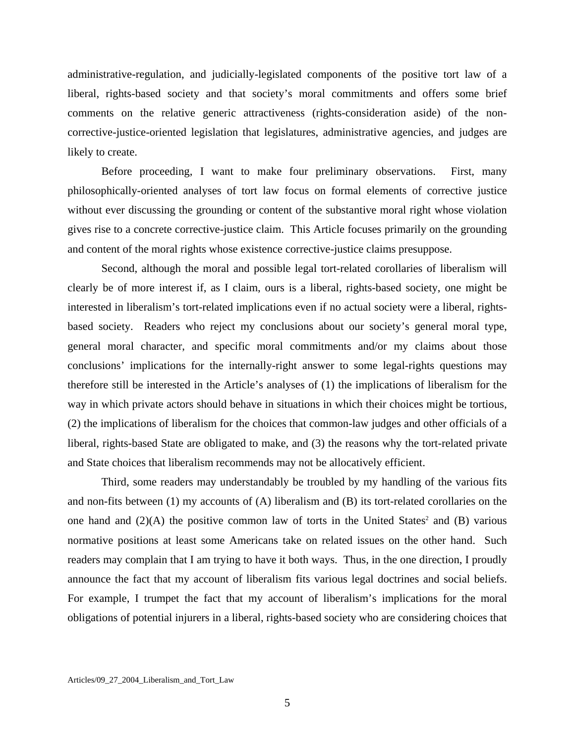administrative-regulation, and judicially-legislated components of the positive tort law of a liberal, rights-based society and that society's moral commitments and offers some brief comments on the relative generic attractiveness (rights-consideration aside) of the non-corrective-justice-oriented legislation that legislatures, administrative agencies, and judges are likely to create.

Before proceeding, I want to make four preliminary observations. First, many philosophically-oriented analyses of tort law focus on formal elements of corrective justice without ever discussing the grounding or content of the substantive moral right whose violation gives rise to a concrete corrective-justice claim. This Article focuses primarily on the grounding and content of the moral rights whose existence corrective-justice claims presuppose.

Second, although the moral and possible legal tort-related corollaries of liberalism will clearly be of more interest if, as I claim, ours is a liberal, rights-based society, one might be interested in liberalism's tort-related implications even if no actual society were a liberal, rights-based society. Readers who reject my conclusions about our society's general moral type, general moral character, and specific moral commitments and/or my claims about those conclusions' implications for the internally-right answer to some legal-rights questions may therefore still be interested in the Article's analyses of (1) the implications of liberalism for the way in which private actors should behave in situations in which their choices might be tortious, (2) the implications of liberalism for the choices that common-law judges and other officials of a liberal, rights-based State are obligated to make, and (3) the reasons why the tort-related private and State choices that liberalism recommends may not be allocatively efficient.

Third, some readers may understandably be troubled by my handling of the various fits and non-fits between (1) my accounts of (A) liberalism and (B) its tort-related corollaries on the one hand and (2)(A) the positive common law of torts in the United States[2] and (B) various normative positions at least some Americans take on related issues on the other hand. Such readers may complain that I am trying to have it both ways. Thus, in the one direction, I proudly announce the fact that my account of liberalism fits various legal doctrines and social beliefs. For example, I trumpet the fact that my account of liberalism's implications for the moral obligations of potential injurers in a liberal, rights-based society who are considering choices that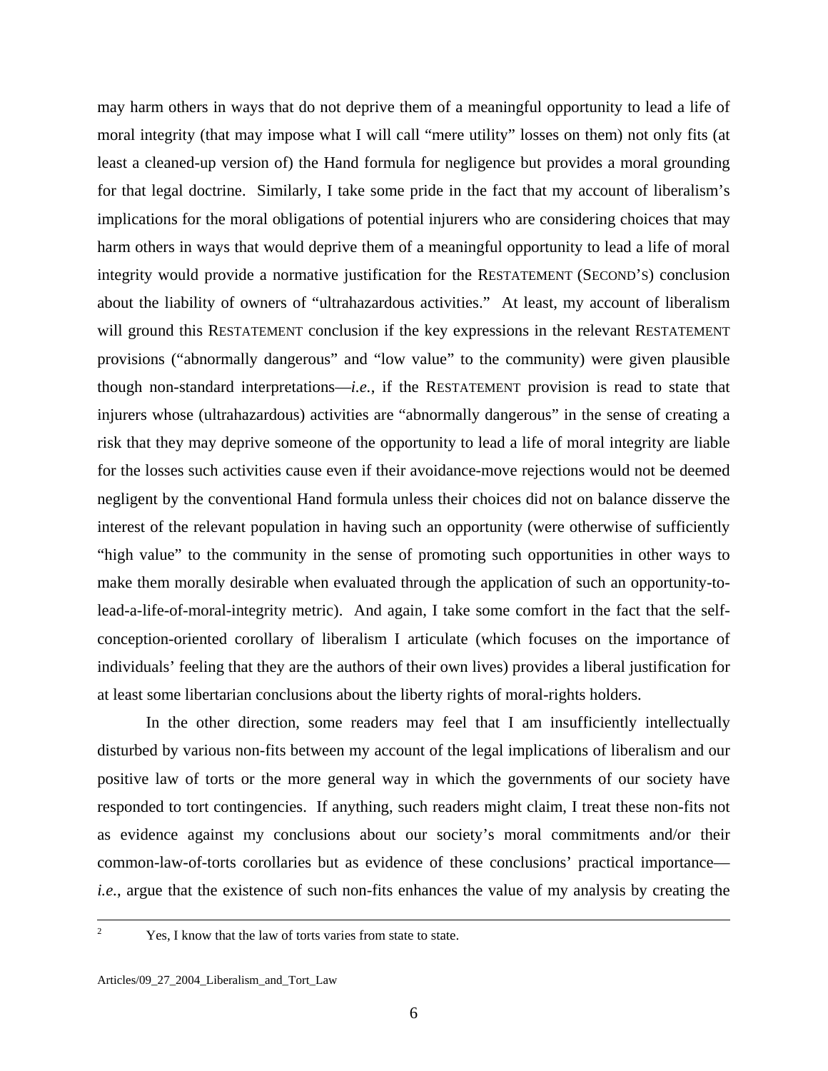may harm others in ways that do not deprive them of a meaningful opportunity to lead a life of moral integrity (that may impose what I will call "mere utility" losses on them) not only fits (at least a cleaned-up version of) the Hand formula for negligence but provides a moral grounding for that legal doctrine. Similarly, I take some pride in the fact that my account of liberalism's implications for the moral obligations of potential injurers who are considering choices that may harm others in ways that would deprive them of a meaningful opportunity to lead a life of moral integrity would provide a normative justification for the RESTATEMENT (SECOND'S) conclusion about the liability of owners of "ultrahazardous activities." At least, my account of liberalism will ground this RESTATEMENT conclusion if the key expressions in the relevant RESTATEMENT provisions ("abnormally dangerous" and "low value" to the community) were given plausible though non-standard interpretations—*i.e.*, if the RESTATEMENT provision is read to state that injurers whose (ultrahazardous) activities are "abnormally dangerous" in the sense of creating a risk that they may deprive someone of the opportunity to lead a life of moral integrity are liable for the losses such activities cause even if their avoidance-move rejections would not be deemed negligent by the conventional Hand formula unless their choices did not on balance disserve the interest of the relevant population in having such an opportunity (were otherwise of sufficiently "high value" to the community in the sense of promoting such opportunities in other ways to make them morally desirable when evaluated through the application of such an opportunity-to-lead-a-life-of-moral-integrity metric). And again, I take some comfort in the fact that the self-conception-oriented corollary of liberalism I articulate (which focuses on the importance of individuals' feeling that they are the authors of their own lives) provides a liberal justification for at least some libertarian conclusions about the liberty rights of moral-rights holders.

In the other direction, some readers may feel that I am insufficiently intellectually disturbed by various non-fits between my account of the legal implications of liberalism and our positive law of torts or the more general way in which the governments of our society have responded to tort contingencies. If anything, such readers might claim, I treat these non-fits not as evidence against my conclusions about our society's moral commitments and/or their common-law-of-torts corollaries but as evidence of these conclusions' practical importance—*i.e.*, argue that the existence of such non-fits enhances the value of my analysis by creating the

---

[2] Yes, I know that the law of torts varies from state to state.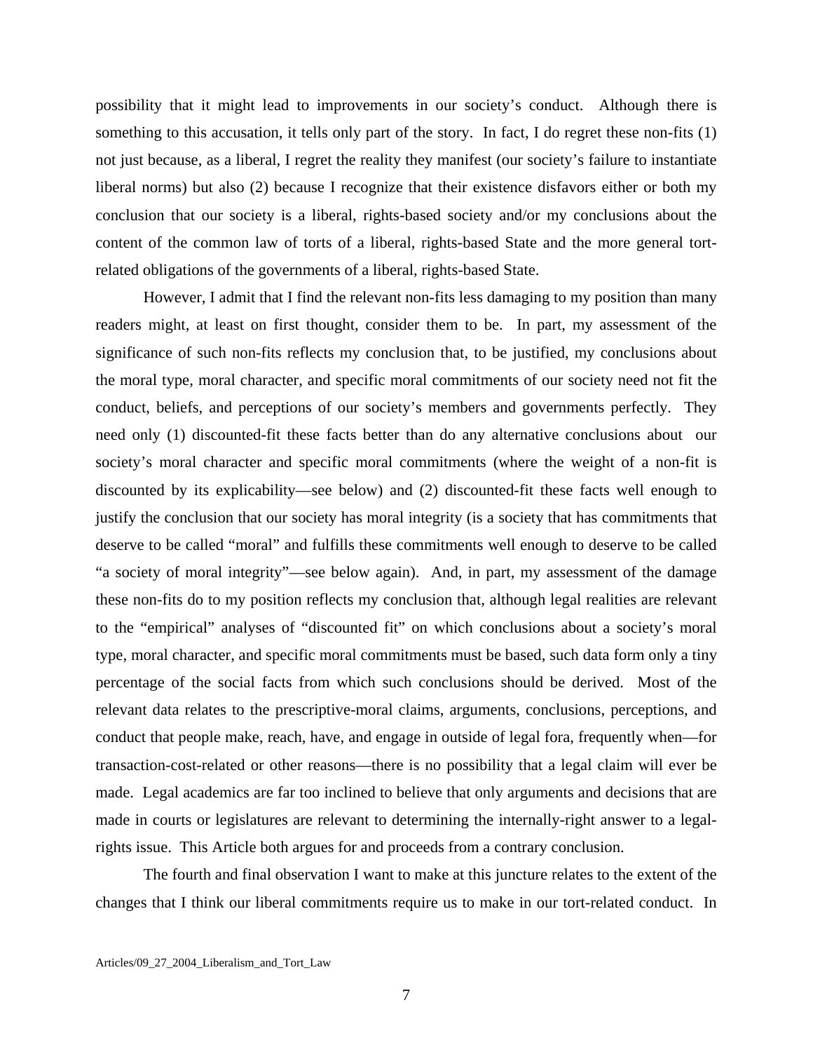possibility that it might lead to improvements in our society's conduct. Although there is something to this accusation, it tells only part of the story. In fact, I do regret these non-fits (1) not just because, as a liberal, I regret the reality they manifest (our society's failure to instantiate liberal norms) but also (2) because I recognize that their existence disfavors either or both my conclusion that our society is a liberal, rights-based society and/or my conclusions about the content of the common law of torts of a liberal, rights-based State and the more general tort-related obligations of the governments of a liberal, rights-based State.

However, I admit that I find the relevant non-fits less damaging to my position than many readers might, at least on first thought, consider them to be. In part, my assessment of the significance of such non-fits reflects my conclusion that, to be justified, my conclusions about the moral type, moral character, and specific moral commitments of our society need not fit the conduct, beliefs, and perceptions of our society's members and governments perfectly. They need only (1) discounted-fit these facts better than do any alternative conclusions about our society's moral character and specific moral commitments (where the weight of a non-fit is discounted by its explicability—see below) and (2) discounted-fit these facts well enough to justify the conclusion that our society has moral integrity (is a society that has commitments that deserve to be called "moral" and fulfills these commitments well enough to deserve to be called "a society of moral integrity"—see below again). And, in part, my assessment of the damage these non-fits do to my position reflects my conclusion that, although legal realities are relevant to the "empirical" analyses of "discounted fit" on which conclusions about a society's moral type, moral character, and specific moral commitments must be based, such data form only a tiny percentage of the social facts from which such conclusions should be derived. Most of the relevant data relates to the prescriptive-moral claims, arguments, conclusions, perceptions, and conduct that people make, reach, have, and engage in outside of legal fora, frequently when—for transaction-cost-related or other reasons—there is no possibility that a legal claim will ever be made. Legal academics are far too inclined to believe that only arguments and decisions that are made in courts or legislatures are relevant to determining the internally-right answer to a legal-rights issue. This Article both argues for and proceeds from a contrary conclusion.

The fourth and final observation I want to make at this juncture relates to the extent of the changes that I think our liberal commitments require us to make in our tort-related conduct. In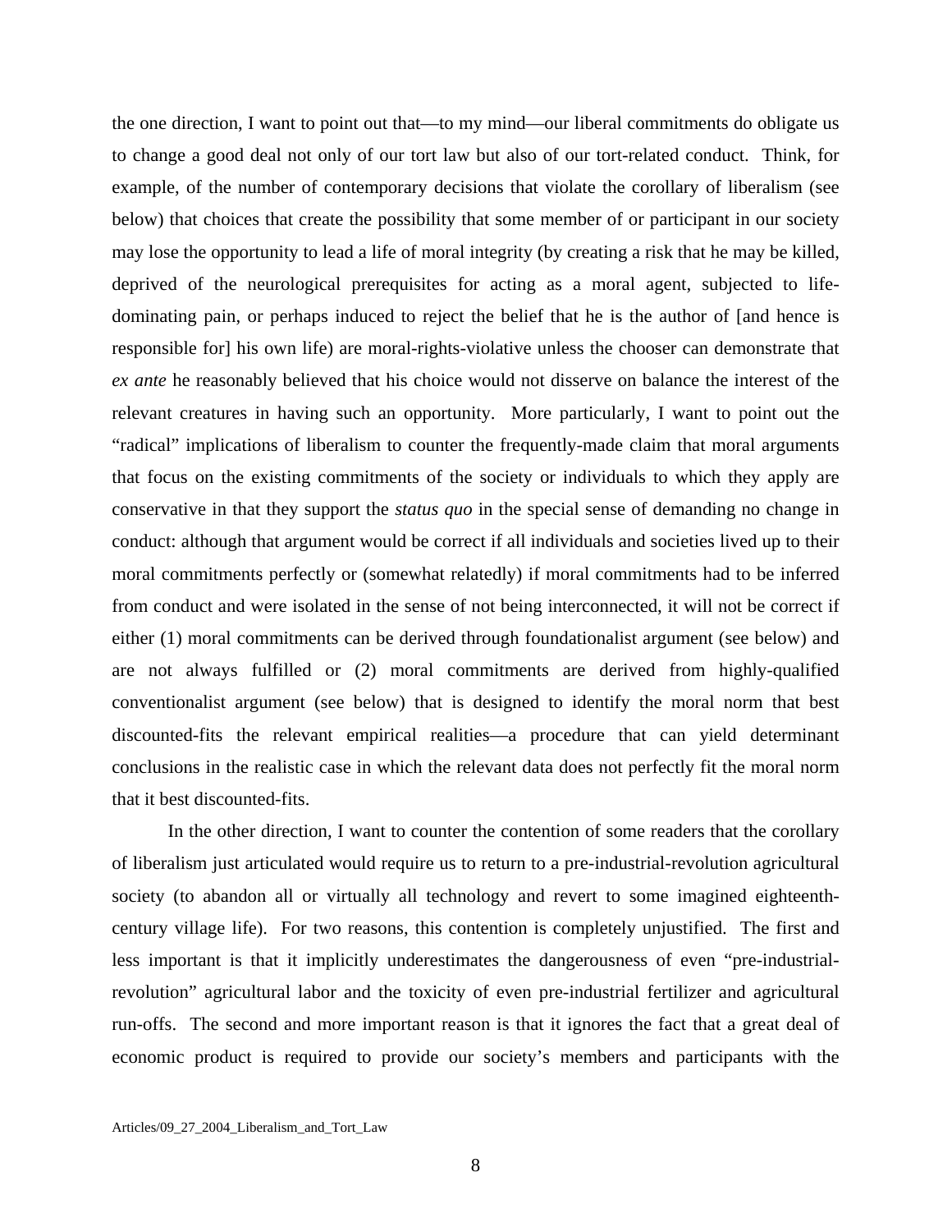the one direction, I want to point out that—to my mind—our liberal commitments do obligate us to change a good deal not only of our tort law but also of our tort-related conduct. Think, for example, of the number of contemporary decisions that violate the corollary of liberalism (see below) that choices that create the possibility that some member of or participant in our society may lose the opportunity to lead a life of moral integrity (by creating a risk that he may be killed, deprived of the neurological prerequisites for acting as a moral agent, subjected to life-dominating pain, or perhaps induced to reject the belief that he is the author of [and hence is responsible for] his own life) are moral-rights-violative unless the chooser can demonstrate that *ex ante* he reasonably believed that his choice would not disserve on balance the interest of the relevant creatures in having such an opportunity. More particularly, I want to point out the "radical" implications of liberalism to counter the frequently-made claim that moral arguments that focus on the existing commitments of the society or individuals to which they apply are conservative in that they support the *status quo* in the special sense of demanding no change in conduct: although that argument would be correct if all individuals and societies lived up to their moral commitments perfectly or (somewhat relatedly) if moral commitments had to be inferred from conduct and were isolated in the sense of not being interconnected, it will not be correct if either (1) moral commitments can be derived through foundationalist argument (see below) and are not always fulfilled or (2) moral commitments are derived from highly-qualified conventionalist argument (see below) that is designed to identify the moral norm that best discounted-fits the relevant empirical realities—a procedure that can yield determinant conclusions in the realistic case in which the relevant data does not perfectly fit the moral norm that it best discounted-fits.

In the other direction, I want to counter the contention of some readers that the corollary of liberalism just articulated would require us to return to a pre-industrial-revolution agricultural society (to abandon all or virtually all technology and revert to some imagined eighteenth-century village life). For two reasons, this contention is completely unjustified. The first and less important is that it implicitly underestimates the dangerousness of even "pre-industrial-revolution" agricultural labor and the toxicity of even pre-industrial fertilizer and agricultural run-offs. The second and more important reason is that it ignores the fact that a great deal of economic product is required to provide our society's members and participants with the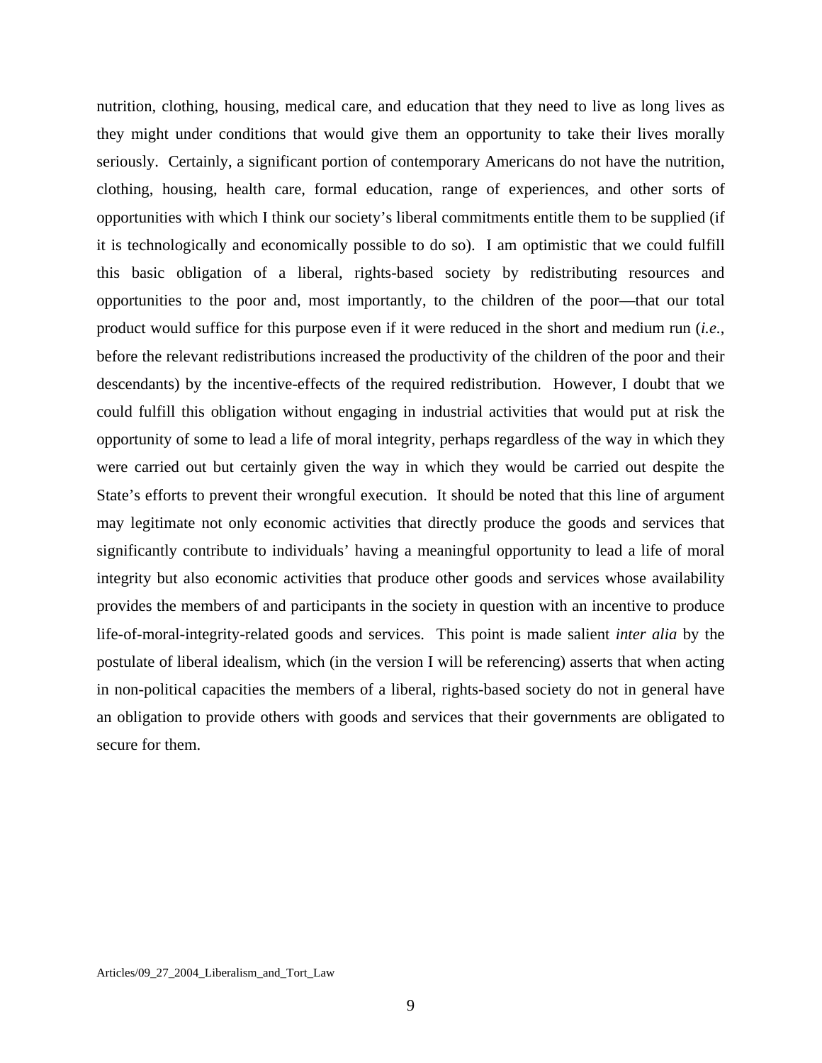nutrition, clothing, housing, medical care, and education that they need to live as long lives as they might under conditions that would give them an opportunity to take their lives morally seriously. Certainly, a significant portion of contemporary Americans do not have the nutrition, clothing, housing, health care, formal education, range of experiences, and other sorts of opportunities with which I think our society's liberal commitments entitle them to be supplied (if it is technologically and economically possible to do so). I am optimistic that we could fulfill this basic obligation of a liberal, rights-based society by redistributing resources and opportunities to the poor and, most importantly, to the children of the poor—that our total product would suffice for this purpose even if it were reduced in the short and medium run (*i.e.*, before the relevant redistributions increased the productivity of the children of the poor and their descendants) by the incentive-effects of the required redistribution. However, I doubt that we could fulfill this obligation without engaging in industrial activities that would put at risk the opportunity of some to lead a life of moral integrity, perhaps regardless of the way in which they were carried out but certainly given the way in which they would be carried out despite the State's efforts to prevent their wrongful execution. It should be noted that this line of argument may legitimate not only economic activities that directly produce the goods and services that significantly contribute to individuals' having a meaningful opportunity to lead a life of moral integrity but also economic activities that produce other goods and services whose availability provides the members of and participants in the society in question with an incentive to produce life-of-moral-integrity-related goods and services. This point is made salient *inter alia* by the postulate of liberal idealism, which (in the version I will be referencing) asserts that when acting in non-political capacities the members of a liberal, rights-based society do not in general have an obligation to provide others with goods and services that their governments are obligated to secure for them.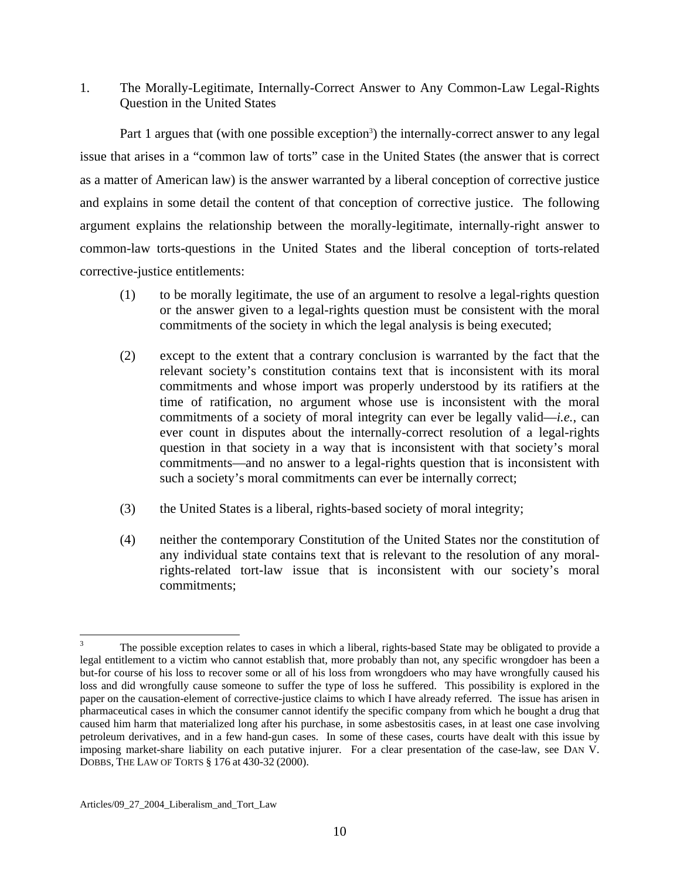## 1. The Morally-Legitimate, Internally-Correct Answer to Any Common-Law Legal-Rights Question in the United States

Part 1 argues that (with one possible exception[3]) the internally-correct answer to any legal issue that arises in a "common law of torts" case in the United States (the answer that is correct as a matter of American law) is the answer warranted by a liberal conception of corrective justice and explains in some detail the content of that conception of corrective justice. The following argument explains the relationship between the morally-legitimate, internally-right answer to common-law torts-questions in the United States and the liberal conception of torts-related corrective-justice entitlements:

(1) to be morally legitimate, the use of an argument to resolve a legal-rights question or the answer given to a legal-rights question must be consistent with the moral commitments of the society in which the legal analysis is being executed;

(2) except to the extent that a contrary conclusion is warranted by the fact that the relevant society's constitution contains text that is inconsistent with its moral commitments and whose import was properly understood by its ratifiers at the time of ratification, no argument whose use is inconsistent with the moral commitments of a society of moral integrity can ever be legally valid—*i.e.*, can ever count in disputes about the internally-correct resolution of a legal-rights question in that society in a way that is inconsistent with that society's moral commitments—and no answer to a legal-rights question that is inconsistent with such a society's moral commitments can ever be internally correct;

(3) the United States is a liberal, rights-based society of moral integrity;

(4) neither the contemporary Constitution of the United States nor the constitution of any individual state contains text that is relevant to the resolution of any moral-rights-related tort-law issue that is inconsistent with our society's moral commitments;

---

[3] The possible exception relates to cases in which a liberal, rights-based State may be obligated to provide a legal entitlement to a victim who cannot establish that, more probably than not, any specific wrongdoer has been a but-for course of his loss to recover some or all of his loss from wrongdoers who may have wrongfully caused his loss and did wrongfully cause someone to suffer the type of loss he suffered. This possibility is explored in the paper on the causation-element of corrective-justice claims to which I have already referred. The issue has arisen in pharmaceutical cases in which the consumer cannot identify the specific company from which he bought a drug that caused him harm that materialized long after his purchase, in some asbestositis cases, in at least one case involving petroleum derivatives, and in a few hand-gun cases. In some of these cases, courts have dealt with this issue by imposing market-share liability on each putative injurer. For a clear presentation of the case-law, see DAN V. DOBBS, THE LAW OF TORTS § 176 at 430-32 (2000).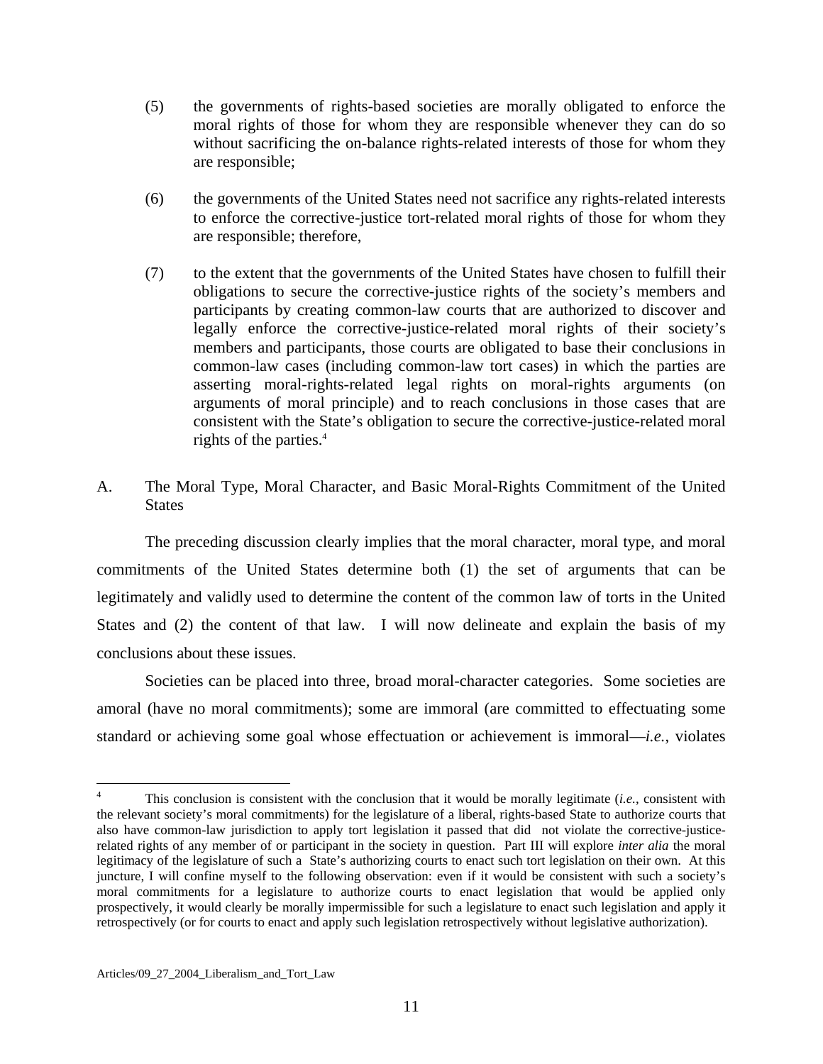(5) the governments of rights-based societies are morally obligated to enforce the moral rights of those for whom they are responsible whenever they can do so without sacrificing the on-balance rights-related interests of those for whom they are responsible;

(6) the governments of the United States need not sacrifice any rights-related interests to enforce the corrective-justice tort-related moral rights of those for whom they are responsible; therefore,

(7) to the extent that the governments of the United States have chosen to fulfill their obligations to secure the corrective-justice rights of the society's members and participants by creating common-law courts that are authorized to discover and legally enforce the corrective-justice-related moral rights of their society's members and participants, those courts are obligated to base their conclusions in common-law cases (including common-law tort cases) in which the parties are asserting moral-rights-related legal rights on moral-rights arguments (on arguments of moral principle) and to reach conclusions in those cases that are consistent with the State's obligation to secure the corrective-justice-related moral rights of the parties.[4]

## A. The Moral Type, Moral Character, and Basic Moral-Rights Commitment of the United States

The preceding discussion clearly implies that the moral character, moral type, and moral commitments of the United States determine both (1) the set of arguments that can be legitimately and validly used to determine the content of the common law of torts in the United States and (2) the content of that law. I will now delineate and explain the basis of my conclusions about these issues.

Societies can be placed into three, broad moral-character categories. Some societies are amoral (have no moral commitments); some are immoral (are committed to effectuating some standard or achieving some goal whose effectuation or achievement is immoral—*i.e.*, violates

---

[4] This conclusion is consistent with the conclusion that it would be morally legitimate (*i.e.*, consistent with the relevant society's moral commitments) for the legislature of a liberal, rights-based State to authorize courts that also have common-law jurisdiction to apply tort legislation it passed that did not violate the corrective-justice-related rights of any member of or participant in the society in question. Part III will explore *inter alia* the moral legitimacy of the legislature of such a State's authorizing courts to enact such tort legislation on their own. At this juncture, I will confine myself to the following observation: even if it would be consistent with such a society's moral commitments for a legislature to authorize courts to enact legislation that would be applied only prospectively, it would clearly be morally impermissible for such a legislature to enact such legislation and apply it retrospectively (or for courts to enact and apply such legislation retrospectively without legislative authorization).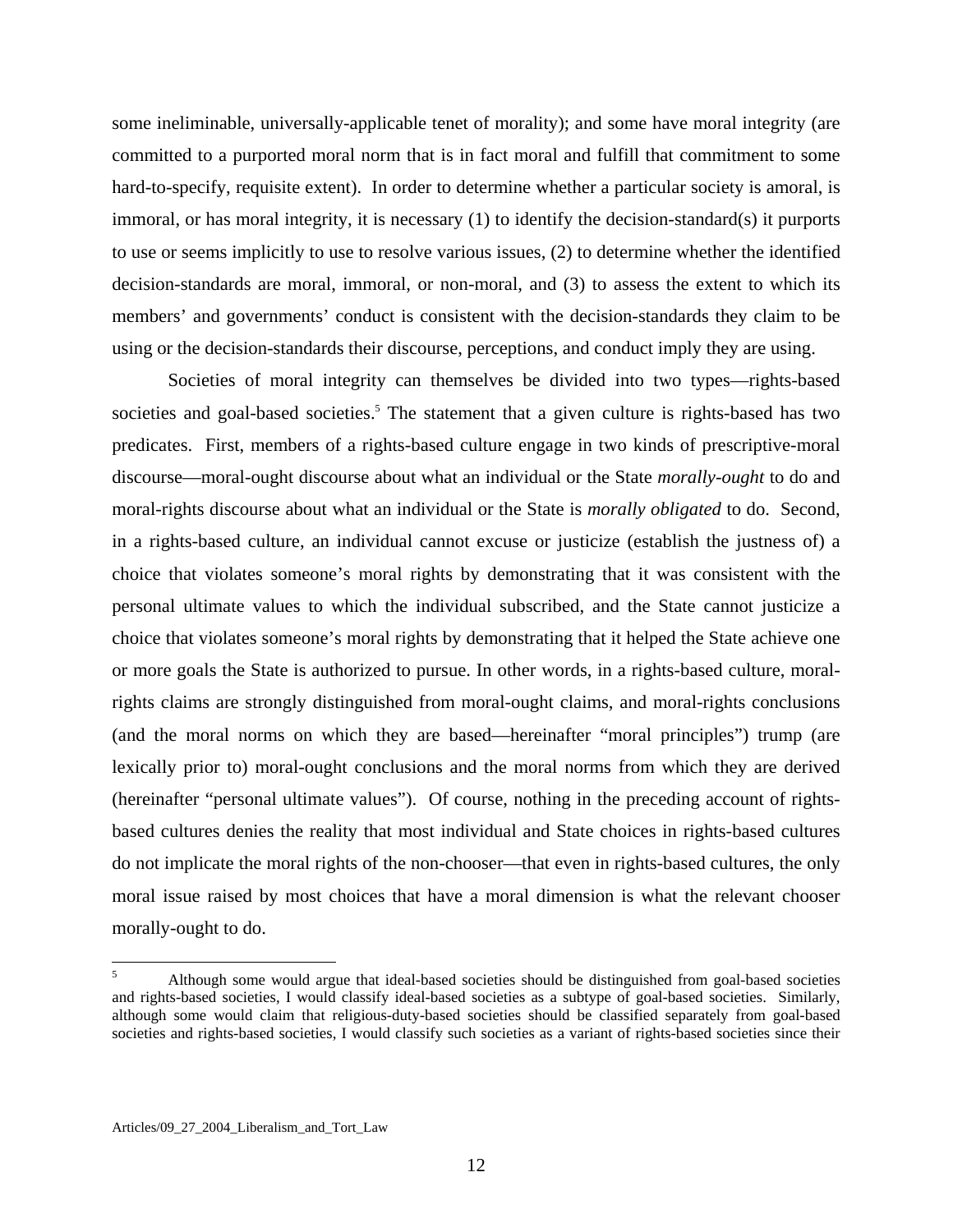some ineliminable, universally-applicable tenet of morality); and some have moral integrity (are committed to a purported moral norm that is in fact moral and fulfill that commitment to some hard-to-specify, requisite extent). In order to determine whether a particular society is amoral, is immoral, or has moral integrity, it is necessary (1) to identify the decision-standard(s) it purports to use or seems implicitly to use to resolve various issues, (2) to determine whether the identified decision-standards are moral, immoral, or non-moral, and (3) to assess the extent to which its members' and governments' conduct is consistent with the decision-standards they claim to be using or the decision-standards their discourse, perceptions, and conduct imply they are using.

Societies of moral integrity can themselves be divided into two types—rights-based societies and goal-based societies.[5] The statement that a given culture is rights-based has two predicates. First, members of a rights-based culture engage in two kinds of prescriptive-moral discourse—moral-ought discourse about what an individual or the State *morally-ought* to do and moral-rights discourse about what an individual or the State is *morally obligated* to do. Second, in a rights-based culture, an individual cannot excuse or justicize (establish the justness of) a choice that violates someone's moral rights by demonstrating that it was consistent with the personal ultimate values to which the individual subscribed, and the State cannot justicize a choice that violates someone's moral rights by demonstrating that it helped the State achieve one or more goals the State is authorized to pursue. In other words, in a rights-based culture, moral-rights claims are strongly distinguished from moral-ought claims, and moral-rights conclusions (and the moral norms on which they are based—hereinafter "moral principles") trump (are lexically prior to) moral-ought conclusions and the moral norms from which they are derived (hereinafter "personal ultimate values"). Of course, nothing in the preceding account of rights-based cultures denies the reality that most individual and State choices in rights-based cultures do not implicate the moral rights of the non-chooser—that even in rights-based cultures, the only moral issue raised by most choices that have a moral dimension is what the relevant chooser morally-ought to do.

[5] Although some would argue that ideal-based societies should be distinguished from goal-based societies and rights-based societies, I would classify ideal-based societies as a subtype of goal-based societies. Similarly, although some would claim that religious-duty-based societies should be classified separately from goal-based societies and rights-based societies, I would classify such societies as a variant of rights-based societies since their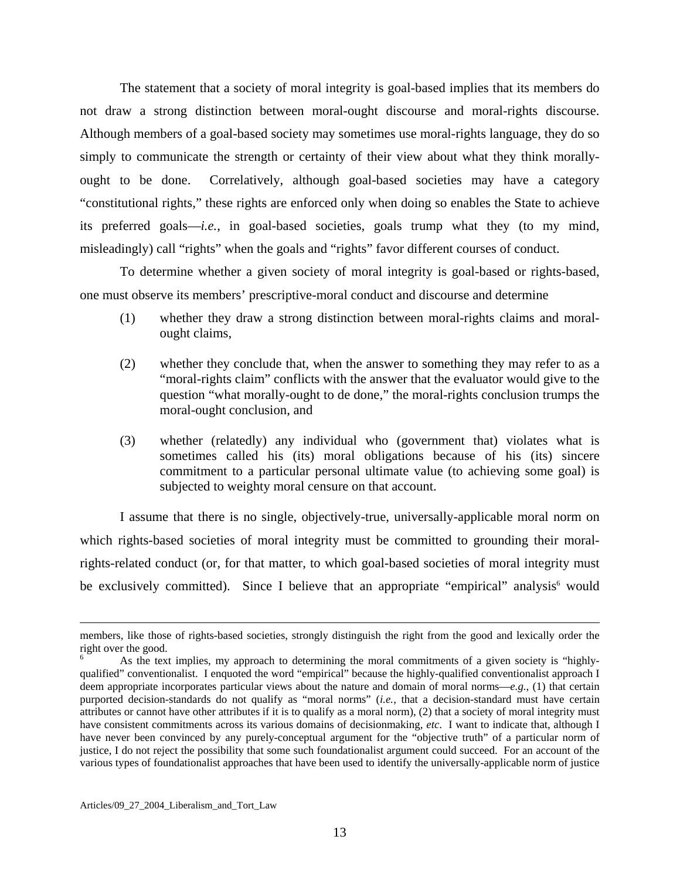The statement that a society of moral integrity is goal-based implies that its members do not draw a strong distinction between moral-ought discourse and moral-rights discourse. Although members of a goal-based society may sometimes use moral-rights language, they do so simply to communicate the strength or certainty of their view about what they think morally-ought to be done. Correlatively, although goal-based societies may have a category "constitutional rights," these rights are enforced only when doing so enables the State to achieve its preferred goals—*i.e.*, in goal-based societies, goals trump what they (to my mind, misleadingly) call "rights" when the goals and "rights" favor different courses of conduct.

To determine whether a given society of moral integrity is goal-based or rights-based, one must observe its members' prescriptive-moral conduct and discourse and determine

(1) whether they draw a strong distinction between moral-rights claims and moral-ought claims,

(2) whether they conclude that, when the answer to something they may refer to as a "moral-rights claim" conflicts with the answer that the evaluator would give to the question "what morally-ought to de done," the moral-rights conclusion trumps the moral-ought conclusion, and

(3) whether (relatedly) any individual who (government that) violates what is sometimes called his (its) moral obligations because of his (its) sincere commitment to a particular personal ultimate value (to achieving some goal) is subjected to weighty moral censure on that account.

I assume that there is no single, objectively-true, universally-applicable moral norm on which rights-based societies of moral integrity must be committed to grounding their moral-rights-related conduct (or, for that matter, to which goal-based societies of moral integrity must be exclusively committed). Since I believe that an appropriate "empirical" analysis[6] would

---

members, like those of rights-based societies, strongly distinguish the right from the good and lexically order the right over the good.

[6] As the text implies, my approach to determining the moral commitments of a given society is "highly-qualified" conventionalist. I enquoted the word "empirical" because the highly-qualified conventionalist approach I deem appropriate incorporates particular views about the nature and domain of moral norms—*e.g.*, (1) that certain purported decision-standards do not qualify as "moral norms" (*i.e.*, that a decision-standard must have certain attributes or cannot have other attributes if it is to qualify as a moral norm), (2) that a society of moral integrity must have consistent commitments across its various domains of decisionmaking, *etc*. I want to indicate that, although I have never been convinced by any purely-conceptual argument for the "objective truth" of a particular norm of justice, I do not reject the possibility that some such foundationalist argument could succeed. For an account of the various types of foundationalist approaches that have been used to identify the universally-applicable norm of justice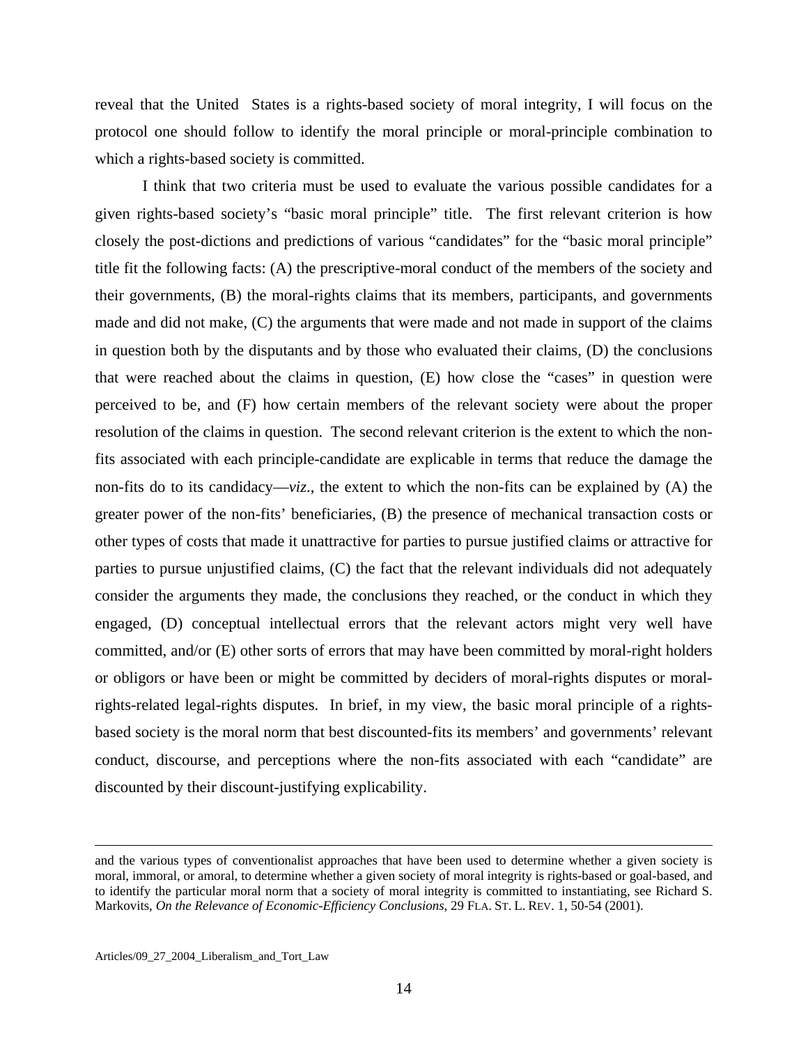reveal that the United States is a rights-based society of moral integrity, I will focus on the protocol one should follow to identify the moral principle or moral-principle combination to which a rights-based society is committed.

I think that two criteria must be used to evaluate the various possible candidates for a given rights-based society's "basic moral principle" title. The first relevant criterion is how closely the post-dictions and predictions of various "candidates" for the "basic moral principle" title fit the following facts: (A) the prescriptive-moral conduct of the members of the society and their governments, (B) the moral-rights claims that its members, participants, and governments made and did not make, (C) the arguments that were made and not made in support of the claims in question both by the disputants and by those who evaluated their claims, (D) the conclusions that were reached about the claims in question, (E) how close the "cases" in question were perceived to be, and (F) how certain members of the relevant society were about the proper resolution of the claims in question. The second relevant criterion is the extent to which the non-fits associated with each principle-candidate are explicable in terms that reduce the damage the non-fits do to its candidacy—*viz.*, the extent to which the non-fits can be explained by (A) the greater power of the non-fits' beneficiaries, (B) the presence of mechanical transaction costs or other types of costs that made it unattractive for parties to pursue justified claims or attractive for parties to pursue unjustified claims, (C) the fact that the relevant individuals did not adequately consider the arguments they made, the conclusions they reached, or the conduct in which they engaged, (D) conceptual intellectual errors that the relevant actors might very well have committed, and/or (E) other sorts of errors that may have been committed by moral-right holders or obligors or have been or might be committed by deciders of moral-rights disputes or moral-rights-related legal-rights disputes. In brief, in my view, the basic moral principle of a rights-based society is the moral norm that best discounted-fits its members' and governments' relevant conduct, discourse, and perceptions where the non-fits associated with each "candidate" are discounted by their discount-justifying explicability.

---

and the various types of conventionalist approaches that have been used to determine whether a given society is moral, immoral, or amoral, to determine whether a given society of moral integrity is rights-based or goal-based, and to identify the particular moral norm that a society of moral integrity is committed to instantiating, see Richard S. Markovits, *On the Relevance of Economic-Efficiency Conclusions*, 29 FLA. ST. L. REV. 1, 50-54 (2001).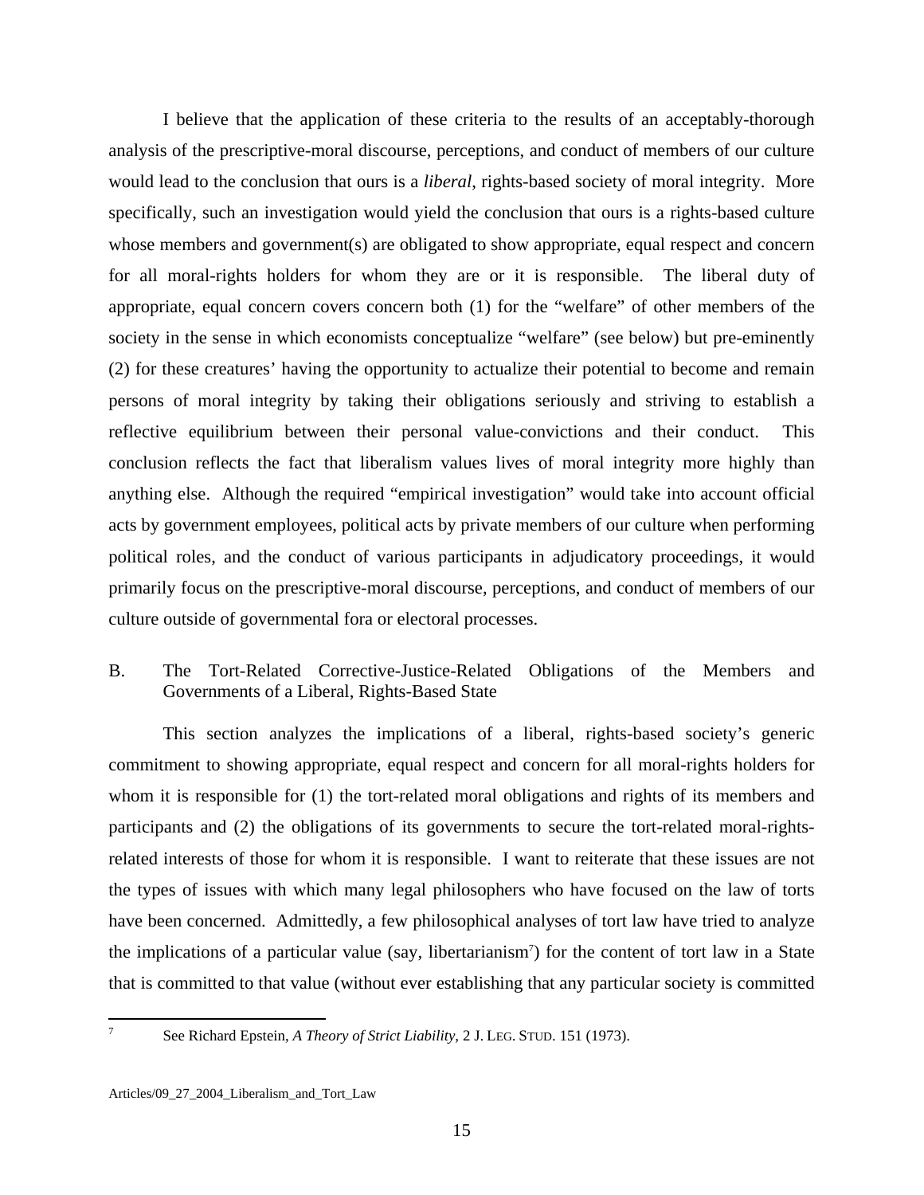I believe that the application of these criteria to the results of an acceptably-thorough analysis of the prescriptive-moral discourse, perceptions, and conduct of members of our culture would lead to the conclusion that ours is a *liberal*, rights-based society of moral integrity. More specifically, such an investigation would yield the conclusion that ours is a rights-based culture whose members and government(s) are obligated to show appropriate, equal respect and concern for all moral-rights holders for whom they are or it is responsible. The liberal duty of appropriate, equal concern covers concern both (1) for the "welfare" of other members of the society in the sense in which economists conceptualize "welfare" (see below) but pre-eminently (2) for these creatures' having the opportunity to actualize their potential to become and remain persons of moral integrity by taking their obligations seriously and striving to establish a reflective equilibrium between their personal value-convictions and their conduct. This conclusion reflects the fact that liberalism values lives of moral integrity more highly than anything else. Although the required "empirical investigation" would take into account official acts by government employees, political acts by private members of our culture when performing political roles, and the conduct of various participants in adjudicatory proceedings, it would primarily focus on the prescriptive-moral discourse, perceptions, and conduct of members of our culture outside of governmental fora or electoral processes.

## B. The Tort-Related Corrective-Justice-Related Obligations of the Members and Governments of a Liberal, Rights-Based State

This section analyzes the implications of a liberal, rights-based society's generic commitment to showing appropriate, equal respect and concern for all moral-rights holders for whom it is responsible for (1) the tort-related moral obligations and rights of its members and participants and (2) the obligations of its governments to secure the tort-related moral-rights-related interests of those for whom it is responsible. I want to reiterate that these issues are not the types of issues with which many legal philosophers who have focused on the law of torts have been concerned. Admittedly, a few philosophical analyses of tort law have tried to analyze the implications of a particular value (say, libertarianism[7]) for the content of tort law in a State that is committed to that value (without ever establishing that any particular society is committed

---

[7] See Richard Epstein, *A Theory of Strict Liability*, 2 J. LEG. STUD. 151 (1973).

Articles/09_27_2004_Liberalism_and_Tort_Law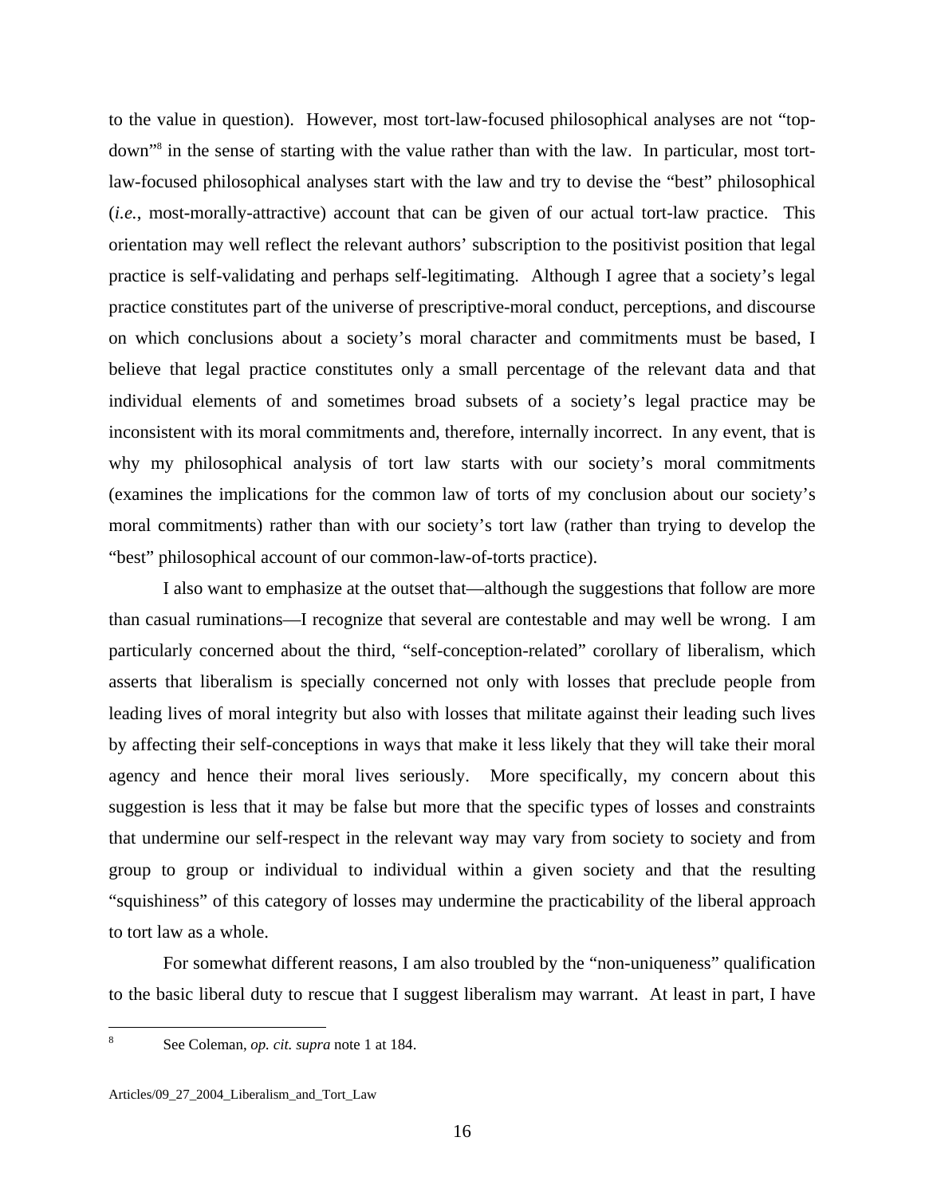to the value in question). However, most tort-law-focused philosophical analyses are not "top-down"[8] in the sense of starting with the value rather than with the law. In particular, most tort-law-focused philosophical analyses start with the law and try to devise the "best" philosophical (*i.e.*, most-morally-attractive) account that can be given of our actual tort-law practice. This orientation may well reflect the relevant authors' subscription to the positivist position that legal practice is self-validating and perhaps self-legitimating. Although I agree that a society's legal practice constitutes part of the universe of prescriptive-moral conduct, perceptions, and discourse on which conclusions about a society's moral character and commitments must be based, I believe that legal practice constitutes only a small percentage of the relevant data and that individual elements of and sometimes broad subsets of a society's legal practice may be inconsistent with its moral commitments and, therefore, internally incorrect. In any event, that is why my philosophical analysis of tort law starts with our society's moral commitments (examines the implications for the common law of torts of my conclusion about our society's moral commitments) rather than with our society's tort law (rather than trying to develop the "best" philosophical account of our common-law-of-torts practice).

I also want to emphasize at the outset that—although the suggestions that follow are more than casual ruminations—I recognize that several are contestable and may well be wrong. I am particularly concerned about the third, "self-conception-related" corollary of liberalism, which asserts that liberalism is specially concerned not only with losses that preclude people from leading lives of moral integrity but also with losses that militate against their leading such lives by affecting their self-conceptions in ways that make it less likely that they will take their moral agency and hence their moral lives seriously. More specifically, my concern about this suggestion is less that it may be false but more that the specific types of losses and constraints that undermine our self-respect in the relevant way may vary from society to society and from group to group or individual to individual within a given society and that the resulting "squishiness" of this category of losses may undermine the practicability of the liberal approach to tort law as a whole.

For somewhat different reasons, I am also troubled by the "non-uniqueness" qualification to the basic liberal duty to rescue that I suggest liberalism may warrant. At least in part, I have

[8] See Coleman, *op. cit. supra* note 1 at 184.

Articles/09_27_2004_Liberalism_and_Tort_Law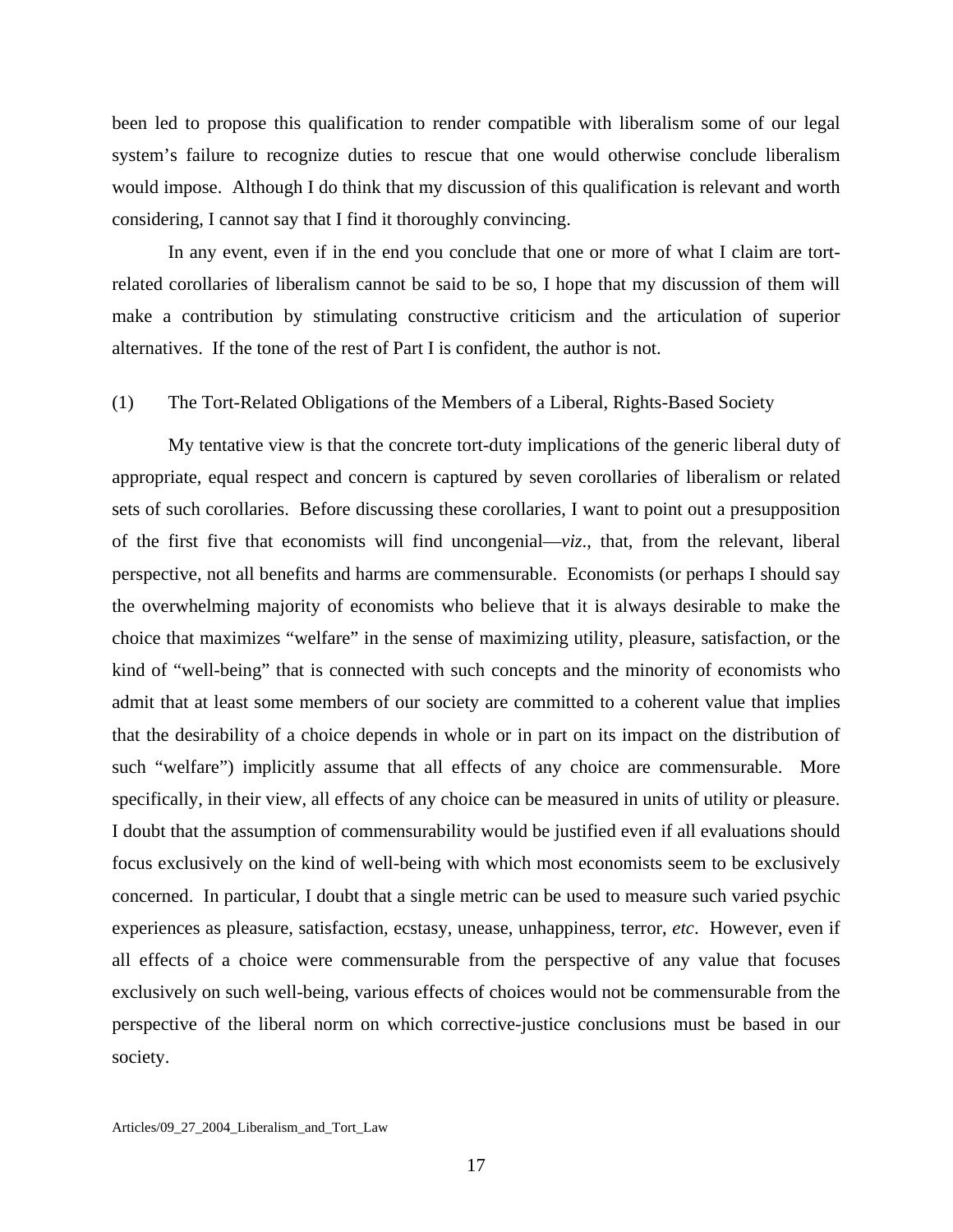been led to propose this qualification to render compatible with liberalism some of our legal system's failure to recognize duties to rescue that one would otherwise conclude liberalism would impose. Although I do think that my discussion of this qualification is relevant and worth considering, I cannot say that I find it thoroughly convincing.

In any event, even if in the end you conclude that one or more of what I claim are tort-related corollaries of liberalism cannot be said to be so, I hope that my discussion of them will make a contribution by stimulating constructive criticism and the articulation of superior alternatives. If the tone of the rest of Part I is confident, the author is not.

### (1) The Tort-Related Obligations of the Members of a Liberal, Rights-Based Society

My tentative view is that the concrete tort-duty implications of the generic liberal duty of appropriate, equal respect and concern is captured by seven corollaries of liberalism or related sets of such corollaries. Before discussing these corollaries, I want to point out a presupposition of the first five that economists will find uncongenial—*viz*., that, from the relevant, liberal perspective, not all benefits and harms are commensurable. Economists (or perhaps I should say the overwhelming majority of economists who believe that it is always desirable to make the choice that maximizes "welfare" in the sense of maximizing utility, pleasure, satisfaction, or the kind of "well-being" that is connected with such concepts and the minority of economists who admit that at least some members of our society are committed to a coherent value that implies that the desirability of a choice depends in whole or in part on its impact on the distribution of such "welfare") implicitly assume that all effects of any choice are commensurable. More specifically, in their view, all effects of any choice can be measured in units of utility or pleasure. I doubt that the assumption of commensurability would be justified even if all evaluations should focus exclusively on the kind of well-being with which most economists seem to be exclusively concerned. In particular, I doubt that a single metric can be used to measure such varied psychic experiences as pleasure, satisfaction, ecstasy, unease, unhappiness, terror, *etc*. However, even if all effects of a choice were commensurable from the perspective of any value that focuses exclusively on such well-being, various effects of choices would not be commensurable from the perspective of the liberal norm on which corrective-justice conclusions must be based in our society.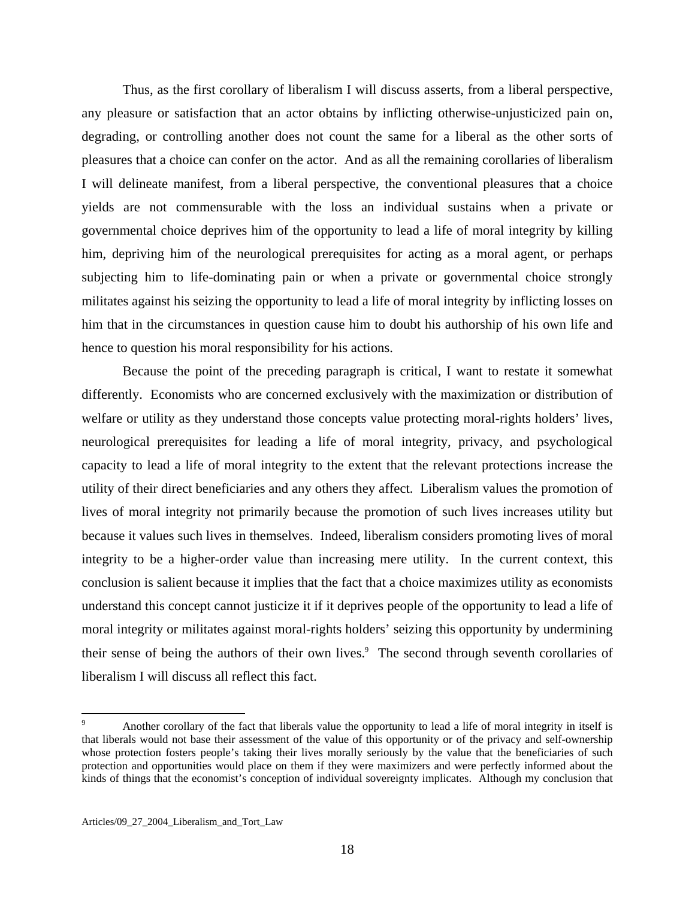Thus, as the first corollary of liberalism I will discuss asserts, from a liberal perspective, any pleasure or satisfaction that an actor obtains by inflicting otherwise-unjusticized pain on, degrading, or controlling another does not count the same for a liberal as the other sorts of pleasures that a choice can confer on the actor. And as all the remaining corollaries of liberalism I will delineate manifest, from a liberal perspective, the conventional pleasures that a choice yields are not commensurable with the loss an individual sustains when a private or governmental choice deprives him of the opportunity to lead a life of moral integrity by killing him, depriving him of the neurological prerequisites for acting as a moral agent, or perhaps subjecting him to life-dominating pain or when a private or governmental choice strongly militates against his seizing the opportunity to lead a life of moral integrity by inflicting losses on him that in the circumstances in question cause him to doubt his authorship of his own life and hence to question his moral responsibility for his actions.

Because the point of the preceding paragraph is critical, I want to restate it somewhat differently. Economists who are concerned exclusively with the maximization or distribution of welfare or utility as they understand those concepts value protecting moral-rights holders' lives, neurological prerequisites for leading a life of moral integrity, privacy, and psychological capacity to lead a life of moral integrity to the extent that the relevant protections increase the utility of their direct beneficiaries and any others they affect. Liberalism values the promotion of lives of moral integrity not primarily because the promotion of such lives increases utility but because it values such lives in themselves. Indeed, liberalism considers promoting lives of moral integrity to be a higher-order value than increasing mere utility. In the current context, this conclusion is salient because it implies that the fact that a choice maximizes utility as economists understand this concept cannot justicize it if it deprives people of the opportunity to lead a life of moral integrity or militates against moral-rights holders' seizing this opportunity by undermining their sense of being the authors of their own lives.[9] The second through seventh corollaries of liberalism I will discuss all reflect this fact.

---

[9] Another corollary of the fact that liberals value the opportunity to lead a life of moral integrity in itself is that liberals would not base their assessment of the value of this opportunity or of the privacy and self-ownership whose protection fosters people's taking their lives morally seriously by the value that the beneficiaries of such protection and opportunities would place on them if they were maximizers and were perfectly informed about the kinds of things that the economist's conception of individual sovereignty implicates. Although my conclusion that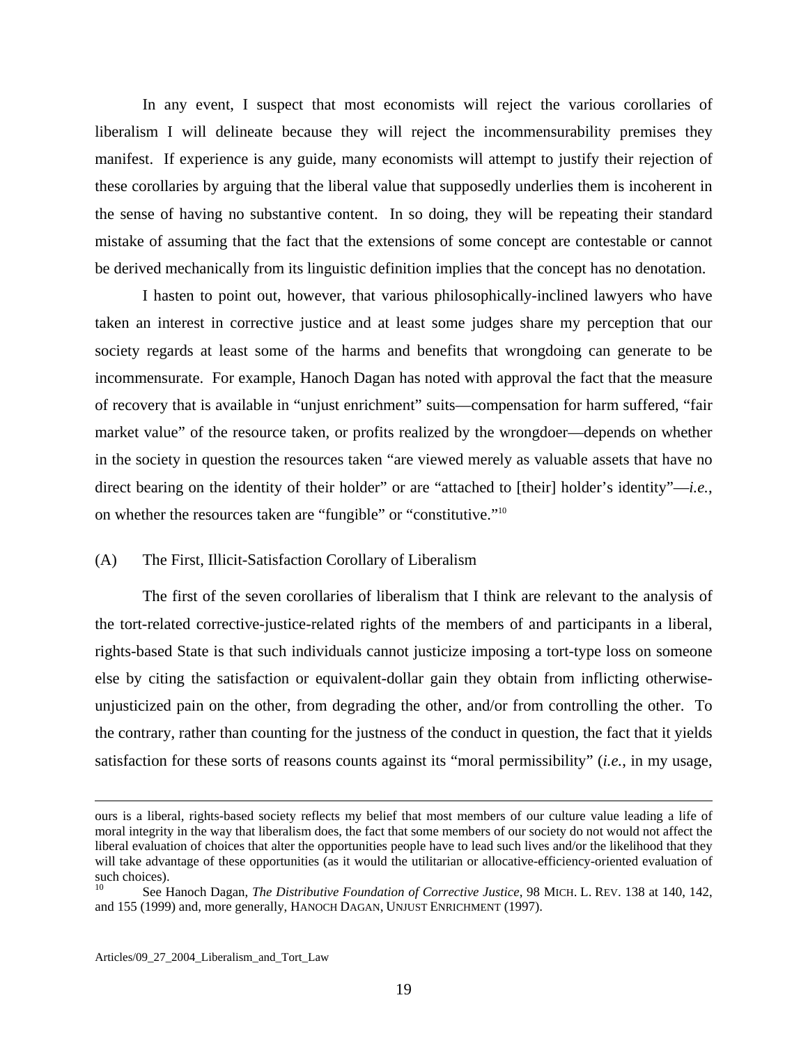In any event, I suspect that most economists will reject the various corollaries of liberalism I will delineate because they will reject the incommensurability premises they manifest. If experience is any guide, many economists will attempt to justify their rejection of these corollaries by arguing that the liberal value that supposedly underlies them is incoherent in the sense of having no substantive content. In so doing, they will be repeating their standard mistake of assuming that the fact that the extensions of some concept are contestable or cannot be derived mechanically from its linguistic definition implies that the concept has no denotation.

I hasten to point out, however, that various philosophically-inclined lawyers who have taken an interest in corrective justice and at least some judges share my perception that our society regards at least some of the harms and benefits that wrongdoing can generate to be incommensurate. For example, Hanoch Dagan has noted with approval the fact that the measure of recovery that is available in "unjust enrichment" suits—compensation for harm suffered, "fair market value" of the resource taken, or profits realized by the wrongdoer—depends on whether in the society in question the resources taken "are viewed merely as valuable assets that have no direct bearing on the identity of their holder" or are "attached to [their] holder's identity"—*i.e.*, on whether the resources taken are "fungible" or "constitutive."[10]

(A) The First, Illicit-Satisfaction Corollary of Liberalism

The first of the seven corollaries of liberalism that I think are relevant to the analysis of the tort-related corrective-justice-related rights of the members of and participants in a liberal, rights-based State is that such individuals cannot justicize imposing a tort-type loss on someone else by citing the satisfaction or equivalent-dollar gain they obtain from inflicting otherwise-unjusticized pain on the other, from degrading the other, and/or from controlling the other. To the contrary, rather than counting for the justness of the conduct in question, the fact that it yields satisfaction for these sorts of reasons counts against its "moral permissibility" (*i.e.*, in my usage,

---

ours is a liberal, rights-based society reflects my belief that most members of our culture value leading a life of moral integrity in the way that liberalism does, the fact that some members of our society do not would not affect the liberal evaluation of choices that alter the opportunities people have to lead such lives and/or the likelihood that they will take advantage of these opportunities (as it would the utilitarian or allocative-efficiency-oriented evaluation of such choices).

[10] See Hanoch Dagan, *The Distributive Foundation of Corrective Justice*, 98 MICH. L. REV. 138 at 140, 142, and 155 (1999) and, more generally, HANOCH DAGAN, UNJUST ENRICHMENT (1997).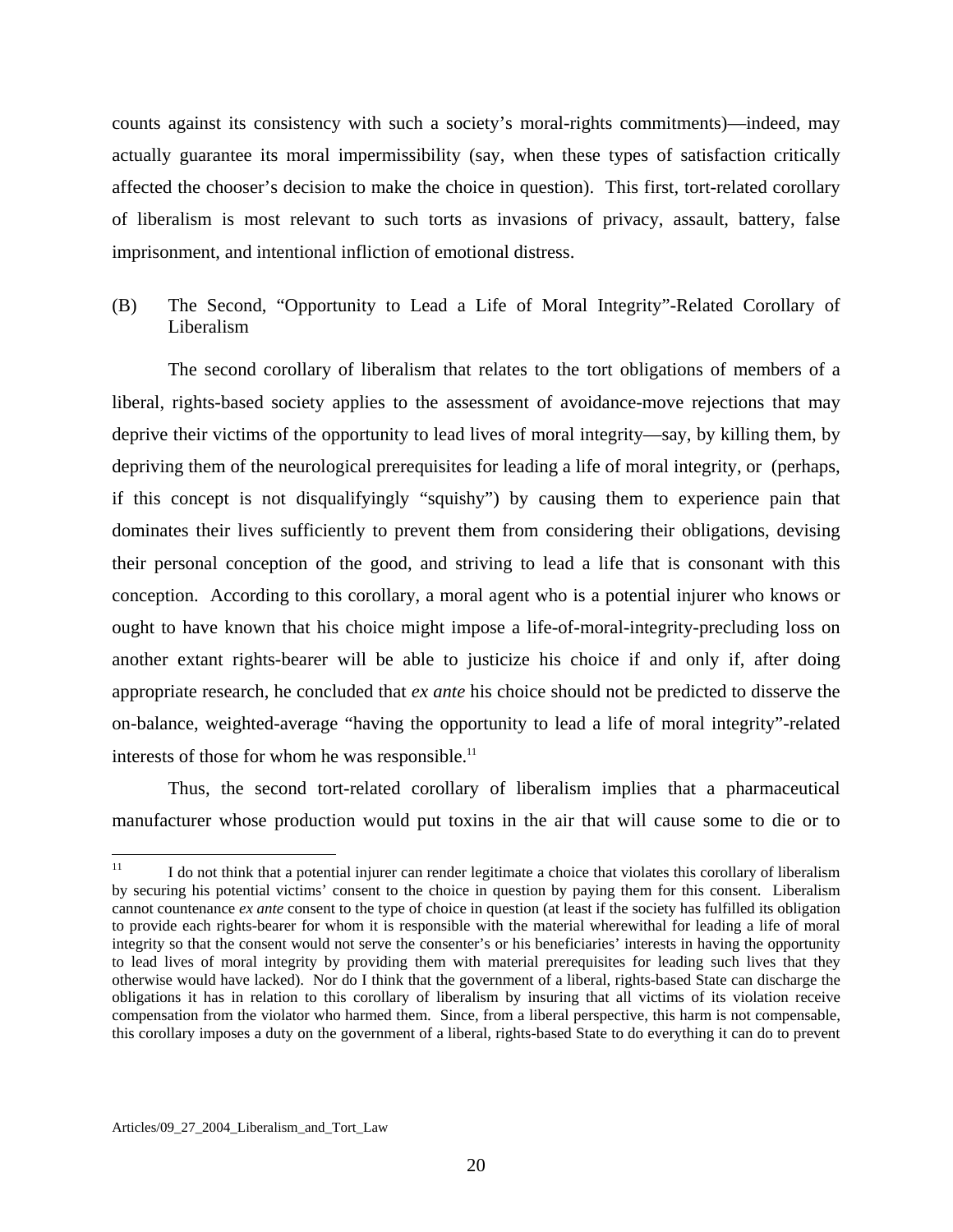counts against its consistency with such a society's moral-rights commitments)—indeed, may actually guarantee its moral impermissibility (say, when these types of satisfaction critically affected the chooser's decision to make the choice in question). This first, tort-related corollary of liberalism is most relevant to such torts as invasions of privacy, assault, battery, false imprisonment, and intentional infliction of emotional distress.

### (B) The Second, "Opportunity to Lead a Life of Moral Integrity"-Related Corollary of Liberalism

The second corollary of liberalism that relates to the tort obligations of members of a liberal, rights-based society applies to the assessment of avoidance-move rejections that may deprive their victims of the opportunity to lead lives of moral integrity—say, by killing them, by depriving them of the neurological prerequisites for leading a life of moral integrity, or (perhaps, if this concept is not disqualifyingly "squishy") by causing them to experience pain that dominates their lives sufficiently to prevent them from considering their obligations, devising their personal conception of the good, and striving to lead a life that is consonant with this conception. According to this corollary, a moral agent who is a potential injurer who knows or ought to have known that his choice might impose a life-of-moral-integrity-precluding loss on another extant rights-bearer will be able to justicize his choice if and only if, after doing appropriate research, he concluded that *ex ante* his choice should not be predicted to disserve the on-balance, weighted-average "having the opportunity to lead a life of moral integrity"-related interests of those for whom he was responsible.[11]

Thus, the second tort-related corollary of liberalism implies that a pharmaceutical manufacturer whose production would put toxins in the air that will cause some to die or to

[11] I do not think that a potential injurer can render legitimate a choice that violates this corollary of liberalism by securing his potential victims' consent to the choice in question by paying them for this consent. Liberalism cannot countenance *ex ante* consent to the type of choice in question (at least if the society has fulfilled its obligation to provide each rights-bearer for whom it is responsible with the material wherewithal for leading a life of moral integrity so that the consent would not serve the consenter's or his beneficiaries' interests in having the opportunity to lead lives of moral integrity by providing them with material prerequisites for leading such lives that they otherwise would have lacked). Nor do I think that the government of a liberal, rights-based State can discharge the obligations it has in relation to this corollary of liberalism by insuring that all victims of its violation receive compensation from the violator who harmed them. Since, from a liberal perspective, this harm is not compensable, this corollary imposes a duty on the government of a liberal, rights-based State to do everything it can do to prevent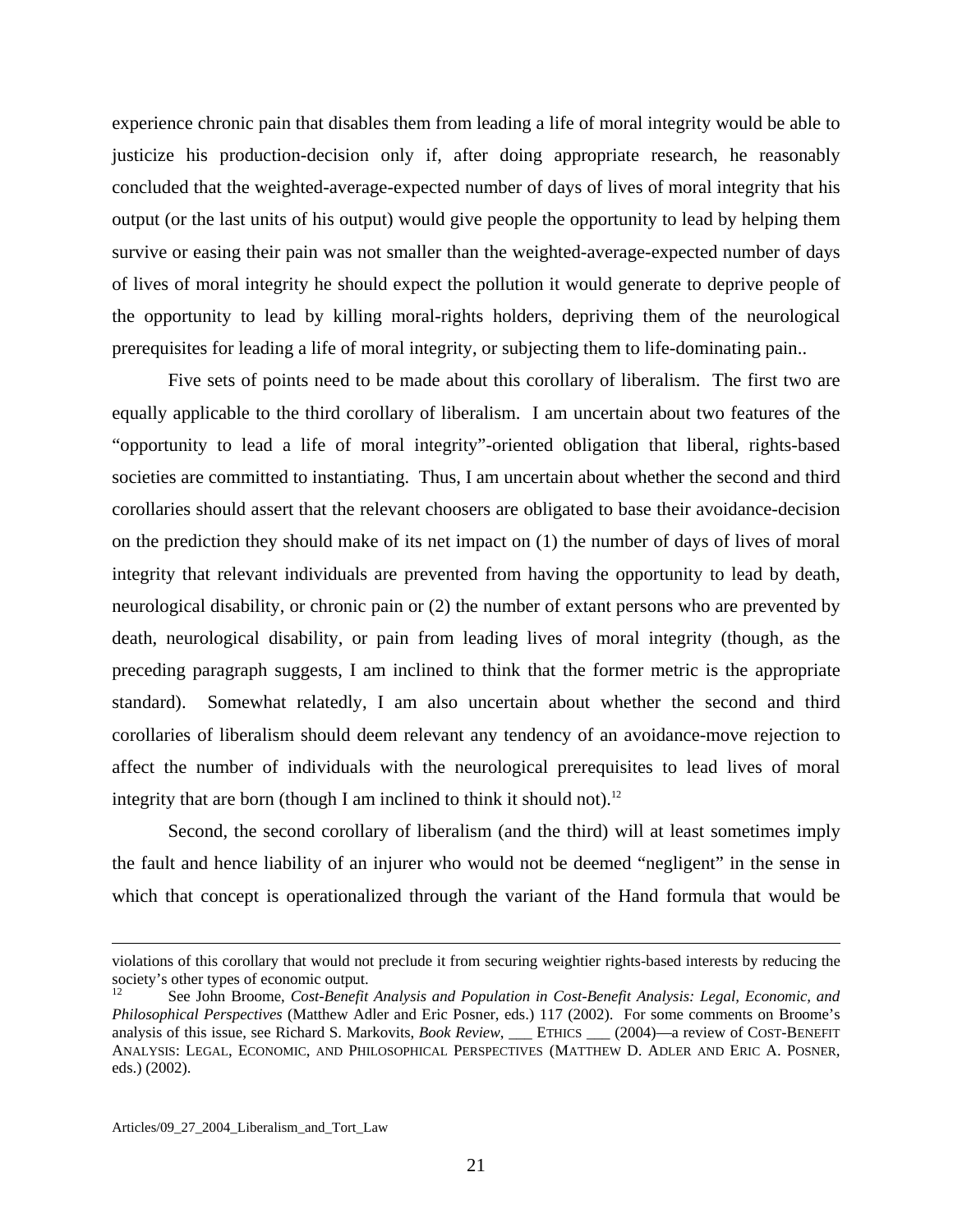experience chronic pain that disables them from leading a life of moral integrity would be able to justicize his production-decision only if, after doing appropriate research, he reasonably concluded that the weighted-average-expected number of days of lives of moral integrity that his output (or the last units of his output) would give people the opportunity to lead by helping them survive or easing their pain was not smaller than the weighted-average-expected number of days of lives of moral integrity he should expect the pollution it would generate to deprive people of the opportunity to lead by killing moral-rights holders, depriving them of the neurological prerequisites for leading a life of moral integrity, or subjecting them to life-dominating pain..

Five sets of points need to be made about this corollary of liberalism. The first two are equally applicable to the third corollary of liberalism. I am uncertain about two features of the "opportunity to lead a life of moral integrity"-oriented obligation that liberal, rights-based societies are committed to instantiating. Thus, I am uncertain about whether the second and third corollaries should assert that the relevant choosers are obligated to base their avoidance-decision on the prediction they should make of its net impact on (1) the number of days of lives of moral integrity that relevant individuals are prevented from having the opportunity to lead by death, neurological disability, or chronic pain or (2) the number of extant persons who are prevented by death, neurological disability, or pain from leading lives of moral integrity (though, as the preceding paragraph suggests, I am inclined to think that the former metric is the appropriate standard). Somewhat relatedly, I am also uncertain about whether the second and third corollaries of liberalism should deem relevant any tendency of an avoidance-move rejection to affect the number of individuals with the neurological prerequisites to lead lives of moral integrity that are born (though I am inclined to think it should not).[12]

Second, the second corollary of liberalism (and the third) will at least sometimes imply the fault and hence liability of an injurer who would not be deemed "negligent" in the sense in which that concept is operationalized through the variant of the Hand formula that would be

---

violations of this corollary that would not preclude it from securing weightier rights-based interests by reducing the society's other types of economic output.

[12] See John Broome, *Cost-Benefit Analysis and Population in Cost-Benefit Analysis: Legal, Economic, and Philosophical Perspectives* (Matthew Adler and Eric Posner, eds.) 117 (2002). For some comments on Broome's analysis of this issue, see Richard S. Markovits, *Book Review*, ___ ETHICS ___ (2004)—a review of COST-BENEFIT ANALYSIS: LEGAL, ECONOMIC, AND PHILOSOPHICAL PERSPECTIVES (MATTHEW D. ADLER AND ERIC A. POSNER, eds.) (2002).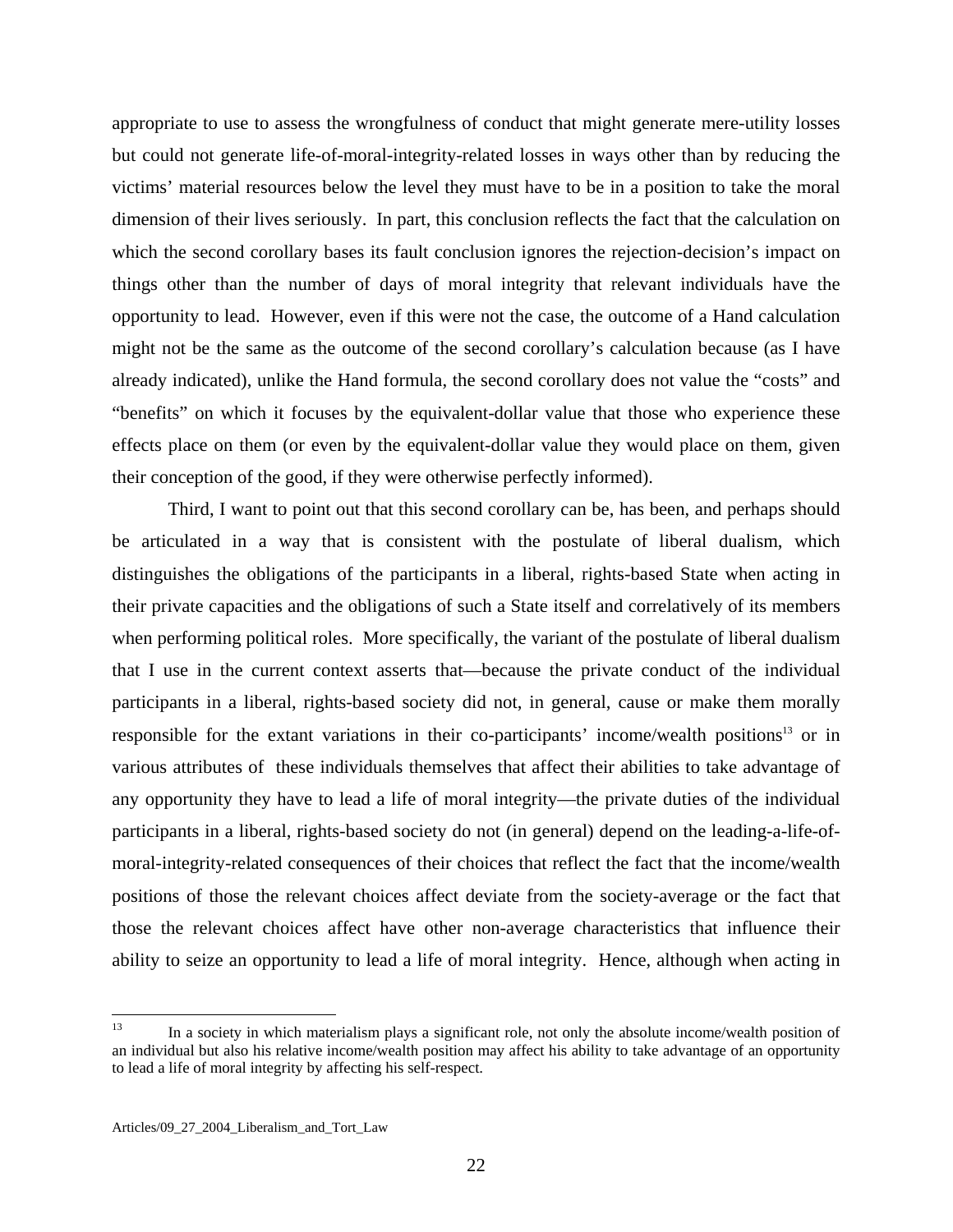appropriate to use to assess the wrongfulness of conduct that might generate mere-utility losses but could not generate life-of-moral-integrity-related losses in ways other than by reducing the victims' material resources below the level they must have to be in a position to take the moral dimension of their lives seriously. In part, this conclusion reflects the fact that the calculation on which the second corollary bases its fault conclusion ignores the rejection-decision's impact on things other than the number of days of moral integrity that relevant individuals have the opportunity to lead. However, even if this were not the case, the outcome of a Hand calculation might not be the same as the outcome of the second corollary's calculation because (as I have already indicated), unlike the Hand formula, the second corollary does not value the "costs" and "benefits" on which it focuses by the equivalent-dollar value that those who experience these effects place on them (or even by the equivalent-dollar value they would place on them, given their conception of the good, if they were otherwise perfectly informed).

Third, I want to point out that this second corollary can be, has been, and perhaps should be articulated in a way that is consistent with the postulate of liberal dualism, which distinguishes the obligations of the participants in a liberal, rights-based State when acting in their private capacities and the obligations of such a State itself and correlatively of its members when performing political roles. More specifically, the variant of the postulate of liberal dualism that I use in the current context asserts that—because the private conduct of the individual participants in a liberal, rights-based society did not, in general, cause or make them morally responsible for the extant variations in their co-participants' income/wealth positions[13] or in various attributes of these individuals themselves that affect their abilities to take advantage of any opportunity they have to lead a life of moral integrity—the private duties of the individual participants in a liberal, rights-based society do not (in general) depend on the leading-a-life-of-moral-integrity-related consequences of their choices that reflect the fact that the income/wealth positions of those the relevant choices affect deviate from the society-average or the fact that those the relevant choices affect have other non-average characteristics that influence their ability to seize an opportunity to lead a life of moral integrity. Hence, although when acting in

[13] In a society in which materialism plays a significant role, not only the absolute income/wealth position of an individual but also his relative income/wealth position may affect his ability to take advantage of an opportunity to lead a life of moral integrity by affecting his self-respect.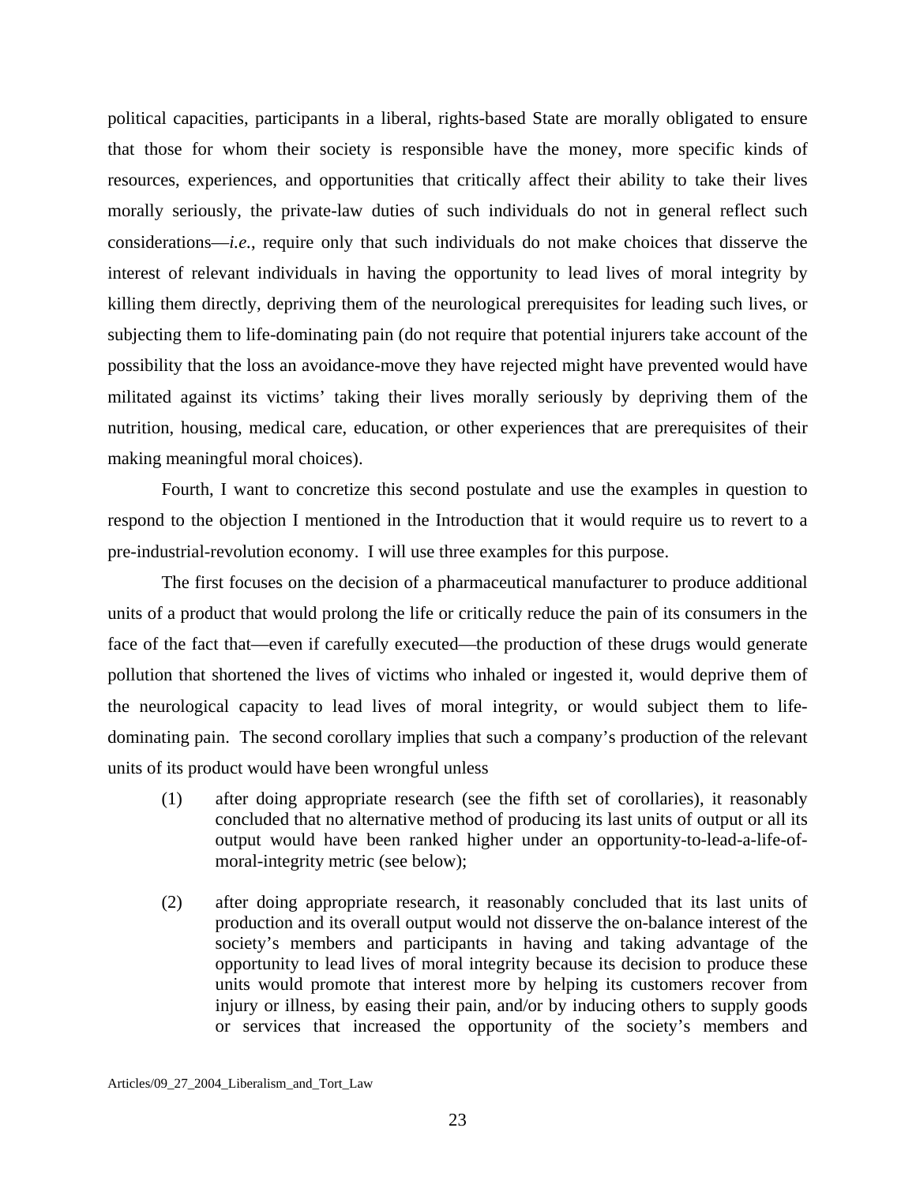political capacities, participants in a liberal, rights-based State are morally obligated to ensure that those for whom their society is responsible have the money, more specific kinds of resources, experiences, and opportunities that critically affect their ability to take their lives morally seriously, the private-law duties of such individuals do not in general reflect such considerations—*i.e.*, require only that such individuals do not make choices that disserve the interest of relevant individuals in having the opportunity to lead lives of moral integrity by killing them directly, depriving them of the neurological prerequisites for leading such lives, or subjecting them to life-dominating pain (do not require that potential injurers take account of the possibility that the loss an avoidance-move they have rejected might have prevented would have militated against its victims' taking their lives morally seriously by depriving them of the nutrition, housing, medical care, education, or other experiences that are prerequisites of their making meaningful moral choices).

Fourth, I want to concretize this second postulate and use the examples in question to respond to the objection I mentioned in the Introduction that it would require us to revert to a pre-industrial-revolution economy. I will use three examples for this purpose.

The first focuses on the decision of a pharmaceutical manufacturer to produce additional units of a product that would prolong the life or critically reduce the pain of its consumers in the face of the fact that—even if carefully executed—the production of these drugs would generate pollution that shortened the lives of victims who inhaled or ingested it, would deprive them of the neurological capacity to lead lives of moral integrity, or would subject them to life-dominating pain. The second corollary implies that such a company's production of the relevant units of its product would have been wrongful unless

(1) after doing appropriate research (see the fifth set of corollaries), it reasonably concluded that no alternative method of producing its last units of output or all its output would have been ranked higher under an opportunity-to-lead-a-life-of-moral-integrity metric (see below);

(2) after doing appropriate research, it reasonably concluded that its last units of production and its overall output would not disserve the on-balance interest of the society's members and participants in having and taking advantage of the opportunity to lead lives of moral integrity because its decision to produce these units would promote that interest more by helping its customers recover from injury or illness, by easing their pain, and/or by inducing others to supply goods or services that increased the opportunity of the society's members and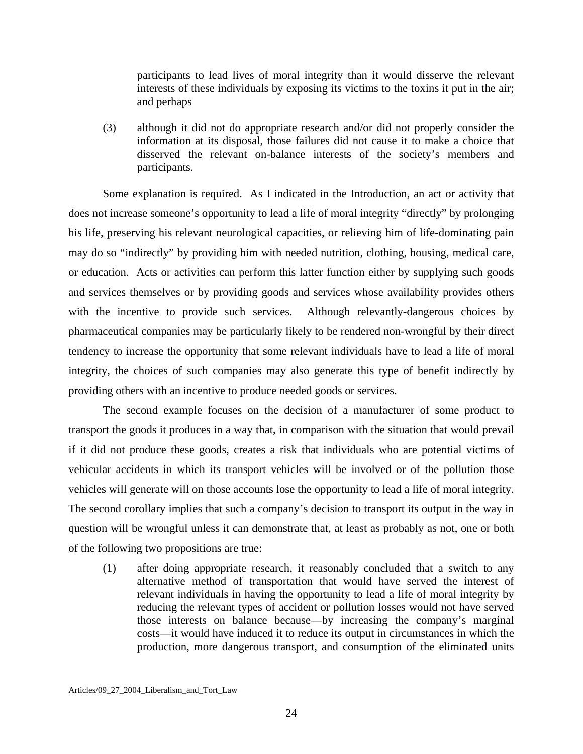participants to lead lives of moral integrity than it would disserve the relevant interests of these individuals by exposing its victims to the toxins it put in the air; and perhaps

(3) although it did not do appropriate research and/or did not properly consider the information at its disposal, those failures did not cause it to make a choice that disserved the relevant on-balance interests of the society's members and participants.

Some explanation is required. As I indicated in the Introduction, an act or activity that does not increase someone's opportunity to lead a life of moral integrity "directly" by prolonging his life, preserving his relevant neurological capacities, or relieving him of life-dominating pain may do so "indirectly" by providing him with needed nutrition, clothing, housing, medical care, or education. Acts or activities can perform this latter function either by supplying such goods and services themselves or by providing goods and services whose availability provides others with the incentive to provide such services. Although relevantly-dangerous choices by pharmaceutical companies may be particularly likely to be rendered non-wrongful by their direct tendency to increase the opportunity that some relevant individuals have to lead a life of moral integrity, the choices of such companies may also generate this type of benefit indirectly by providing others with an incentive to produce needed goods or services.

The second example focuses on the decision of a manufacturer of some product to transport the goods it produces in a way that, in comparison with the situation that would prevail if it did not produce these goods, creates a risk that individuals who are potential victims of vehicular accidents in which its transport vehicles will be involved or of the pollution those vehicles will generate will on those accounts lose the opportunity to lead a life of moral integrity. The second corollary implies that such a company's decision to transport its output in the way in question will be wrongful unless it can demonstrate that, at least as probably as not, one or both of the following two propositions are true:

(1) after doing appropriate research, it reasonably concluded that a switch to any alternative method of transportation that would have served the interest of relevant individuals in having the opportunity to lead a life of moral integrity by reducing the relevant types of accident or pollution losses would not have served those interests on balance because—by increasing the company's marginal costs—it would have induced it to reduce its output in circumstances in which the production, more dangerous transport, and consumption of the eliminated units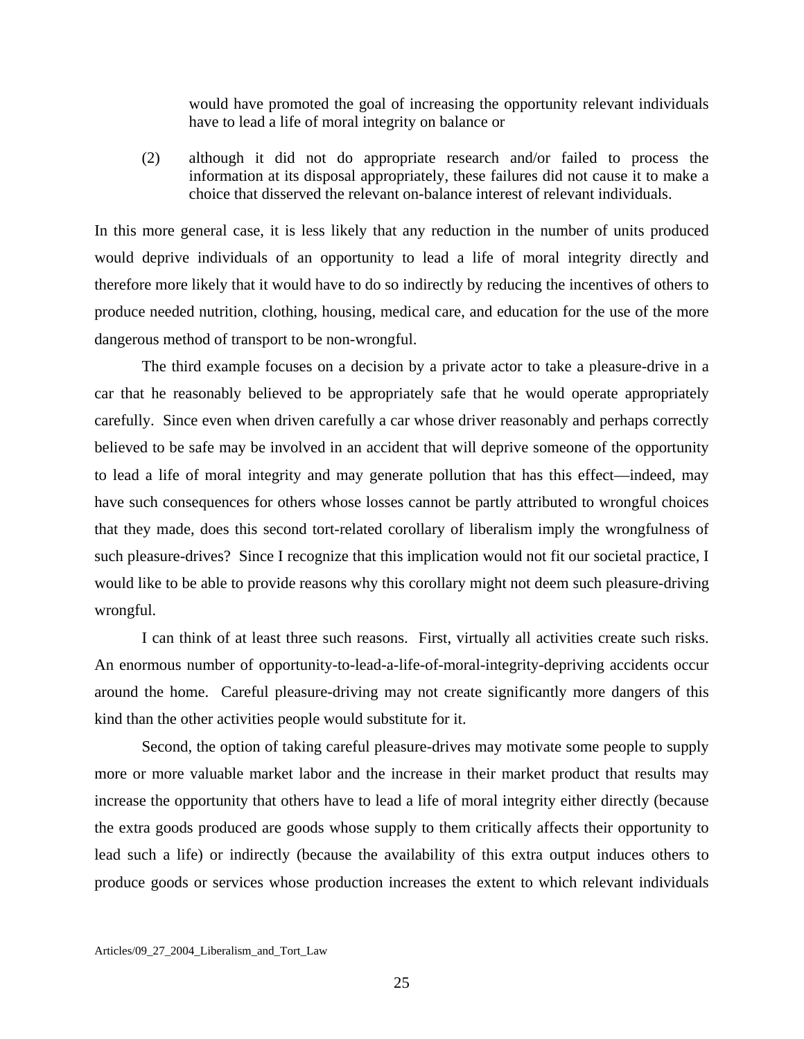would have promoted the goal of increasing the opportunity relevant individuals have to lead a life of moral integrity on balance or

(2) although it did not do appropriate research and/or failed to process the information at its disposal appropriately, these failures did not cause it to make a choice that disserved the relevant on-balance interest of relevant individuals.

In this more general case, it is less likely that any reduction in the number of units produced would deprive individuals of an opportunity to lead a life of moral integrity directly and therefore more likely that it would have to do so indirectly by reducing the incentives of others to produce needed nutrition, clothing, housing, medical care, and education for the use of the more dangerous method of transport to be non-wrongful.

The third example focuses on a decision by a private actor to take a pleasure-drive in a car that he reasonably believed to be appropriately safe that he would operate appropriately carefully. Since even when driven carefully a car whose driver reasonably and perhaps correctly believed to be safe may be involved in an accident that will deprive someone of the opportunity to lead a life of moral integrity and may generate pollution that has this effect—indeed, may have such consequences for others whose losses cannot be partly attributed to wrongful choices that they made, does this second tort-related corollary of liberalism imply the wrongfulness of such pleasure-drives? Since I recognize that this implication would not fit our societal practice, I would like to be able to provide reasons why this corollary might not deem such pleasure-driving wrongful.

I can think of at least three such reasons. First, virtually all activities create such risks. An enormous number of opportunity-to-lead-a-life-of-moral-integrity-depriving accidents occur around the home. Careful pleasure-driving may not create significantly more dangers of this kind than the other activities people would substitute for it.

Second, the option of taking careful pleasure-drives may motivate some people to supply more or more valuable market labor and the increase in their market product that results may increase the opportunity that others have to lead a life of moral integrity either directly (because the extra goods produced are goods whose supply to them critically affects their opportunity to lead such a life) or indirectly (because the availability of this extra output induces others to produce goods or services whose production increases the extent to which relevant individuals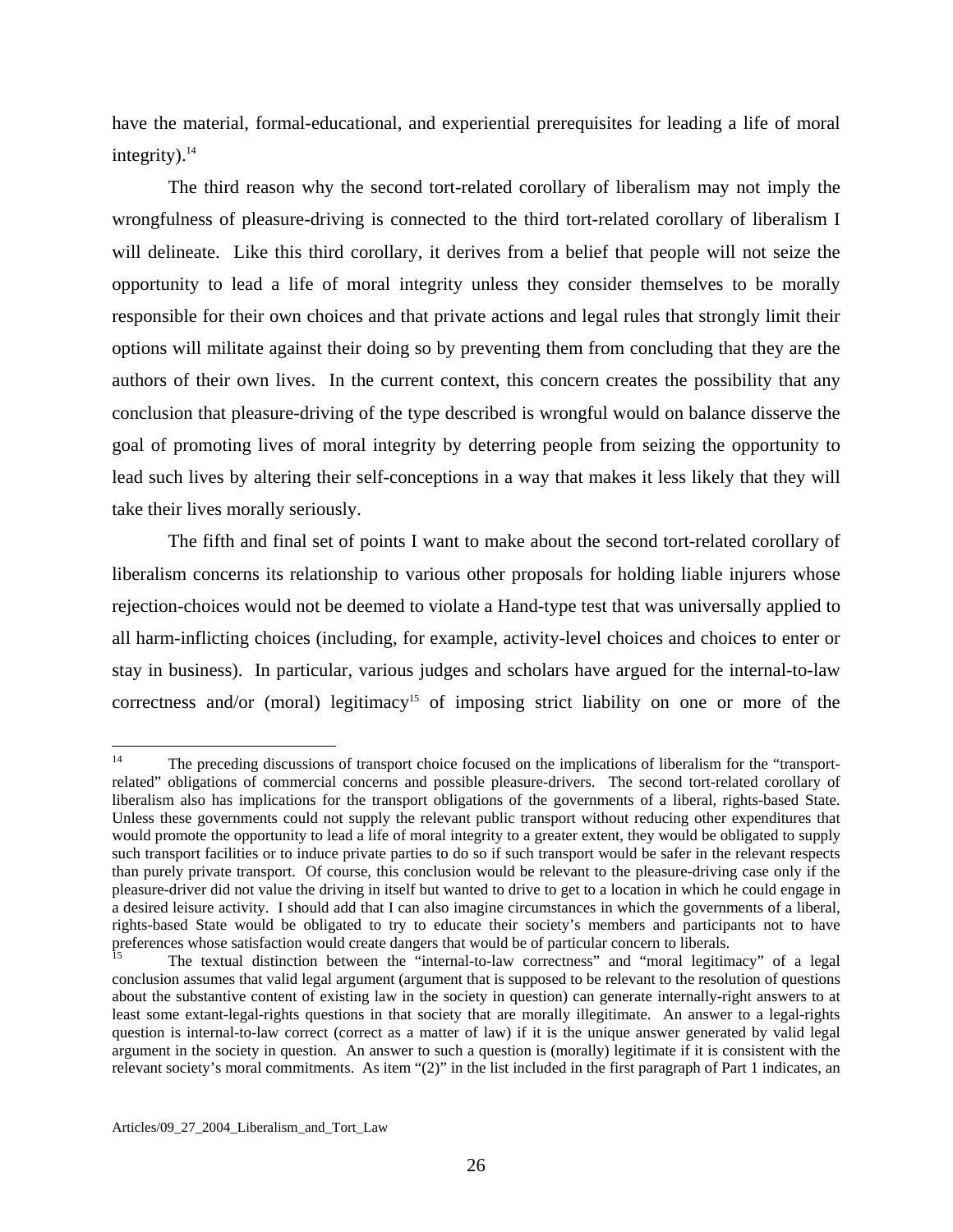have the material, formal-educational, and experiential prerequisites for leading a life of moral integrity).[14]

The third reason why the second tort-related corollary of liberalism may not imply the wrongfulness of pleasure-driving is connected to the third tort-related corollary of liberalism I will delineate. Like this third corollary, it derives from a belief that people will not seize the opportunity to lead a life of moral integrity unless they consider themselves to be morally responsible for their own choices and that private actions and legal rules that strongly limit their options will militate against their doing so by preventing them from concluding that they are the authors of their own lives. In the current context, this concern creates the possibility that any conclusion that pleasure-driving of the type described is wrongful would on balance disserve the goal of promoting lives of moral integrity by deterring people from seizing the opportunity to lead such lives by altering their self-conceptions in a way that makes it less likely that they will take their lives morally seriously.

The fifth and final set of points I want to make about the second tort-related corollary of liberalism concerns its relationship to various other proposals for holding liable injurers whose rejection-choices would not be deemed to violate a Hand-type test that was universally applied to all harm-inflicting choices (including, for example, activity-level choices and choices to enter or stay in business). In particular, various judges and scholars have argued for the internal-to-law correctness and/or (moral) legitimacy[15] of imposing strict liability on one or more of the

---

[14] The preceding discussions of transport choice focused on the implications of liberalism for the "transport-related" obligations of commercial concerns and possible pleasure-drivers. The second tort-related corollary of liberalism also has implications for the transport obligations of the governments of a liberal, rights-based State. Unless these governments could not supply the relevant public transport without reducing other expenditures that would promote the opportunity to lead a life of moral integrity to a greater extent, they would be obligated to supply such transport facilities or to induce private parties to do so if such transport would be safer in the relevant respects than purely private transport. Of course, this conclusion would be relevant to the pleasure-driving case only if the pleasure-driver did not value the driving in itself but wanted to drive to get to a location in which he could engage in a desired leisure activity. I should add that I can also imagine circumstances in which the governments of a liberal, rights-based State would be obligated to try to educate their society's members and participants not to have preferences whose satisfaction would create dangers that would be of particular concern to liberals.

[15] The textual distinction between the "internal-to-law correctness" and "moral legitimacy" of a legal conclusion assumes that valid legal argument (argument that is supposed to be relevant to the resolution of questions about the substantive content of existing law in the society in question) can generate internally-right answers to at least some extant-legal-rights questions in that society that are morally illegitimate. An answer to a legal-rights question is internal-to-law correct (correct as a matter of law) if it is the unique answer generated by valid legal argument in the society in question. An answer to such a question is (morally) legitimate if it is consistent with the relevant society's moral commitments. As item "(2)" in the list included in the first paragraph of Part 1 indicates, an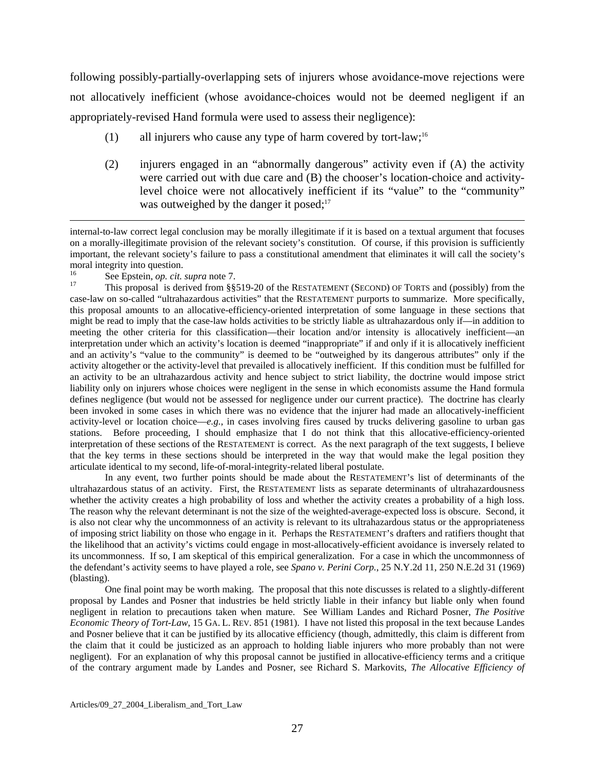following possibly-partially-overlapping sets of injurers whose avoidance-move rejections were not allocatively inefficient (whose avoidance-choices would not be deemed negligent if an appropriately-revised Hand formula were used to assess their negligence):

(1) all injurers who cause any type of harm covered by tort-law;[16]

(2) injurers engaged in an "abnormally dangerous" activity even if (A) the activity were carried out with due care and (B) the chooser's location-choice and activity-level choice were not allocatively inefficient if its "value" to the "community" was outweighed by the danger it posed;[17]

---

internal-to-law correct legal conclusion may be morally illegitimate if it is based on a textual argument that focuses on a morally-illegitimate provision of the relevant society's constitution. Of course, if this provision is sufficiently important, the relevant society's failure to pass a constitutional amendment that eliminates it will call the society's moral integrity into question.

[16] See Epstein, *op. cit. supra* note 7.

[17] This proposal is derived from §§519-20 of the RESTATEMENT (SECOND) OF TORTS and (possibly) from the case-law on so-called "ultrahazardous activities" that the RESTATEMENT purports to summarize. More specifically, this proposal amounts to an allocative-efficiency-oriented interpretation of some language in these sections that might be read to imply that the case-law holds activities to be strictly liable as ultrahazardous only if—in addition to meeting the other criteria for this classification—their location and/or intensity is allocatively inefficient—an interpretation under which an activity's location is deemed "inappropriate" if and only if it is allocatively inefficient and an activity's "value to the community" is deemed to be "outweighed by its dangerous attributes" only if the activity altogether or the activity-level that prevailed is allocatively inefficient. If this condition must be fulfilled for an activity to be an ultrahazardous activity and hence subject to strict liability, the doctrine would impose strict liability only on injurers whose choices were negligent in the sense in which economists assume the Hand formula defines negligence (but would not be assessed for negligence under our current practice). The doctrine has clearly been invoked in some cases in which there was no evidence that the injurer had made an allocatively-inefficient activity-level or location choice—*e.g.*, in cases involving fires caused by trucks delivering gasoline to urban gas stations. Before proceeding, I should emphasize that I do not think that this allocative-efficiency-oriented interpretation of these sections of the RESTATEMENT is correct. As the next paragraph of the text suggests, I believe that the key terms in these sections should be interpreted in the way that would make the legal position they articulate identical to my second, life-of-moral-integrity-related liberal postulate.

In any event, two further points should be made about the RESTATEMENT's list of determinants of the ultrahazardous status of an activity. First, the RESTATEMENT lists as separate determinants of ultrahazardousness whether the activity creates a high probability of loss and whether the activity creates a probability of a high loss. The reason why the relevant determinant is not the size of the weighted-average-expected loss is obscure. Second, it is also not clear why the uncommonness of an activity is relevant to its ultrahazardous status or the appropriateness of imposing strict liability on those who engage in it. Perhaps the RESTATEMENT's drafters and ratifiers thought that the likelihood that an activity's victims could engage in most-allocatively-efficient avoidance is inversely related to its uncommonness. If so, I am skeptical of this empirical generalization. For a case in which the uncommonness of the defendant's activity seems to have played a role, see *Spano v. Perini Corp.*, 25 N.Y.2d 11, 250 N.E.2d 31 (1969) (blasting).

One final point may be worth making. The proposal that this note discusses is related to a slightly-different proposal by Landes and Posner that industries be held strictly liable in their infancy but liable only when found negligent in relation to precautions taken when mature. See William Landes and Richard Posner, *The Positive Economic Theory of Tort-Law*, 15 GA. L. REV. 851 (1981). I have not listed this proposal in the text because Landes and Posner believe that it can be justified by its allocative efficiency (though, admittedly, this claim is different from the claim that it could be justicized as an approach to holding liable injurers who more probably than not were negligent). For an explanation of why this proposal cannot be justified in allocative-efficiency terms and a critique of the contrary argument made by Landes and Posner, see Richard S. Markovits, *The Allocative Efficiency of*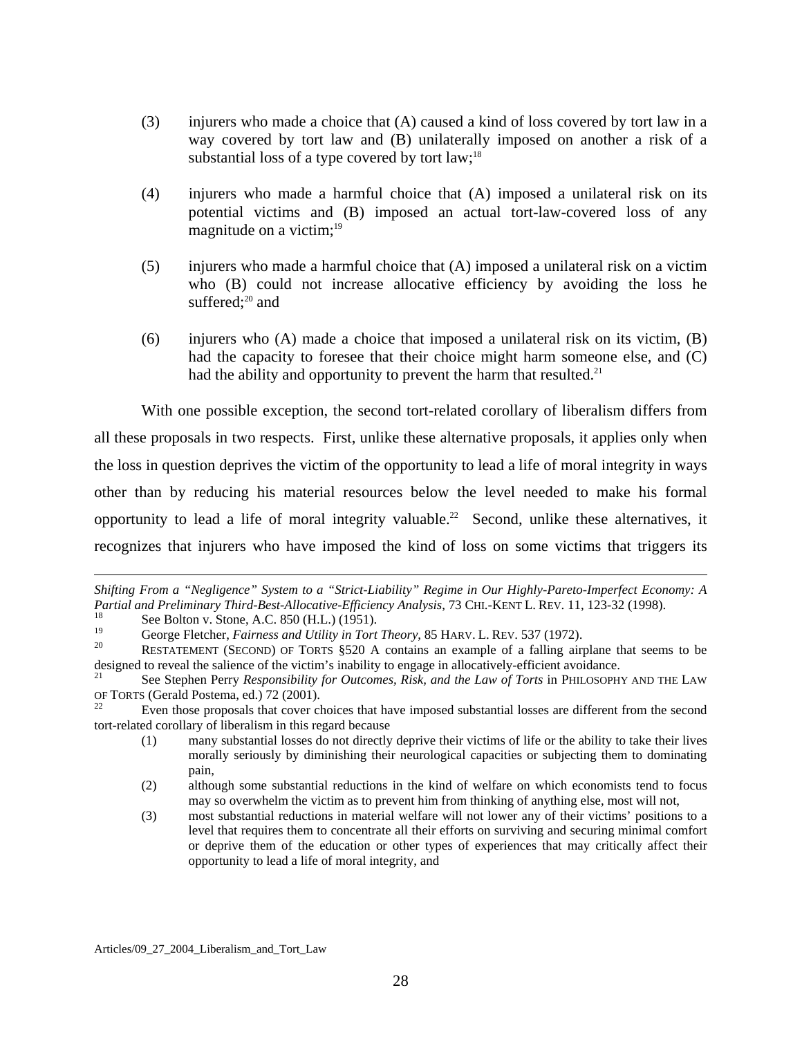(3) injurers who made a choice that (A) caused a kind of loss covered by tort law in a way covered by tort law and (B) unilaterally imposed on another a risk of a substantial loss of a type covered by tort law;[18]

(4) injurers who made a harmful choice that (A) imposed a unilateral risk on its potential victims and (B) imposed an actual tort-law-covered loss of any magnitude on a victim;[19]

(5) injurers who made a harmful choice that (A) imposed a unilateral risk on a victim who (B) could not increase allocative efficiency by avoiding the loss he suffered;[20] and

(6) injurers who (A) made a choice that imposed a unilateral risk on its victim, (B) had the capacity to foresee that their choice might harm someone else, and (C) had the ability and opportunity to prevent the harm that resulted.[21]

With one possible exception, the second tort-related corollary of liberalism differs from all these proposals in two respects. First, unlike these alternative proposals, it applies only when the loss in question deprives the victim of the opportunity to lead a life of moral integrity in ways other than by reducing his material resources below the level needed to make his formal opportunity to lead a life of moral integrity valuable.[22] Second, unlike these alternatives, it recognizes that injurers who have imposed the kind of loss on some victims that triggers its

---

*Shifting From a "Negligence" System to a "Strict-Liability" Regime in Our Highly-Pareto-Imperfect Economy: A Partial and Preliminary Third-Best-Allocative-Efficiency Analysis*, 73 CHI.-KENT L. REV. 11, 123-32 (1998).

[18] See Bolton v. Stone, A.C. 850 (H.L.) (1951).

[19] George Fletcher, *Fairness and Utility in Tort Theory*, 85 HARV. L. REV. 537 (1972).

[20] RESTATEMENT (SECOND) OF TORTS §520 A contains an example of a falling airplane that seems to be designed to reveal the salience of the victim's inability to engage in allocatively-efficient avoidance.

[21] See Stephen Perry *Responsibility for Outcomes, Risk, and the Law of Torts* in PHILOSOPHY AND THE LAW OF TORTS (Gerald Postema, ed.) 72 (2001).

[22] Even those proposals that cover choices that have imposed substantial losses are different from the second tort-related corollary of liberalism in this regard because

(1) many substantial losses do not directly deprive their victims of life or the ability to take their lives morally seriously by diminishing their neurological capacities or subjecting them to dominating pain,

(2) although some substantial reductions in the kind of welfare on which economists tend to focus may so overwhelm the victim as to prevent him from thinking of anything else, most will not,

(3) most substantial reductions in material welfare will not lower any of their victims' positions to a level that requires them to concentrate all their efforts on surviving and securing minimal comfort or deprive them of the education or other types of experiences that may critically affect their opportunity to lead a life of moral integrity, and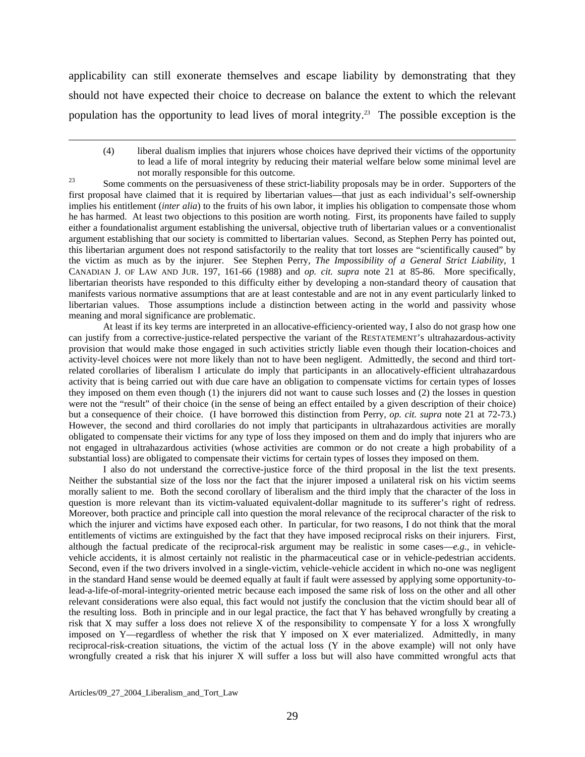applicability can still exonerate themselves and escape liability by demonstrating that they should not have expected their choice to decrease on balance the extent to which the relevant population has the opportunity to lead lives of moral integrity.[23] The possible exception is the

---

(4) liberal dualism implies that injurers whose choices have deprived their victims of the opportunity to lead a life of moral integrity by reducing their material welfare below some minimal level are not morally responsible for this outcome.

[23] Some comments on the persuasiveness of these strict-liability proposals may be in order. Supporters of the first proposal have claimed that it is required by libertarian values—that just as each individual's self-ownership implies his entitlement (*inter alia*) to the fruits of his own labor, it implies his obligation to compensate those whom he has harmed. At least two objections to this position are worth noting. First, its proponents have failed to supply either a foundationalist argument establishing the universal, objective truth of libertarian values or a conventionalist argument establishing that our society is committed to libertarian values. Second, as Stephen Perry has pointed out, this libertarian argument does not respond satisfactorily to the reality that tort losses are "scientifically caused" by the victim as much as by the injurer. See Stephen Perry, *The Impossibility of a General Strict Liability*, 1 CANADIAN J. OF LAW AND JUR. 197, 161-66 (1988) and *op. cit. supra* note 21 at 85-86. More specifically, libertarian theorists have responded to this difficulty either by developing a non-standard theory of causation that manifests various normative assumptions that are at least contestable and are not in any event particularly linked to libertarian values. Those assumptions include a distinction between acting in the world and passivity whose meaning and moral significance are problematic.

At least if its key terms are interpreted in an allocative-efficiency-oriented way, I also do not grasp how one can justify from a corrective-justice-related perspective the variant of the RESTATEMENT's ultrahazardous-activity provision that would make those engaged in such activities strictly liable even though their location-choices and activity-level choices were not more likely than not to have been negligent. Admittedly, the second and third tort-related corollaries of liberalism I articulate do imply that participants in an allocatively-efficient ultrahazardous activity that is being carried out with due care have an obligation to compensate victims for certain types of losses they imposed on them even though (1) the injurers did not want to cause such losses and (2) the losses in question were not the "result" of their choice (in the sense of being an effect entailed by a given description of their choice) but a consequence of their choice. (I have borrowed this distinction from Perry, *op. cit. supra* note 21 at 72-73.) However, the second and third corollaries do not imply that participants in ultrahazardous activities are morally obligated to compensate their victims for any type of loss they imposed on them and do imply that injurers who are not engaged in ultrahazardous activities (whose activities are common or do not create a high probability of a substantial loss) are obligated to compensate their victims for certain types of losses they imposed on them.

I also do not understand the corrective-justice force of the third proposal in the list the text presents. Neither the substantial size of the loss nor the fact that the injurer imposed a unilateral risk on his victim seems morally salient to me. Both the second corollary of liberalism and the third imply that the character of the loss in question is more relevant than its victim-valuated equivalent-dollar magnitude to its sufferer's right of redress. Moreover, both practice and principle call into question the moral relevance of the reciprocal character of the risk to which the injurer and victims have exposed each other. In particular, for two reasons, I do not think that the moral entitlements of victims are extinguished by the fact that they have imposed reciprocal risks on their injurers. First, although the factual predicate of the reciprocal-risk argument may be realistic in some cases—*e.g.*, in vehicle-vehicle accidents, it is almost certainly not realistic in the pharmaceutical case or in vehicle-pedestrian accidents. Second, even if the two drivers involved in a single-victim, vehicle-vehicle accident in which no-one was negligent in the standard Hand sense would be deemed equally at fault if fault were assessed by applying some opportunity-to-lead-a-life-of-moral-integrity-oriented metric because each imposed the same risk of loss on the other and all other relevant considerations were also equal, this fact would not justify the conclusion that the victim should bear all of the resulting loss. Both in principle and in our legal practice, the fact that Y has behaved wrongfully by creating a risk that X may suffer a loss does not relieve X of the responsibility to compensate Y for a loss X wrongfully imposed on Y—regardless of whether the risk that Y imposed on X ever materialized. Admittedly, in many reciprocal-risk-creation situations, the victim of the actual loss (Y in the above example) will not only have wrongfully created a risk that his injurer X will suffer a loss but will also have committed wrongful acts that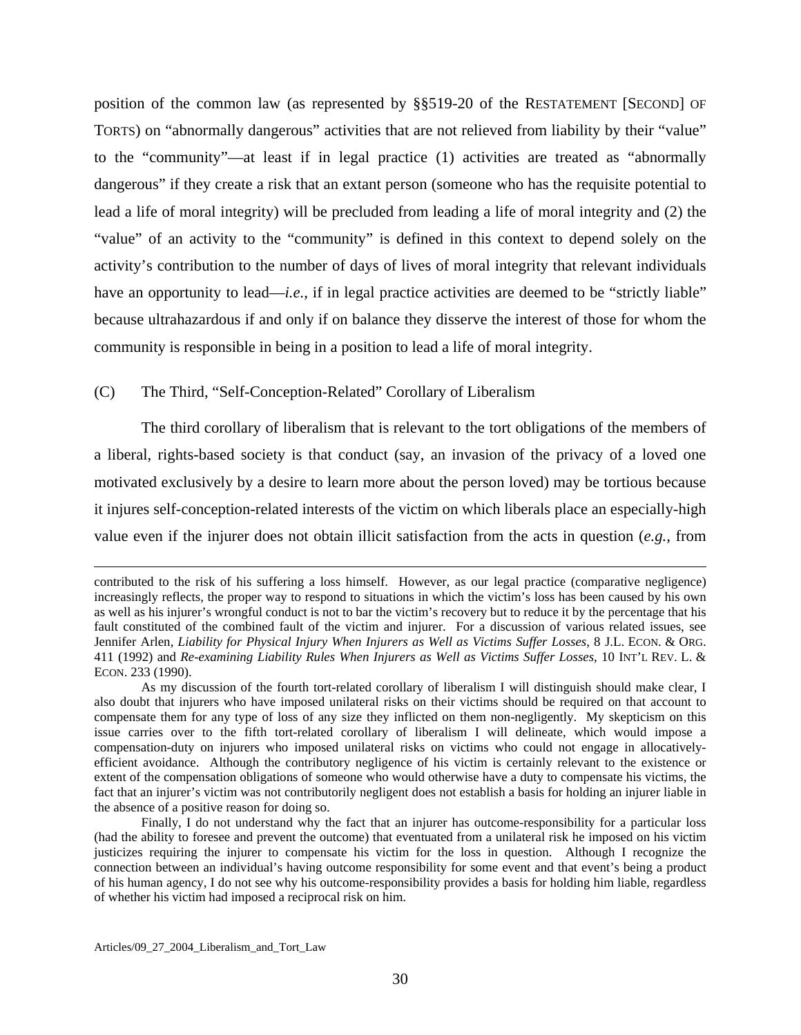position of the common law (as represented by §§519-20 of the RESTATEMENT [SECOND] OF TORTS) on "abnormally dangerous" activities that are not relieved from liability by their "value" to the "community"—at least if in legal practice (1) activities are treated as "abnormally dangerous" if they create a risk that an extant person (someone who has the requisite potential to lead a life of moral integrity) will be precluded from leading a life of moral integrity and (2) the "value" of an activity to the "community" is defined in this context to depend solely on the activity's contribution to the number of days of lives of moral integrity that relevant individuals have an opportunity to lead—*i.e.*, if in legal practice activities are deemed to be "strictly liable" because ultrahazardous if and only if on balance they disserve the interest of those for whom the community is responsible in being in a position to lead a life of moral integrity.

### (C) The Third, "Self-Conception-Related" Corollary of Liberalism

The third corollary of liberalism that is relevant to the tort obligations of the members of a liberal, rights-based society is that conduct (say, an invasion of the privacy of a loved one motivated exclusively by a desire to learn more about the person loved) may be tortious because it injures self-conception-related interests of the victim on which liberals place an especially-high value even if the injurer does not obtain illicit satisfaction from the acts in question (*e.g.*, from

---

contributed to the risk of his suffering a loss himself. However, as our legal practice (comparative negligence) increasingly reflects, the proper way to respond to situations in which the victim's loss has been caused by his own as well as his injurer's wrongful conduct is not to bar the victim's recovery but to reduce it by the percentage that his fault constituted of the combined fault of the victim and injurer. For a discussion of various related issues, see Jennifer Arlen, *Liability for Physical Injury When Injurers as Well as Victims Suffer Losses*, 8 J.L. ECON. & ORG. 411 (1992) and *Re-examining Liability Rules When Injurers as Well as Victims Suffer Losses*, 10 INT'L REV. L. & ECON. 233 (1990).

As my discussion of the fourth tort-related corollary of liberalism I will distinguish should make clear, I also doubt that injurers who have imposed unilateral risks on their victims should be required on that account to compensate them for any type of loss of any size they inflicted on them non-negligently. My skepticism on this issue carries over to the fifth tort-related corollary of liberalism I will delineate, which would impose a compensation-duty on injurers who imposed unilateral risks on victims who could not engage in allocatively-efficient avoidance. Although the contributory negligence of his victim is certainly relevant to the existence or extent of the compensation obligations of someone who would otherwise have a duty to compensate his victims, the fact that an injurer's victim was not contributorily negligent does not establish a basis for holding an injurer liable in the absence of a positive reason for doing so.

Finally, I do not understand why the fact that an injurer has outcome-responsibility for a particular loss (had the ability to foresee and prevent the outcome) that eventuated from a unilateral risk he imposed on his victim justicizes requiring the injurer to compensate his victim for the loss in question. Although I recognize the connection between an individual's having outcome responsibility for some event and that event's being a product of his human agency, I do not see why his outcome-responsibility provides a basis for holding him liable, regardless of whether his victim had imposed a reciprocal risk on him.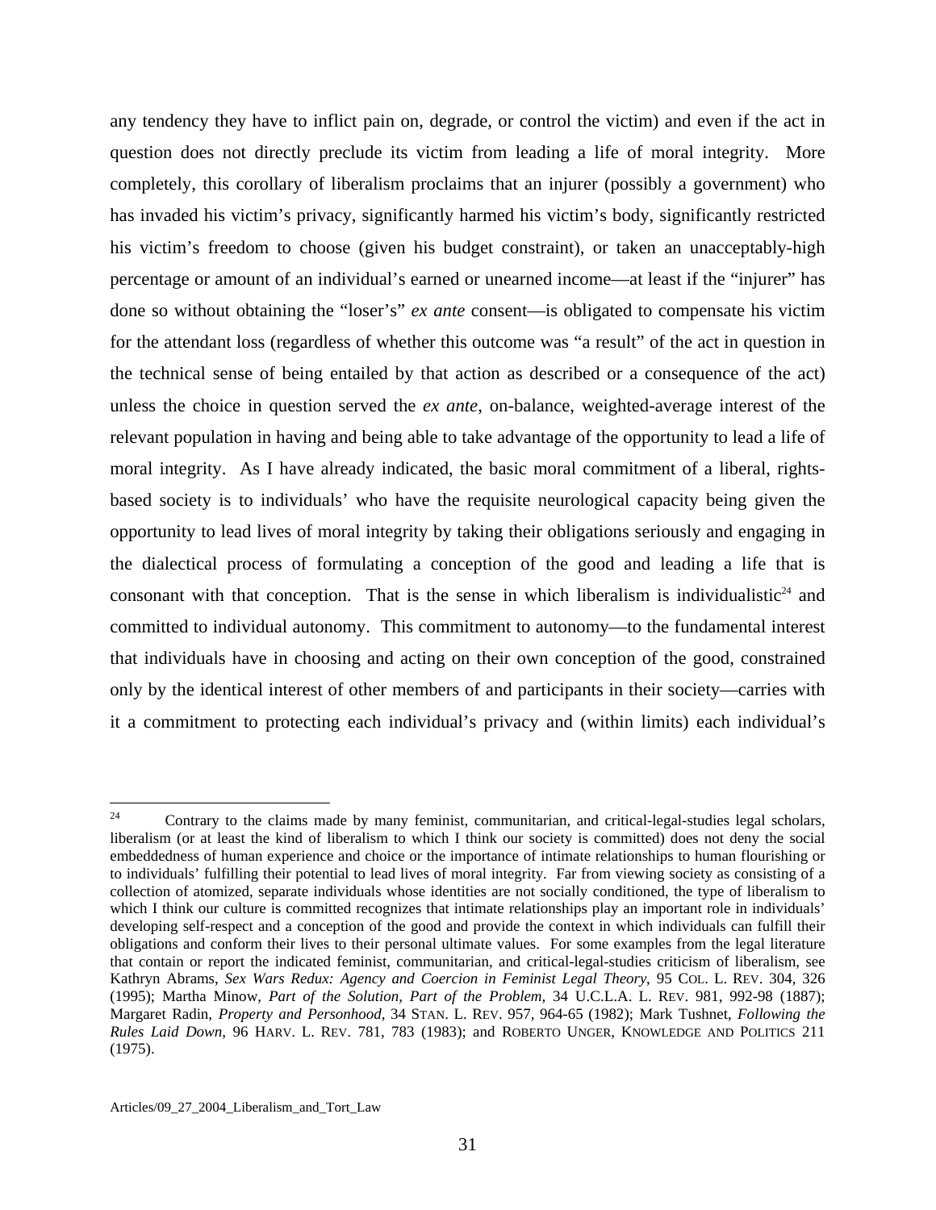any tendency they have to inflict pain on, degrade, or control the victim) and even if the act in question does not directly preclude its victim from leading a life of moral integrity. More completely, this corollary of liberalism proclaims that an injurer (possibly a government) who has invaded his victim's privacy, significantly harmed his victim's body, significantly restricted his victim's freedom to choose (given his budget constraint), or taken an unacceptably-high percentage or amount of an individual's earned or unearned income—at least if the "injurer" has done so without obtaining the "loser's" *ex ante* consent—is obligated to compensate his victim for the attendant loss (regardless of whether this outcome was "a result" of the act in question in the technical sense of being entailed by that action as described or a consequence of the act) unless the choice in question served the *ex ante*, on-balance, weighted-average interest of the relevant population in having and being able to take advantage of the opportunity to lead a life of moral integrity. As I have already indicated, the basic moral commitment of a liberal, rights-based society is to individuals' who have the requisite neurological capacity being given the opportunity to lead lives of moral integrity by taking their obligations seriously and engaging in the dialectical process of formulating a conception of the good and leading a life that is consonant with that conception. That is the sense in which liberalism is individualistic[24] and committed to individual autonomy. This commitment to autonomy—to the fundamental interest that individuals have in choosing and acting on their own conception of the good, constrained only by the identical interest of other members of and participants in their society—carries with it a commitment to protecting each individual's privacy and (within limits) each individual's

[24] Contrary to the claims made by many feminist, communitarian, and critical-legal-studies legal scholars, liberalism (or at least the kind of liberalism to which I think our society is committed) does not deny the social embeddedness of human experience and choice or the importance of intimate relationships to human flourishing or to individuals' fulfilling their potential to lead lives of moral integrity. Far from viewing society as consisting of a collection of atomized, separate individuals whose identities are not socially conditioned, the type of liberalism to which I think our culture is committed recognizes that intimate relationships play an important role in individuals' developing self-respect and a conception of the good and provide the context in which individuals can fulfill their obligations and conform their lives to their personal ultimate values. For some examples from the legal literature that contain or report the indicated feminist, communitarian, and critical-legal-studies criticism of liberalism, see Kathryn Abrams, *Sex Wars Redux: Agency and Coercion in Feminist Legal Theory*, 95 COL. L. REV. 304, 326 (1995); Martha Minow, *Part of the Solution, Part of the Problem*, 34 U.C.L.A. L. REV. 981, 992-98 (1887); Margaret Radin, *Property and Personhood*, 34 STAN. L. REV. 957, 964-65 (1982); Mark Tushnet, *Following the Rules Laid Down*, 96 HARV. L. REV. 781, 783 (1983); and ROBERTO UNGER, KNOWLEDGE AND POLITICS 211 (1975).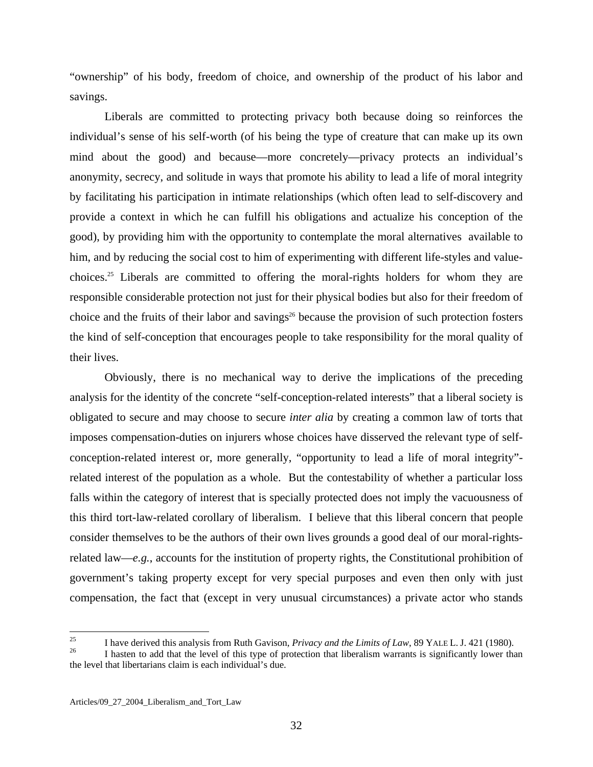"ownership" of his body, freedom of choice, and ownership of the product of his labor and savings.

Liberals are committed to protecting privacy both because doing so reinforces the individual's sense of his self-worth (of his being the type of creature that can make up its own mind about the good) and because—more concretely—privacy protects an individual's anonymity, secrecy, and solitude in ways that promote his ability to lead a life of moral integrity by facilitating his participation in intimate relationships (which often lead to self-discovery and provide a context in which he can fulfill his obligations and actualize his conception of the good), by providing him with the opportunity to contemplate the moral alternatives available to him, and by reducing the social cost to him of experimenting with different life-styles and value-choices.[25] Liberals are committed to offering the moral-rights holders for whom they are responsible considerable protection not just for their physical bodies but also for their freedom of choice and the fruits of their labor and savings[26] because the provision of such protection fosters the kind of self-conception that encourages people to take responsibility for the moral quality of their lives.

Obviously, there is no mechanical way to derive the implications of the preceding analysis for the identity of the concrete "self-conception-related interests" that a liberal society is obligated to secure and may choose to secure *inter alia* by creating a common law of torts that imposes compensation-duties on injurers whose choices have disserved the relevant type of self-conception-related interest or, more generally, "opportunity to lead a life of moral integrity"-related interest of the population as a whole. But the contestability of whether a particular loss falls within the category of interest that is specially protected does not imply the vacuousness of this third tort-law-related corollary of liberalism. I believe that this liberal concern that people consider themselves to be the authors of their own lives grounds a good deal of our moral-rights-related law—*e.g.*, accounts for the institution of property rights, the Constitutional prohibition of government's taking property except for very special purposes and even then only with just compensation, the fact that (except in very unusual circumstances) a private actor who stands

---

[25] I have derived this analysis from Ruth Gavison, *Privacy and the Limits of Law*, 89 YALE L. J. 421 (1980).

[26] I hasten to add that the level of this type of protection that liberalism warrants is significantly lower than the level that libertarians claim is each individual's due.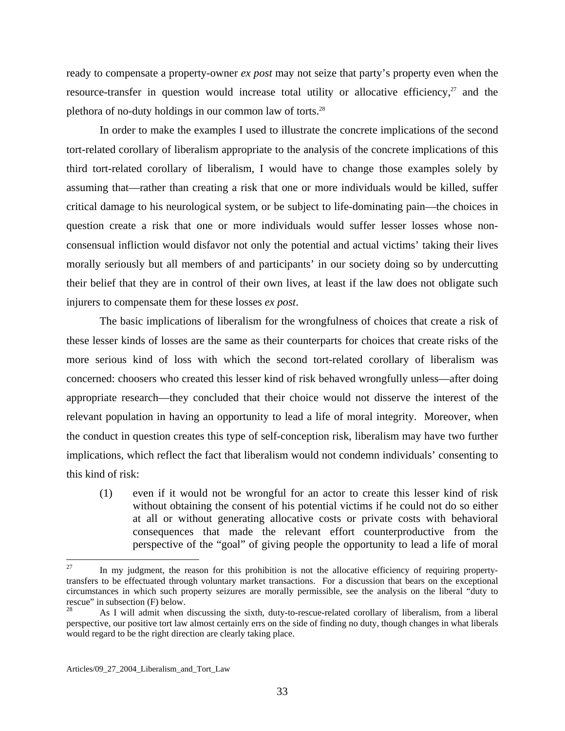ready to compensate a property-owner *ex post* may not seize that party's property even when the resource-transfer in question would increase total utility or allocative efficiency,[27] and the plethora of no-duty holdings in our common law of torts.[28]

In order to make the examples I used to illustrate the concrete implications of the second tort-related corollary of liberalism appropriate to the analysis of the concrete implications of this third tort-related corollary of liberalism, I would have to change those examples solely by assuming that—rather than creating a risk that one or more individuals would be killed, suffer critical damage to his neurological system, or be subject to life-dominating pain—the choices in question create a risk that one or more individuals would suffer lesser losses whose non-consensual infliction would disfavor not only the potential and actual victims' taking their lives morally seriously but all members of and participants' in our society doing so by undercutting their belief that they are in control of their own lives, at least if the law does not obligate such injurers to compensate them for these losses *ex post*.

The basic implications of liberalism for the wrongfulness of choices that create a risk of these lesser kinds of losses are the same as their counterparts for choices that create risks of the more serious kind of loss with which the second tort-related corollary of liberalism was concerned: choosers who created this lesser kind of risk behaved wrongfully unless—after doing appropriate research—they concluded that their choice would not disserve the interest of the relevant population in having an opportunity to lead a life of moral integrity. Moreover, when the conduct in question creates this type of self-conception risk, liberalism may have two further implications, which reflect the fact that liberalism would not condemn individuals' consenting to this kind of risk:

(1) even if it would not be wrongful for an actor to create this lesser kind of risk without obtaining the consent of his potential victims if he could not do so either at all or without generating allocative costs or private costs with behavioral consequences that made the relevant effort counterproductive from the perspective of the "goal" of giving people the opportunity to lead a life of moral

---

[27] In my judgment, the reason for this prohibition is not the allocative efficiency of requiring property-transfers to be effectuated through voluntary market transactions. For a discussion that bears on the exceptional circumstances in which such property seizures are morally permissible, see the analysis on the liberal "duty to rescue" in subsection (F) below.

[28] As I will admit when discussing the sixth, duty-to-rescue-related corollary of liberalism, from a liberal perspective, our positive tort law almost certainly errs on the side of finding no duty, though changes in what liberals would regard to be the right direction are clearly taking place.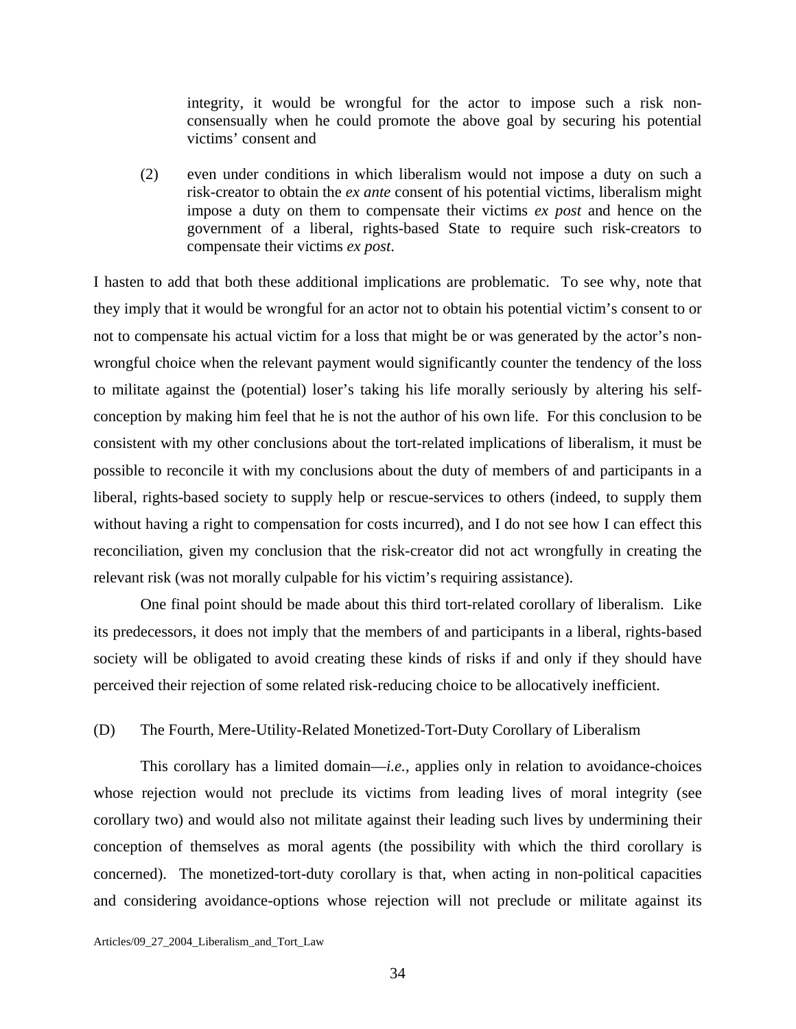integrity, it would be wrongful for the actor to impose such a risk non-consensually when he could promote the above goal by securing his potential victims' consent and

(2) even under conditions in which liberalism would not impose a duty on such a risk-creator to obtain the *ex ante* consent of his potential victims, liberalism might impose a duty on them to compensate their victims *ex post* and hence on the government of a liberal, rights-based State to require such risk-creators to compensate their victims *ex post*.

I hasten to add that both these additional implications are problematic. To see why, note that they imply that it would be wrongful for an actor not to obtain his potential victim's consent to or not to compensate his actual victim for a loss that might be or was generated by the actor's non-wrongful choice when the relevant payment would significantly counter the tendency of the loss to militate against the (potential) loser's taking his life morally seriously by altering his self-conception by making him feel that he is not the author of his own life. For this conclusion to be consistent with my other conclusions about the tort-related implications of liberalism, it must be possible to reconcile it with my conclusions about the duty of members of and participants in a liberal, rights-based society to supply help or rescue-services to others (indeed, to supply them without having a right to compensation for costs incurred), and I do not see how I can effect this reconciliation, given my conclusion that the risk-creator did not act wrongfully in creating the relevant risk (was not morally culpable for his victim's requiring assistance).

One final point should be made about this third tort-related corollary of liberalism. Like its predecessors, it does not imply that the members of and participants in a liberal, rights-based society will be obligated to avoid creating these kinds of risks if and only if they should have perceived their rejection of some related risk-reducing choice to be allocatively inefficient.

### (D) The Fourth, Mere-Utility-Related Monetized-Tort-Duty Corollary of Liberalism

This corollary has a limited domain—*i.e.*, applies only in relation to avoidance-choices whose rejection would not preclude its victims from leading lives of moral integrity (see corollary two) and would also not militate against their leading such lives by undermining their conception of themselves as moral agents (the possibility with which the third corollary is concerned). The monetized-tort-duty corollary is that, when acting in non-political capacities and considering avoidance-options whose rejection will not preclude or militate against its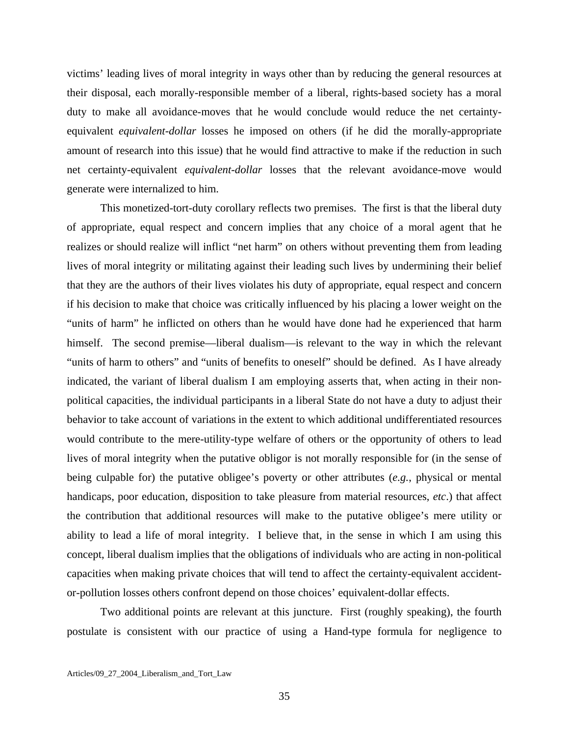victims' leading lives of moral integrity in ways other than by reducing the general resources at their disposal, each morally-responsible member of a liberal, rights-based society has a moral duty to make all avoidance-moves that he would conclude would reduce the net certainty-equivalent *equivalent-dollar* losses he imposed on others (if he did the morally-appropriate amount of research into this issue) that he would find attractive to make if the reduction in such net certainty-equivalent *equivalent-dollar* losses that the relevant avoidance-move would generate were internalized to him.

This monetized-tort-duty corollary reflects two premises. The first is that the liberal duty of appropriate, equal respect and concern implies that any choice of a moral agent that he realizes or should realize will inflict "net harm" on others without preventing them from leading lives of moral integrity or militating against their leading such lives by undermining their belief that they are the authors of their lives violates his duty of appropriate, equal respect and concern if his decision to make that choice was critically influenced by his placing a lower weight on the "units of harm" he inflicted on others than he would have done had he experienced that harm himself. The second premise—liberal dualism—is relevant to the way in which the relevant "units of harm to others" and "units of benefits to oneself" should be defined. As I have already indicated, the variant of liberal dualism I am employing asserts that, when acting in their non-political capacities, the individual participants in a liberal State do not have a duty to adjust their behavior to take account of variations in the extent to which additional undifferentiated resources would contribute to the mere-utility-type welfare of others or the opportunity of others to lead lives of moral integrity when the putative obligor is not morally responsible for (in the sense of being culpable for) the putative obligee's poverty or other attributes (*e.g.*, physical or mental handicaps, poor education, disposition to take pleasure from material resources, *etc*.) that affect the contribution that additional resources will make to the putative obligee's mere utility or ability to lead a life of moral integrity. I believe that, in the sense in which I am using this concept, liberal dualism implies that the obligations of individuals who are acting in non-political capacities when making private choices that will tend to affect the certainty-equivalent accident-or-pollution losses others confront depend on those choices' equivalent-dollar effects.

Two additional points are relevant at this juncture. First (roughly speaking), the fourth postulate is consistent with our practice of using a Hand-type formula for negligence to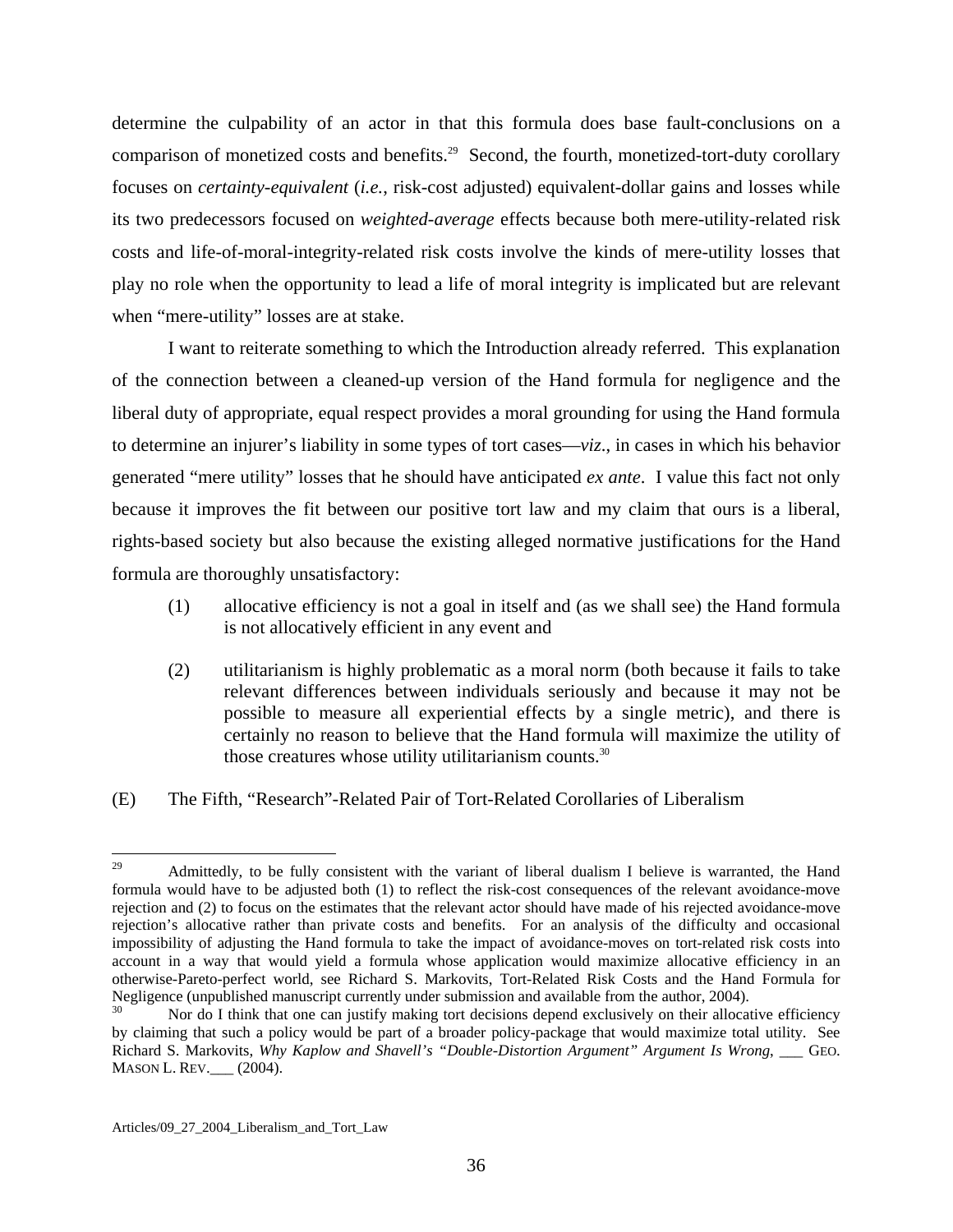determine the culpability of an actor in that this formula does base fault-conclusions on a comparison of monetized costs and benefits.[29] Second, the fourth, monetized-tort-duty corollary focuses on *certainty-equivalent* (*i.e.*, risk-cost adjusted) equivalent-dollar gains and losses while its two predecessors focused on *weighted-average* effects because both mere-utility-related risk costs and life-of-moral-integrity-related risk costs involve the kinds of mere-utility losses that play no role when the opportunity to lead a life of moral integrity is implicated but are relevant when "mere-utility" losses are at stake.

I want to reiterate something to which the Introduction already referred. This explanation of the connection between a cleaned-up version of the Hand formula for negligence and the liberal duty of appropriate, equal respect provides a moral grounding for using the Hand formula to determine an injurer's liability in some types of tort cases—*viz*., in cases in which his behavior generated "mere utility" losses that he should have anticipated *ex ante*. I value this fact not only because it improves the fit between our positive tort law and my claim that ours is a liberal, rights-based society but also because the existing alleged normative justifications for the Hand formula are thoroughly unsatisfactory:

(1) allocative efficiency is not a goal in itself and (as we shall see) the Hand formula is not allocatively efficient in any event and

(2) utilitarianism is highly problematic as a moral norm (both because it fails to take relevant differences between individuals seriously and because it may not be possible to measure all experiential effects by a single metric), and there is certainly no reason to believe that the Hand formula will maximize the utility of those creatures whose utility utilitarianism counts.[30]

(E) The Fifth, "Research"-Related Pair of Tort-Related Corollaries of Liberalism

---

[29] Admittedly, to be fully consistent with the variant of liberal dualism I believe is warranted, the Hand formula would have to be adjusted both (1) to reflect the risk-cost consequences of the relevant avoidance-move rejection and (2) to focus on the estimates that the relevant actor should have made of his rejected avoidance-move rejection's allocative rather than private costs and benefits. For an analysis of the difficulty and occasional impossibility of adjusting the Hand formula to take the impact of avoidance-moves on tort-related risk costs into account in a way that would yield a formula whose application would maximize allocative efficiency in an otherwise-Pareto-perfect world, see Richard S. Markovits, Tort-Related Risk Costs and the Hand Formula for Negligence (unpublished manuscript currently under submission and available from the author, 2004).

[30] Nor do I think that one can justify making tort decisions depend exclusively on their allocative efficiency by claiming that such a policy would be part of a broader policy-package that would maximize total utility. See Richard S. Markovits, *Why Kaplow and Shavell's "Double-Distortion Argument" Argument Is Wrong*, ___ GEO. MASON L. REV.___ (2004).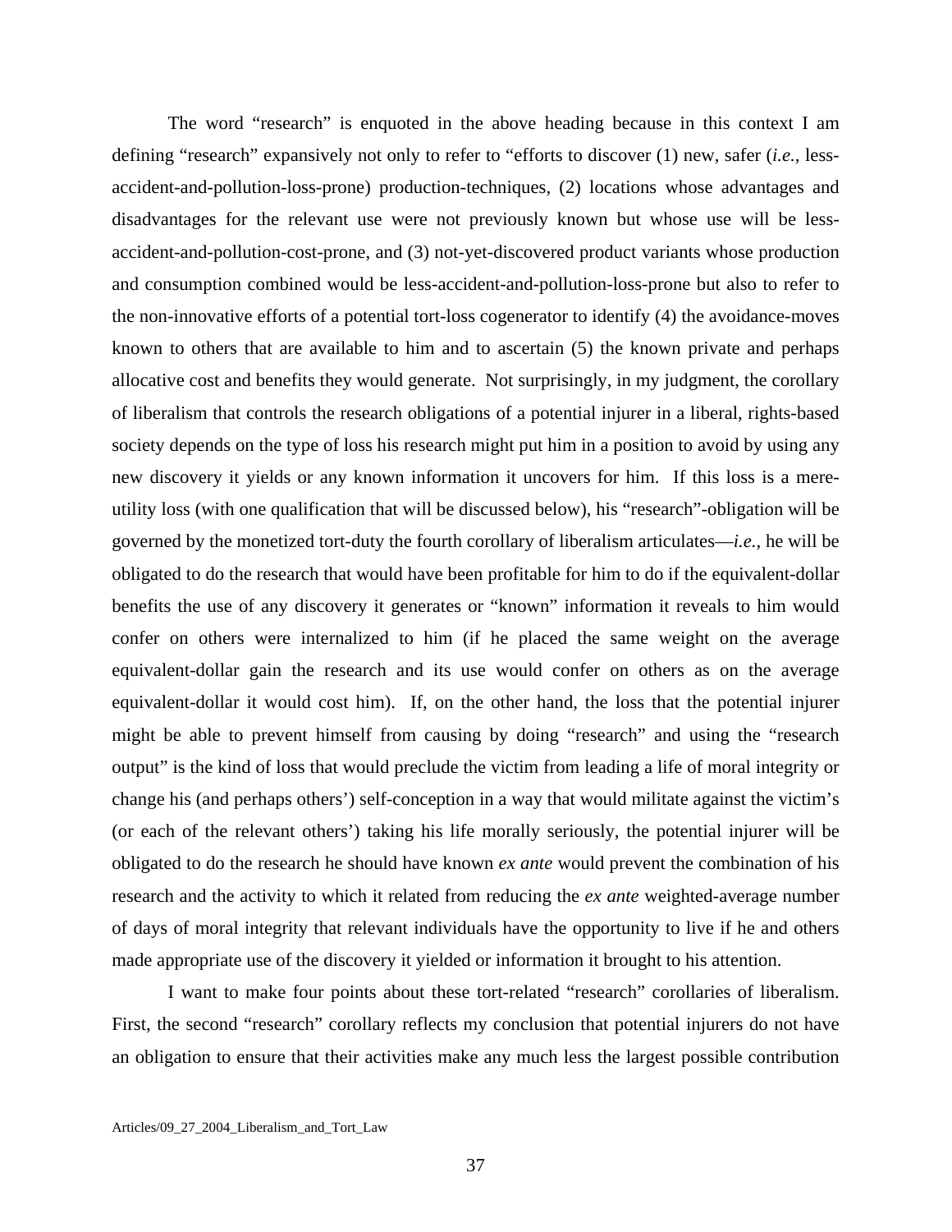The word "research" is enquoted in the above heading because in this context I am defining "research" expansively not only to refer to "efforts to discover (1) new, safer (*i.e.*, less-accident-and-pollution-loss-prone) production-techniques, (2) locations whose advantages and disadvantages for the relevant use were not previously known but whose use will be less-accident-and-pollution-cost-prone, and (3) not-yet-discovered product variants whose production and consumption combined would be less-accident-and-pollution-loss-prone but also to refer to the non-innovative efforts of a potential tort-loss cogenerator to identify (4) the avoidance-moves known to others that are available to him and to ascertain (5) the known private and perhaps allocative cost and benefits they would generate. Not surprisingly, in my judgment, the corollary of liberalism that controls the research obligations of a potential injurer in a liberal, rights-based society depends on the type of loss his research might put him in a position to avoid by using any new discovery it yields or any known information it uncovers for him. If this loss is a mere-utility loss (with one qualification that will be discussed below), his "research"-obligation will be governed by the monetized tort-duty the fourth corollary of liberalism articulates—*i.e.*, he will be obligated to do the research that would have been profitable for him to do if the equivalent-dollar benefits the use of any discovery it generates or "known" information it reveals to him would confer on others were internalized to him (if he placed the same weight on the average equivalent-dollar gain the research and its use would confer on others as on the average equivalent-dollar it would cost him). If, on the other hand, the loss that the potential injurer might be able to prevent himself from causing by doing "research" and using the "research output" is the kind of loss that would preclude the victim from leading a life of moral integrity or change his (and perhaps others') self-conception in a way that would militate against the victim's (or each of the relevant others') taking his life morally seriously, the potential injurer will be obligated to do the research he should have known *ex ante* would prevent the combination of his research and the activity to which it related from reducing the *ex ante* weighted-average number of days of moral integrity that relevant individuals have the opportunity to live if he and others made appropriate use of the discovery it yielded or information it brought to his attention.

I want to make four points about these tort-related "research" corollaries of liberalism. First, the second "research" corollary reflects my conclusion that potential injurers do not have an obligation to ensure that their activities make any much less the largest possible contribution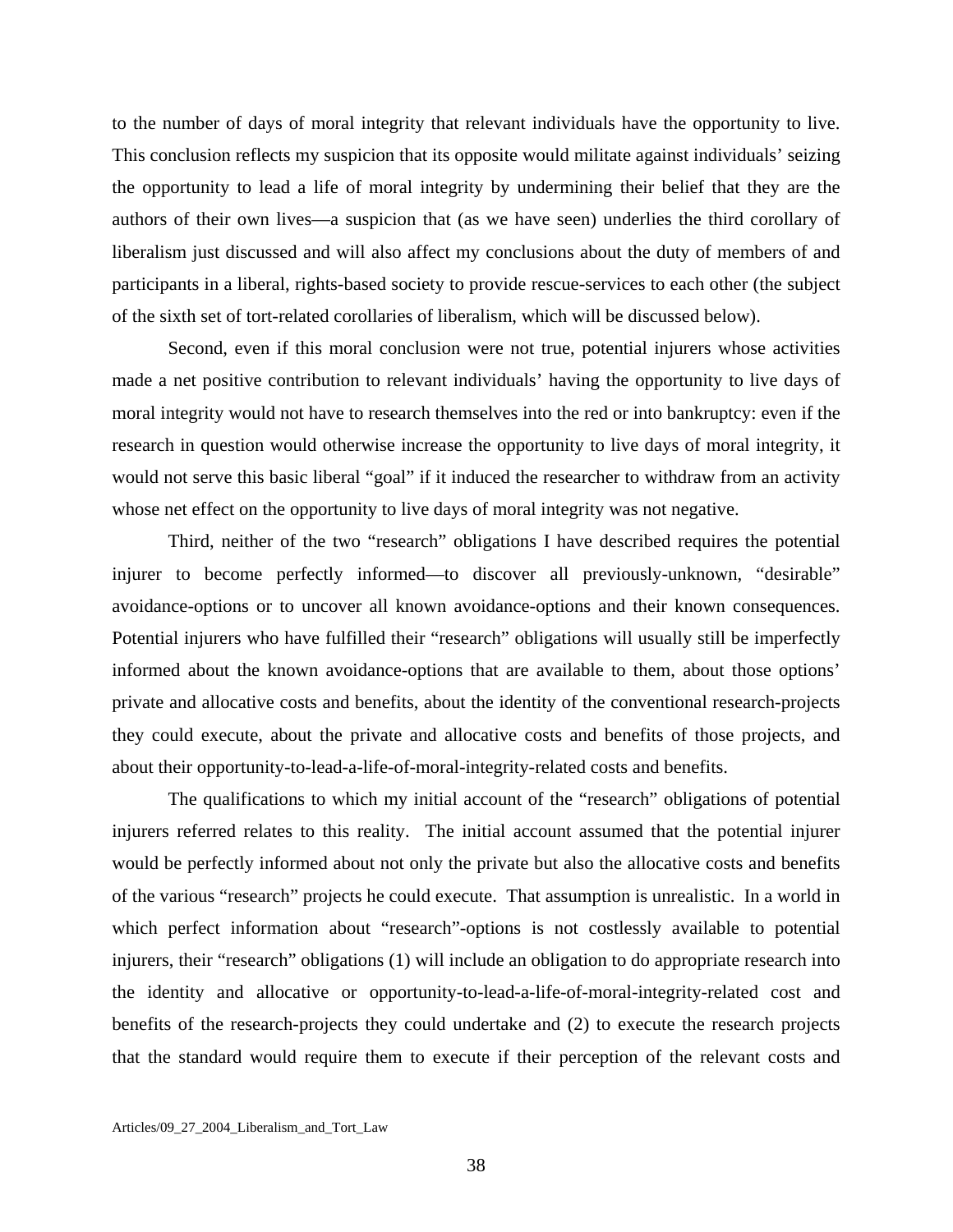to the number of days of moral integrity that relevant individuals have the opportunity to live. This conclusion reflects my suspicion that its opposite would militate against individuals' seizing the opportunity to lead a life of moral integrity by undermining their belief that they are the authors of their own lives—a suspicion that (as we have seen) underlies the third corollary of liberalism just discussed and will also affect my conclusions about the duty of members of and participants in a liberal, rights-based society to provide rescue-services to each other (the subject of the sixth set of tort-related corollaries of liberalism, which will be discussed below).

Second, even if this moral conclusion were not true, potential injurers whose activities made a net positive contribution to relevant individuals' having the opportunity to live days of moral integrity would not have to research themselves into the red or into bankruptcy: even if the research in question would otherwise increase the opportunity to live days of moral integrity, it would not serve this basic liberal "goal" if it induced the researcher to withdraw from an activity whose net effect on the opportunity to live days of moral integrity was not negative.

Third, neither of the two "research" obligations I have described requires the potential injurer to become perfectly informed—to discover all previously-unknown, "desirable" avoidance-options or to uncover all known avoidance-options and their known consequences. Potential injurers who have fulfilled their "research" obligations will usually still be imperfectly informed about the known avoidance-options that are available to them, about those options' private and allocative costs and benefits, about the identity of the conventional research-projects they could execute, about the private and allocative costs and benefits of those projects, and about their opportunity-to-lead-a-life-of-moral-integrity-related costs and benefits.

The qualifications to which my initial account of the "research" obligations of potential injurers referred relates to this reality. The initial account assumed that the potential injurer would be perfectly informed about not only the private but also the allocative costs and benefits of the various "research" projects he could execute. That assumption is unrealistic. In a world in which perfect information about "research"-options is not costlessly available to potential injurers, their "research" obligations (1) will include an obligation to do appropriate research into the identity and allocative or opportunity-to-lead-a-life-of-moral-integrity-related cost and benefits of the research-projects they could undertake and (2) to execute the research projects that the standard would require them to execute if their perception of the relevant costs and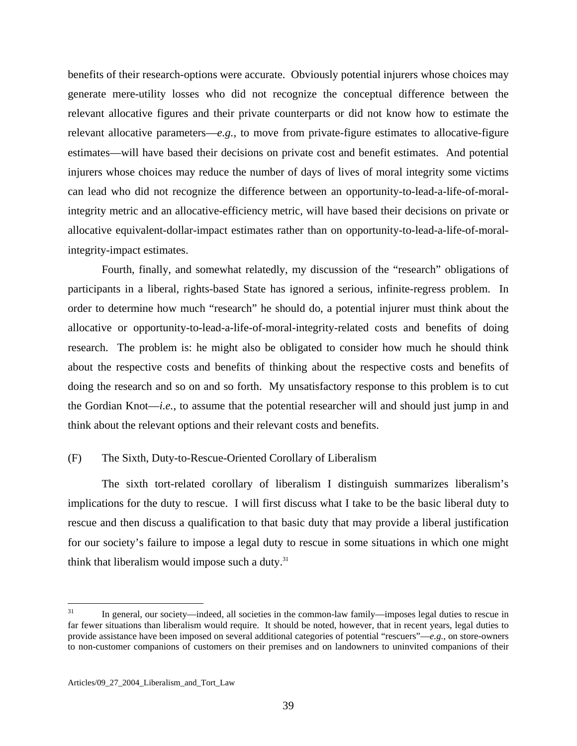benefits of their research-options were accurate. Obviously potential injurers whose choices may generate mere-utility losses who did not recognize the conceptual difference between the relevant allocative figures and their private counterparts or did not know how to estimate the relevant allocative parameters—*e.g.*, to move from private-figure estimates to allocative-figure estimates—will have based their decisions on private cost and benefit estimates. And potential injurers whose choices may reduce the number of days of lives of moral integrity some victims can lead who did not recognize the difference between an opportunity-to-lead-a-life-of-moral-integrity metric and an allocative-efficiency metric, will have based their decisions on private or allocative equivalent-dollar-impact estimates rather than on opportunity-to-lead-a-life-of-moral-integrity-impact estimates.

Fourth, finally, and somewhat relatedly, my discussion of the "research" obligations of participants in a liberal, rights-based State has ignored a serious, infinite-regress problem. In order to determine how much "research" he should do, a potential injurer must think about the allocative or opportunity-to-lead-a-life-of-moral-integrity-related costs and benefits of doing research. The problem is: he might also be obligated to consider how much he should think about the respective costs and benefits of thinking about the respective costs and benefits of doing the research and so on and so forth. My unsatisfactory response to this problem is to cut the Gordian Knot—*i.e.*, to assume that the potential researcher will and should just jump in and think about the relevant options and their relevant costs and benefits.

## (F) The Sixth, Duty-to-Rescue-Oriented Corollary of Liberalism

The sixth tort-related corollary of liberalism I distinguish summarizes liberalism's implications for the duty to rescue. I will first discuss what I take to be the basic liberal duty to rescue and then discuss a qualification to that basic duty that may provide a liberal justification for our society's failure to impose a legal duty to rescue in some situations in which one might think that liberalism would impose such a duty.[31]

---

[31] In general, our society—indeed, all societies in the common-law family—imposes legal duties to rescue in far fewer situations than liberalism would require. It should be noted, however, that in recent years, legal duties to provide assistance have been imposed on several additional categories of potential "rescuers"—*e.g.*, on store-owners to non-customer companions of customers on their premises and on landowners to uninvited companions of their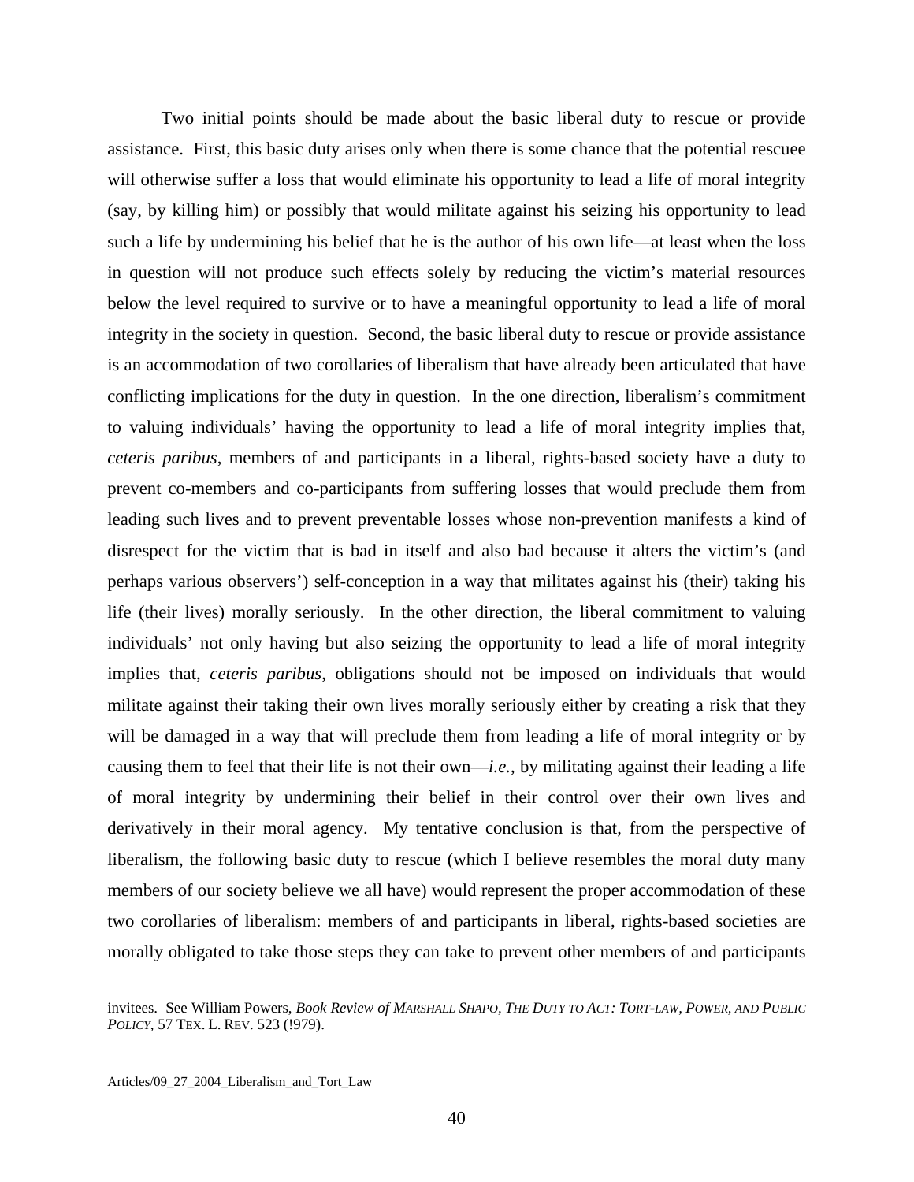Two initial points should be made about the basic liberal duty to rescue or provide assistance. First, this basic duty arises only when there is some chance that the potential rescuee will otherwise suffer a loss that would eliminate his opportunity to lead a life of moral integrity (say, by killing him) or possibly that would militate against his seizing his opportunity to lead such a life by undermining his belief that he is the author of his own life—at least when the loss in question will not produce such effects solely by reducing the victim's material resources below the level required to survive or to have a meaningful opportunity to lead a life of moral integrity in the society in question. Second, the basic liberal duty to rescue or provide assistance is an accommodation of two corollaries of liberalism that have already been articulated that have conflicting implications for the duty in question. In the one direction, liberalism's commitment to valuing individuals' having the opportunity to lead a life of moral integrity implies that, *ceteris paribus*, members of and participants in a liberal, rights-based society have a duty to prevent co-members and co-participants from suffering losses that would preclude them from leading such lives and to prevent preventable losses whose non-prevention manifests a kind of disrespect for the victim that is bad in itself and also bad because it alters the victim's (and perhaps various observers') self-conception in a way that militates against his (their) taking his life (their lives) morally seriously. In the other direction, the liberal commitment to valuing individuals' not only having but also seizing the opportunity to lead a life of moral integrity implies that, *ceteris paribus*, obligations should not be imposed on individuals that would militate against their taking their own lives morally seriously either by creating a risk that they will be damaged in a way that will preclude them from leading a life of moral integrity or by causing them to feel that their life is not their own—*i.e.*, by militating against their leading a life of moral integrity by undermining their belief in their control over their own lives and derivatively in their moral agency. My tentative conclusion is that, from the perspective of liberalism, the following basic duty to rescue (which I believe resembles the moral duty many members of our society believe we all have) would represent the proper accommodation of these two corollaries of liberalism: members of and participants in liberal, rights-based societies are morally obligated to take those steps they can take to prevent other members of and participants

---

invitees. See William Powers, *Book Review of MARSHALL SHAPO, THE DUTY TO ACT: TORT-LAW, POWER, AND PUBLIC POLICY*, 57 TEX. L. REV. 523 (!979).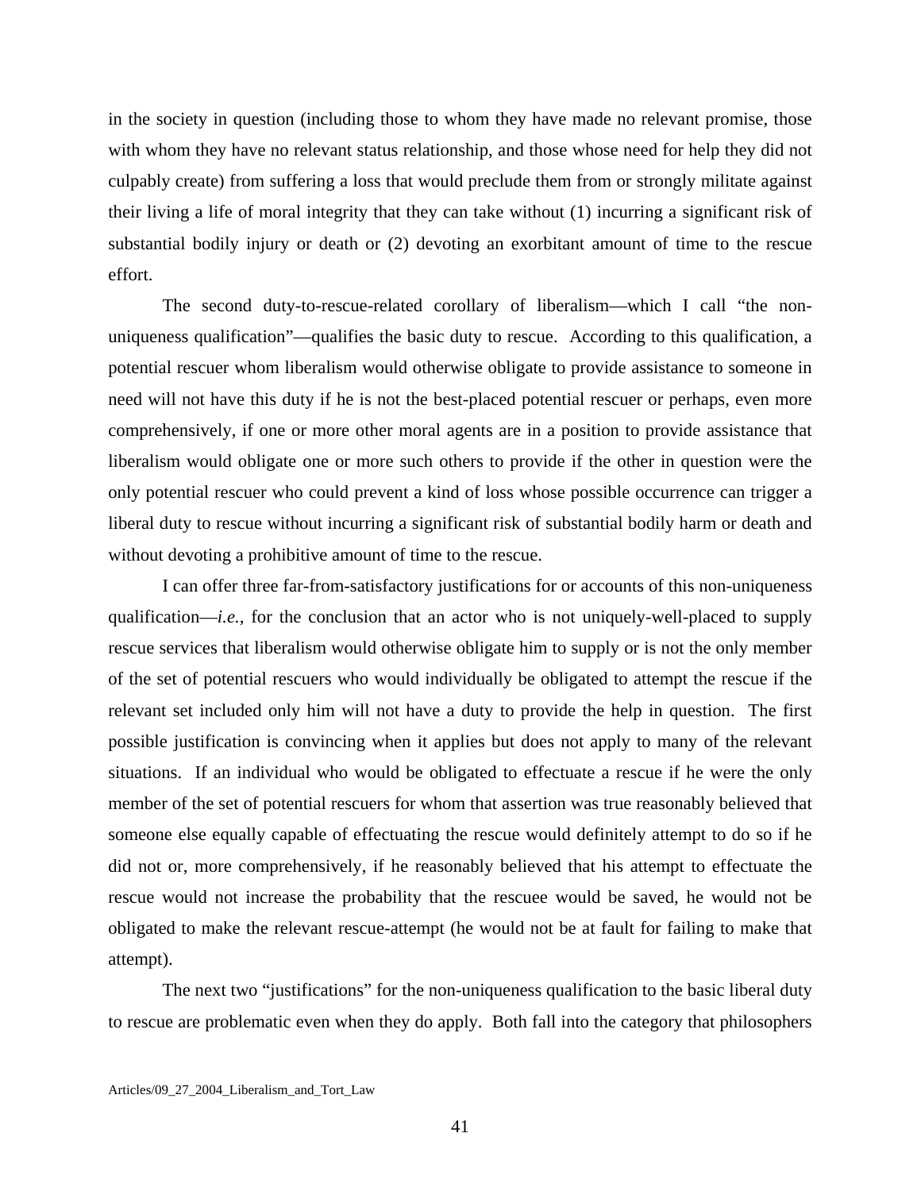in the society in question (including those to whom they have made no relevant promise, those with whom they have no relevant status relationship, and those whose need for help they did not culpably create) from suffering a loss that would preclude them from or strongly militate against their living a life of moral integrity that they can take without (1) incurring a significant risk of substantial bodily injury or death or (2) devoting an exorbitant amount of time to the rescue effort.

The second duty-to-rescue-related corollary of liberalism—which I call "the non-uniqueness qualification"—qualifies the basic duty to rescue. According to this qualification, a potential rescuer whom liberalism would otherwise obligate to provide assistance to someone in need will not have this duty if he is not the best-placed potential rescuer or perhaps, even more comprehensively, if one or more other moral agents are in a position to provide assistance that liberalism would obligate one or more such others to provide if the other in question were the only potential rescuer who could prevent a kind of loss whose possible occurrence can trigger a liberal duty to rescue without incurring a significant risk of substantial bodily harm or death and without devoting a prohibitive amount of time to the rescue.

I can offer three far-from-satisfactory justifications for or accounts of this non-uniqueness qualification—*i.e.*, for the conclusion that an actor who is not uniquely-well-placed to supply rescue services that liberalism would otherwise obligate him to supply or is not the only member of the set of potential rescuers who would individually be obligated to attempt the rescue if the relevant set included only him will not have a duty to provide the help in question. The first possible justification is convincing when it applies but does not apply to many of the relevant situations. If an individual who would be obligated to effectuate a rescue if he were the only member of the set of potential rescuers for whom that assertion was true reasonably believed that someone else equally capable of effectuating the rescue would definitely attempt to do so if he did not or, more comprehensively, if he reasonably believed that his attempt to effectuate the rescue would not increase the probability that the rescuee would be saved, he would not be obligated to make the relevant rescue-attempt (he would not be at fault for failing to make that attempt).

The next two "justifications" for the non-uniqueness qualification to the basic liberal duty to rescue are problematic even when they do apply. Both fall into the category that philosophers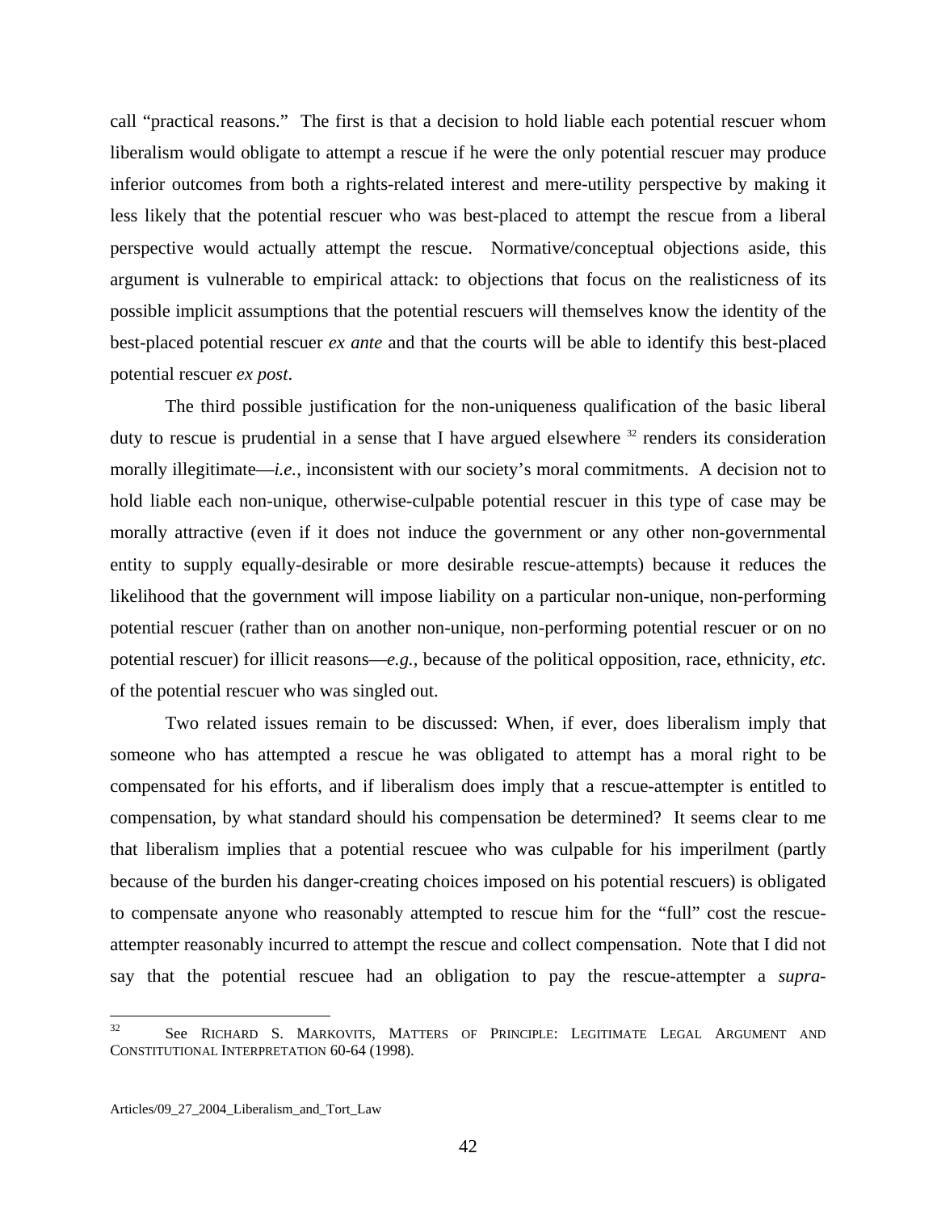call "practical reasons." The first is that a decision to hold liable each potential rescuer whom liberalism would obligate to attempt a rescue if he were the only potential rescuer may produce inferior outcomes from both a rights-related interest and mere-utility perspective by making it less likely that the potential rescuer who was best-placed to attempt the rescue from a liberal perspective would actually attempt the rescue. Normative/conceptual objections aside, this argument is vulnerable to empirical attack: to objections that focus on the realisticness of its possible implicit assumptions that the potential rescuers will themselves know the identity of the best-placed potential rescuer *ex ante* and that the courts will be able to identify this best-placed potential rescuer *ex post*.

The third possible justification for the non-uniqueness qualification of the basic liberal duty to rescue is prudential in a sense that I have argued elsewhere [32] renders its consideration morally illegitimate—*i.e.*, inconsistent with our society's moral commitments. A decision not to hold liable each non-unique, otherwise-culpable potential rescuer in this type of case may be morally attractive (even if it does not induce the government or any other non-governmental entity to supply equally-desirable or more desirable rescue-attempts) because it reduces the likelihood that the government will impose liability on a particular non-unique, non-performing potential rescuer (rather than on another non-unique, non-performing potential rescuer or on no potential rescuer) for illicit reasons—*e.g.*, because of the political opposition, race, ethnicity, *etc*. of the potential rescuer who was singled out.

Two related issues remain to be discussed: When, if ever, does liberalism imply that someone who has attempted a rescue he was obligated to attempt has a moral right to be compensated for his efforts, and if liberalism does imply that a rescue-attempter is entitled to compensation, by what standard should his compensation be determined? It seems clear to me that liberalism implies that a potential rescuee who was culpable for his imperilment (partly because of the burden his danger-creating choices imposed on his potential rescuers) is obligated to compensate anyone who reasonably attempted to rescue him for the "full" cost the rescue-attempter reasonably incurred to attempt the rescue and collect compensation. Note that I did not say that the potential rescuee had an obligation to pay the rescue-attempter a *supra-*

---

[32] See RICHARD S. MARKOVITS, MATTERS OF PRINCIPLE: LEGITIMATE LEGAL ARGUMENT AND CONSTITUTIONAL INTERPRETATION 60-64 (1998).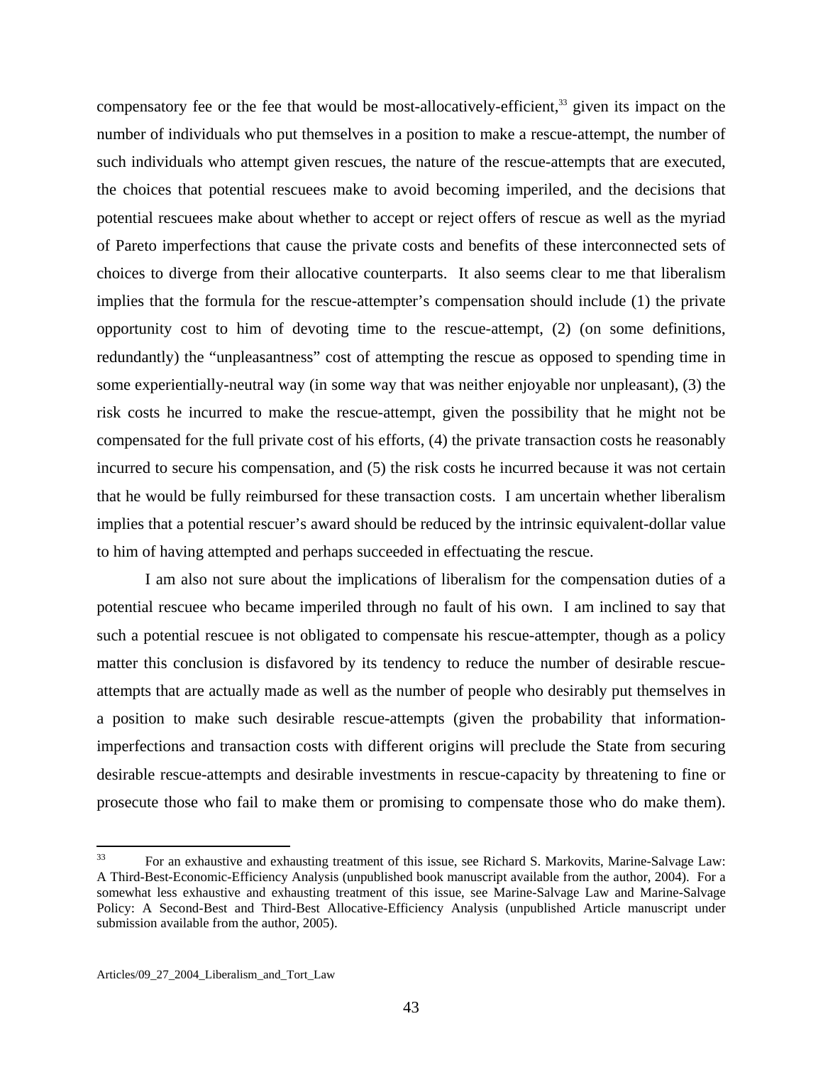compensatory fee or the fee that would be most-allocatively-efficient,[33] given its impact on the number of individuals who put themselves in a position to make a rescue-attempt, the number of such individuals who attempt given rescues, the nature of the rescue-attempts that are executed, the choices that potential rescuees make to avoid becoming imperiled, and the decisions that potential rescuees make about whether to accept or reject offers of rescue as well as the myriad of Pareto imperfections that cause the private costs and benefits of these interconnected sets of choices to diverge from their allocative counterparts. It also seems clear to me that liberalism implies that the formula for the rescue-attempter's compensation should include (1) the private opportunity cost to him of devoting time to the rescue-attempt, (2) (on some definitions, redundantly) the "unpleasantness" cost of attempting the rescue as opposed to spending time in some experientially-neutral way (in some way that was neither enjoyable nor unpleasant), (3) the risk costs he incurred to make the rescue-attempt, given the possibility that he might not be compensated for the full private cost of his efforts, (4) the private transaction costs he reasonably incurred to secure his compensation, and (5) the risk costs he incurred because it was not certain that he would be fully reimbursed for these transaction costs. I am uncertain whether liberalism implies that a potential rescuer's award should be reduced by the intrinsic equivalent-dollar value to him of having attempted and perhaps succeeded in effectuating the rescue.

I am also not sure about the implications of liberalism for the compensation duties of a potential rescuee who became imperiled through no fault of his own. I am inclined to say that such a potential rescuee is not obligated to compensate his rescue-attempter, though as a policy matter this conclusion is disfavored by its tendency to reduce the number of desirable rescue-attempts that are actually made as well as the number of people who desirably put themselves in a position to make such desirable rescue-attempts (given the probability that information-imperfections and transaction costs with different origins will preclude the State from securing desirable rescue-attempts and desirable investments in rescue-capacity by threatening to fine or prosecute those who fail to make them or promising to compensate those who do make them).

[33] For an exhaustive and exhausting treatment of this issue, see Richard S. Markovits, Marine-Salvage Law: A Third-Best-Economic-Efficiency Analysis (unpublished book manuscript available from the author, 2004). For a somewhat less exhaustive and exhausting treatment of this issue, see Marine-Salvage Law and Marine-Salvage Policy: A Second-Best and Third-Best Allocative-Efficiency Analysis (unpublished Article manuscript under submission available from the author, 2005).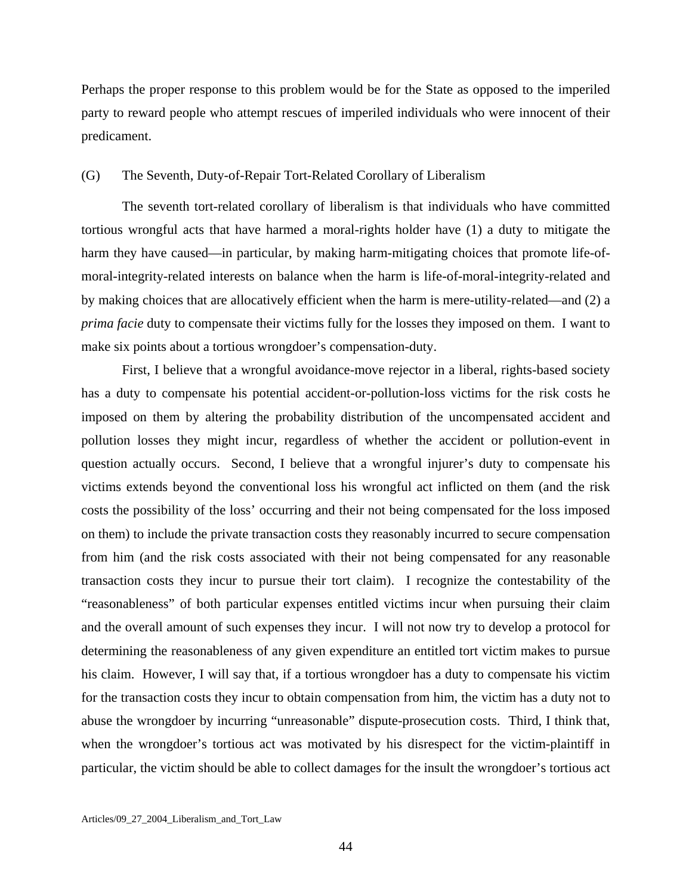Perhaps the proper response to this problem would be for the State as opposed to the imperiled party to reward people who attempt rescues of imperiled individuals who were innocent of their predicament.

### (G) The Seventh, Duty-of-Repair Tort-Related Corollary of Liberalism

The seventh tort-related corollary of liberalism is that individuals who have committed tortious wrongful acts that have harmed a moral-rights holder have (1) a duty to mitigate the harm they have caused—in particular, by making harm-mitigating choices that promote life-of-moral-integrity-related interests on balance when the harm is life-of-moral-integrity-related and by making choices that are allocatively efficient when the harm is mere-utility-related—and (2) a *prima facie* duty to compensate their victims fully for the losses they imposed on them. I want to make six points about a tortious wrongdoer's compensation-duty.

First, I believe that a wrongful avoidance-move rejector in a liberal, rights-based society has a duty to compensate his potential accident-or-pollution-loss victims for the risk costs he imposed on them by altering the probability distribution of the uncompensated accident and pollution losses they might incur, regardless of whether the accident or pollution-event in question actually occurs. Second, I believe that a wrongful injurer's duty to compensate his victims extends beyond the conventional loss his wrongful act inflicted on them (and the risk costs the possibility of the loss' occurring and their not being compensated for the loss imposed on them) to include the private transaction costs they reasonably incurred to secure compensation from him (and the risk costs associated with their not being compensated for any reasonable transaction costs they incur to pursue their tort claim). I recognize the contestability of the "reasonableness" of both particular expenses entitled victims incur when pursuing their claim and the overall amount of such expenses they incur. I will not now try to develop a protocol for determining the reasonableness of any given expenditure an entitled tort victim makes to pursue his claim. However, I will say that, if a tortious wrongdoer has a duty to compensate his victim for the transaction costs they incur to obtain compensation from him, the victim has a duty not to abuse the wrongdoer by incurring "unreasonable" dispute-prosecution costs. Third, I think that, when the wrongdoer's tortious act was motivated by his disrespect for the victim-plaintiff in particular, the victim should be able to collect damages for the insult the wrongdoer's tortious act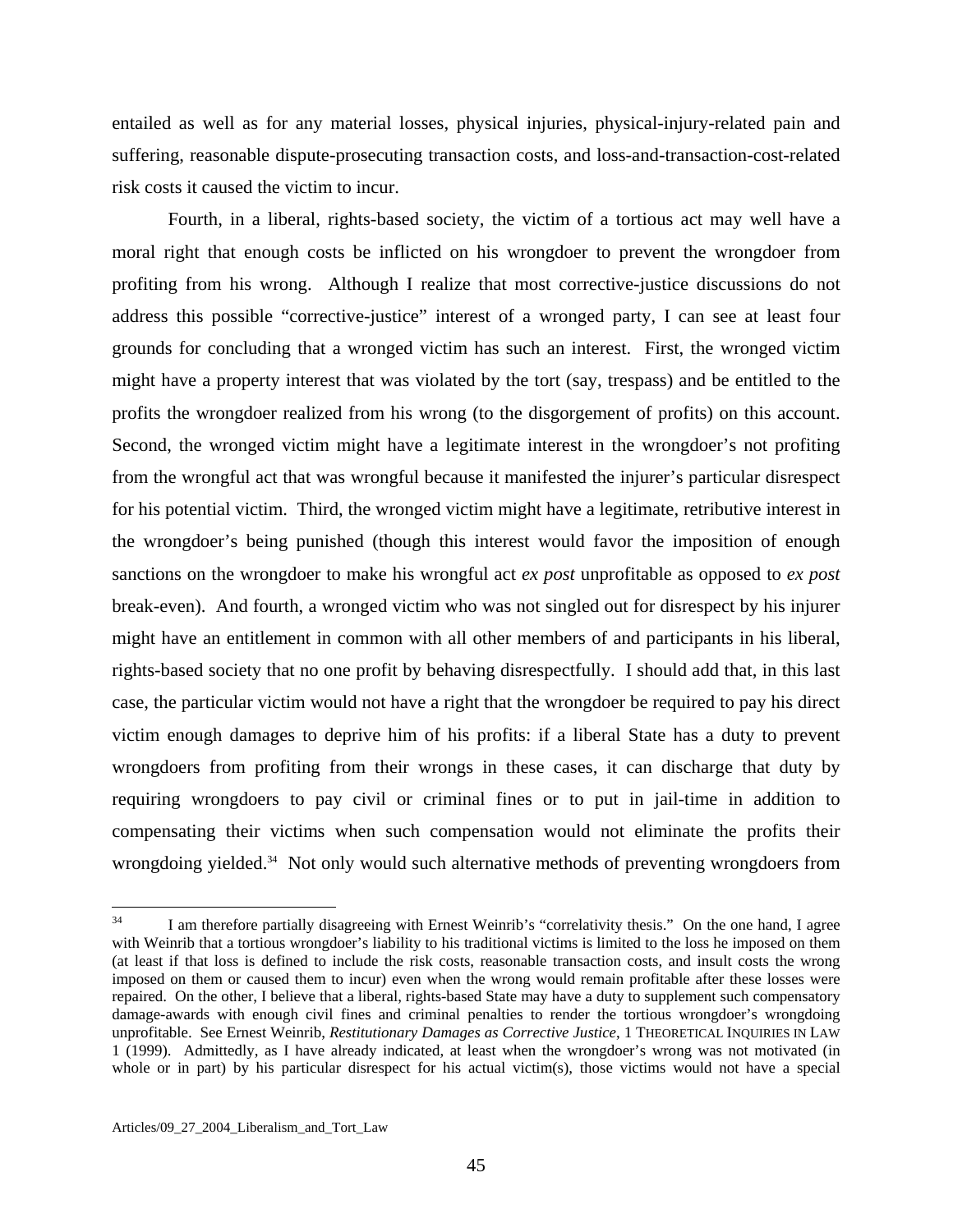entailed as well as for any material losses, physical injuries, physical-injury-related pain and suffering, reasonable dispute-prosecuting transaction costs, and loss-and-transaction-cost-related risk costs it caused the victim to incur.

Fourth, in a liberal, rights-based society, the victim of a tortious act may well have a moral right that enough costs be inflicted on his wrongdoer to prevent the wrongdoer from profiting from his wrong. Although I realize that most corrective-justice discussions do not address this possible "corrective-justice" interest of a wronged party, I can see at least four grounds for concluding that a wronged victim has such an interest. First, the wronged victim might have a property interest that was violated by the tort (say, trespass) and be entitled to the profits the wrongdoer realized from his wrong (to the disgorgement of profits) on this account. Second, the wronged victim might have a legitimate interest in the wrongdoer's not profiting from the wrongful act that was wrongful because it manifested the injurer's particular disrespect for his potential victim. Third, the wronged victim might have a legitimate, retributive interest in the wrongdoer's being punished (though this interest would favor the imposition of enough sanctions on the wrongdoer to make his wrongful act *ex post* unprofitable as opposed to *ex post* break-even). And fourth, a wronged victim who was not singled out for disrespect by his injurer might have an entitlement in common with all other members of and participants in his liberal, rights-based society that no one profit by behaving disrespectfully. I should add that, in this last case, the particular victim would not have a right that the wrongdoer be required to pay his direct victim enough damages to deprive him of his profits: if a liberal State has a duty to prevent wrongdoers from profiting from their wrongs in these cases, it can discharge that duty by requiring wrongdoers to pay civil or criminal fines or to put in jail-time in addition to compensating their victims when such compensation would not eliminate the profits their wrongdoing yielded.[34] Not only would such alternative methods of preventing wrongdoers from

---

[34] I am therefore partially disagreeing with Ernest Weinrib's "correlativity thesis." On the one hand, I agree with Weinrib that a tortious wrongdoer's liability to his traditional victims is limited to the loss he imposed on them (at least if that loss is defined to include the risk costs, reasonable transaction costs, and insult costs the wrong imposed on them or caused them to incur) even when the wrong would remain profitable after these losses were repaired. On the other, I believe that a liberal, rights-based State may have a duty to supplement such compensatory damage-awards with enough civil fines and criminal penalties to render the tortious wrongdoer's wrongdoing unprofitable. See Ernest Weinrib, *Restitutionary Damages as Corrective Justice*, 1 THEORETICAL INQUIRIES IN LAW 1 (1999). Admittedly, as I have already indicated, at least when the wrongdoer's wrong was not motivated (in whole or in part) by his particular disrespect for his actual victim(s), those victims would not have a special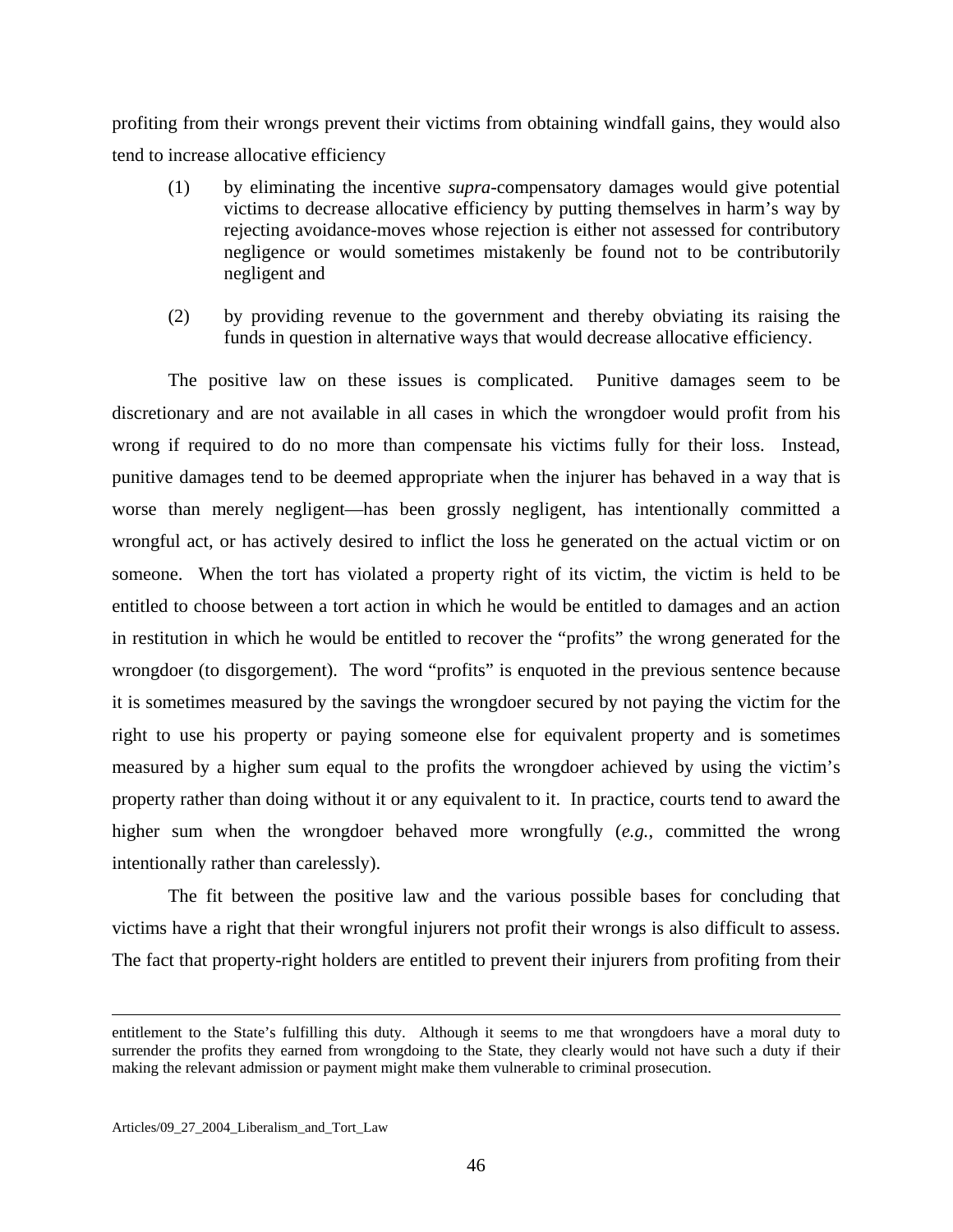profiting from their wrongs prevent their victims from obtaining windfall gains, they would also tend to increase allocative efficiency

(1) by eliminating the incentive *supra*-compensatory damages would give potential victims to decrease allocative efficiency by putting themselves in harm's way by rejecting avoidance-moves whose rejection is either not assessed for contributory negligence or would sometimes mistakenly be found not to be contributorily negligent and

(2) by providing revenue to the government and thereby obviating its raising the funds in question in alternative ways that would decrease allocative efficiency.

The positive law on these issues is complicated. Punitive damages seem to be discretionary and are not available in all cases in which the wrongdoer would profit from his wrong if required to do no more than compensate his victims fully for their loss. Instead, punitive damages tend to be deemed appropriate when the injurer has behaved in a way that is worse than merely negligent—has been grossly negligent, has intentionally committed a wrongful act, or has actively desired to inflict the loss he generated on the actual victim or on someone. When the tort has violated a property right of its victim, the victim is held to be entitled to choose between a tort action in which he would be entitled to damages and an action in restitution in which he would be entitled to recover the "profits" the wrong generated for the wrongdoer (to disgorgement). The word "profits" is enquoted in the previous sentence because it is sometimes measured by the savings the wrongdoer secured by not paying the victim for the right to use his property or paying someone else for equivalent property and is sometimes measured by a higher sum equal to the profits the wrongdoer achieved by using the victim's property rather than doing without it or any equivalent to it. In practice, courts tend to award the higher sum when the wrongdoer behaved more wrongfully (*e.g.*, committed the wrong intentionally rather than carelessly).

The fit between the positive law and the various possible bases for concluding that victims have a right that their wrongful injurers not profit their wrongs is also difficult to assess. The fact that property-right holders are entitled to prevent their injurers from profiting from their

---

entitlement to the State's fulfilling this duty. Although it seems to me that wrongdoers have a moral duty to surrender the profits they earned from wrongdoing to the State, they clearly would not have such a duty if their making the relevant admission or payment might make them vulnerable to criminal prosecution.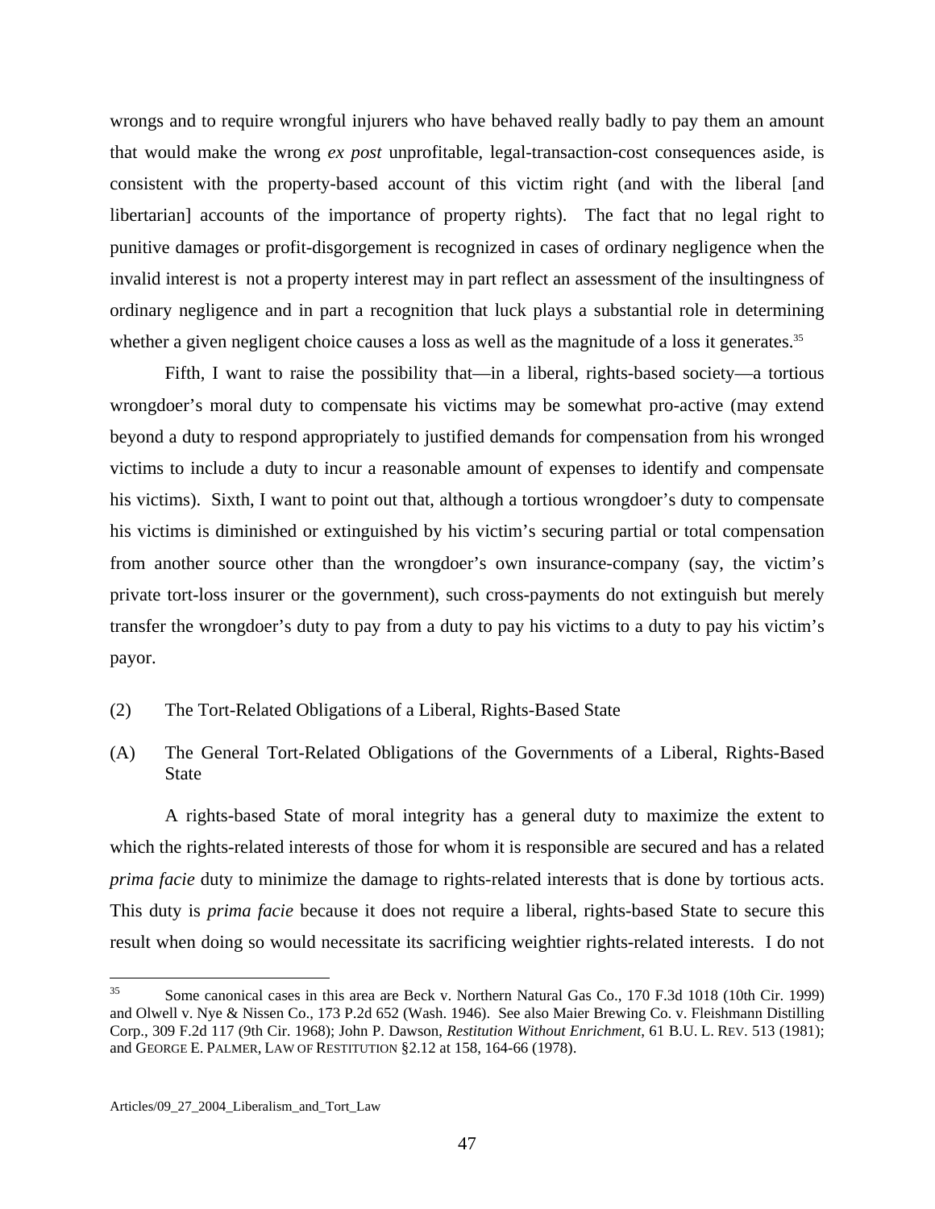wrongs and to require wrongful injurers who have behaved really badly to pay them an amount that would make the wrong *ex post* unprofitable, legal-transaction-cost consequences aside, is consistent with the property-based account of this victim right (and with the liberal [and libertarian] accounts of the importance of property rights). The fact that no legal right to punitive damages or profit-disgorgement is recognized in cases of ordinary negligence when the invalid interest is not a property interest may in part reflect an assessment of the insultingness of ordinary negligence and in part a recognition that luck plays a substantial role in determining whether a given negligent choice causes a loss as well as the magnitude of a loss it generates.[35]

Fifth, I want to raise the possibility that—in a liberal, rights-based society—a tortious wrongdoer's moral duty to compensate his victims may be somewhat pro-active (may extend beyond a duty to respond appropriately to justified demands for compensation from his wronged victims to include a duty to incur a reasonable amount of expenses to identify and compensate his victims). Sixth, I want to point out that, although a tortious wrongdoer's duty to compensate his victims is diminished or extinguished by his victim's securing partial or total compensation from another source other than the wrongdoer's own insurance-company (say, the victim's private tort-loss insurer or the government), such cross-payments do not extinguish but merely transfer the wrongdoer's duty to pay from a duty to pay his victims to a duty to pay his victim's payor.

## (2) The Tort-Related Obligations of a Liberal, Rights-Based State

### (A) The General Tort-Related Obligations of the Governments of a Liberal, Rights-Based State

A rights-based State of moral integrity has a general duty to maximize the extent to which the rights-related interests of those for whom it is responsible are secured and has a related *prima facie* duty to minimize the damage to rights-related interests that is done by tortious acts. This duty is *prima facie* because it does not require a liberal, rights-based State to secure this result when doing so would necessitate its sacrificing weightier rights-related interests. I do not

---

[35] Some canonical cases in this area are Beck v. Northern Natural Gas Co., 170 F.3d 1018 (10th Cir. 1999) and Olwell v. Nye & Nissen Co., 173 P.2d 652 (Wash. 1946). See also Maier Brewing Co. v. Fleishmann Distilling Corp., 309 F.2d 117 (9th Cir. 1968); John P. Dawson, *Restitution Without Enrichment*, 61 B.U. L. REV. 513 (1981); and GEORGE E. PALMER, LAW OF RESTITUTION §2.12 at 158, 164-66 (1978).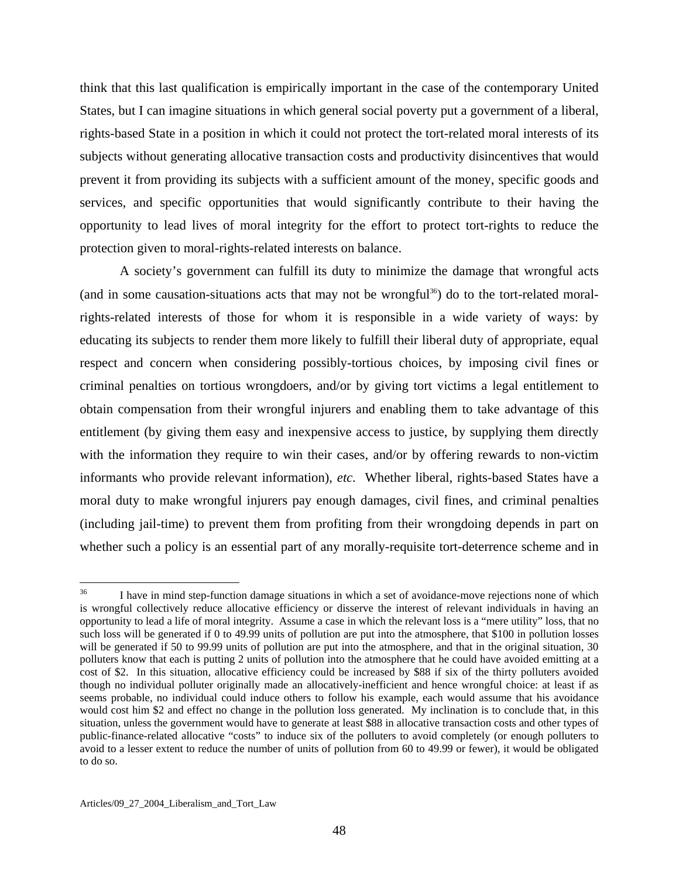think that this last qualification is empirically important in the case of the contemporary United States, but I can imagine situations in which general social poverty put a government of a liberal, rights-based State in a position in which it could not protect the tort-related moral interests of its subjects without generating allocative transaction costs and productivity disincentives that would prevent it from providing its subjects with a sufficient amount of the money, specific goods and services, and specific opportunities that would significantly contribute to their having the opportunity to lead lives of moral integrity for the effort to protect tort-rights to reduce the protection given to moral-rights-related interests on balance.

A society's government can fulfill its duty to minimize the damage that wrongful acts (and in some causation-situations acts that may not be wrongful[36]) do to the tort-related moral-rights-related interests of those for whom it is responsible in a wide variety of ways: by educating its subjects to render them more likely to fulfill their liberal duty of appropriate, equal respect and concern when considering possibly-tortious choices, by imposing civil fines or criminal penalties on tortious wrongdoers, and/or by giving tort victims a legal entitlement to obtain compensation from their wrongful injurers and enabling them to take advantage of this entitlement (by giving them easy and inexpensive access to justice, by supplying them directly with the information they require to win their cases, and/or by offering rewards to non-victim informants who provide relevant information), *etc.* Whether liberal, rights-based States have a moral duty to make wrongful injurers pay enough damages, civil fines, and criminal penalties (including jail-time) to prevent them from profiting from their wrongdoing depends in part on whether such a policy is an essential part of any morally-requisite tort-deterrence scheme and in

---

[36] I have in mind step-function damage situations in which a set of avoidance-move rejections none of which is wrongful collectively reduce allocative efficiency or disserve the interest of relevant individuals in having an opportunity to lead a life of moral integrity. Assume a case in which the relevant loss is a "mere utility" loss, that no such loss will be generated if 0 to 49.99 units of pollution are put into the atmosphere, that $100 in pollution losses will be generated if 50 to 99.99 units of pollution are put into the atmosphere, and that in the original situation, 30 polluters know that each is putting 2 units of pollution into the atmosphere that he could have avoided emitting at a cost of $2. In this situation, allocative efficiency could be increased by $88 if six of the thirty polluters avoided though no individual polluter originally made an allocatively-inefficient and hence wrongful choice: at least if as seems probable, no individual could induce others to follow his example, each would assume that his avoidance would cost him $2 and effect no change in the pollution loss generated. My inclination is to conclude that, in this situation, unless the government would have to generate at least $88 in allocative transaction costs and other types of public-finance-related allocative "costs" to induce six of the polluters to avoid completely (or enough polluters to avoid to a lesser extent to reduce the number of units of pollution from 60 to 49.99 or fewer), it would be obligated to do so.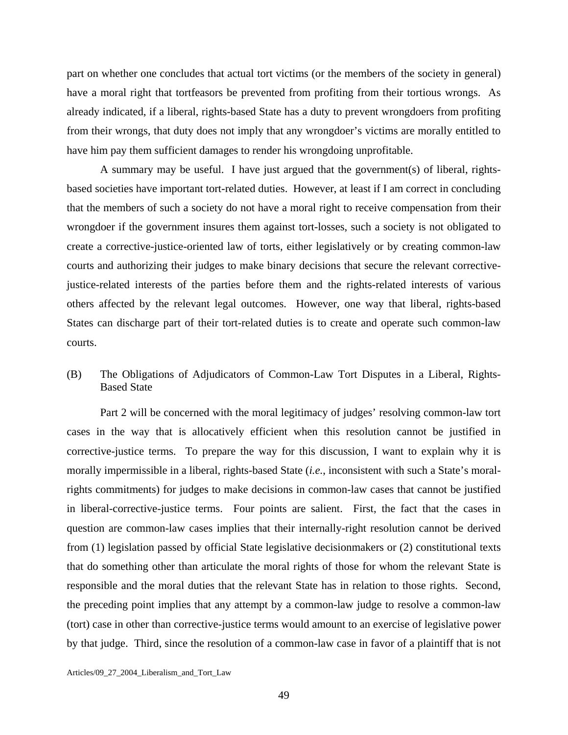part on whether one concludes that actual tort victims (or the members of the society in general) have a moral right that tortfeasors be prevented from profiting from their tortious wrongs. As already indicated, if a liberal, rights-based State has a duty to prevent wrongdoers from profiting from their wrongs, that duty does not imply that any wrongdoer's victims are morally entitled to have him pay them sufficient damages to render his wrongdoing unprofitable.

A summary may be useful. I have just argued that the government(s) of liberal, rights-based societies have important tort-related duties. However, at least if I am correct in concluding that the members of such a society do not have a moral right to receive compensation from their wrongdoer if the government insures them against tort-losses, such a society is not obligated to create a corrective-justice-oriented law of torts, either legislatively or by creating common-law courts and authorizing their judges to make binary decisions that secure the relevant corrective-justice-related interests of the parties before them and the rights-related interests of various others affected by the relevant legal outcomes. However, one way that liberal, rights-based States can discharge part of their tort-related duties is to create and operate such common-law courts.

### (B) The Obligations of Adjudicators of Common-Law Tort Disputes in a Liberal, Rights-Based State

Part 2 will be concerned with the moral legitimacy of judges' resolving common-law tort cases in the way that is allocatively efficient when this resolution cannot be justified in corrective-justice terms. To prepare the way for this discussion, I want to explain why it is morally impermissible in a liberal, rights-based State (*i.e.*, inconsistent with such a State's moral-rights commitments) for judges to make decisions in common-law cases that cannot be justified in liberal-corrective-justice terms. Four points are salient. First, the fact that the cases in question are common-law cases implies that their internally-right resolution cannot be derived from (1) legislation passed by official State legislative decisionmakers or (2) constitutional texts that do something other than articulate the moral rights of those for whom the relevant State is responsible and the moral duties that the relevant State has in relation to those rights. Second, the preceding point implies that any attempt by a common-law judge to resolve a common-law (tort) case in other than corrective-justice terms would amount to an exercise of legislative power by that judge. Third, since the resolution of a common-law case in favor of a plaintiff that is not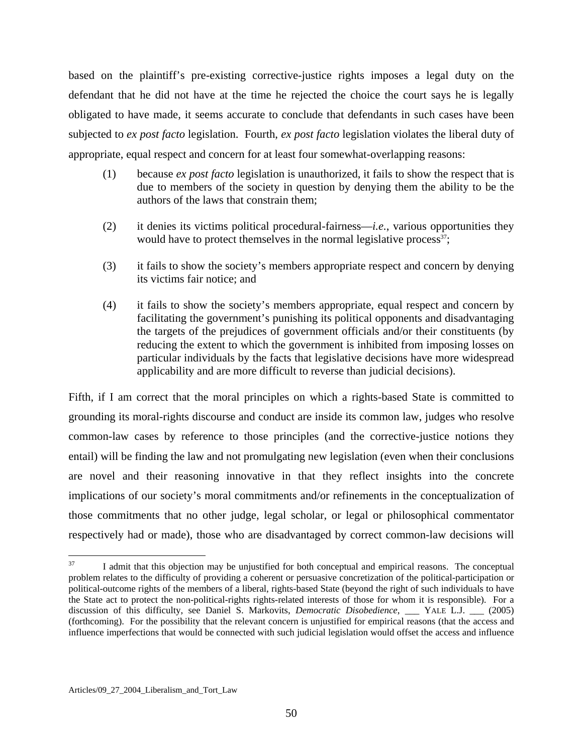based on the plaintiff's pre-existing corrective-justice rights imposes a legal duty on the defendant that he did not have at the time he rejected the choice the court says he is legally obligated to have made, it seems accurate to conclude that defendants in such cases have been subjected to *ex post facto* legislation. Fourth, *ex post facto* legislation violates the liberal duty of appropriate, equal respect and concern for at least four somewhat-overlapping reasons:

(1) because *ex post facto* legislation is unauthorized, it fails to show the respect that is due to members of the society in question by denying them the ability to be the authors of the laws that constrain them;

(2) it denies its victims political procedural-fairness—*i.e.*, various opportunities they would have to protect themselves in the normal legislative process[37];

(3) it fails to show the society's members appropriate respect and concern by denying its victims fair notice; and

(4) it fails to show the society's members appropriate, equal respect and concern by facilitating the government's punishing its political opponents and disadvantaging the targets of the prejudices of government officials and/or their constituents (by reducing the extent to which the government is inhibited from imposing losses on particular individuals by the facts that legislative decisions have more widespread applicability and are more difficult to reverse than judicial decisions).

Fifth, if I am correct that the moral principles on which a rights-based State is committed to grounding its moral-rights discourse and conduct are inside its common law, judges who resolve common-law cases by reference to those principles (and the corrective-justice notions they entail) will be finding the law and not promulgating new legislation (even when their conclusions are novel and their reasoning innovative in that they reflect insights into the concrete implications of our society's moral commitments and/or refinements in the conceptualization of those commitments that no other judge, legal scholar, or legal or philosophical commentator respectively had or made), those who are disadvantaged by correct common-law decisions will

---

[37] I admit that this objection may be unjustified for both conceptual and empirical reasons. The conceptual problem relates to the difficulty of providing a coherent or persuasive concretization of the political-participation or political-outcome rights of the members of a liberal, rights-based State (beyond the right of such individuals to have the State act to protect the non-political-rights rights-related interests of those for whom it is responsible). For a discussion of this difficulty, see Daniel S. Markovits, *Democratic Disobedience*, ___ YALE L.J. ___ (2005) (forthcoming). For the possibility that the relevant concern is unjustified for empirical reasons (that the access and influence imperfections that would be connected with such judicial legislation would offset the access and influence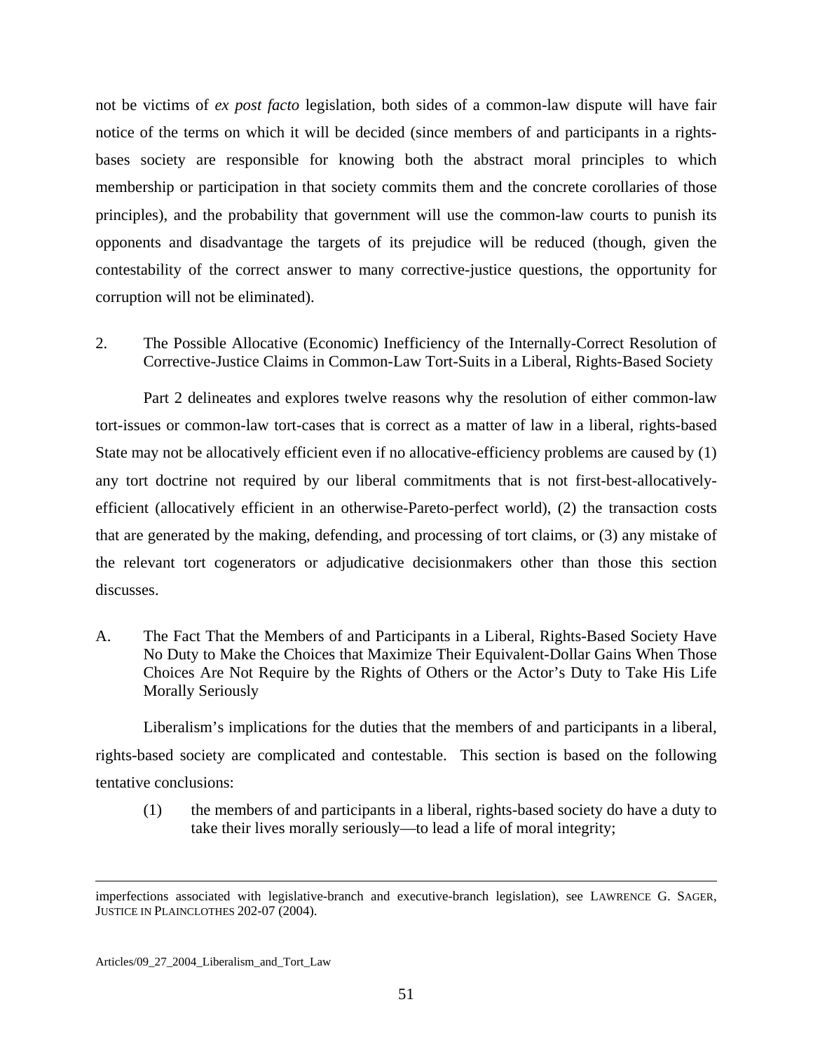not be victims of *ex post facto* legislation, both sides of a common-law dispute will have fair notice of the terms on which it will be decided (since members of and participants in a rights-bases society are responsible for knowing both the abstract moral principles to which membership or participation in that society commits them and the concrete corollaries of those principles), and the probability that government will use the common-law courts to punish its opponents and disadvantage the targets of its prejudice will be reduced (though, given the contestability of the correct answer to many corrective-justice questions, the opportunity for corruption will not be eliminated).

## 2. The Possible Allocative (Economic) Inefficiency of the Internally-Correct Resolution of Corrective-Justice Claims in Common-Law Tort-Suits in a Liberal, Rights-Based Society

Part 2 delineates and explores twelve reasons why the resolution of either common-law tort-issues or common-law tort-cases that is correct as a matter of law in a liberal, rights-based State may not be allocatively efficient even if no allocative-efficiency problems are caused by (1) any tort doctrine not required by our liberal commitments that is not first-best-allocatively-efficient (allocatively efficient in an otherwise-Pareto-perfect world), (2) the transaction costs that are generated by the making, defending, and processing of tort claims, or (3) any mistake of the relevant tort cogenerators or adjudicative decisionmakers other than those this section discusses.

### A. The Fact That the Members of and Participants in a Liberal, Rights-Based Society Have No Duty to Make the Choices that Maximize Their Equivalent-Dollar Gains When Those Choices Are Not Require by the Rights of Others or the Actor's Duty to Take His Life Morally Seriously

Liberalism's implications for the duties that the members of and participants in a liberal, rights-based society are complicated and contestable. This section is based on the following tentative conclusions:

(1) the members of and participants in a liberal, rights-based society do have a duty to take their lives morally seriously—to lead a life of moral integrity;

---

imperfections associated with legislative-branch and executive-branch legislation), see LAWRENCE G. SAGER, JUSTICE IN PLAINCLOTHES 202-07 (2004).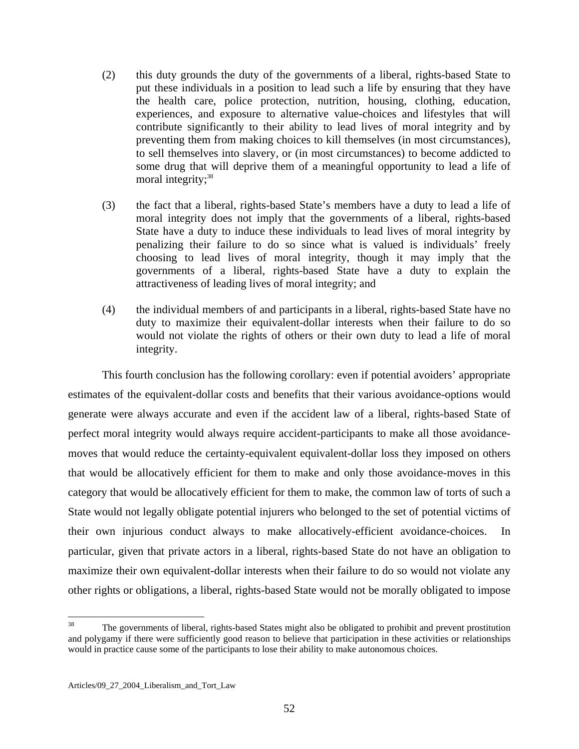(2) this duty grounds the duty of the governments of a liberal, rights-based State to put these individuals in a position to lead such a life by ensuring that they have the health care, police protection, nutrition, housing, clothing, education, experiences, and exposure to alternative value-choices and lifestyles that will contribute significantly to their ability to lead lives of moral integrity and by preventing them from making choices to kill themselves (in most circumstances), to sell themselves into slavery, or (in most circumstances) to become addicted to some drug that will deprive them of a meaningful opportunity to lead a life of moral integrity;[38]

(3) the fact that a liberal, rights-based State's members have a duty to lead a life of moral integrity does not imply that the governments of a liberal, rights-based State have a duty to induce these individuals to lead lives of moral integrity by penalizing their failure to do so since what is valued is individuals' freely choosing to lead lives of moral integrity, though it may imply that the governments of a liberal, rights-based State have a duty to explain the attractiveness of leading lives of moral integrity; and

(4) the individual members of and participants in a liberal, rights-based State have no duty to maximize their equivalent-dollar interests when their failure to do so would not violate the rights of others or their own duty to lead a life of moral integrity.

This fourth conclusion has the following corollary: even if potential avoiders' appropriate estimates of the equivalent-dollar costs and benefits that their various avoidance-options would generate were always accurate and even if the accident law of a liberal, rights-based State of perfect moral integrity would always require accident-participants to make all those avoidance-moves that would reduce the certainty-equivalent equivalent-dollar loss they imposed on others that would be allocatively efficient for them to make and only those avoidance-moves in this category that would be allocatively efficient for them to make, the common law of torts of such a State would not legally obligate potential injurers who belonged to the set of potential victims of their own injurious conduct always to make allocatively-efficient avoidance-choices. In particular, given that private actors in a liberal, rights-based State do not have an obligation to maximize their own equivalent-dollar interests when their failure to do so would not violate any other rights or obligations, a liberal, rights-based State would not be morally obligated to impose

[38] The governments of liberal, rights-based States might also be obligated to prohibit and prevent prostitution and polygamy if there were sufficiently good reason to believe that participation in these activities or relationships would in practice cause some of the participants to lose their ability to make autonomous choices.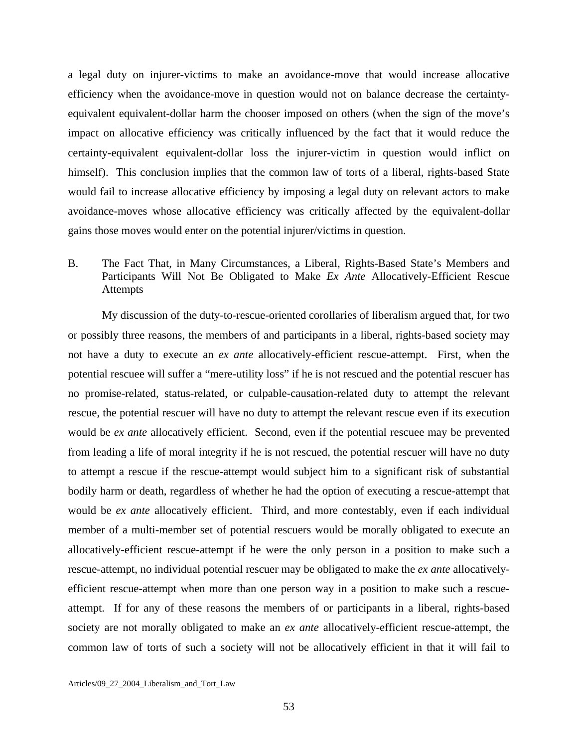a legal duty on injurer-victims to make an avoidance-move that would increase allocative efficiency when the avoidance-move in question would not on balance decrease the certainty-equivalent equivalent-dollar harm the chooser imposed on others (when the sign of the move's impact on allocative efficiency was critically influenced by the fact that it would reduce the certainty-equivalent equivalent-dollar loss the injurer-victim in question would inflict on himself). This conclusion implies that the common law of torts of a liberal, rights-based State would fail to increase allocative efficiency by imposing a legal duty on relevant actors to make avoidance-moves whose allocative efficiency was critically affected by the equivalent-dollar gains those moves would enter on the potential injurer/victims in question.

### B. The Fact That, in Many Circumstances, a Liberal, Rights-Based State's Members and Participants Will Not Be Obligated to Make *Ex Ante* Allocatively-Efficient Rescue Attempts

My discussion of the duty-to-rescue-oriented corollaries of liberalism argued that, for two or possibly three reasons, the members of and participants in a liberal, rights-based society may not have a duty to execute an *ex ante* allocatively-efficient rescue-attempt. First, when the potential rescuee will suffer a "mere-utility loss" if he is not rescued and the potential rescuer has no promise-related, status-related, or culpable-causation-related duty to attempt the relevant rescue, the potential rescuer will have no duty to attempt the relevant rescue even if its execution would be *ex ante* allocatively efficient. Second, even if the potential rescuee may be prevented from leading a life of moral integrity if he is not rescued, the potential rescuer will have no duty to attempt a rescue if the rescue-attempt would subject him to a significant risk of substantial bodily harm or death, regardless of whether he had the option of executing a rescue-attempt that would be *ex ante* allocatively efficient. Third, and more contestably, even if each individual member of a multi-member set of potential rescuers would be morally obligated to execute an allocatively-efficient rescue-attempt if he were the only person in a position to make such a rescue-attempt, no individual potential rescuer may be obligated to make the *ex ante* allocatively-efficient rescue-attempt when more than one person way in a position to make such a rescue-attempt. If for any of these reasons the members of or participants in a liberal, rights-based society are not morally obligated to make an *ex ante* allocatively-efficient rescue-attempt, the common law of torts of such a society will not be allocatively efficient in that it will fail to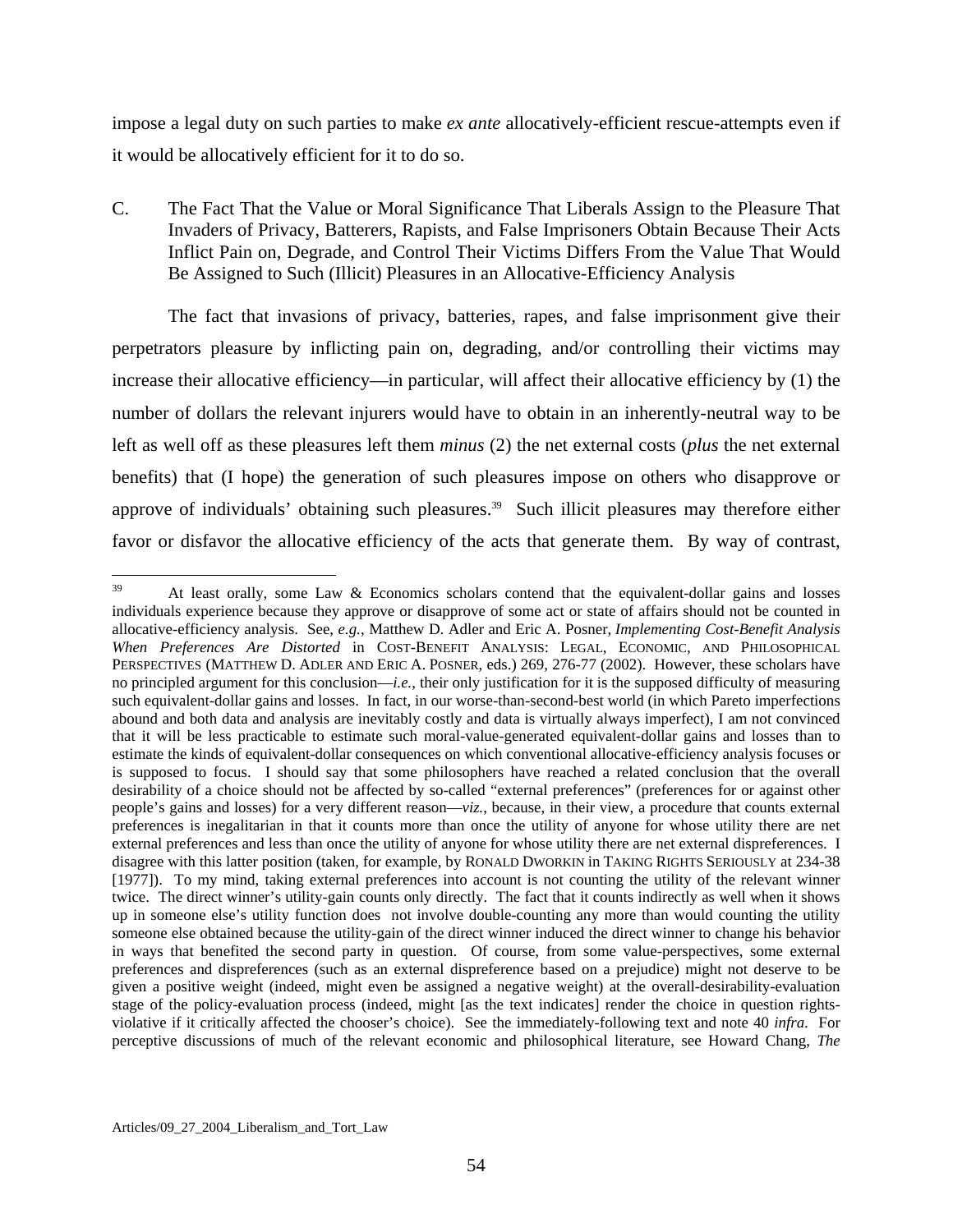impose a legal duty on such parties to make *ex ante* allocatively-efficient rescue-attempts even if it would be allocatively efficient for it to do so.

### C. The Fact That the Value or Moral Significance That Liberals Assign to the Pleasure That Invaders of Privacy, Batterers, Rapists, and False Imprisoners Obtain Because Their Acts Inflict Pain on, Degrade, and Control Their Victims Differs From the Value That Would Be Assigned to Such (Illicit) Pleasures in an Allocative-Efficiency Analysis

The fact that invasions of privacy, batteries, rapes, and false imprisonment give their perpetrators pleasure by inflicting pain on, degrading, and/or controlling their victims may increase their allocative efficiency—in particular, will affect their allocative efficiency by (1) the number of dollars the relevant injurers would have to obtain in an inherently-neutral way to be left as well off as these pleasures left them *minus* (2) the net external costs (*plus* the net external benefits) that (I hope) the generation of such pleasures impose on others who disapprove or approve of individuals' obtaining such pleasures.[39] Such illicit pleasures may therefore either favor or disfavor the allocative efficiency of the acts that generate them. By way of contrast,

[39] At least orally, some Law & Economics scholars contend that the equivalent-dollar gains and losses individuals experience because they approve or disapprove of some act or state of affairs should not be counted in allocative-efficiency analysis. See, *e.g.*, Matthew D. Adler and Eric A. Posner, *Implementing Cost-Benefit Analysis When Preferences Are Distorted* in COST-BENEFIT ANALYSIS: LEGAL, ECONOMIC, AND PHILOSOPHICAL PERSPECTIVES (MATTHEW D. ADLER AND ERIC A. POSNER, eds.) 269, 276-77 (2002). However, these scholars have no principled argument for this conclusion—*i.e.*, their only justification for it is the supposed difficulty of measuring such equivalent-dollar gains and losses. In fact, in our worse-than-second-best world (in which Pareto imperfections abound and both data and analysis are inevitably costly and data is virtually always imperfect), I am not convinced that it will be less practicable to estimate such moral-value-generated equivalent-dollar gains and losses than to estimate the kinds of equivalent-dollar consequences on which conventional allocative-efficiency analysis focuses or is supposed to focus. I should say that some philosophers have reached a related conclusion that the overall desirability of a choice should not be affected by so-called "external preferences" (preferences for or against other people's gains and losses) for a very different reason—*viz.*, because, in their view, a procedure that counts external preferences is inegalitarian in that it counts more than once the utility of anyone for whose utility there are net external preferences and less than once the utility of anyone for whose utility there are net external dispreferences. I disagree with this latter position (taken, for example, by RONALD DWORKIN in TAKING RIGHTS SERIOUSLY at 234-38 [1977]). To my mind, taking external preferences into account is not counting the utility of the relevant winner twice. The direct winner's utility-gain counts only directly. The fact that it counts indirectly as well when it shows up in someone else's utility function does not involve double-counting any more than would counting the utility someone else obtained because the utility-gain of the direct winner induced the direct winner to change his behavior in ways that benefited the second party in question. Of course, from some value-perspectives, some external preferences and dispreferences (such as an external dispreference based on a prejudice) might not deserve to be given a positive weight (indeed, might even be assigned a negative weight) at the overall-desirability-evaluation stage of the policy-evaluation process (indeed, might [as the text indicates] render the choice in question rights-violative if it critically affected the chooser's choice). See the immediately-following text and note 40 *infra*. For perceptive discussions of much of the relevant economic and philosophical literature, see Howard Chang, *The*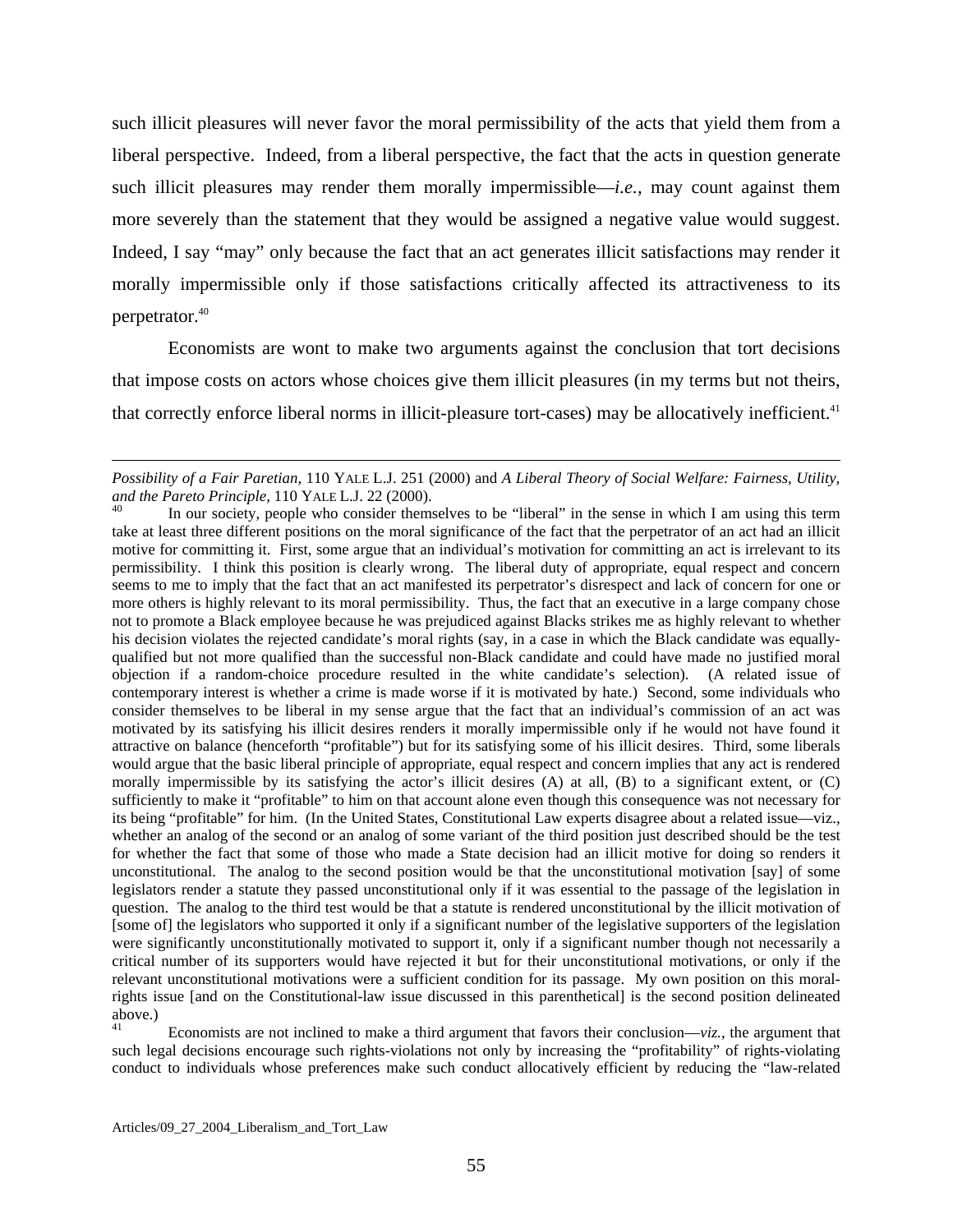such illicit pleasures will never favor the moral permissibility of the acts that yield them from a liberal perspective. Indeed, from a liberal perspective, the fact that the acts in question generate such illicit pleasures may render them morally impermissible—*i.e.*, may count against them more severely than the statement that they would be assigned a negative value would suggest. Indeed, I say "may" only because the fact that an act generates illicit satisfactions may render it morally impermissible only if those satisfactions critically affected its attractiveness to its perpetrator.[40]

Economists are wont to make two arguments against the conclusion that tort decisions that impose costs on actors whose choices give them illicit pleasures (in my terms but not theirs, that correctly enforce liberal norms in illicit-pleasure tort-cases) may be allocatively inefficient.[41]

---

*Possibility of a Fair Paretian*, 110 YALE L.J. 251 (2000) and *A Liberal Theory of Social Welfare: Fairness, Utility, and the Pareto Principle*, 110 YALE L.J. 22 (2000).

[40] In our society, people who consider themselves to be "liberal" in the sense in which I am using this term take at least three different positions on the moral significance of the fact that the perpetrator of an act had an illicit motive for committing it. First, some argue that an individual's motivation for committing an act is irrelevant to its permissibility. I think this position is clearly wrong. The liberal duty of appropriate, equal respect and concern seems to me to imply that the fact that an act manifested its perpetrator's disrespect and lack of concern for one or more others is highly relevant to its moral permissibility. Thus, the fact that an executive in a large company chose not to promote a Black employee because he was prejudiced against Blacks strikes me as highly relevant to whether his decision violates the rejected candidate's moral rights (say, in a case in which the Black candidate was equally-qualified but not more qualified than the successful non-Black candidate and could have made no justified moral objection if a random-choice procedure resulted in the white candidate's selection). (A related issue of contemporary interest is whether a crime is made worse if it is motivated by hate.) Second, some individuals who consider themselves to be liberal in my sense argue that the fact that an individual's commission of an act was motivated by its satisfying his illicit desires renders it morally impermissible only if he would not have found it attractive on balance (henceforth "profitable") but for its satisfying some of his illicit desires. Third, some liberals would argue that the basic liberal principle of appropriate, equal respect and concern implies that any act is rendered morally impermissible by its satisfying the actor's illicit desires (A) at all, (B) to a significant extent, or (C) sufficiently to make it "profitable" to him on that account alone even though this consequence was not necessary for its being "profitable" for him. (In the United States, Constitutional Law experts disagree about a related issue—viz., whether an analog of the second or an analog of some variant of the third position just described should be the test for whether the fact that some of those who made a State decision had an illicit motive for doing so renders it unconstitutional. The analog to the second position would be that the unconstitutional motivation [say] of some legislators render a statute they passed unconstitutional only if it was essential to the passage of the legislation in question. The analog to the third test would be that a statute is rendered unconstitutional by the illicit motivation of [some of] the legislators who supported it only if a significant number of the legislative supporters of the legislation were significantly unconstitutionally motivated to support it, only if a significant number though not necessarily a critical number of its supporters would have rejected it but for their unconstitutional motivations, or only if the relevant unconstitutional motivations were a sufficient condition for its passage. My own position on this moral-rights issue [and on the Constitutional-law issue discussed in this parenthetical] is the second position delineated above.)

[41] Economists are not inclined to make a third argument that favors their conclusion—*viz.*, the argument that such legal decisions encourage such rights-violations not only by increasing the "profitability" of rights-violating conduct to individuals whose preferences make such conduct allocatively efficient by reducing the "law-related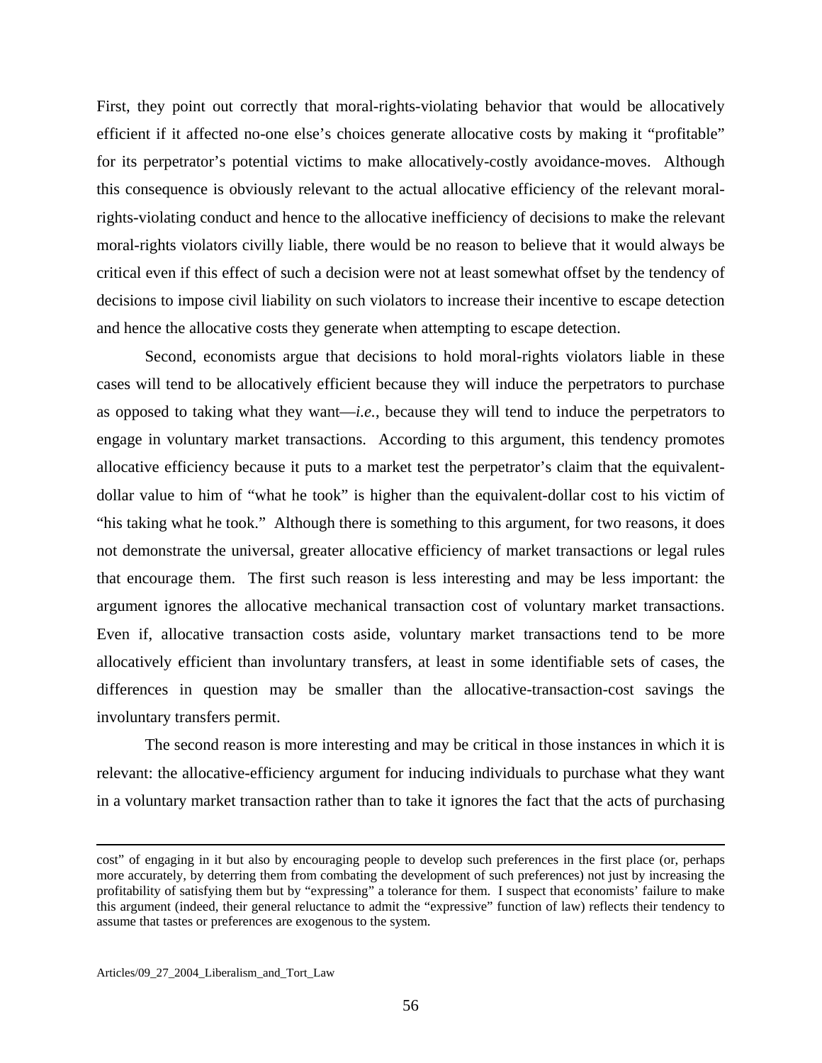First, they point out correctly that moral-rights-violating behavior that would be allocatively efficient if it affected no-one else's choices generate allocative costs by making it "profitable" for its perpetrator's potential victims to make allocatively-costly avoidance-moves. Although this consequence is obviously relevant to the actual allocative efficiency of the relevant moral-rights-violating conduct and hence to the allocative inefficiency of decisions to make the relevant moral-rights violators civilly liable, there would be no reason to believe that it would always be critical even if this effect of such a decision were not at least somewhat offset by the tendency of decisions to impose civil liability on such violators to increase their incentive to escape detection and hence the allocative costs they generate when attempting to escape detection.

Second, economists argue that decisions to hold moral-rights violators liable in these cases will tend to be allocatively efficient because they will induce the perpetrators to purchase as opposed to taking what they want—*i.e.*, because they will tend to induce the perpetrators to engage in voluntary market transactions. According to this argument, this tendency promotes allocative efficiency because it puts to a market test the perpetrator's claim that the equivalent-dollar value to him of "what he took" is higher than the equivalent-dollar cost to his victim of "his taking what he took." Although there is something to this argument, for two reasons, it does not demonstrate the universal, greater allocative efficiency of market transactions or legal rules that encourage them. The first such reason is less interesting and may be less important: the argument ignores the allocative mechanical transaction cost of voluntary market transactions. Even if, allocative transaction costs aside, voluntary market transactions tend to be more allocatively efficient than involuntary transfers, at least in some identifiable sets of cases, the differences in question may be smaller than the allocative-transaction-cost savings the involuntary transfers permit.

The second reason is more interesting and may be critical in those instances in which it is relevant: the allocative-efficiency argument for inducing individuals to purchase what they want in a voluntary market transaction rather than to take it ignores the fact that the acts of purchasing

---

cost" of engaging in it but also by encouraging people to develop such preferences in the first place (or, perhaps more accurately, by deterring them from combating the development of such preferences) not just by increasing the profitability of satisfying them but by "expressing" a tolerance for them. I suspect that economists' failure to make this argument (indeed, their general reluctance to admit the "expressive" function of law) reflects their tendency to assume that tastes or preferences are exogenous to the system.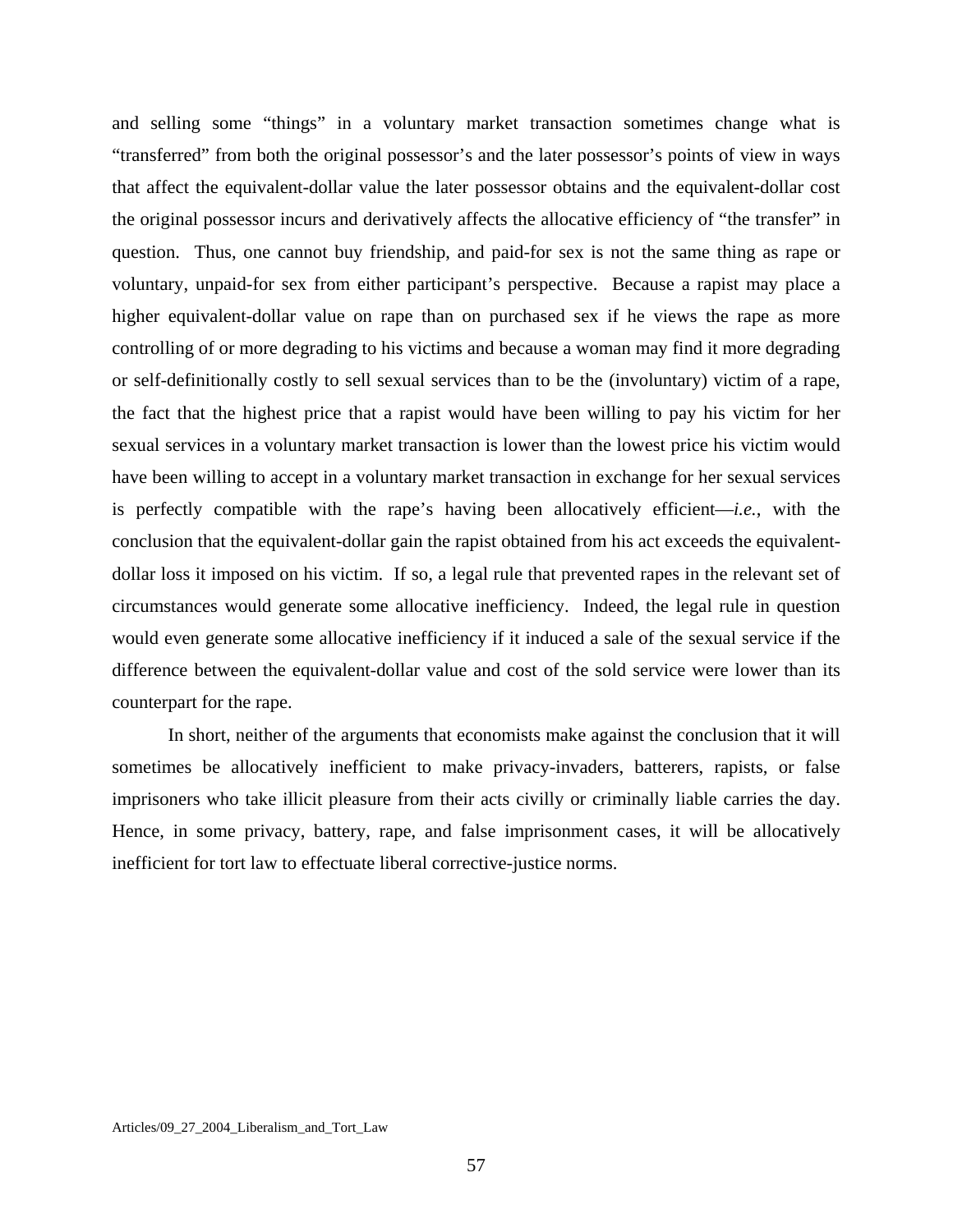and selling some "things" in a voluntary market transaction sometimes change what is "transferred" from both the original possessor's and the later possessor's points of view in ways that affect the equivalent-dollar value the later possessor obtains and the equivalent-dollar cost the original possessor incurs and derivatively affects the allocative efficiency of "the transfer" in question. Thus, one cannot buy friendship, and paid-for sex is not the same thing as rape or voluntary, unpaid-for sex from either participant's perspective. Because a rapist may place a higher equivalent-dollar value on rape than on purchased sex if he views the rape as more controlling of or more degrading to his victims and because a woman may find it more degrading or self-definitionally costly to sell sexual services than to be the (involuntary) victim of a rape, the fact that the highest price that a rapist would have been willing to pay his victim for her sexual services in a voluntary market transaction is lower than the lowest price his victim would have been willing to accept in a voluntary market transaction in exchange for her sexual services is perfectly compatible with the rape's having been allocatively efficient—*i.e.*, with the conclusion that the equivalent-dollar gain the rapist obtained from his act exceeds the equivalent-dollar loss it imposed on his victim. If so, a legal rule that prevented rapes in the relevant set of circumstances would generate some allocative inefficiency. Indeed, the legal rule in question would even generate some allocative inefficiency if it induced a sale of the sexual service if the difference between the equivalent-dollar value and cost of the sold service were lower than its counterpart for the rape.

In short, neither of the arguments that economists make against the conclusion that it will sometimes be allocatively inefficient to make privacy-invaders, batterers, rapists, or false imprisoners who take illicit pleasure from their acts civilly or criminally liable carries the day. Hence, in some privacy, battery, rape, and false imprisonment cases, it will be allocatively inefficient for tort law to effectuate liberal corrective-justice norms.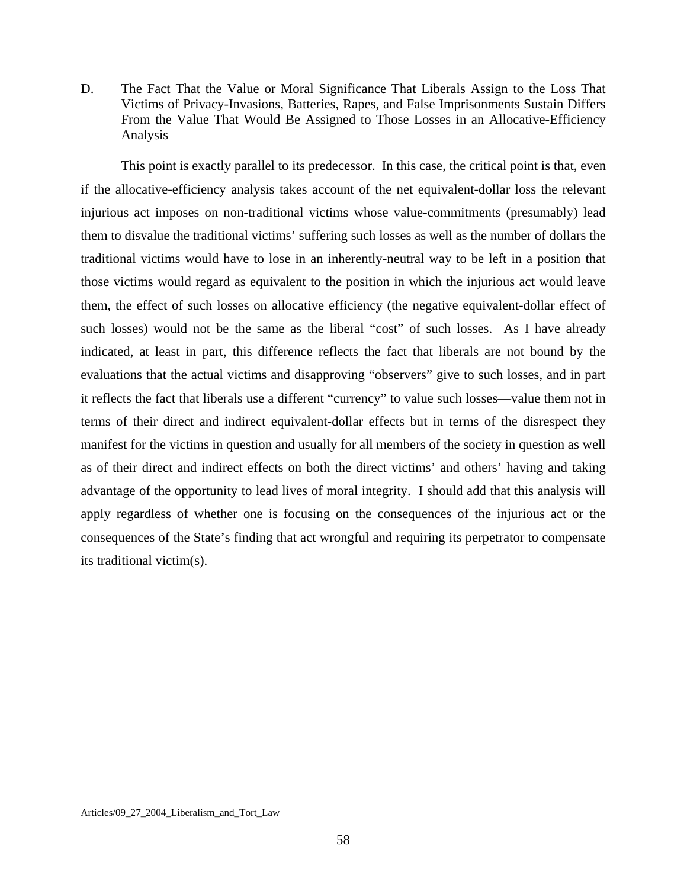### D. The Fact That the Value or Moral Significance That Liberals Assign to the Loss That Victims of Privacy-Invasions, Batteries, Rapes, and False Imprisonments Sustain Differs From the Value That Would Be Assigned to Those Losses in an Allocative-Efficiency Analysis

This point is exactly parallel to its predecessor. In this case, the critical point is that, even if the allocative-efficiency analysis takes account of the net equivalent-dollar loss the relevant injurious act imposes on non-traditional victims whose value-commitments (presumably) lead them to disvalue the traditional victims' suffering such losses as well as the number of dollars the traditional victims would have to lose in an inherently-neutral way to be left in a position that those victims would regard as equivalent to the position in which the injurious act would leave them, the effect of such losses on allocative efficiency (the negative equivalent-dollar effect of such losses) would not be the same as the liberal "cost" of such losses. As I have already indicated, at least in part, this difference reflects the fact that liberals are not bound by the evaluations that the actual victims and disapproving "observers" give to such losses, and in part it reflects the fact that liberals use a different "currency" to value such losses—value them not in terms of their direct and indirect equivalent-dollar effects but in terms of the disrespect they manifest for the victims in question and usually for all members of the society in question as well as of their direct and indirect effects on both the direct victims' and others' having and taking advantage of the opportunity to lead lives of moral integrity. I should add that this analysis will apply regardless of whether one is focusing on the consequences of the injurious act or the consequences of the State's finding that act wrongful and requiring its perpetrator to compensate its traditional victim(s).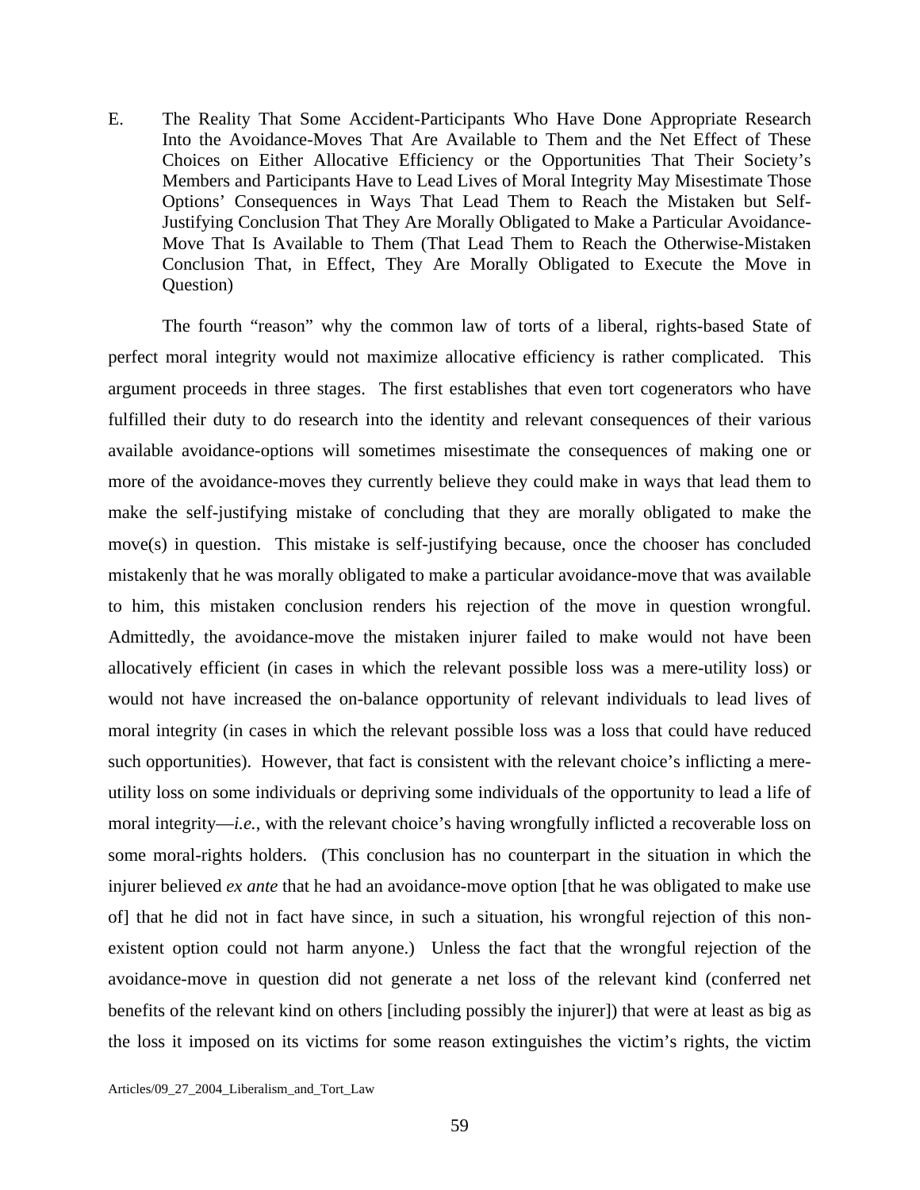E. The Reality That Some Accident-Participants Who Have Done Appropriate Research Into the Avoidance-Moves That Are Available to Them and the Net Effect of These Choices on Either Allocative Efficiency or the Opportunities That Their Society's Members and Participants Have to Lead Lives of Moral Integrity May Misestimate Those Options' Consequences in Ways That Lead Them to Reach the Mistaken but Self-Justifying Conclusion That They Are Morally Obligated to Make a Particular Avoidance-Move That Is Available to Them (That Lead Them to Reach the Otherwise-Mistaken Conclusion That, in Effect, They Are Morally Obligated to Execute the Move in Question)

The fourth "reason" why the common law of torts of a liberal, rights-based State of perfect moral integrity would not maximize allocative efficiency is rather complicated. This argument proceeds in three stages. The first establishes that even tort cogenerators who have fulfilled their duty to do research into the identity and relevant consequences of their various available avoidance-options will sometimes misestimate the consequences of making one or more of the avoidance-moves they currently believe they could make in ways that lead them to make the self-justifying mistake of concluding that they are morally obligated to make the move(s) in question. This mistake is self-justifying because, once the chooser has concluded mistakenly that he was morally obligated to make a particular avoidance-move that was available to him, this mistaken conclusion renders his rejection of the move in question wrongful. Admittedly, the avoidance-move the mistaken injurer failed to make would not have been allocatively efficient (in cases in which the relevant possible loss was a mere-utility loss) or would not have increased the on-balance opportunity of relevant individuals to lead lives of moral integrity (in cases in which the relevant possible loss was a loss that could have reduced such opportunities). However, that fact is consistent with the relevant choice's inflicting a mere-utility loss on some individuals or depriving some individuals of the opportunity to lead a life of moral integrity—*i.e.*, with the relevant choice's having wrongfully inflicted a recoverable loss on some moral-rights holders. (This conclusion has no counterpart in the situation in which the injurer believed *ex ante* that he had an avoidance-move option [that he was obligated to make use of] that he did not in fact have since, in such a situation, his wrongful rejection of this non-existent option could not harm anyone.) Unless the fact that the wrongful rejection of the avoidance-move in question did not generate a net loss of the relevant kind (conferred net benefits of the relevant kind on others [including possibly the injurer]) that were at least as big as the loss it imposed on its victims for some reason extinguishes the victim's rights, the victim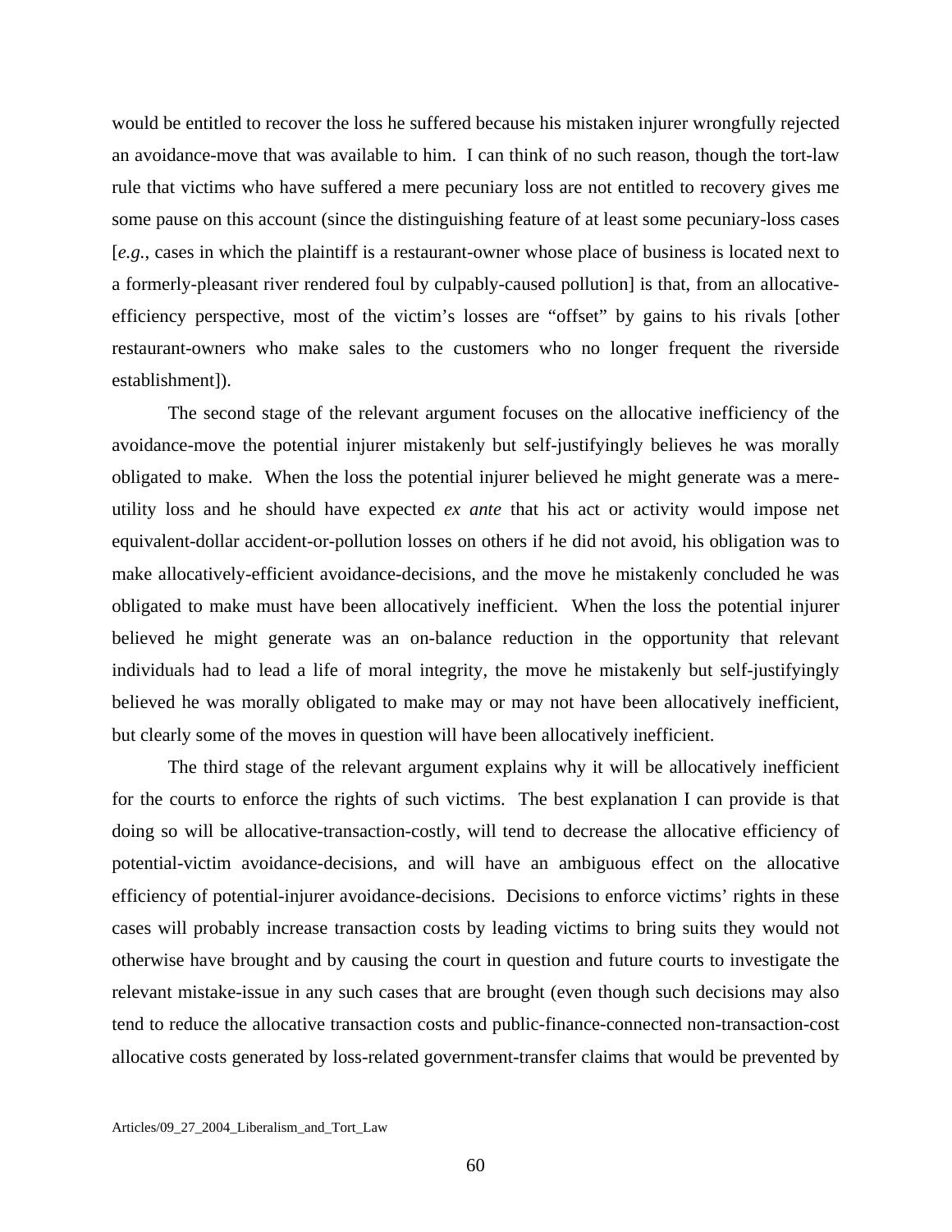would be entitled to recover the loss he suffered because his mistaken injurer wrongfully rejected an avoidance-move that was available to him. I can think of no such reason, though the tort-law rule that victims who have suffered a mere pecuniary loss are not entitled to recovery gives me some pause on this account (since the distinguishing feature of at least some pecuniary-loss cases [*e.g.*, cases in which the plaintiff is a restaurant-owner whose place of business is located next to a formerly-pleasant river rendered foul by culpably-caused pollution] is that, from an allocative-efficiency perspective, most of the victim's losses are "offset" by gains to his rivals [other restaurant-owners who make sales to the customers who no longer frequent the riverside establishment]).

The second stage of the relevant argument focuses on the allocative inefficiency of the avoidance-move the potential injurer mistakenly but self-justifyingly believes he was morally obligated to make. When the loss the potential injurer believed he might generate was a mere-utility loss and he should have expected *ex ante* that his act or activity would impose net equivalent-dollar accident-or-pollution losses on others if he did not avoid, his obligation was to make allocatively-efficient avoidance-decisions, and the move he mistakenly concluded he was obligated to make must have been allocatively inefficient. When the loss the potential injurer believed he might generate was an on-balance reduction in the opportunity that relevant individuals had to lead a life of moral integrity, the move he mistakenly but self-justifyingly believed he was morally obligated to make may or may not have been allocatively inefficient, but clearly some of the moves in question will have been allocatively inefficient.

The third stage of the relevant argument explains why it will be allocatively inefficient for the courts to enforce the rights of such victims. The best explanation I can provide is that doing so will be allocative-transaction-costly, will tend to decrease the allocative efficiency of potential-victim avoidance-decisions, and will have an ambiguous effect on the allocative efficiency of potential-injurer avoidance-decisions. Decisions to enforce victims' rights in these cases will probably increase transaction costs by leading victims to bring suits they would not otherwise have brought and by causing the court in question and future courts to investigate the relevant mistake-issue in any such cases that are brought (even though such decisions may also tend to reduce the allocative transaction costs and public-finance-connected non-transaction-cost allocative costs generated by loss-related government-transfer claims that would be prevented by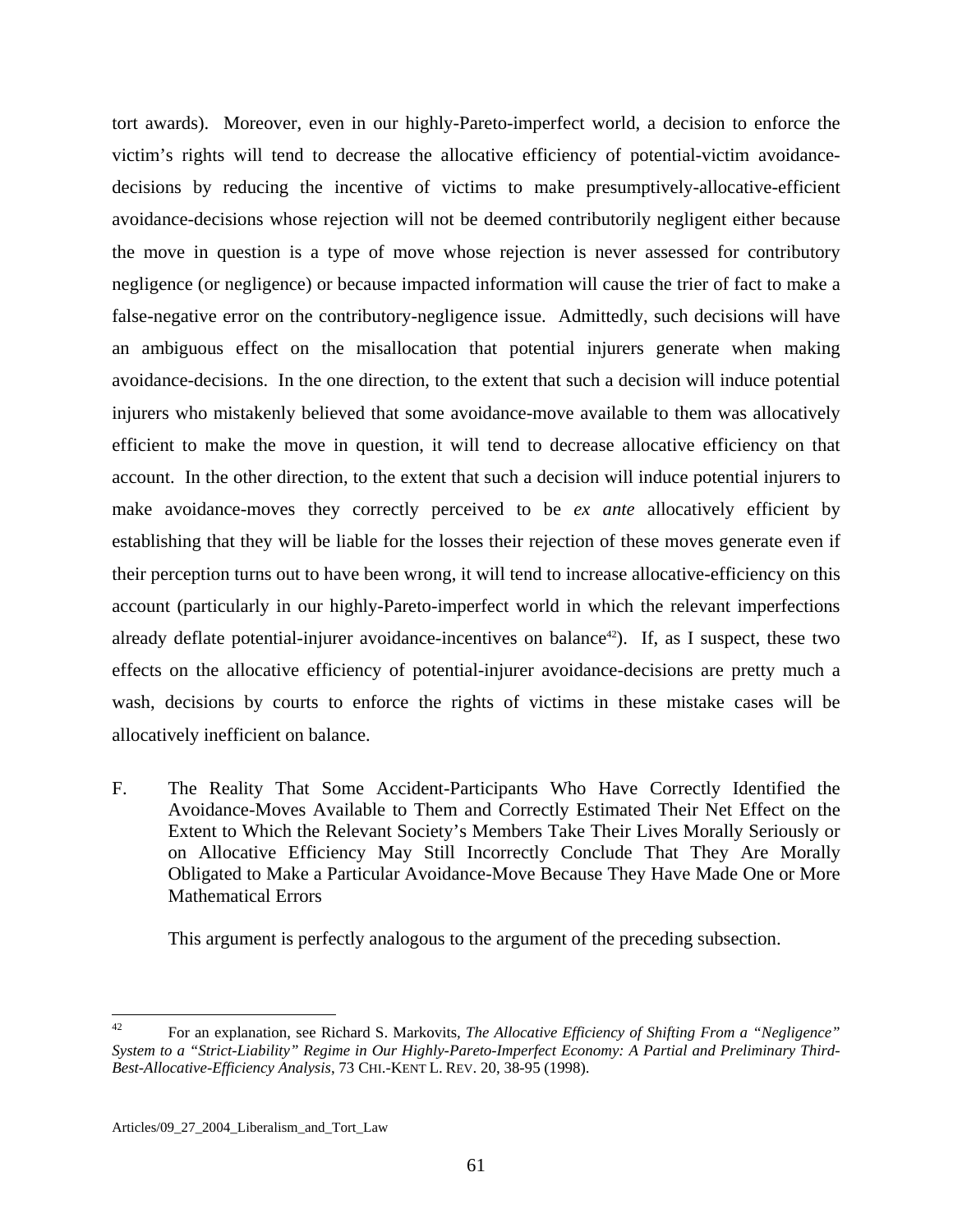tort awards). Moreover, even in our highly-Pareto-imperfect world, a decision to enforce the victim's rights will tend to decrease the allocative efficiency of potential-victim avoidance-decisions by reducing the incentive of victims to make presumptively-allocative-efficient avoidance-decisions whose rejection will not be deemed contributorily negligent either because the move in question is a type of move whose rejection is never assessed for contributory negligence (or negligence) or because impacted information will cause the trier of fact to make a false-negative error on the contributory-negligence issue. Admittedly, such decisions will have an ambiguous effect on the misallocation that potential injurers generate when making avoidance-decisions. In the one direction, to the extent that such a decision will induce potential injurers who mistakenly believed that some avoidance-move available to them was allocatively efficient to make the move in question, it will tend to decrease allocative efficiency on that account. In the other direction, to the extent that such a decision will induce potential injurers to make avoidance-moves they correctly perceived to be *ex ante* allocatively efficient by establishing that they will be liable for the losses their rejection of these moves generate even if their perception turns out to have been wrong, it will tend to increase allocative-efficiency on this account (particularly in our highly-Pareto-imperfect world in which the relevant imperfections already deflate potential-injurer avoidance-incentives on balance[42]). If, as I suspect, these two effects on the allocative efficiency of potential-injurer avoidance-decisions are pretty much a wash, decisions by courts to enforce the rights of victims in these mistake cases will be allocatively inefficient on balance.

### F. The Reality That Some Accident-Participants Who Have Correctly Identified the Avoidance-Moves Available to Them and Correctly Estimated Their Net Effect on the Extent to Which the Relevant Society's Members Take Their Lives Morally Seriously or on Allocative Efficiency May Still Incorrectly Conclude That They Are Morally Obligated to Make a Particular Avoidance-Move Because They Have Made One or More Mathematical Errors

This argument is perfectly analogous to the argument of the preceding subsection.

---

[42] For an explanation, see Richard S. Markovits, *The Allocative Efficiency of Shifting From a "Negligence" System to a "Strict-Liability" Regime in Our Highly-Pareto-Imperfect Economy: A Partial and Preliminary Third-Best-Allocative-Efficiency Analysis*, 73 CHI.-KENT L. REV. 20, 38-95 (1998).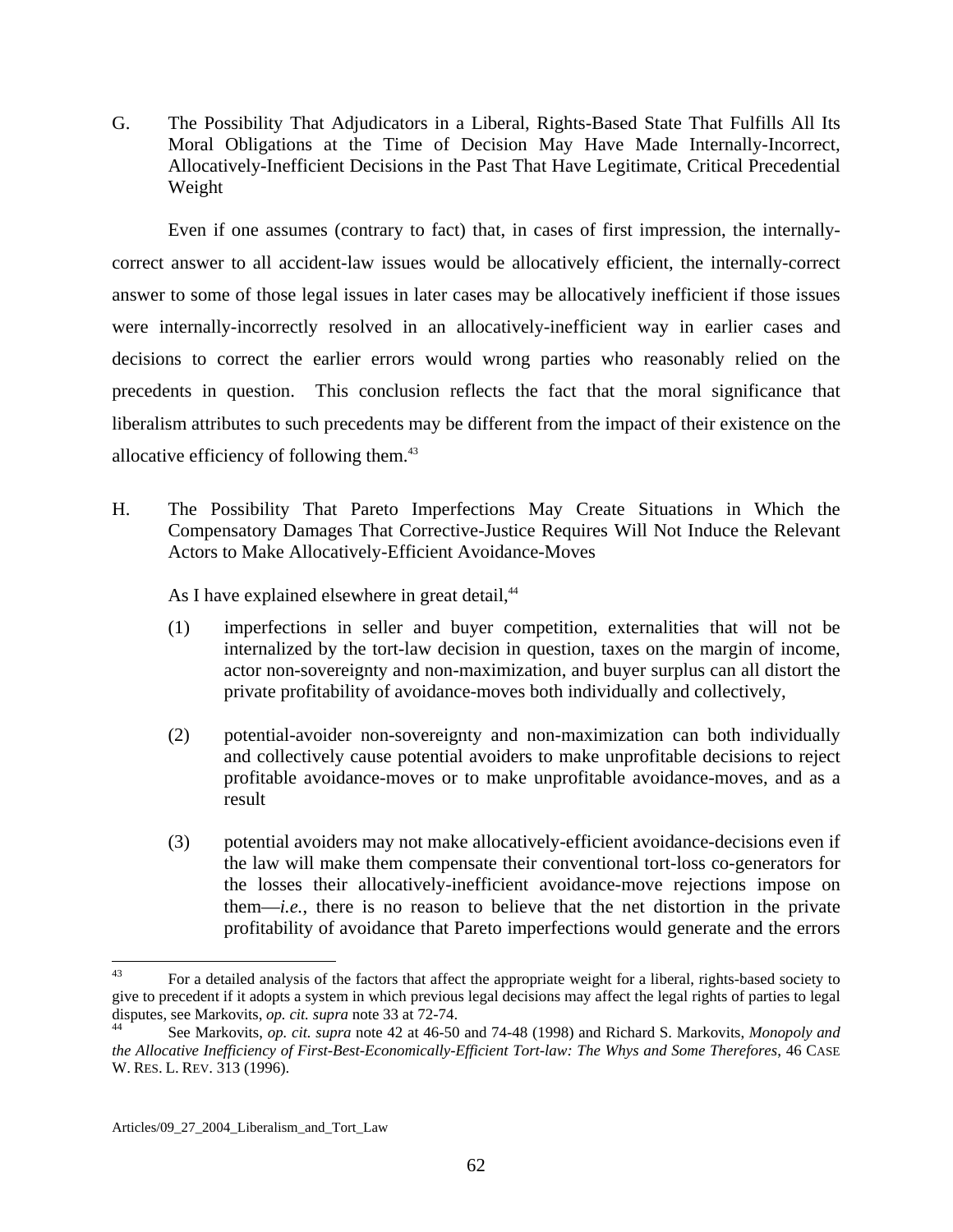G. The Possibility That Adjudicators in a Liberal, Rights-Based State That Fulfills All Its Moral Obligations at the Time of Decision May Have Made Internally-Incorrect, Allocatively-Inefficient Decisions in the Past That Have Legitimate, Critical Precedential Weight

Even if one assumes (contrary to fact) that, in cases of first impression, the internally-correct answer to all accident-law issues would be allocatively efficient, the internally-correct answer to some of those legal issues in later cases may be allocatively inefficient if those issues were internally-incorrectly resolved in an allocatively-inefficient way in earlier cases and decisions to correct the earlier errors would wrong parties who reasonably relied on the precedents in question. This conclusion reflects the fact that the moral significance that liberalism attributes to such precedents may be different from the impact of their existence on the allocative efficiency of following them.[43]

H. The Possibility That Pareto Imperfections May Create Situations in Which the Compensatory Damages That Corrective-Justice Requires Will Not Induce the Relevant Actors to Make Allocatively-Efficient Avoidance-Moves

As I have explained elsewhere in great detail,[44]

(1) imperfections in seller and buyer competition, externalities that will not be internalized by the tort-law decision in question, taxes on the margin of income, actor non-sovereignty and non-maximization, and buyer surplus can all distort the private profitability of avoidance-moves both individually and collectively,

(2) potential-avoider non-sovereignty and non-maximization can both individually and collectively cause potential avoiders to make unprofitable decisions to reject profitable avoidance-moves or to make unprofitable avoidance-moves, and as a result

(3) potential avoiders may not make allocatively-efficient avoidance-decisions even if the law will make them compensate their conventional tort-loss co-generators for the losses their allocatively-inefficient avoidance-move rejections impose on them—*i.e.*, there is no reason to believe that the net distortion in the private profitability of avoidance that Pareto imperfections would generate and the errors

---

[43] For a detailed analysis of the factors that affect the appropriate weight for a liberal, rights-based society to give to precedent if it adopts a system in which previous legal decisions may affect the legal rights of parties to legal disputes, see Markovits, *op. cit. supra* note 33 at 72-74.

[44] See Markovits, *op. cit. supra* note 42 at 46-50 and 74-48 (1998) and Richard S. Markovits, *Monopoly and the Allocative Inefficiency of First-Best-Economically-Efficient Tort-law: The Whys and Some Therefores*, 46 CASE W. RES. L. REV. 313 (1996).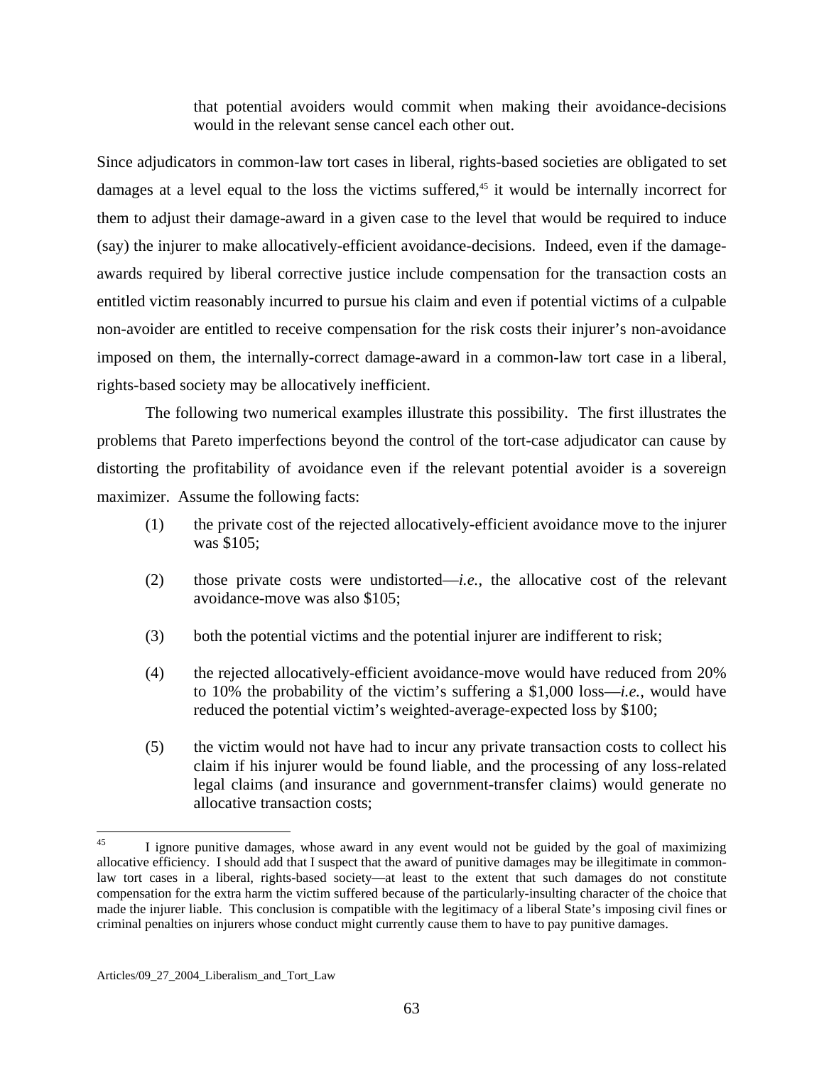> that potential avoiders would commit when making their avoidance-decisions would in the relevant sense cancel each other out.

Since adjudicators in common-law tort cases in liberal, rights-based societies are obligated to set damages at a level equal to the loss the victims suffered,[45] it would be internally incorrect for them to adjust their damage-award in a given case to the level that would be required to induce (say) the injurer to make allocatively-efficient avoidance-decisions. Indeed, even if the damage-awards required by liberal corrective justice include compensation for the transaction costs an entitled victim reasonably incurred to pursue his claim and even if potential victims of a culpable non-avoider are entitled to receive compensation for the risk costs their injurer's non-avoidance imposed on them, the internally-correct damage-award in a common-law tort case in a liberal, rights-based society may be allocatively inefficient.

The following two numerical examples illustrate this possibility. The first illustrates the problems that Pareto imperfections beyond the control of the tort-case adjudicator can cause by distorting the profitability of avoidance even if the relevant potential avoider is a sovereign maximizer. Assume the following facts:

(1) the private cost of the rejected allocatively-efficient avoidance move to the injurer was $105;

(2) those private costs were undistorted—*i.e.*, the allocative cost of the relevant avoidance-move was also $105;

(3) both the potential victims and the potential injurer are indifferent to risk;

(4) the rejected allocatively-efficient avoidance-move would have reduced from 20% to 10% the probability of the victim's suffering a $1,000 loss—*i.e.*, would have reduced the potential victim's weighted-average-expected loss by $100;

(5) the victim would not have had to incur any private transaction costs to collect his claim if his injurer would be found liable, and the processing of any loss-related legal claims (and insurance and government-transfer claims) would generate no allocative transaction costs;

---

[45] I ignore punitive damages, whose award in any event would not be guided by the goal of maximizing allocative efficiency. I should add that I suspect that the award of punitive damages may be illegitimate in common-law tort cases in a liberal, rights-based society—at least to the extent that such damages do not constitute compensation for the extra harm the victim suffered because of the particularly-insulting character of the choice that made the injurer liable. This conclusion is compatible with the legitimacy of a liberal State's imposing civil fines or criminal penalties on injurers whose conduct might currently cause them to have to pay punitive damages.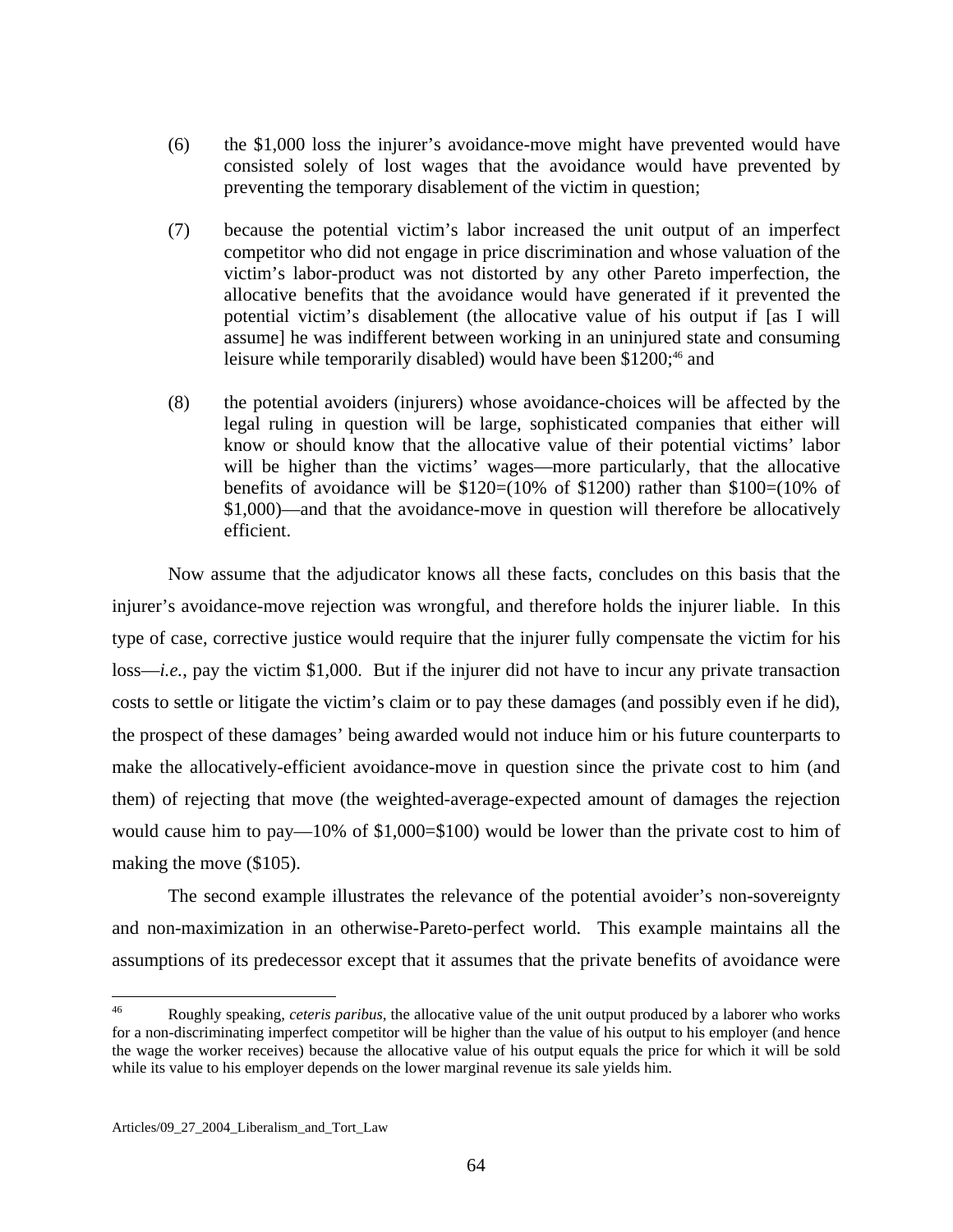(6) the $1,000 loss the injurer's avoidance-move might have prevented would have consisted solely of lost wages that the avoidance would have prevented by preventing the temporary disablement of the victim in question;

(7) because the potential victim's labor increased the unit output of an imperfect competitor who did not engage in price discrimination and whose valuation of the victim's labor-product was not distorted by any other Pareto imperfection, the allocative benefits that the avoidance would have generated if it prevented the potential victim's disablement (the allocative value of his output if [as I will assume] he was indifferent between working in an uninjured state and consuming leisure while temporarily disabled) would have been $1200;[46] and

(8) the potential avoiders (injurers) whose avoidance-choices will be affected by the legal ruling in question will be large, sophisticated companies that either will know or should know that the allocative value of their potential victims' labor will be higher than the victims' wages—more particularly, that the allocative benefits of avoidance will be $120=(10% of $1200) rather than $100=(10% of $1,000)—and that the avoidance-move in question will therefore be allocatively efficient.

Now assume that the adjudicator knows all these facts, concludes on this basis that the injurer's avoidance-move rejection was wrongful, and therefore holds the injurer liable. In this type of case, corrective justice would require that the injurer fully compensate the victim for his loss—*i.e.*, pay the victim $1,000. But if the injurer did not have to incur any private transaction costs to settle or litigate the victim's claim or to pay these damages (and possibly even if he did), the prospect of these damages' being awarded would not induce him or his future counterparts to make the allocatively-efficient avoidance-move in question since the private cost to him (and them) of rejecting that move (the weighted-average-expected amount of damages the rejection would cause him to pay—10% of $1,000=$100) would be lower than the private cost to him of making the move ($105).

The second example illustrates the relevance of the potential avoider's non-sovereignty and non-maximization in an otherwise-Pareto-perfect world. This example maintains all the assumptions of its predecessor except that it assumes that the private benefits of avoidance were

---

[46] Roughly speaking, *ceteris paribus*, the allocative value of the unit output produced by a laborer who works for a non-discriminating imperfect competitor will be higher than the value of his output to his employer (and hence the wage the worker receives) because the allocative value of his output equals the price for which it will be sold while its value to his employer depends on the lower marginal revenue its sale yields him.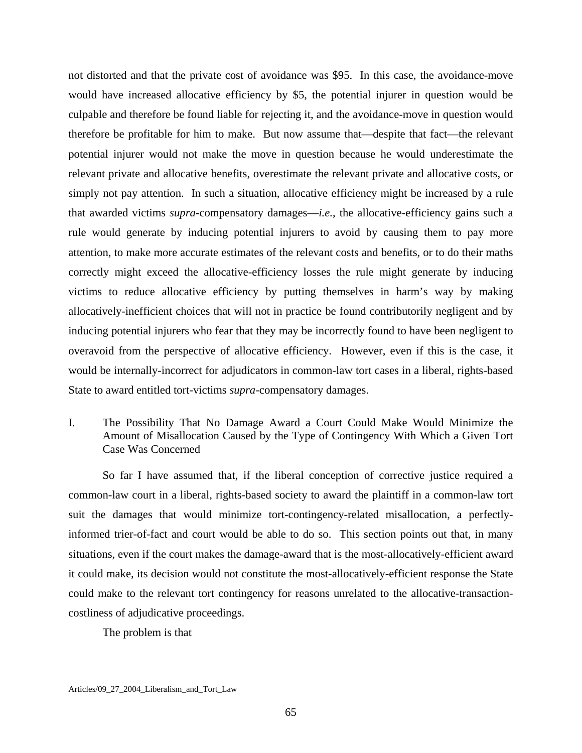not distorted and that the private cost of avoidance was $95. In this case, the avoidance-move would have increased allocative efficiency by $5, the potential injurer in question would be culpable and therefore be found liable for rejecting it, and the avoidance-move in question would therefore be profitable for him to make. But now assume that—despite that fact—the relevant potential injurer would not make the move in question because he would underestimate the relevant private and allocative benefits, overestimate the relevant private and allocative costs, or simply not pay attention. In such a situation, allocative efficiency might be increased by a rule that awarded victims *supra*-compensatory damages—*i.e.*, the allocative-efficiency gains such a rule would generate by inducing potential injurers to avoid by causing them to pay more attention, to make more accurate estimates of the relevant costs and benefits, or to do their maths correctly might exceed the allocative-efficiency losses the rule might generate by inducing victims to reduce allocative efficiency by putting themselves in harm's way by making allocatively-inefficient choices that will not in practice be found contributorily negligent and by inducing potential injurers who fear that they may be incorrectly found to have been negligent to overavoid from the perspective of allocative efficiency. However, even if this is the case, it would be internally-incorrect for adjudicators in common-law tort cases in a liberal, rights-based State to award entitled tort-victims *supra*-compensatory damages.

### I. The Possibility That No Damage Award a Court Could Make Would Minimize the Amount of Misallocation Caused by the Type of Contingency With Which a Given Tort Case Was Concerned

So far I have assumed that, if the liberal conception of corrective justice required a common-law court in a liberal, rights-based society to award the plaintiff in a common-law tort suit the damages that would minimize tort-contingency-related misallocation, a perfectly-informed trier-of-fact and court would be able to do so. This section points out that, in many situations, even if the court makes the damage-award that is the most-allocatively-efficient award it could make, its decision would not constitute the most-allocatively-efficient response the State could make to the relevant tort contingency for reasons unrelated to the allocative-transaction-costliness of adjudicative proceedings.

The problem is that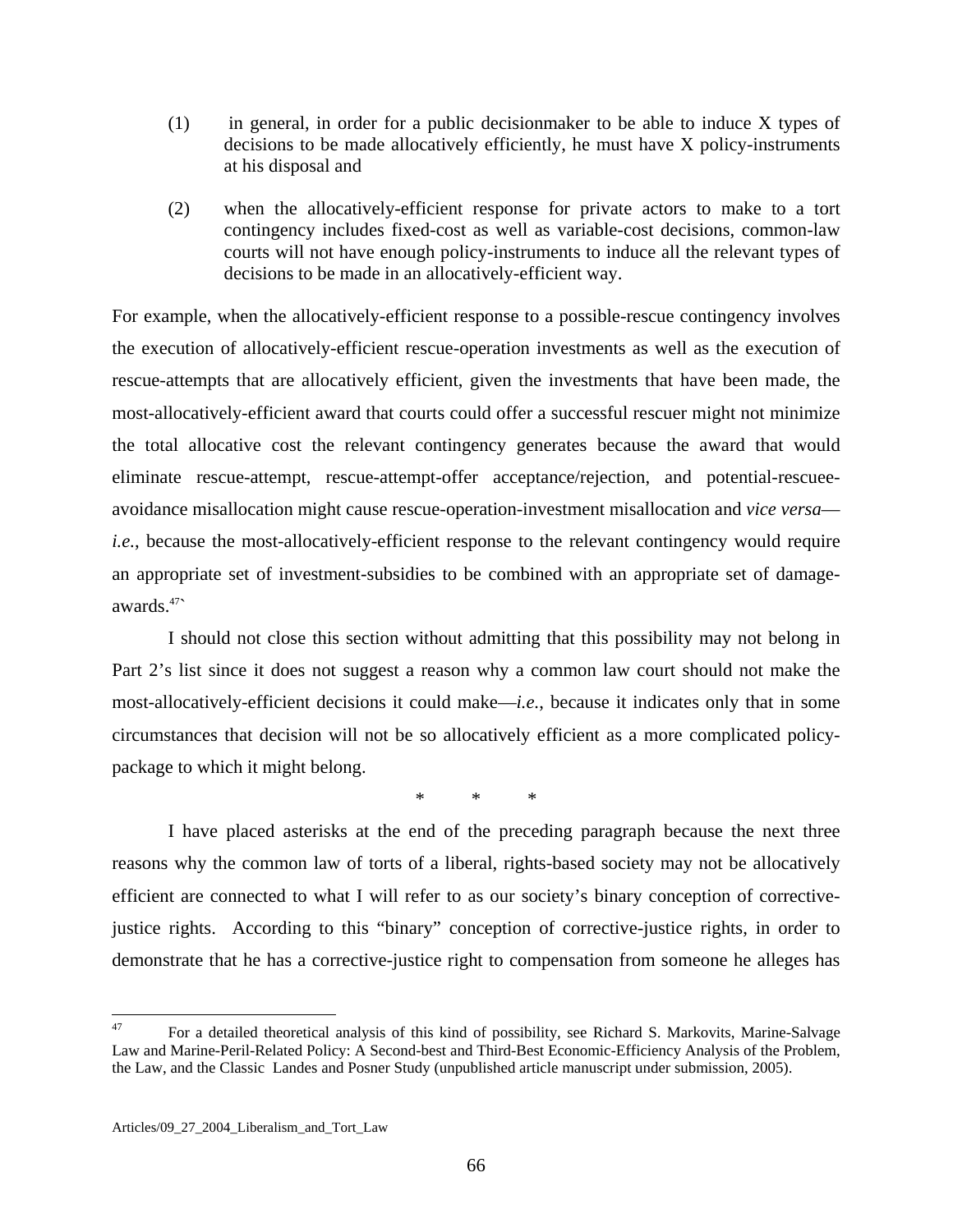(1) in general, in order for a public decisionmaker to be able to induce X types of decisions to be made allocatively efficiently, he must have X policy-instruments at his disposal and

(2) when the allocatively-efficient response for private actors to make to a tort contingency includes fixed-cost as well as variable-cost decisions, common-law courts will not have enough policy-instruments to induce all the relevant types of decisions to be made in an allocatively-efficient way.

For example, when the allocatively-efficient response to a possible-rescue contingency involves the execution of allocatively-efficient rescue-operation investments as well as the execution of rescue-attempts that are allocatively efficient, given the investments that have been made, the most-allocatively-efficient award that courts could offer a successful rescuer might not minimize the total allocative cost the relevant contingency generates because the award that would eliminate rescue-attempt, rescue-attempt-offer acceptance/rejection, and potential-rescuee-avoidance misallocation might cause rescue-operation-investment misallocation and *vice versa*—*i.e.*, because the most-allocatively-efficient response to the relevant contingency would require an appropriate set of investment-subsidies to be combined with an appropriate set of damage-awards.[47]`

I should not close this section without admitting that this possibility may not belong in Part 2's list since it does not suggest a reason why a common law court should not make the most-allocatively-efficient decisions it could make—*i.e.*, because it indicates only that in some circumstances that decision will not be so allocatively efficient as a more complicated policy-package to which it might belong.

\* \* \*

I have placed asterisks at the end of the preceding paragraph because the next three reasons why the common law of torts of a liberal, rights-based society may not be allocatively efficient are connected to what I will refer to as our society's binary conception of corrective-justice rights. According to this "binary" conception of corrective-justice rights, in order to demonstrate that he has a corrective-justice right to compensation from someone he alleges has

---

[47] For a detailed theoretical analysis of this kind of possibility, see Richard S. Markovits, Marine-Salvage Law and Marine-Peril-Related Policy: A Second-best and Third-Best Economic-Efficiency Analysis of the Problem, the Law, and the Classic Landes and Posner Study (unpublished article manuscript under submission, 2005).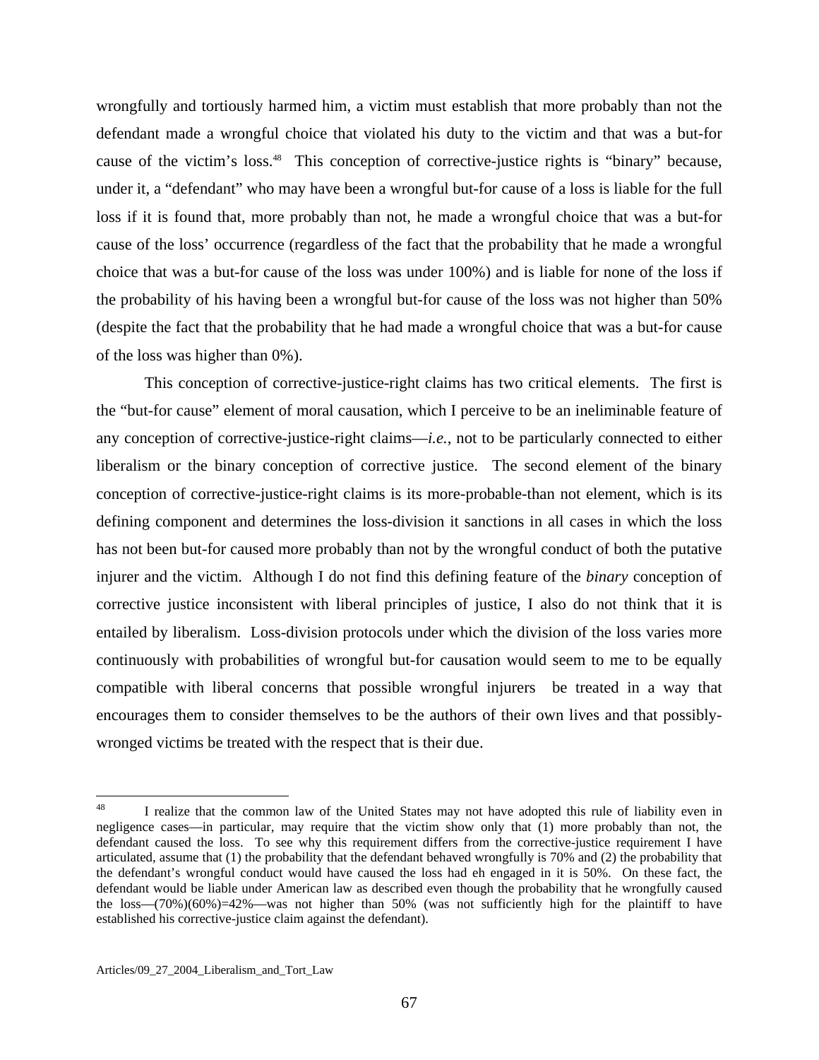wrongfully and tortiously harmed him, a victim must establish that more probably than not the defendant made a wrongful choice that violated his duty to the victim and that was a but-for cause of the victim's loss.[48] This conception of corrective-justice rights is "binary" because, under it, a "defendant" who may have been a wrongful but-for cause of a loss is liable for the full loss if it is found that, more probably than not, he made a wrongful choice that was a but-for cause of the loss' occurrence (regardless of the fact that the probability that he made a wrongful choice that was a but-for cause of the loss was under 100%) and is liable for none of the loss if the probability of his having been a wrongful but-for cause of the loss was not higher than 50% (despite the fact that the probability that he had made a wrongful choice that was a but-for cause of the loss was higher than 0%).

This conception of corrective-justice-right claims has two critical elements. The first is the "but-for cause" element of moral causation, which I perceive to be an ineliminable feature of any conception of corrective-justice-right claims—*i.e.*, not to be particularly connected to either liberalism or the binary conception of corrective justice. The second element of the binary conception of corrective-justice-right claims is its more-probable-than not element, which is its defining component and determines the loss-division it sanctions in all cases in which the loss has not been but-for caused more probably than not by the wrongful conduct of both the putative injurer and the victim. Although I do not find this defining feature of the *binary* conception of corrective justice inconsistent with liberal principles of justice, I also do not think that it is entailed by liberalism. Loss-division protocols under which the division of the loss varies more continuously with probabilities of wrongful but-for causation would seem to me to be equally compatible with liberal concerns that possible wrongful injurers be treated in a way that encourages them to consider themselves to be the authors of their own lives and that possibly-wronged victims be treated with the respect that is their due.

---

[48] I realize that the common law of the United States may not have adopted this rule of liability even in negligence cases—in particular, may require that the victim show only that (1) more probably than not, the defendant caused the loss. To see why this requirement differs from the corrective-justice requirement I have articulated, assume that (1) the probability that the defendant behaved wrongfully is 70% and (2) the probability that the defendant's wrongful conduct would have caused the loss had eh engaged in it is 50%. On these fact, the defendant would be liable under American law as described even though the probability that he wrongfully caused the loss—(70%)(60%)=42%—was not higher than 50% (was not sufficiently high for the plaintiff to have established his corrective-justice claim against the defendant).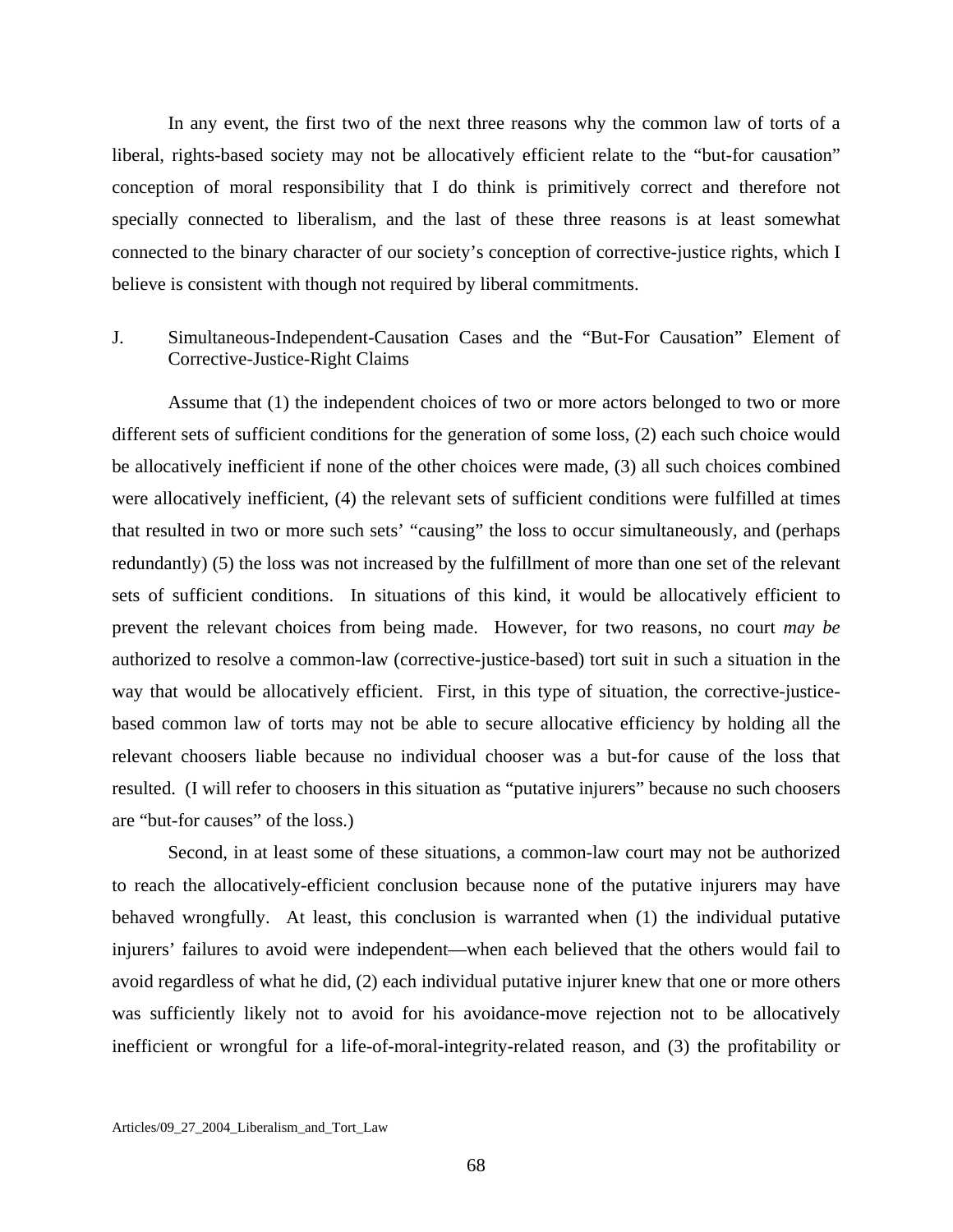In any event, the first two of the next three reasons why the common law of torts of a liberal, rights-based society may not be allocatively efficient relate to the "but-for causation" conception of moral responsibility that I do think is primitively correct and therefore not specially connected to liberalism, and the last of these three reasons is at least somewhat connected to the binary character of our society's conception of corrective-justice rights, which I believe is consistent with though not required by liberal commitments.

### J. Simultaneous-Independent-Causation Cases and the "But-For Causation" Element of Corrective-Justice-Right Claims

Assume that (1) the independent choices of two or more actors belonged to two or more different sets of sufficient conditions for the generation of some loss, (2) each such choice would be allocatively inefficient if none of the other choices were made, (3) all such choices combined were allocatively inefficient, (4) the relevant sets of sufficient conditions were fulfilled at times that resulted in two or more such sets' "causing" the loss to occur simultaneously, and (perhaps redundantly) (5) the loss was not increased by the fulfillment of more than one set of the relevant sets of sufficient conditions. In situations of this kind, it would be allocatively efficient to prevent the relevant choices from being made. However, for two reasons, no court *may be* authorized to resolve a common-law (corrective-justice-based) tort suit in such a situation in the way that would be allocatively efficient. First, in this type of situation, the corrective-justice-based common law of torts may not be able to secure allocative efficiency by holding all the relevant choosers liable because no individual chooser was a but-for cause of the loss that resulted. (I will refer to choosers in this situation as "putative injurers" because no such choosers are "but-for causes" of the loss.)

Second, in at least some of these situations, a common-law court may not be authorized to reach the allocatively-efficient conclusion because none of the putative injurers may have behaved wrongfully. At least, this conclusion is warranted when (1) the individual putative injurers' failures to avoid were independent—when each believed that the others would fail to avoid regardless of what he did, (2) each individual putative injurer knew that one or more others was sufficiently likely not to avoid for his avoidance-move rejection not to be allocatively inefficient or wrongful for a life-of-moral-integrity-related reason, and (3) the profitability or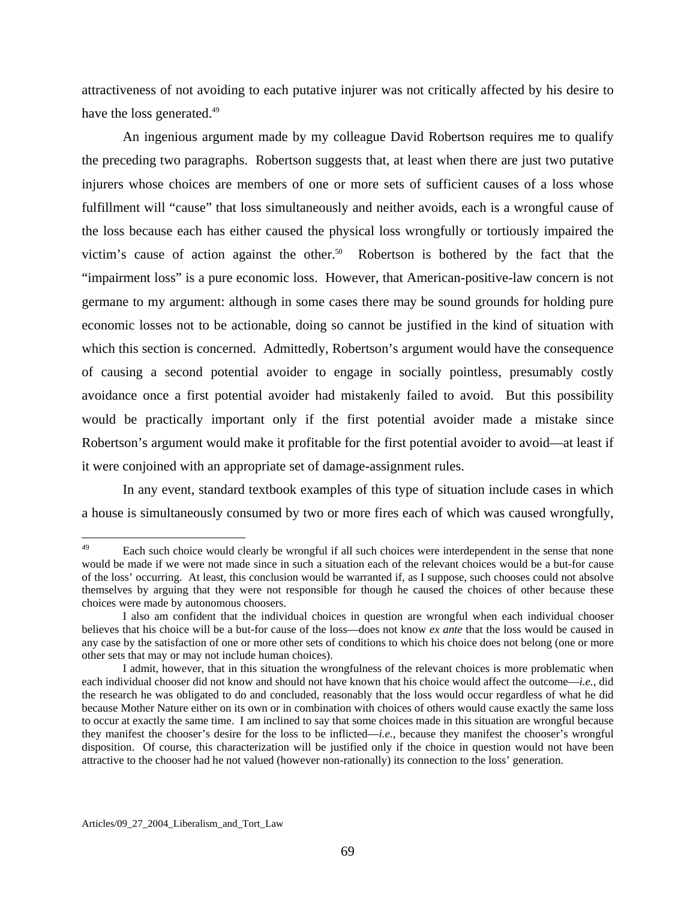attractiveness of not avoiding to each putative injurer was not critically affected by his desire to have the loss generated.[49]

An ingenious argument made by my colleague David Robertson requires me to qualify the preceding two paragraphs. Robertson suggests that, at least when there are just two putative injurers whose choices are members of one or more sets of sufficient causes of a loss whose fulfillment will "cause" that loss simultaneously and neither avoids, each is a wrongful cause of the loss because each has either caused the physical loss wrongfully or tortiously impaired the victim's cause of action against the other.[50] Robertson is bothered by the fact that the "impairment loss" is a pure economic loss. However, that American-positive-law concern is not germane to my argument: although in some cases there may be sound grounds for holding pure economic losses not to be actionable, doing so cannot be justified in the kind of situation with which this section is concerned. Admittedly, Robertson's argument would have the consequence of causing a second potential avoider to engage in socially pointless, presumably costly avoidance once a first potential avoider had mistakenly failed to avoid. But this possibility would be practically important only if the first potential avoider made a mistake since Robertson's argument would make it profitable for the first potential avoider to avoid—at least if it were conjoined with an appropriate set of damage-assignment rules.

In any event, standard textbook examples of this type of situation include cases in which a house is simultaneously consumed by two or more fires each of which was caused wrongfully,

---

[49] Each such choice would clearly be wrongful if all such choices were interdependent in the sense that none would be made if we were not made since in such a situation each of the relevant choices would be a but-for cause of the loss' occurring. At least, this conclusion would be warranted if, as I suppose, such chooses could not absolve themselves by arguing that they were not responsible for though he caused the choices of other because these choices were made by autonomous choosers.

I also am confident that the individual choices in question are wrongful when each individual chooser believes that his choice will be a but-for cause of the loss—does not know *ex ante* that the loss would be caused in any case by the satisfaction of one or more other sets of conditions to which his choice does not belong (one or more other sets that may or may not include human choices).

I admit, however, that in this situation the wrongfulness of the relevant choices is more problematic when each individual chooser did not know and should not have known that his choice would affect the outcome—*i.e.*, did the research he was obligated to do and concluded, reasonably that the loss would occur regardless of what he did because Mother Nature either on its own or in combination with choices of others would cause exactly the same loss to occur at exactly the same time. I am inclined to say that some choices made in this situation are wrongful because they manifest the chooser's desire for the loss to be inflicted—*i.e.*, because they manifest the chooser's wrongful disposition. Of course, this characterization will be justified only if the choice in question would not have been attractive to the chooser had he not valued (however non-rationally) its connection to the loss' generation.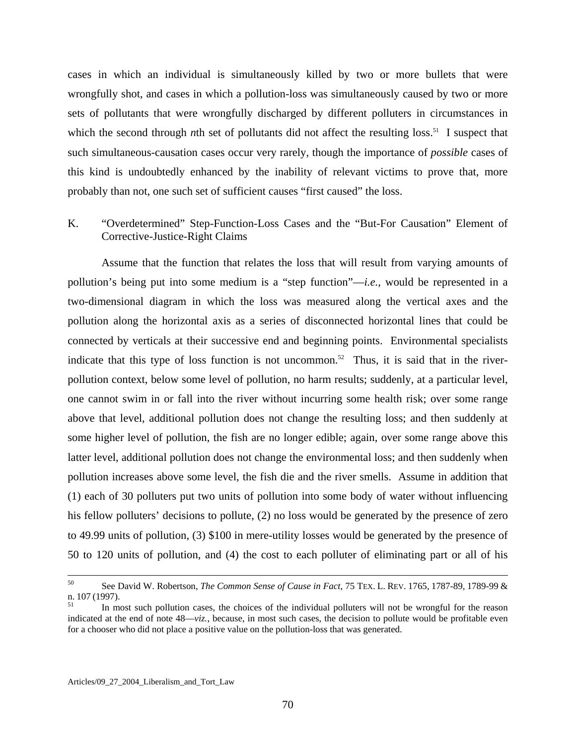cases in which an individual is simultaneously killed by two or more bullets that were wrongfully shot, and cases in which a pollution-loss was simultaneously caused by two or more sets of pollutants that were wrongfully discharged by different polluters in circumstances in which the second through *n*th set of pollutants did not affect the resulting loss.[51] I suspect that such simultaneous-causation cases occur very rarely, though the importance of *possible* cases of this kind is undoubtedly enhanced by the inability of relevant victims to prove that, more probably than not, one such set of sufficient causes "first caused" the loss.

## K. "Overdetermined" Step-Function-Loss Cases and the "But-For Causation" Element of Corrective-Justice-Right Claims

Assume that the function that relates the loss that will result from varying amounts of pollution's being put into some medium is a "step function"—*i.e.*, would be represented in a two-dimensional diagram in which the loss was measured along the vertical axes and the pollution along the horizontal axis as a series of disconnected horizontal lines that could be connected by verticals at their successive end and beginning points. Environmental specialists indicate that this type of loss function is not uncommon.[52] Thus, it is said that in the river-pollution context, below some level of pollution, no harm results; suddenly, at a particular level, one cannot swim in or fall into the river without incurring some health risk; over some range above that level, additional pollution does not change the resulting loss; and then suddenly at some higher level of pollution, the fish are no longer edible; again, over some range above this latter level, additional pollution does not change the environmental loss; and then suddenly when pollution increases above some level, the fish die and the river smells. Assume in addition that (1) each of 30 polluters put two units of pollution into some body of water without influencing his fellow polluters' decisions to pollute, (2) no loss would be generated by the presence of zero to 49.99 units of pollution, (3) $100 in mere-utility losses would be generated by the presence of 50 to 120 units of pollution, and (4) the cost to each polluter of eliminating part or all of his

---

[50] See David W. Robertson, *The Common Sense of Cause in Fact*, 75 TEX. L. REV. 1765, 1787-89, 1789-99 & n. 107 (1997).

[51] In most such pollution cases, the choices of the individual polluters will not be wrongful for the reason indicated at the end of note 48—*viz.*, because, in most such cases, the decision to pollute would be profitable even for a chooser who did not place a positive value on the pollution-loss that was generated.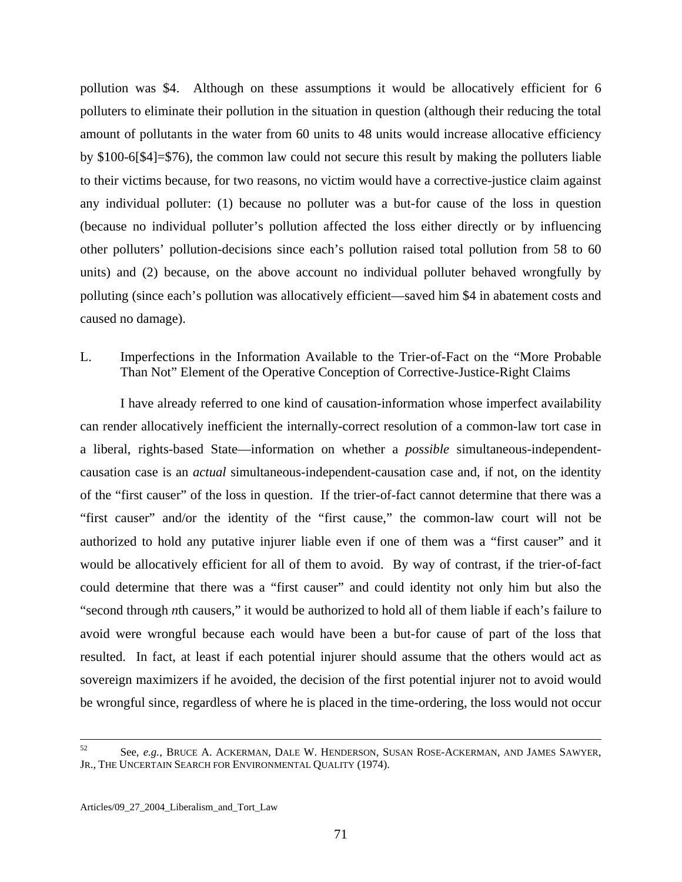pollution was $4. Although on these assumptions it would be allocatively efficient for 6 polluters to eliminate their pollution in the situation in question (although their reducing the total amount of pollutants in the water from 60 units to 48 units would increase allocative efficiency by $100-6[$4]=$76), the common law could not secure this result by making the polluters liable to their victims because, for two reasons, no victim would have a corrective-justice claim against any individual polluter: (1) because no polluter was a but-for cause of the loss in question (because no individual polluter's pollution affected the loss either directly or by influencing other polluters' pollution-decisions since each's pollution raised total pollution from 58 to 60 units) and (2) because, on the above account no individual polluter behaved wrongfully by polluting (since each's pollution was allocatively efficient—saved him $4 in abatement costs and caused no damage).

## L. Imperfections in the Information Available to the Trier-of-Fact on the "More Probable Than Not" Element of the Operative Conception of Corrective-Justice-Right Claims

I have already referred to one kind of causation-information whose imperfect availability can render allocatively inefficient the internally-correct resolution of a common-law tort case in a liberal, rights-based State—information on whether a *possible* simultaneous-independent-causation case is an *actual* simultaneous-independent-causation case and, if not, on the identity of the "first causer" of the loss in question. If the trier-of-fact cannot determine that there was a "first causer" and/or the identity of the "first cause," the common-law court will not be authorized to hold any putative injurer liable even if one of them was a "first causer" and it would be allocatively efficient for all of them to avoid. By way of contrast, if the trier-of-fact could determine that there was a "first causer" and could identity not only him but also the "second through *n*th causers," it would be authorized to hold all of them liable if each's failure to avoid were wrongful because each would have been a but-for cause of part of the loss that resulted. In fact, at least if each potential injurer should assume that the others would act as sovereign maximizers if he avoided, the decision of the first potential injurer not to avoid would be wrongful since, regardless of where he is placed in the time-ordering, the loss would not occur

---

[52] See, *e.g.*, BRUCE A. ACKERMAN, DALE W. HENDERSON, SUSAN ROSE-ACKERMAN, AND JAMES SAWYER, JR., THE UNCERTAIN SEARCH FOR ENVIRONMENTAL QUALITY (1974).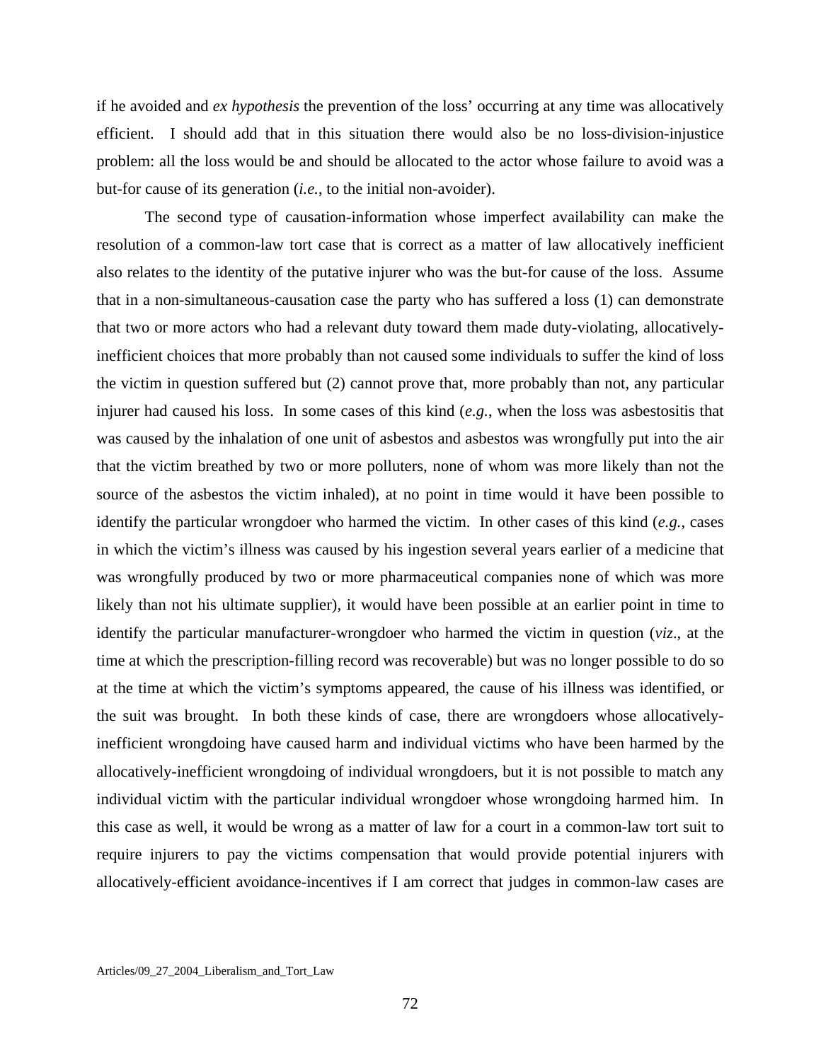if he avoided and *ex hypothesis* the prevention of the loss' occurring at any time was allocatively efficient. I should add that in this situation there would also be no loss-division-injustice problem: all the loss would be and should be allocated to the actor whose failure to avoid was a but-for cause of its generation (*i.e.*, to the initial non-avoider).

The second type of causation-information whose imperfect availability can make the resolution of a common-law tort case that is correct as a matter of law allocatively inefficient also relates to the identity of the putative injurer who was the but-for cause of the loss. Assume that in a non-simultaneous-causation case the party who has suffered a loss (1) can demonstrate that two or more actors who had a relevant duty toward them made duty-violating, allocatively-inefficient choices that more probably than not caused some individuals to suffer the kind of loss the victim in question suffered but (2) cannot prove that, more probably than not, any particular injurer had caused his loss. In some cases of this kind (*e.g.*, when the loss was asbestositis that was caused by the inhalation of one unit of asbestos and asbestos was wrongfully put into the air that the victim breathed by two or more polluters, none of whom was more likely than not the source of the asbestos the victim inhaled), at no point in time would it have been possible to identify the particular wrongdoer who harmed the victim. In other cases of this kind (*e.g.*, cases in which the victim's illness was caused by his ingestion several years earlier of a medicine that was wrongfully produced by two or more pharmaceutical companies none of which was more likely than not his ultimate supplier), it would have been possible at an earlier point in time to identify the particular manufacturer-wrongdoer who harmed the victim in question (*viz*., at the time at which the prescription-filling record was recoverable) but was no longer possible to do so at the time at which the victim's symptoms appeared, the cause of his illness was identified, or the suit was brought. In both these kinds of case, there are wrongdoers whose allocatively-inefficient wrongdoing have caused harm and individual victims who have been harmed by the allocatively-inefficient wrongdoing of individual wrongdoers, but it is not possible to match any individual victim with the particular individual wrongdoer whose wrongdoing harmed him. In this case as well, it would be wrong as a matter of law for a court in a common-law tort suit to require injurers to pay the victims compensation that would provide potential injurers with allocatively-efficient avoidance-incentives if I am correct that judges in common-law cases are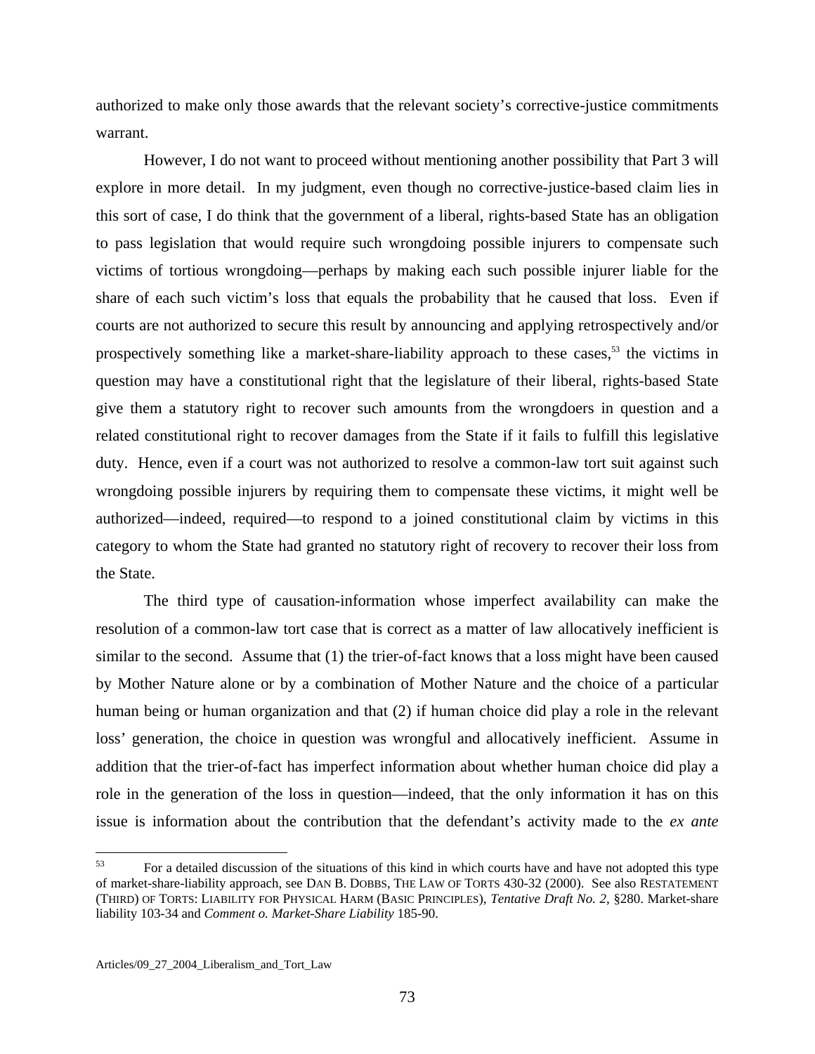authorized to make only those awards that the relevant society's corrective-justice commitments warrant.

However, I do not want to proceed without mentioning another possibility that Part 3 will explore in more detail. In my judgment, even though no corrective-justice-based claim lies in this sort of case, I do think that the government of a liberal, rights-based State has an obligation to pass legislation that would require such wrongdoing possible injurers to compensate such victims of tortious wrongdoing—perhaps by making each such possible injurer liable for the share of each such victim's loss that equals the probability that he caused that loss. Even if courts are not authorized to secure this result by announcing and applying retrospectively and/or prospectively something like a market-share-liability approach to these cases,[53] the victims in question may have a constitutional right that the legislature of their liberal, rights-based State give them a statutory right to recover such amounts from the wrongdoers in question and a related constitutional right to recover damages from the State if it fails to fulfill this legislative duty. Hence, even if a court was not authorized to resolve a common-law tort suit against such wrongdoing possible injurers by requiring them to compensate these victims, it might well be authorized—indeed, required—to respond to a joined constitutional claim by victims in this category to whom the State had granted no statutory right of recovery to recover their loss from the State.

The third type of causation-information whose imperfect availability can make the resolution of a common-law tort case that is correct as a matter of law allocatively inefficient is similar to the second. Assume that (1) the trier-of-fact knows that a loss might have been caused by Mother Nature alone or by a combination of Mother Nature and the choice of a particular human being or human organization and that (2) if human choice did play a role in the relevant loss' generation, the choice in question was wrongful and allocatively inefficient. Assume in addition that the trier-of-fact has imperfect information about whether human choice did play a role in the generation of the loss in question—indeed, that the only information it has on this issue is information about the contribution that the defendant's activity made to the *ex ante*

[53] For a detailed discussion of the situations of this kind in which courts have and have not adopted this type of market-share-liability approach, see DAN B. DOBBS, THE LAW OF TORTS 430-32 (2000). See also RESTATEMENT (THIRD) OF TORTS: LIABILITY FOR PHYSICAL HARM (BASIC PRINCIPLES), *Tentative Draft No. 2*, §280. Market-share liability 103-34 and *Comment o. Market-Share Liability* 185-90.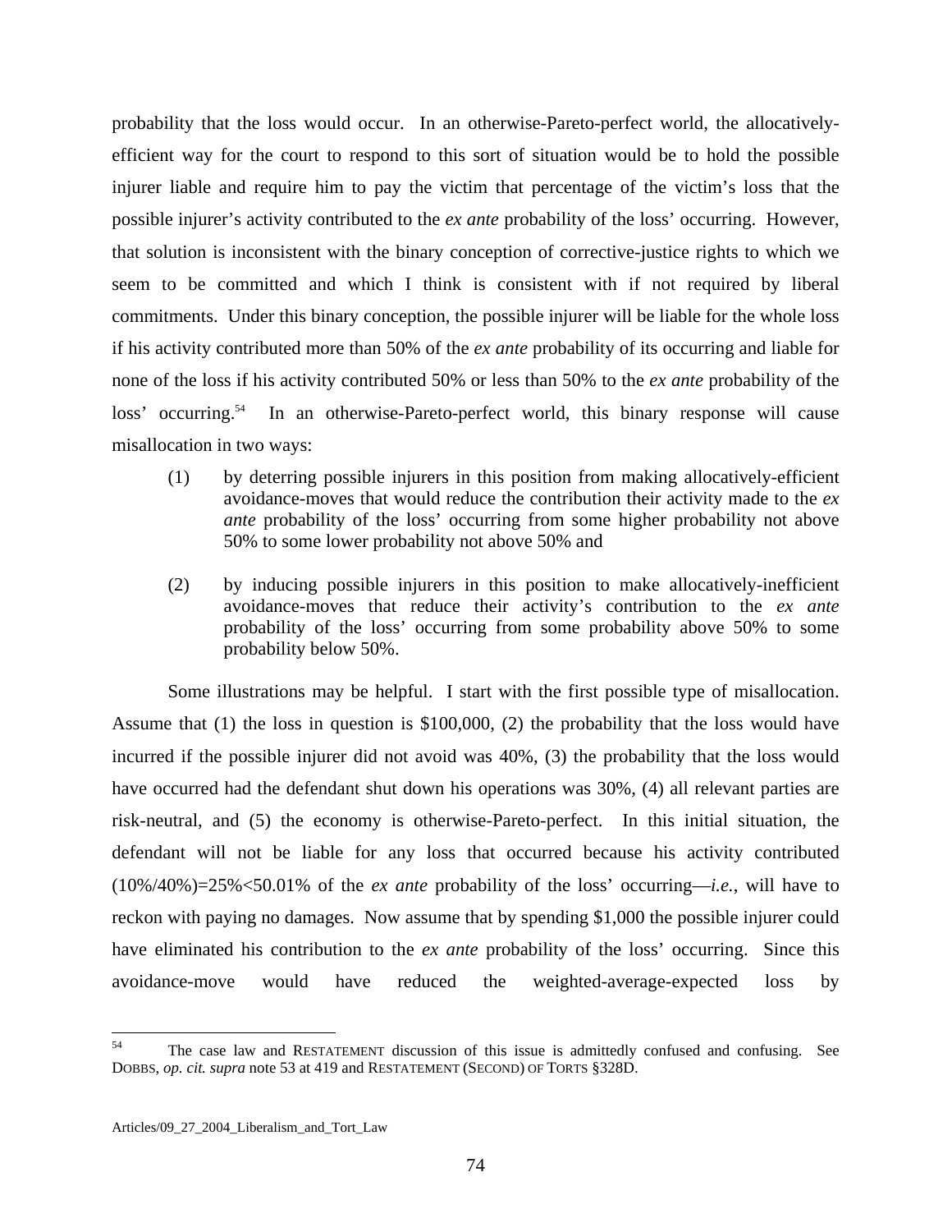probability that the loss would occur. In an otherwise-Pareto-perfect world, the allocatively-efficient way for the court to respond to this sort of situation would be to hold the possible injurer liable and require him to pay the victim that percentage of the victim's loss that the possible injurer's activity contributed to the *ex ante* probability of the loss' occurring. However, that solution is inconsistent with the binary conception of corrective-justice rights to which we seem to be committed and which I think is consistent with if not required by liberal commitments. Under this binary conception, the possible injurer will be liable for the whole loss if his activity contributed more than 50% of the *ex ante* probability of its occurring and liable for none of the loss if his activity contributed 50% or less than 50% to the *ex ante* probability of the loss' occurring.[54] In an otherwise-Pareto-perfect world, this binary response will cause misallocation in two ways:

(1) by deterring possible injurers in this position from making allocatively-efficient avoidance-moves that would reduce the contribution their activity made to the *ex ante* probability of the loss' occurring from some higher probability not above 50% to some lower probability not above 50% and

(2) by inducing possible injurers in this position to make allocatively-inefficient avoidance-moves that reduce their activity's contribution to the *ex ante* probability of the loss' occurring from some probability above 50% to some probability below 50%.

Some illustrations may be helpful. I start with the first possible type of misallocation. Assume that (1) the loss in question is $100,000, (2) the probability that the loss would have incurred if the possible injurer did not avoid was 40%, (3) the probability that the loss would have occurred had the defendant shut down his operations was 30%, (4) all relevant parties are risk-neutral, and (5) the economy is otherwise-Pareto-perfect. In this initial situation, the defendant will not be liable for any loss that occurred because his activity contributed (10%/40%)=25%<50.01% of the *ex ante* probability of the loss' occurring—*i.e.*, will have to reckon with paying no damages. Now assume that by spending $1,000 the possible injurer could have eliminated his contribution to the *ex ante* probability of the loss' occurring. Since this avoidance-move would have reduced the weighted-average-expected loss by

---

[54] The case law and RESTATEMENT discussion of this issue is admittedly confused and confusing. See DOBBS, *op. cit. supra* note 53 at 419 and RESTATEMENT (SECOND) OF TORTS §328D.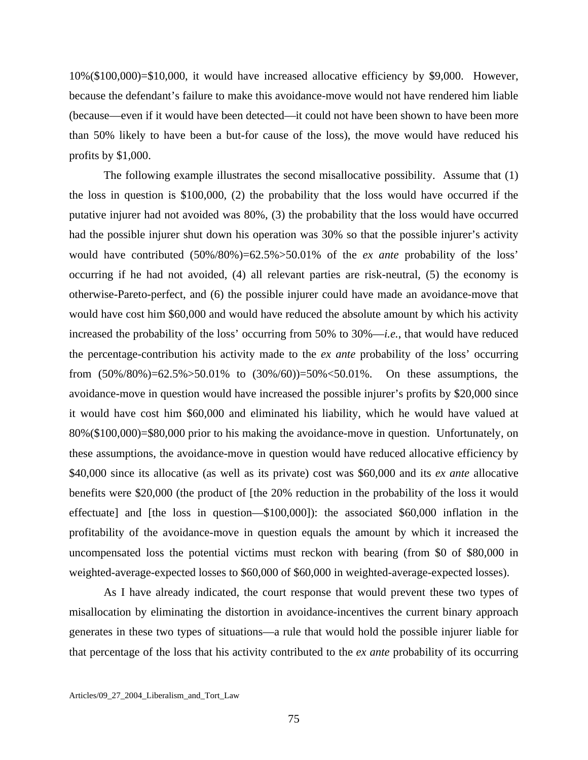10%($100,000)=$10,000, it would have increased allocative efficiency by $9,000. However, because the defendant's failure to make this avoidance-move would not have rendered him liable (because—even if it would have been detected—it could not have been shown to have been more than 50% likely to have been a but-for cause of the loss), the move would have reduced his profits by $1,000.

The following example illustrates the second misallocative possibility. Assume that (1) the loss in question is $100,000, (2) the probability that the loss would have occurred if the putative injurer had not avoided was 80%, (3) the probability that the loss would have occurred had the possible injurer shut down his operation was 30% so that the possible injurer's activity would have contributed (50%/80%)=62.5%>50.01% of the *ex ante* probability of the loss' occurring if he had not avoided, (4) all relevant parties are risk-neutral, (5) the economy is otherwise-Pareto-perfect, and (6) the possible injurer could have made an avoidance-move that would have cost him $60,000 and would have reduced the absolute amount by which his activity increased the probability of the loss' occurring from 50% to 30%—*i.e.*, that would have reduced the percentage-contribution his activity made to the *ex ante* probability of the loss' occurring from (50%/80%)=62.5%>50.01% to (30%/60))=50%<50.01%. On these assumptions, the avoidance-move in question would have increased the possible injurer's profits by $20,000 since it would have cost him $60,000 and eliminated his liability, which he would have valued at 80%($100,000)=$80,000 prior to his making the avoidance-move in question. Unfortunately, on these assumptions, the avoidance-move in question would have reduced allocative efficiency by $40,000 since its allocative (as well as its private) cost was $60,000 and its *ex ante* allocative benefits were $20,000 (the product of [the 20% reduction in the probability of the loss it would effectuate] and [the loss in question—$100,000]): the associated $60,000 inflation in the profitability of the avoidance-move in question equals the amount by which it increased the uncompensated loss the potential victims must reckon with bearing (from $0 of $80,000 in weighted-average-expected losses to $60,000 of $60,000 in weighted-average-expected losses).

As I have already indicated, the court response that would prevent these two types of misallocation by eliminating the distortion in avoidance-incentives the current binary approach generates in these two types of situations—a rule that would hold the possible injurer liable for that percentage of the loss that his activity contributed to the *ex ante* probability of its occurring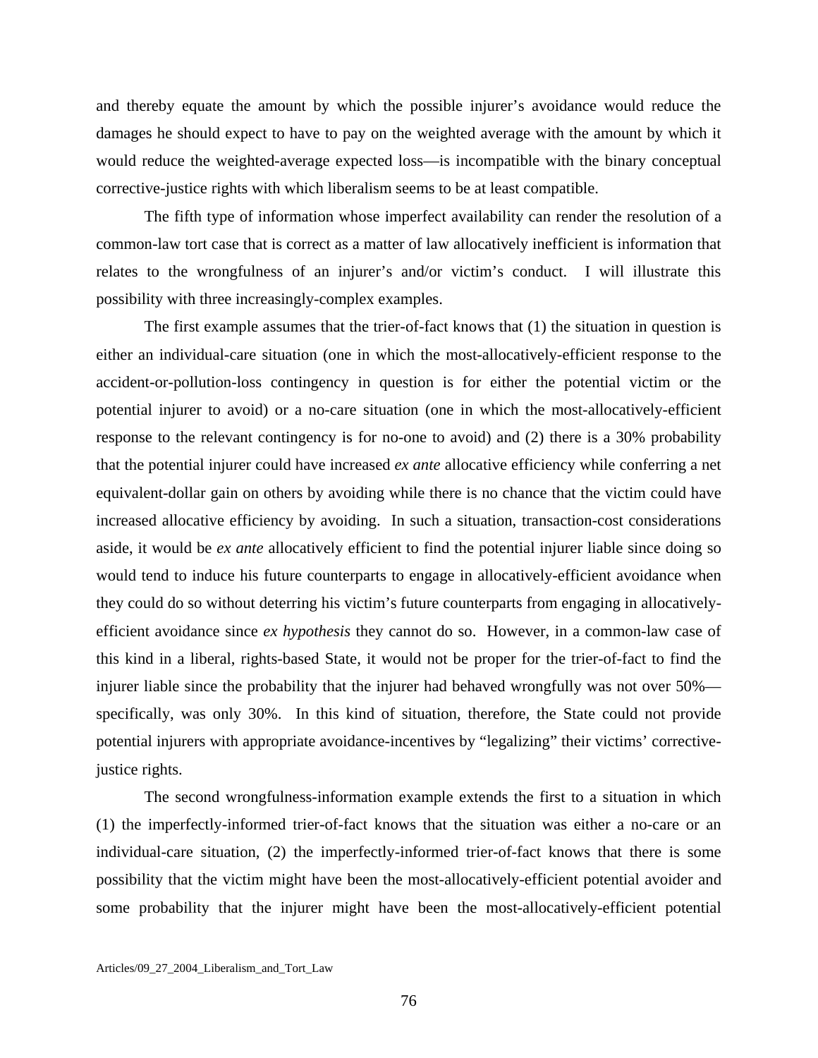and thereby equate the amount by which the possible injurer's avoidance would reduce the damages he should expect to have to pay on the weighted average with the amount by which it would reduce the weighted-average expected loss—is incompatible with the binary conceptual corrective-justice rights with which liberalism seems to be at least compatible.

The fifth type of information whose imperfect availability can render the resolution of a common-law tort case that is correct as a matter of law allocatively inefficient is information that relates to the wrongfulness of an injurer's and/or victim's conduct. I will illustrate this possibility with three increasingly-complex examples.

The first example assumes that the trier-of-fact knows that (1) the situation in question is either an individual-care situation (one in which the most-allocatively-efficient response to the accident-or-pollution-loss contingency in question is for either the potential victim or the potential injurer to avoid) or a no-care situation (one in which the most-allocatively-efficient response to the relevant contingency is for no-one to avoid) and (2) there is a 30% probability that the potential injurer could have increased *ex ante* allocative efficiency while conferring a net equivalent-dollar gain on others by avoiding while there is no chance that the victim could have increased allocative efficiency by avoiding. In such a situation, transaction-cost considerations aside, it would be *ex ante* allocatively efficient to find the potential injurer liable since doing so would tend to induce his future counterparts to engage in allocatively-efficient avoidance when they could do so without deterring his victim's future counterparts from engaging in allocatively-efficient avoidance since *ex hypothesis* they cannot do so. However, in a common-law case of this kind in a liberal, rights-based State, it would not be proper for the trier-of-fact to find the injurer liable since the probability that the injurer had behaved wrongfully was not over 50%—specifically, was only 30%. In this kind of situation, therefore, the State could not provide potential injurers with appropriate avoidance-incentives by "legalizing" their victims' corrective-justice rights.

The second wrongfulness-information example extends the first to a situation in which (1) the imperfectly-informed trier-of-fact knows that the situation was either a no-care or an individual-care situation, (2) the imperfectly-informed trier-of-fact knows that there is some possibility that the victim might have been the most-allocatively-efficient potential avoider and some probability that the injurer might have been the most-allocatively-efficient potential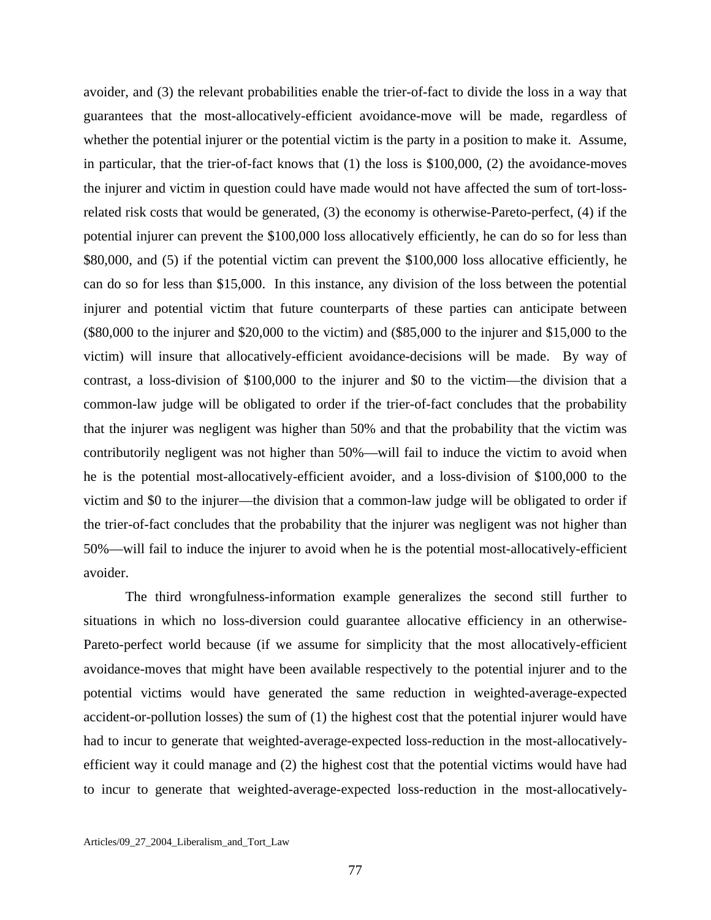avoider, and (3) the relevant probabilities enable the trier-of-fact to divide the loss in a way that guarantees that the most-allocatively-efficient avoidance-move will be made, regardless of whether the potential injurer or the potential victim is the party in a position to make it. Assume, in particular, that the trier-of-fact knows that (1) the loss is $100,000, (2) the avoidance-moves the injurer and victim in question could have made would not have affected the sum of tort-loss-related risk costs that would be generated, (3) the economy is otherwise-Pareto-perfect, (4) if the potential injurer can prevent the $100,000 loss allocatively efficiently, he can do so for less than $80,000, and (5) if the potential victim can prevent the $100,000 loss allocative efficiently, he can do so for less than $15,000. In this instance, any division of the loss between the potential injurer and potential victim that future counterparts of these parties can anticipate between ($80,000 to the injurer and $20,000 to the victim) and ($85,000 to the injurer and $15,000 to the victim) will insure that allocatively-efficient avoidance-decisions will be made. By way of contrast, a loss-division of $100,000 to the injurer and $0 to the victim—the division that a common-law judge will be obligated to order if the trier-of-fact concludes that the probability that the injurer was negligent was higher than 50% and that the probability that the victim was contributorily negligent was not higher than 50%—will fail to induce the victim to avoid when he is the potential most-allocatively-efficient avoider, and a loss-division of $100,000 to the victim and $0 to the injurer—the division that a common-law judge will be obligated to order if the trier-of-fact concludes that the probability that the injurer was negligent was not higher than 50%—will fail to induce the injurer to avoid when he is the potential most-allocatively-efficient avoider.

The third wrongfulness-information example generalizes the second still further to situations in which no loss-diversion could guarantee allocative efficiency in an otherwise-Pareto-perfect world because (if we assume for simplicity that the most allocatively-efficient avoidance-moves that might have been available respectively to the potential injurer and to the potential victims would have generated the same reduction in weighted-average-expected accident-or-pollution losses) the sum of (1) the highest cost that the potential injurer would have had to incur to generate that weighted-average-expected loss-reduction in the most-allocatively-efficient way it could manage and (2) the highest cost that the potential victims would have had to incur to generate that weighted-average-expected loss-reduction in the most-allocatively-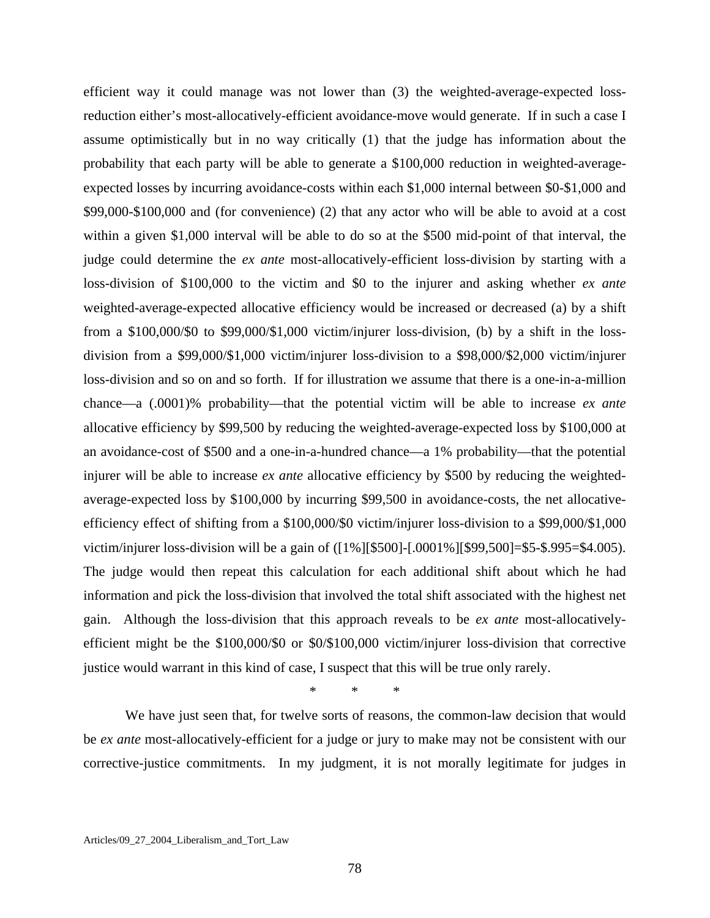efficient way it could manage was not lower than (3) the weighted-average-expected loss-reduction either's most-allocatively-efficient avoidance-move would generate. If in such a case I assume optimistically but in no way critically (1) that the judge has information about the probability that each party will be able to generate a $100,000 reduction in weighted-average-expected losses by incurring avoidance-costs within each $1,000 internal between $0-$1,000 and $99,000-$100,000 and (for convenience) (2) that any actor who will be able to avoid at a cost within a given $1,000 interval will be able to do so at the $500 mid-point of that interval, the judge could determine the *ex ante* most-allocatively-efficient loss-division by starting with a loss-division of $100,000 to the victim and $0 to the injurer and asking whether *ex ante* weighted-average-expected allocative efficiency would be increased or decreased (a) by a shift from a $100,000/$0 to $99,000/$1,000 victim/injurer loss-division, (b) by a shift in the loss-division from a $99,000/$1,000 victim/injurer loss-division to a $98,000/$2,000 victim/injurer loss-division and so on and so forth. If for illustration we assume that there is a one-in-a-million chance—a (.0001)% probability—that the potential victim will be able to increase *ex ante* allocative efficiency by $99,500 by reducing the weighted-average-expected loss by $100,000 at an avoidance-cost of $500 and a one-in-a-hundred chance—a 1% probability—that the potential injurer will be able to increase *ex ante* allocative efficiency by $500 by reducing the weighted-average-expected loss by $100,000 by incurring $99,500 in avoidance-costs, the net allocative-efficiency effect of shifting from a $100,000/$0 victim/injurer loss-division to a $99,000/$1,000 victim/injurer loss-division will be a gain of ([1%][$500]-[.0001%][$99,500]=$5-$.995=$4.005). The judge would then repeat this calculation for each additional shift about which he had information and pick the loss-division that involved the total shift associated with the highest net gain. Although the loss-division that this approach reveals to be *ex ante* most-allocatively-efficient might be the $100,000/$0 or $0/$100,000 victim/injurer loss-division that corrective justice would warrant in this kind of case, I suspect that this will be true only rarely.

\* \* \*

We have just seen that, for twelve sorts of reasons, the common-law decision that would be *ex ante* most-allocatively-efficient for a judge or jury to make may not be consistent with our corrective-justice commitments. In my judgment, it is not morally legitimate for judges in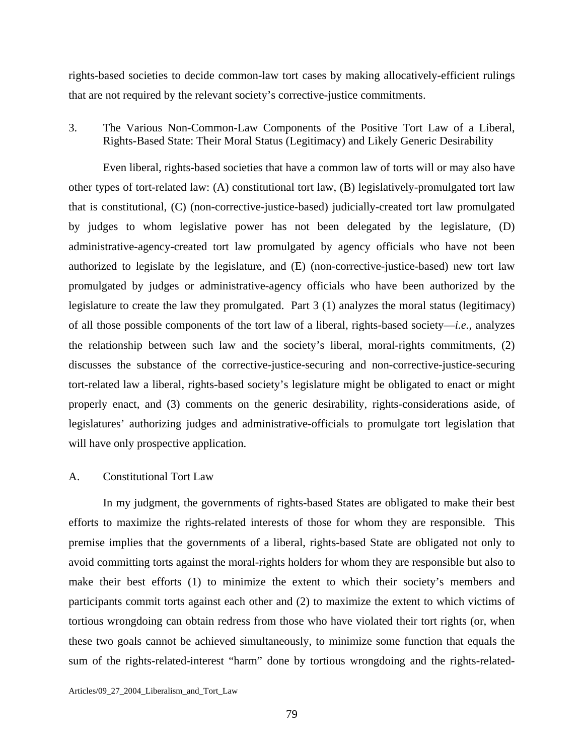rights-based societies to decide common-law tort cases by making allocatively-efficient rulings that are not required by the relevant society's corrective-justice commitments.

### 3. The Various Non-Common-Law Components of the Positive Tort Law of a Liberal, Rights-Based State: Their Moral Status (Legitimacy) and Likely Generic Desirability

Even liberal, rights-based societies that have a common law of torts will or may also have other types of tort-related law: (A) constitutional tort law, (B) legislatively-promulgated tort law that is constitutional, (C) (non-corrective-justice-based) judicially-created tort law promulgated by judges to whom legislative power has not been delegated by the legislature, (D) administrative-agency-created tort law promulgated by agency officials who have not been authorized to legislate by the legislature, and (E) (non-corrective-justice-based) new tort law promulgated by judges or administrative-agency officials who have been authorized by the legislature to create the law they promulgated. Part 3 (1) analyzes the moral status (legitimacy) of all those possible components of the tort law of a liberal, rights-based society—*i.e.*, analyzes the relationship between such law and the society's liberal, moral-rights commitments, (2) discusses the substance of the corrective-justice-securing and non-corrective-justice-securing tort-related law a liberal, rights-based society's legislature might be obligated to enact or might properly enact, and (3) comments on the generic desirability, rights-considerations aside, of legislatures' authorizing judges and administrative-officials to promulgate tort legislation that will have only prospective application.

#### A. Constitutional Tort Law

In my judgment, the governments of rights-based States are obligated to make their best efforts to maximize the rights-related interests of those for whom they are responsible. This premise implies that the governments of a liberal, rights-based State are obligated not only to avoid committing torts against the moral-rights holders for whom they are responsible but also to make their best efforts (1) to minimize the extent to which their society's members and participants commit torts against each other and (2) to maximize the extent to which victims of tortious wrongdoing can obtain redress from those who have violated their tort rights (or, when these two goals cannot be achieved simultaneously, to minimize some function that equals the sum of the rights-related-interest "harm" done by tortious wrongdoing and the rights-related-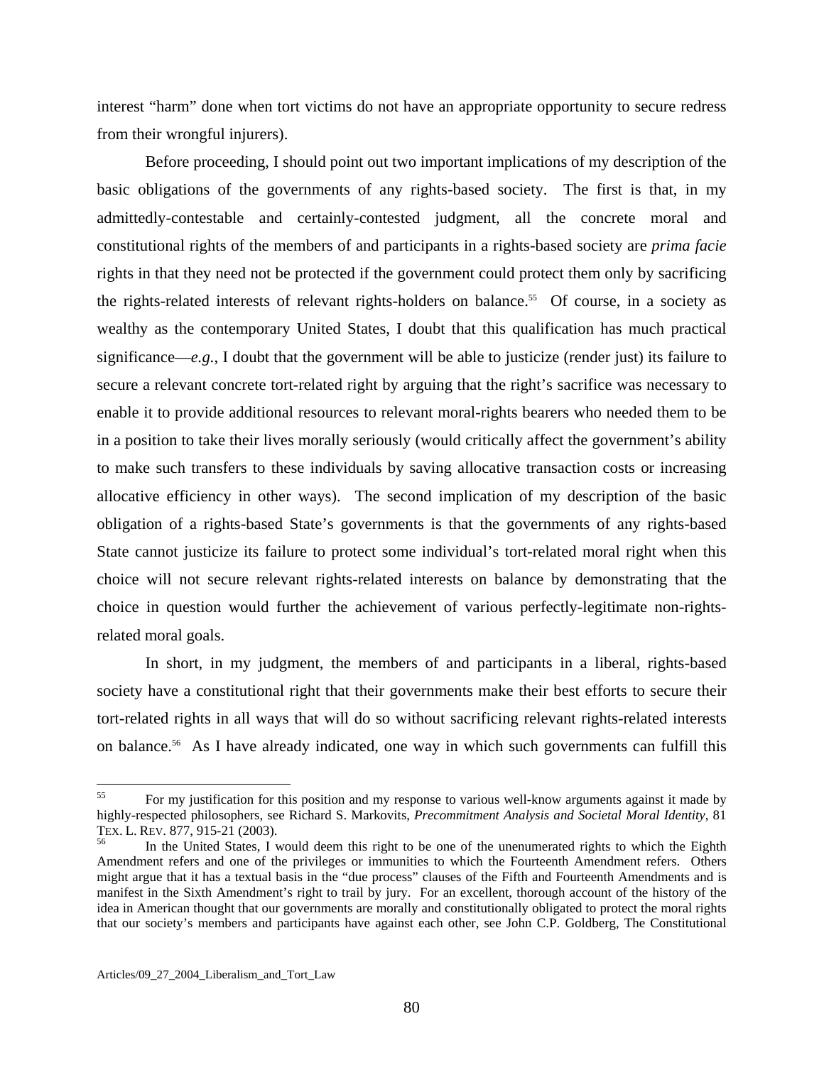interest "harm" done when tort victims do not have an appropriate opportunity to secure redress from their wrongful injurers).

Before proceeding, I should point out two important implications of my description of the basic obligations of the governments of any rights-based society. The first is that, in my admittedly-contestable and certainly-contested judgment, all the concrete moral and constitutional rights of the members of and participants in a rights-based society are *prima facie* rights in that they need not be protected if the government could protect them only by sacrificing the rights-related interests of relevant rights-holders on balance.[55] Of course, in a society as wealthy as the contemporary United States, I doubt that this qualification has much practical significance—*e.g.*, I doubt that the government will be able to justicize (render just) its failure to secure a relevant concrete tort-related right by arguing that the right's sacrifice was necessary to enable it to provide additional resources to relevant moral-rights bearers who needed them to be in a position to take their lives morally seriously (would critically affect the government's ability to make such transfers to these individuals by saving allocative transaction costs or increasing allocative efficiency in other ways). The second implication of my description of the basic obligation of a rights-based State's governments is that the governments of any rights-based State cannot justicize its failure to protect some individual's tort-related moral right when this choice will not secure relevant rights-related interests on balance by demonstrating that the choice in question would further the achievement of various perfectly-legitimate non-rights-related moral goals.

In short, in my judgment, the members of and participants in a liberal, rights-based society have a constitutional right that their governments make their best efforts to secure their tort-related rights in all ways that will do so without sacrificing relevant rights-related interests on balance.[56] As I have already indicated, one way in which such governments can fulfill this

---

[55] For my justification for this position and my response to various well-know arguments against it made by highly-respected philosophers, see Richard S. Markovits, *Precommitment Analysis and Societal Moral Identity*, 81 TEX. L. REV. 877, 915-21 (2003).

[56] In the United States, I would deem this right to be one of the unenumerated rights to which the Eighth Amendment refers and one of the privileges or immunities to which the Fourteenth Amendment refers. Others might argue that it has a textual basis in the "due process" clauses of the Fifth and Fourteenth Amendments and is manifest in the Sixth Amendment's right to trail by jury. For an excellent, thorough account of the history of the idea in American thought that our governments are morally and constitutionally obligated to protect the moral rights that our society's members and participants have against each other, see John C.P. Goldberg, The Constitutional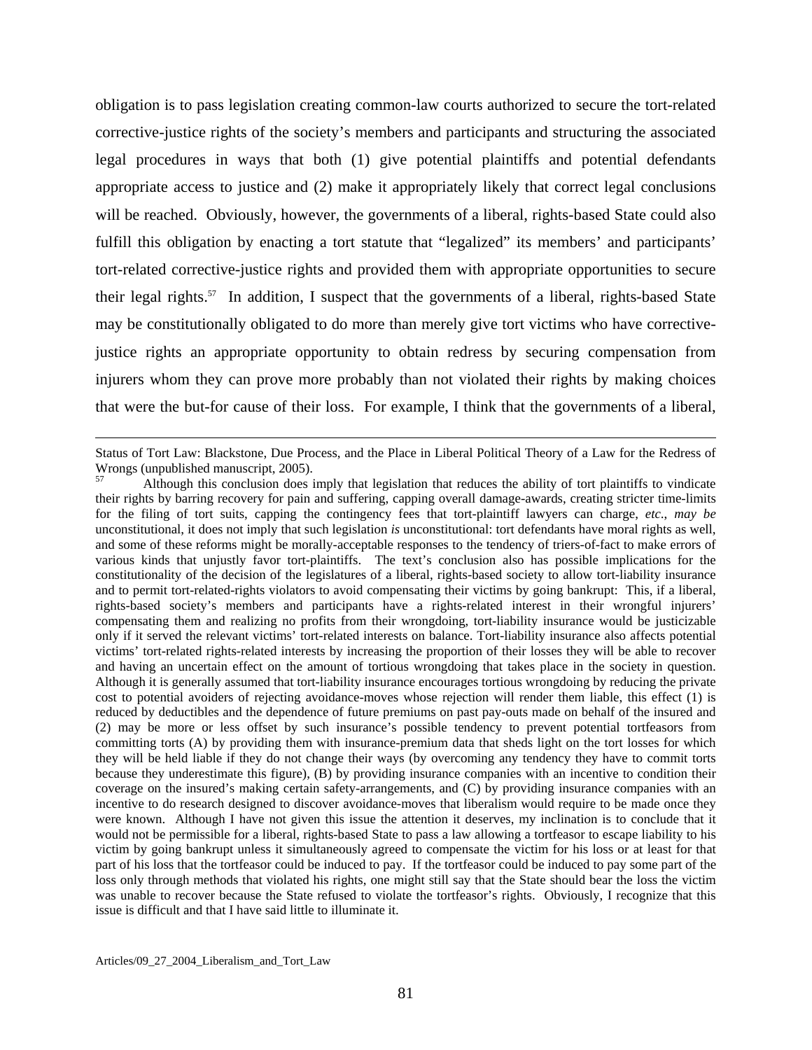obligation is to pass legislation creating common-law courts authorized to secure the tort-related corrective-justice rights of the society's members and participants and structuring the associated legal procedures in ways that both (1) give potential plaintiffs and potential defendants appropriate access to justice and (2) make it appropriately likely that correct legal conclusions will be reached. Obviously, however, the governments of a liberal, rights-based State could also fulfill this obligation by enacting a tort statute that "legalized" its members' and participants' tort-related corrective-justice rights and provided them with appropriate opportunities to secure their legal rights.[57] In addition, I suspect that the governments of a liberal, rights-based State may be constitutionally obligated to do more than merely give tort victims who have corrective-justice rights an appropriate opportunity to obtain redress by securing compensation from injurers whom they can prove more probably than not violated their rights by making choices that were the but-for cause of their loss. For example, I think that the governments of a liberal,

---

Status of Tort Law: Blackstone, Due Process, and the Place in Liberal Political Theory of a Law for the Redress of Wrongs (unpublished manuscript, 2005).

[57] Although this conclusion does imply that legislation that reduces the ability of tort plaintiffs to vindicate their rights by barring recovery for pain and suffering, capping overall damage-awards, creating stricter time-limits for the filing of tort suits, capping the contingency fees that tort-plaintiff lawyers can charge, *etc*., *may be* unconstitutional, it does not imply that such legislation *is* unconstitutional: tort defendants have moral rights as well, and some of these reforms might be morally-acceptable responses to the tendency of triers-of-fact to make errors of various kinds that unjustly favor tort-plaintiffs. The text's conclusion also has possible implications for the constitutionality of the decision of the legislatures of a liberal, rights-based society to allow tort-liability insurance and to permit tort-related-rights violators to avoid compensating their victims by going bankrupt: This, if a liberal, rights-based society's members and participants have a rights-related interest in their wrongful injurers' compensating them and realizing no profits from their wrongdoing, tort-liability insurance would be justicizable only if it served the relevant victims' tort-related interests on balance. Tort-liability insurance also affects potential victims' tort-related rights-related interests by increasing the proportion of their losses they will be able to recover and having an uncertain effect on the amount of tortious wrongdoing that takes place in the society in question. Although it is generally assumed that tort-liability insurance encourages tortious wrongdoing by reducing the private cost to potential avoiders of rejecting avoidance-moves whose rejection will render them liable, this effect (1) is reduced by deductibles and the dependence of future premiums on past pay-outs made on behalf of the insured and (2) may be more or less offset by such insurance's possible tendency to prevent potential tortfeasors from committing torts (A) by providing them with insurance-premium data that sheds light on the tort losses for which they will be held liable if they do not change their ways (by overcoming any tendency they have to commit torts because they underestimate this figure), (B) by providing insurance companies with an incentive to condition their coverage on the insured's making certain safety-arrangements, and (C) by providing insurance companies with an incentive to do research designed to discover avoidance-moves that liberalism would require to be made once they were known. Although I have not given this issue the attention it deserves, my inclination is to conclude that it would not be permissible for a liberal, rights-based State to pass a law allowing a tortfeasor to escape liability to his victim by going bankrupt unless it simultaneously agreed to compensate the victim for his loss or at least for that part of his loss that the tortfeasor could be induced to pay. If the tortfeasor could be induced to pay some part of the loss only through methods that violated his rights, one might still say that the State should bear the loss the victim was unable to recover because the State refused to violate the tortfeasor's rights. Obviously, I recognize that this issue is difficult and that I have said little to illuminate it.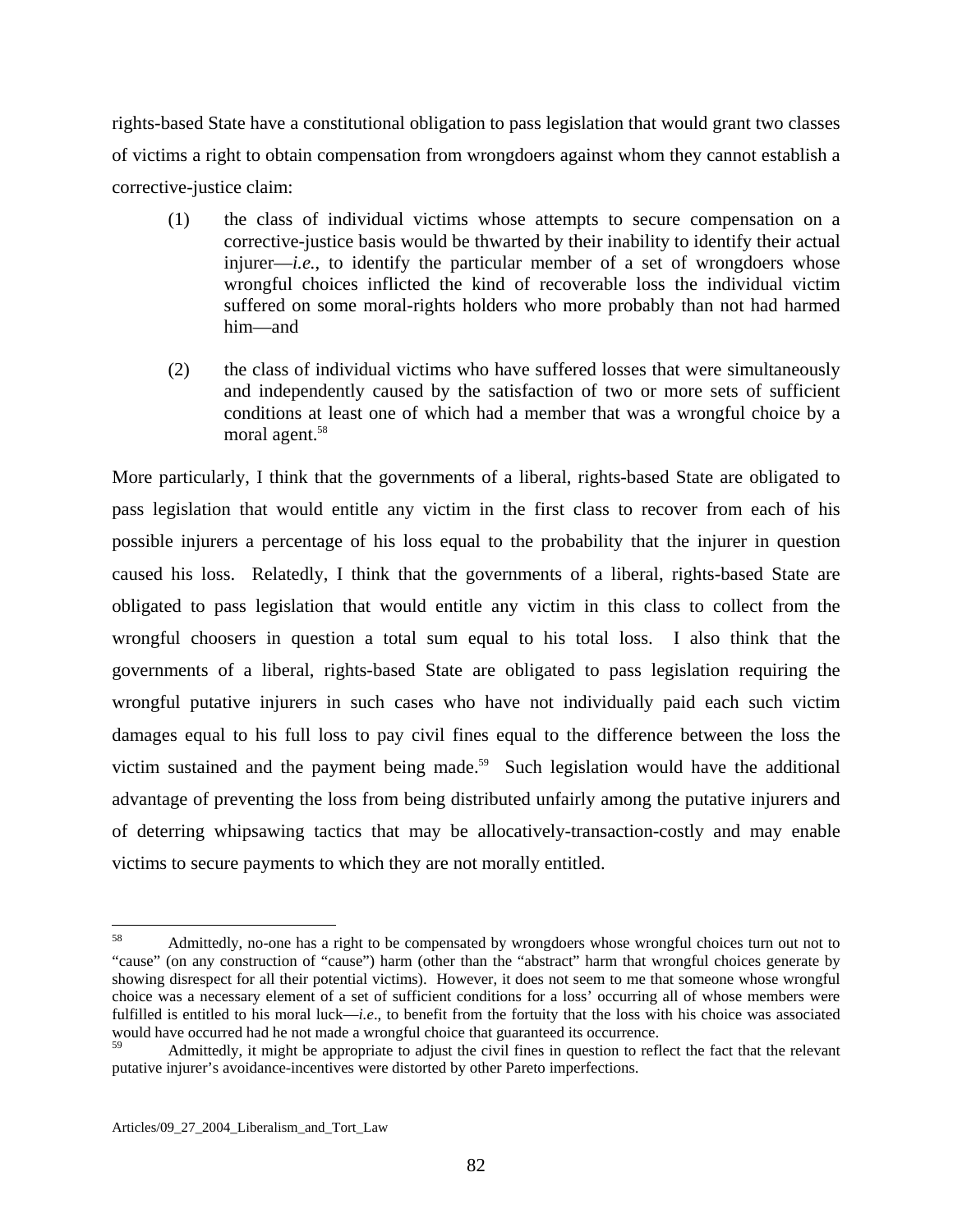rights-based State have a constitutional obligation to pass legislation that would grant two classes of victims a right to obtain compensation from wrongdoers against whom they cannot establish a corrective-justice claim:

> (1) the class of individual victims whose attempts to secure compensation on a corrective-justice basis would be thwarted by their inability to identify their actual injurer—*i.e.*, to identify the particular member of a set of wrongdoers whose wrongful choices inflicted the kind of recoverable loss the individual victim suffered on some moral-rights holders who more probably than not had harmed him—and
>
> (2) the class of individual victims who have suffered losses that were simultaneously and independently caused by the satisfaction of two or more sets of sufficient conditions at least one of which had a member that was a wrongful choice by a moral agent.[58]

More particularly, I think that the governments of a liberal, rights-based State are obligated to pass legislation that would entitle any victim in the first class to recover from each of his possible injurers a percentage of his loss equal to the probability that the injurer in question caused his loss. Relatedly, I think that the governments of a liberal, rights-based State are obligated to pass legislation that would entitle any victim in this class to collect from the wrongful choosers in question a total sum equal to his total loss. I also think that the governments of a liberal, rights-based State are obligated to pass legislation requiring the wrongful putative injurers in such cases who have not individually paid each such victim damages equal to his full loss to pay civil fines equal to the difference between the loss the victim sustained and the payment being made.[59] Such legislation would have the additional advantage of preventing the loss from being distributed unfairly among the putative injurers and of deterring whipsawing tactics that may be allocatively-transaction-costly and may enable victims to secure payments to which they are not morally entitled.

---

[58] Admittedly, no-one has a right to be compensated by wrongdoers whose wrongful choices turn out not to "cause" (on any construction of "cause") harm (other than the "abstract" harm that wrongful choices generate by showing disrespect for all their potential victims). However, it does not seem to me that someone whose wrongful choice was a necessary element of a set of sufficient conditions for a loss' occurring all of whose members were fulfilled is entitled to his moral luck—*i.e*., to benefit from the fortuity that the loss with his choice was associated would have occurred had he not made a wrongful choice that guaranteed its occurrence.

[59] Admittedly, it might be appropriate to adjust the civil fines in question to reflect the fact that the relevant putative injurer's avoidance-incentives were distorted by other Pareto imperfections.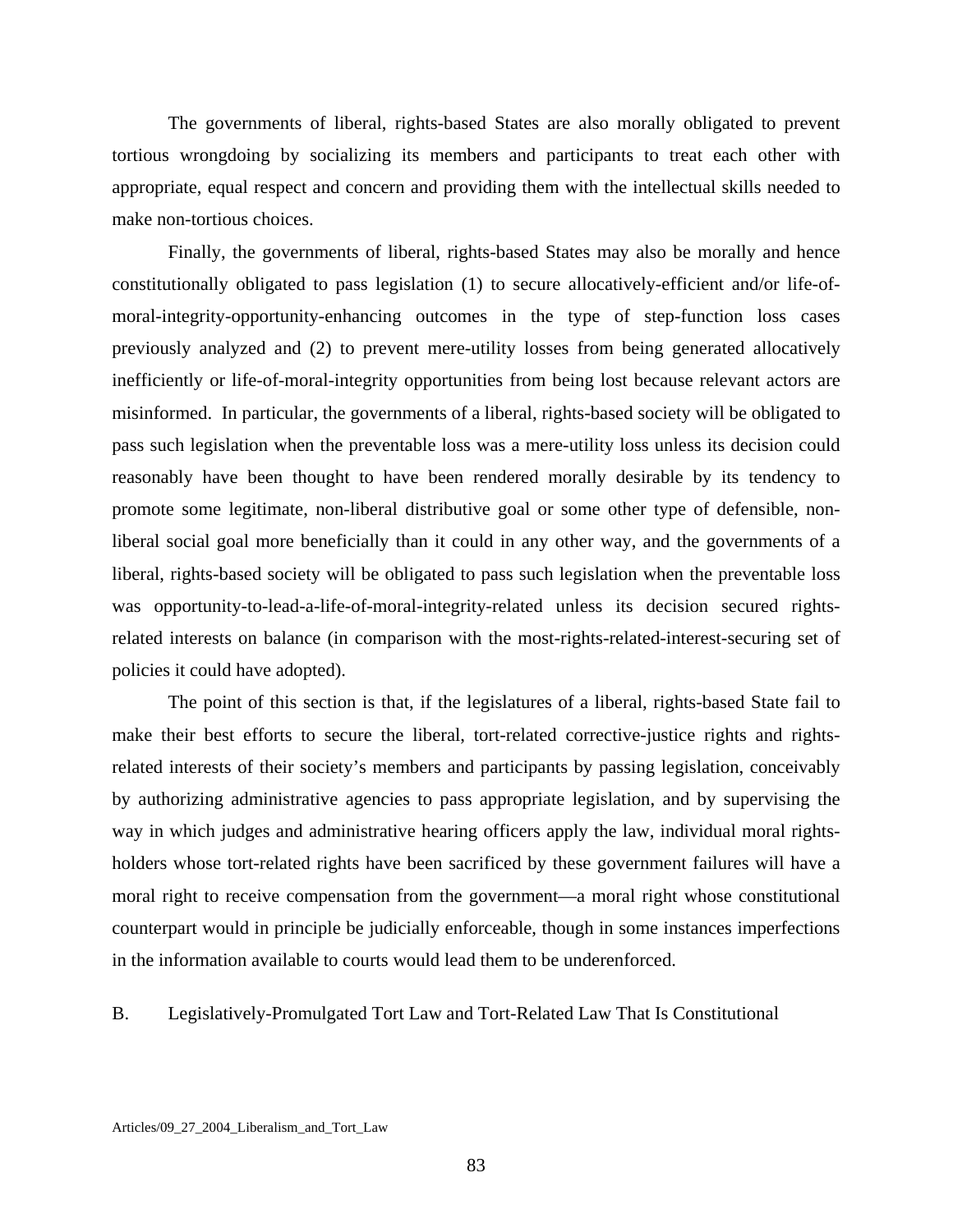The governments of liberal, rights-based States are also morally obligated to prevent tortious wrongdoing by socializing its members and participants to treat each other with appropriate, equal respect and concern and providing them with the intellectual skills needed to make non-tortious choices.

Finally, the governments of liberal, rights-based States may also be morally and hence constitutionally obligated to pass legislation (1) to secure allocatively-efficient and/or life-of-moral-integrity-opportunity-enhancing outcomes in the type of step-function loss cases previously analyzed and (2) to prevent mere-utility losses from being generated allocatively inefficiently or life-of-moral-integrity opportunities from being lost because relevant actors are misinformed. In particular, the governments of a liberal, rights-based society will be obligated to pass such legislation when the preventable loss was a mere-utility loss unless its decision could reasonably have been thought to have been rendered morally desirable by its tendency to promote some legitimate, non-liberal distributive goal or some other type of defensible, non-liberal social goal more beneficially than it could in any other way, and the governments of a liberal, rights-based society will be obligated to pass such legislation when the preventable loss was opportunity-to-lead-a-life-of-moral-integrity-related unless its decision secured rights-related interests on balance (in comparison with the most-rights-related-interest-securing set of policies it could have adopted).

The point of this section is that, if the legislatures of a liberal, rights-based State fail to make their best efforts to secure the liberal, tort-related corrective-justice rights and rights-related interests of their society's members and participants by passing legislation, conceivably by authorizing administrative agencies to pass appropriate legislation, and by supervising the way in which judges and administrative hearing officers apply the law, individual moral rights-holders whose tort-related rights have been sacrificed by these government failures will have a moral right to receive compensation from the government—a moral right whose constitutional counterpart would in principle be judicially enforceable, though in some instances imperfections in the information available to courts would lead them to be underenforced.

## B. Legislatively-Promulgated Tort Law and Tort-Related Law That Is Constitutional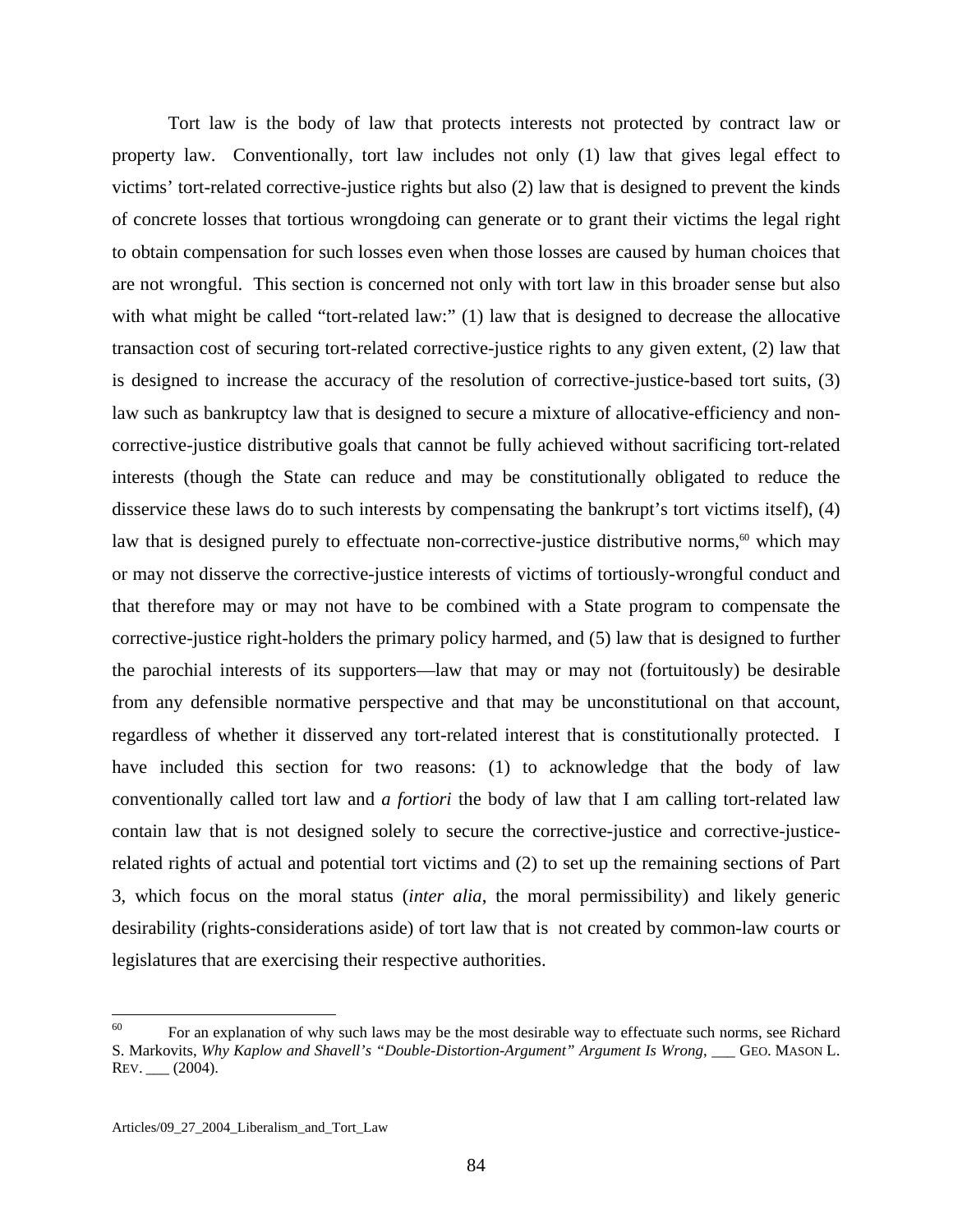Tort law is the body of law that protects interests not protected by contract law or property law. Conventionally, tort law includes not only (1) law that gives legal effect to victims' tort-related corrective-justice rights but also (2) law that is designed to prevent the kinds of concrete losses that tortious wrongdoing can generate or to grant their victims the legal right to obtain compensation for such losses even when those losses are caused by human choices that are not wrongful. This section is concerned not only with tort law in this broader sense but also with what might be called "tort-related law:" (1) law that is designed to decrease the allocative transaction cost of securing tort-related corrective-justice rights to any given extent, (2) law that is designed to increase the accuracy of the resolution of corrective-justice-based tort suits, (3) law such as bankruptcy law that is designed to secure a mixture of allocative-efficiency and non-corrective-justice distributive goals that cannot be fully achieved without sacrificing tort-related interests (though the State can reduce and may be constitutionally obligated to reduce the disservice these laws do to such interests by compensating the bankrupt's tort victims itself), (4) law that is designed purely to effectuate non-corrective-justice distributive norms,[60] which may or may not disserve the corrective-justice interests of victims of tortiously-wrongful conduct and that therefore may or may not have to be combined with a State program to compensate the corrective-justice right-holders the primary policy harmed, and (5) law that is designed to further the parochial interests of its supporters—law that may or may not (fortuitously) be desirable from any defensible normative perspective and that may be unconstitutional on that account, regardless of whether it disserved any tort-related interest that is constitutionally protected. I have included this section for two reasons: (1) to acknowledge that the body of law conventionally called tort law and *a fortiori* the body of law that I am calling tort-related law contain law that is not designed solely to secure the corrective-justice and corrective-justice-related rights of actual and potential tort victims and (2) to set up the remaining sections of Part 3, which focus on the moral status (*inter alia*, the moral permissibility) and likely generic desirability (rights-considerations aside) of tort law that is not created by common-law courts or legislatures that are exercising their respective authorities.

---

[60] For an explanation of why such laws may be the most desirable way to effectuate such norms, see Richard S. Markovits, *Why Kaplow and Shavell's "Double-Distortion-Argument" Argument Is Wrong*, ___ GEO. MASON L. REV. ___ (2004).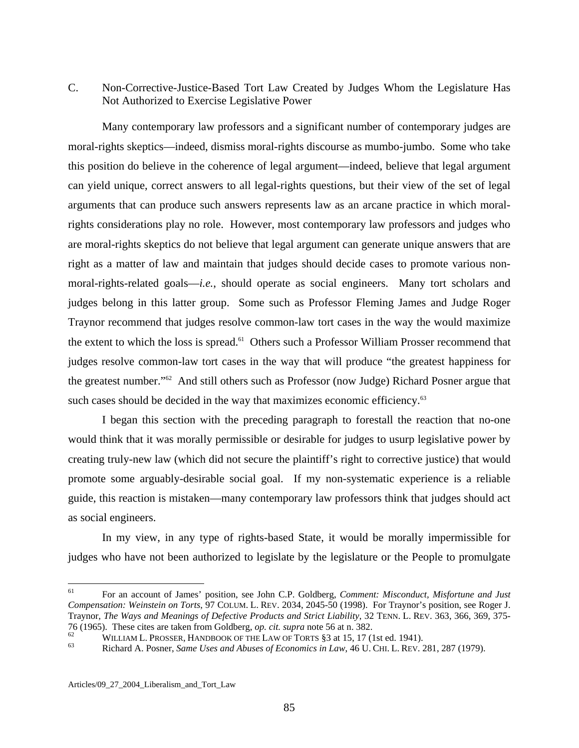### C. Non-Corrective-Justice-Based Tort Law Created by Judges Whom the Legislature Has Not Authorized to Exercise Legislative Power

Many contemporary law professors and a significant number of contemporary judges are moral-rights skeptics—indeed, dismiss moral-rights discourse as mumbo-jumbo. Some who take this position do believe in the coherence of legal argument—indeed, believe that legal argument can yield unique, correct answers to all legal-rights questions, but their view of the set of legal arguments that can produce such answers represents law as an arcane practice in which moral-rights considerations play no role. However, most contemporary law professors and judges who are moral-rights skeptics do not believe that legal argument can generate unique answers that are right as a matter of law and maintain that judges should decide cases to promote various non-moral-rights-related goals—*i.e.*, should operate as social engineers. Many tort scholars and judges belong in this latter group. Some such as Professor Fleming James and Judge Roger Traynor recommend that judges resolve common-law tort cases in the way the would maximize the extent to which the loss is spread.[61] Others such a Professor William Prosser recommend that judges resolve common-law tort cases in the way that will produce "the greatest happiness for the greatest number."[62] And still others such as Professor (now Judge) Richard Posner argue that such cases should be decided in the way that maximizes economic efficiency.[63]

I began this section with the preceding paragraph to forestall the reaction that no-one would think that it was morally permissible or desirable for judges to usurp legislative power by creating truly-new law (which did not secure the plaintiff's right to corrective justice) that would promote some arguably-desirable social goal. If my non-systematic experience is a reliable guide, this reaction is mistaken—many contemporary law professors think that judges should act as social engineers.

In my view, in any type of rights-based State, it would be morally impermissible for judges who have not been authorized to legislate by the legislature or the People to promulgate

---

[61] For an account of James' position, see John C.P. Goldberg, *Comment: Misconduct, Misfortune and Just Compensation: Weinstein on Torts*, 97 COLUM. L. REV. 2034, 2045-50 (1998). For Traynor's position, see Roger J. Traynor, *The Ways and Meanings of Defective Products and Strict Liability*, 32 TENN. L. REV. 363, 366, 369, 375-76 (1965). These cites are taken from Goldberg, *op. cit. supra* note 56 at n. 382.

[62] WILLIAM L. PROSSER, HANDBOOK OF THE LAW OF TORTS §3 at 15, 17 (1st ed. 1941).

[63] Richard A. Posner, *Same Uses and Abuses of Economics in Law*, 46 U. CHI. L. REV. 281, 287 (1979).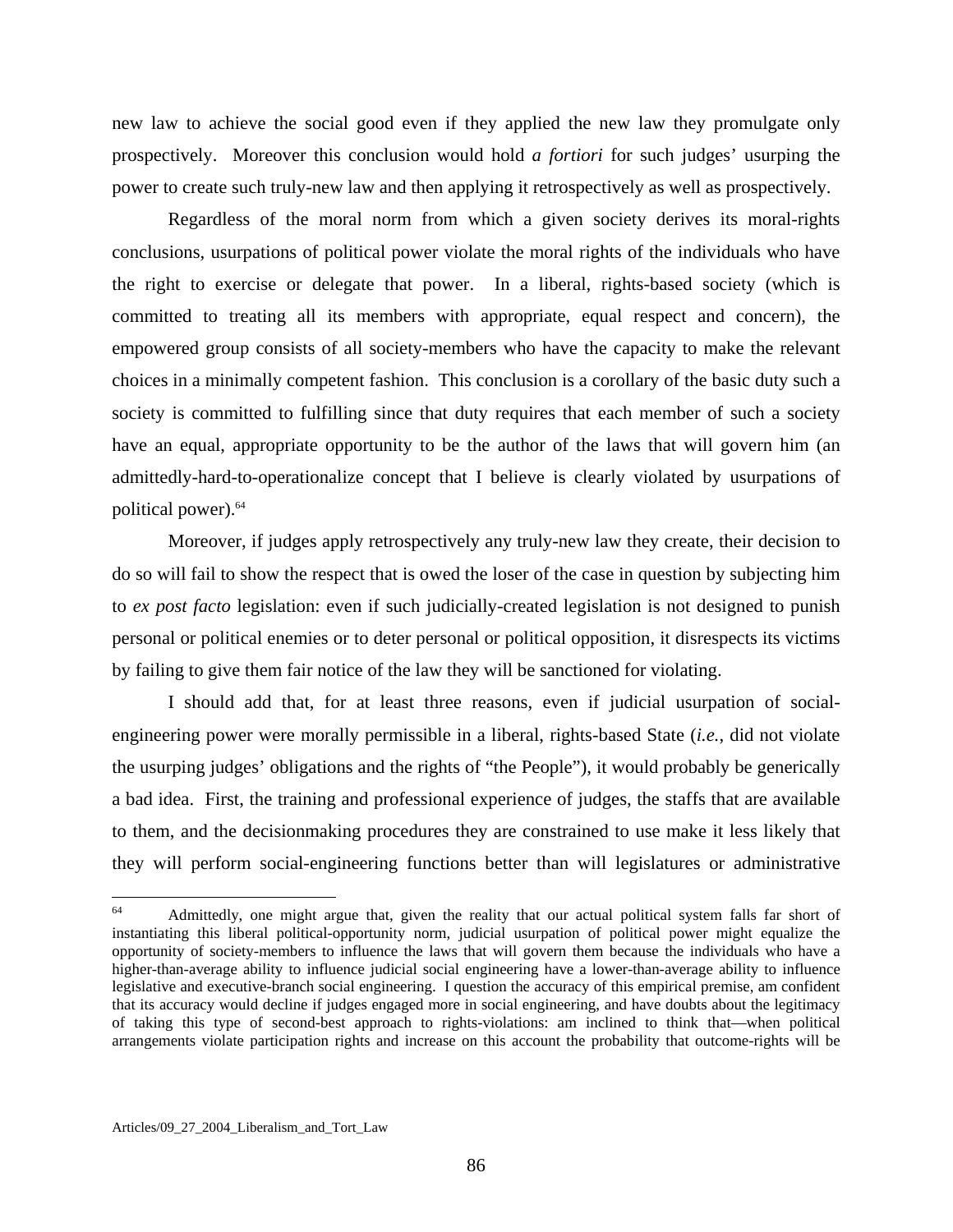new law to achieve the social good even if they applied the new law they promulgate only prospectively. Moreover this conclusion would hold *a fortiori* for such judges' usurping the power to create such truly-new law and then applying it retrospectively as well as prospectively.

Regardless of the moral norm from which a given society derives its moral-rights conclusions, usurpations of political power violate the moral rights of the individuals who have the right to exercise or delegate that power. In a liberal, rights-based society (which is committed to treating all its members with appropriate, equal respect and concern), the empowered group consists of all society-members who have the capacity to make the relevant choices in a minimally competent fashion. This conclusion is a corollary of the basic duty such a society is committed to fulfilling since that duty requires that each member of such a society have an equal, appropriate opportunity to be the author of the laws that will govern him (an admittedly-hard-to-operationalize concept that I believe is clearly violated by usurpations of political power).[64]

Moreover, if judges apply retrospectively any truly-new law they create, their decision to do so will fail to show the respect that is owed the loser of the case in question by subjecting him to *ex post facto* legislation: even if such judicially-created legislation is not designed to punish personal or political enemies or to deter personal or political opposition, it disrespects its victims by failing to give them fair notice of the law they will be sanctioned for violating.

I should add that, for at least three reasons, even if judicial usurpation of social-engineering power were morally permissible in a liberal, rights-based State (*i.e.*, did not violate the usurping judges' obligations and the rights of "the People"), it would probably be generically a bad idea. First, the training and professional experience of judges, the staffs that are available to them, and the decisionmaking procedures they are constrained to use make it less likely that they will perform social-engineering functions better than will legislatures or administrative

---

[64] Admittedly, one might argue that, given the reality that our actual political system falls short of instantiating this liberal political-opportunity norm, judicial usurpation of political power might equalize the opportunity of society-members to influence the laws that will govern them because the individuals who have a higher-than-average ability to influence judicial social engineering have a lower-than-average ability to influence legislative and executive-branch social engineering. I question the accuracy of this empirical premise, am confident that its accuracy would decline if judges engaged more in social engineering, and have doubts about the legitimacy of taking this type of second-best approach to rights-violations: am inclined to think that—when political arrangements violate participation rights and increase on this account the probability that outcome-rights will be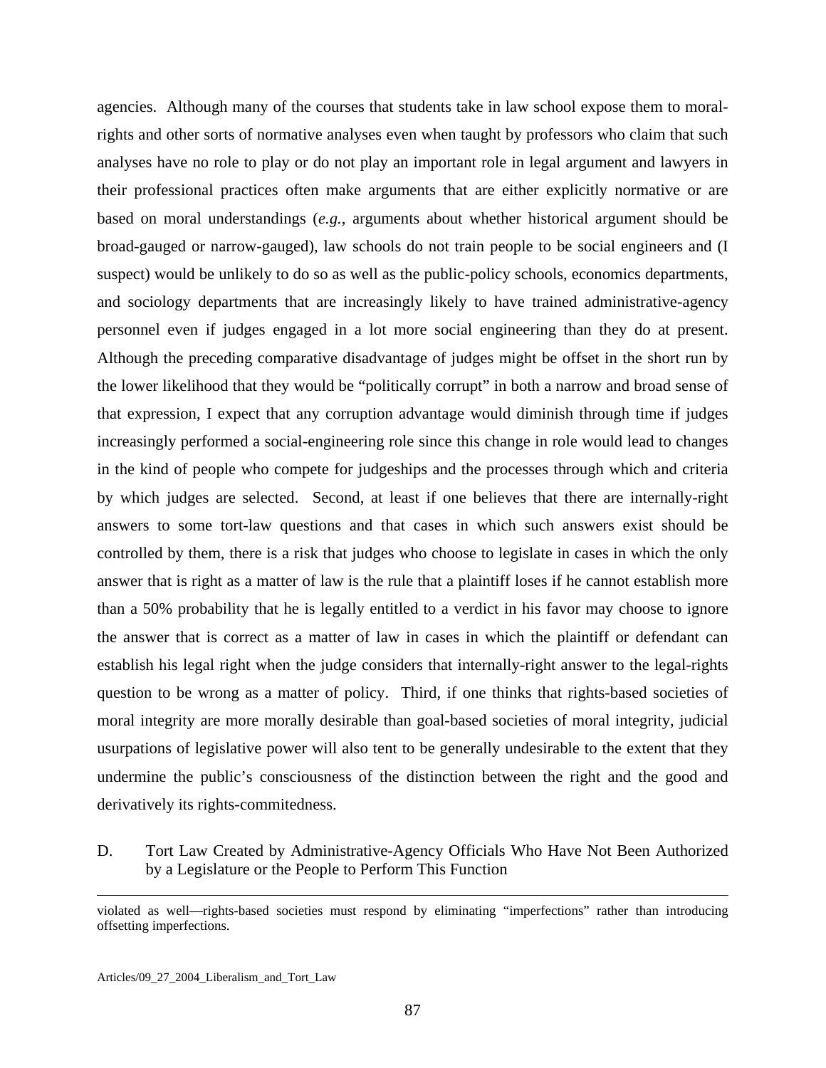agencies. Although many of the courses that students take in law school expose them to moral-rights and other sorts of normative analyses even when taught by professors who claim that such analyses have no role to play or do not play an important role in legal argument and lawyers in their professional practices often make arguments that are either explicitly normative or are based on moral understandings (*e.g.*, arguments about whether historical argument should be broad-gauged or narrow-gauged), law schools do not train people to be social engineers and (I suspect) would be unlikely to do so as well as the public-policy schools, economics departments, and sociology departments that are increasingly likely to have trained administrative-agency personnel even if judges engaged in a lot more social engineering than they do at present. Although the preceding comparative disadvantage of judges might be offset in the short run by the lower likelihood that they would be "politically corrupt" in both a narrow and broad sense of that expression, I expect that any corruption advantage would diminish through time if judges increasingly performed a social-engineering role since this change in role would lead to changes in the kind of people who compete for judgeships and the processes through which and criteria by which judges are selected. Second, at least if one believes that there are internally-right answers to some tort-law questions and that cases in which such answers exist should be controlled by them, there is a risk that judges who choose to legislate in cases in which the only answer that is right as a matter of law is the rule that a plaintiff loses if he cannot establish more than a 50% probability that he is legally entitled to a verdict in his favor may choose to ignore the answer that is correct as a matter of law in cases in which the plaintiff or defendant can establish his legal right when the judge considers that internally-right answer to the legal-rights question to be wrong as a matter of policy. Third, if one thinks that rights-based societies of moral integrity are more morally desirable than goal-based societies of moral integrity, judicial usurpations of legislative power will also tent to be generally undesirable to the extent that they undermine the public's consciousness of the distinction between the right and the good and derivatively its rights-commitedness.

### D. Tort Law Created by Administrative-Agency Officials Who Have Not Been Authorized by a Legislature or the People to Perform This Function

---

violated as well—rights-based societies must respond by eliminating "imperfections" rather than introducing offsetting imperfections.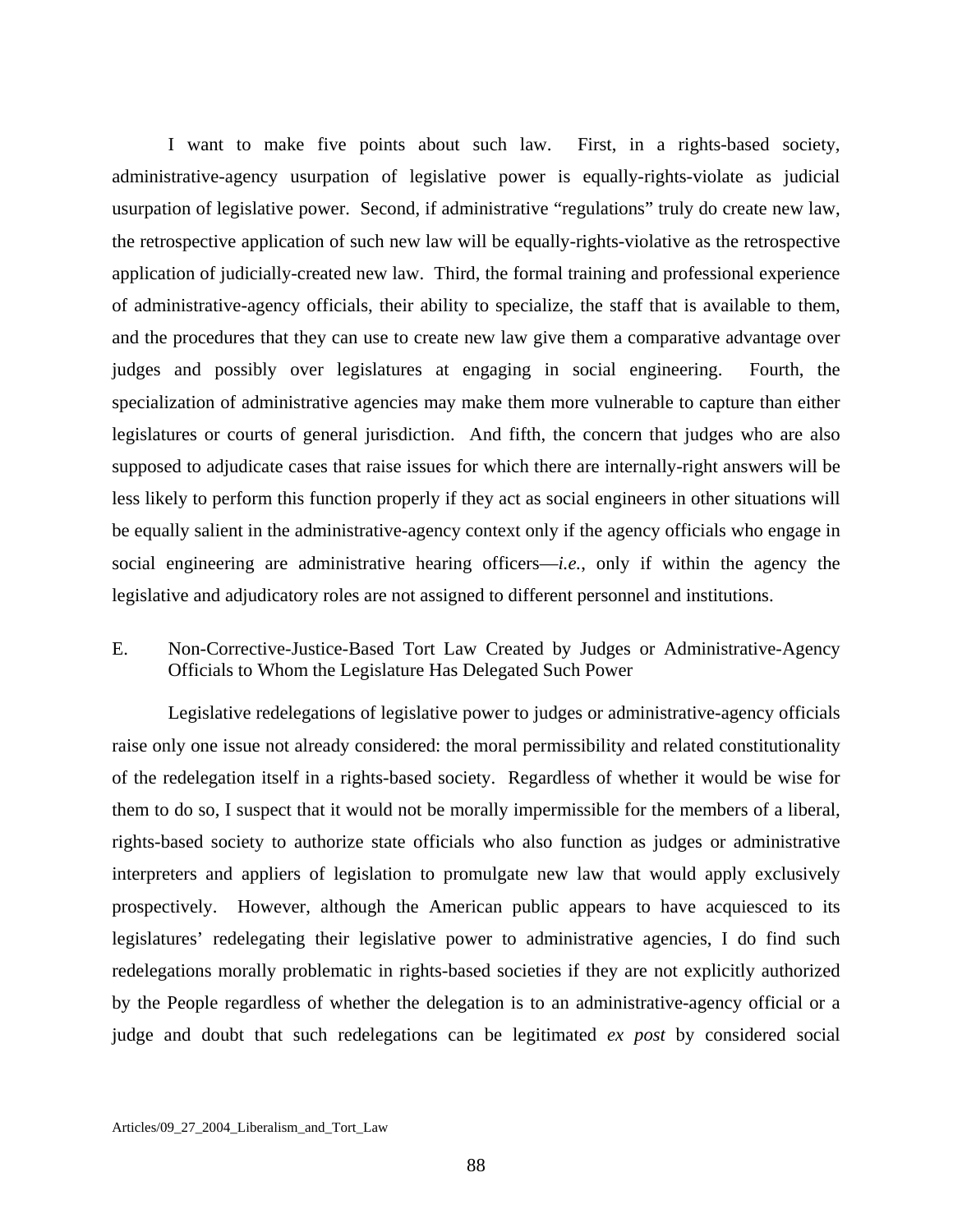I want to make five points about such law. First, in a rights-based society, administrative-agency usurpation of legislative power is equally-rights-violate as judicial usurpation of legislative power. Second, if administrative "regulations" truly do create new law, the retrospective application of such new law will be equally-rights-violative as the retrospective application of judicially-created new law. Third, the formal training and professional experience of administrative-agency officials, their ability to specialize, the staff that is available to them, and the procedures that they can use to create new law give them a comparative advantage over judges and possibly over legislatures at engaging in social engineering. Fourth, the specialization of administrative agencies may make them more vulnerable to capture than either legislatures or courts of general jurisdiction. And fifth, the concern that judges who are also supposed to adjudicate cases that raise issues for which there are internally-right answers will be less likely to perform this function properly if they act as social engineers in other situations will be equally salient in the administrative-agency context only if the agency officials who engage in social engineering are administrative hearing officers—*i.e.*, only if within the agency the legislative and adjudicatory roles are not assigned to different personnel and institutions.

### E. Non-Corrective-Justice-Based Tort Law Created by Judges or Administrative-Agency Officials to Whom the Legislature Has Delegated Such Power

Legislative redelegations of legislative power to judges or administrative-agency officials raise only one issue not already considered: the moral permissibility and related constitutionality of the redelegation itself in a rights-based society. Regardless of whether it would be wise for them to do so, I suspect that it would not be morally impermissible for the members of a liberal, rights-based society to authorize state officials who also function as judges or administrative interpreters and appliers of legislation to promulgate new law that would apply exclusively prospectively. However, although the American public appears to have acquiesced to its legislatures' redelegating their legislative power to administrative agencies, I do find such redelegations morally problematic in rights-based societies if they are not explicitly authorized by the People regardless of whether the delegation is to an administrative-agency official or a judge and doubt that such redelegations can be legitimated *ex post* by considered social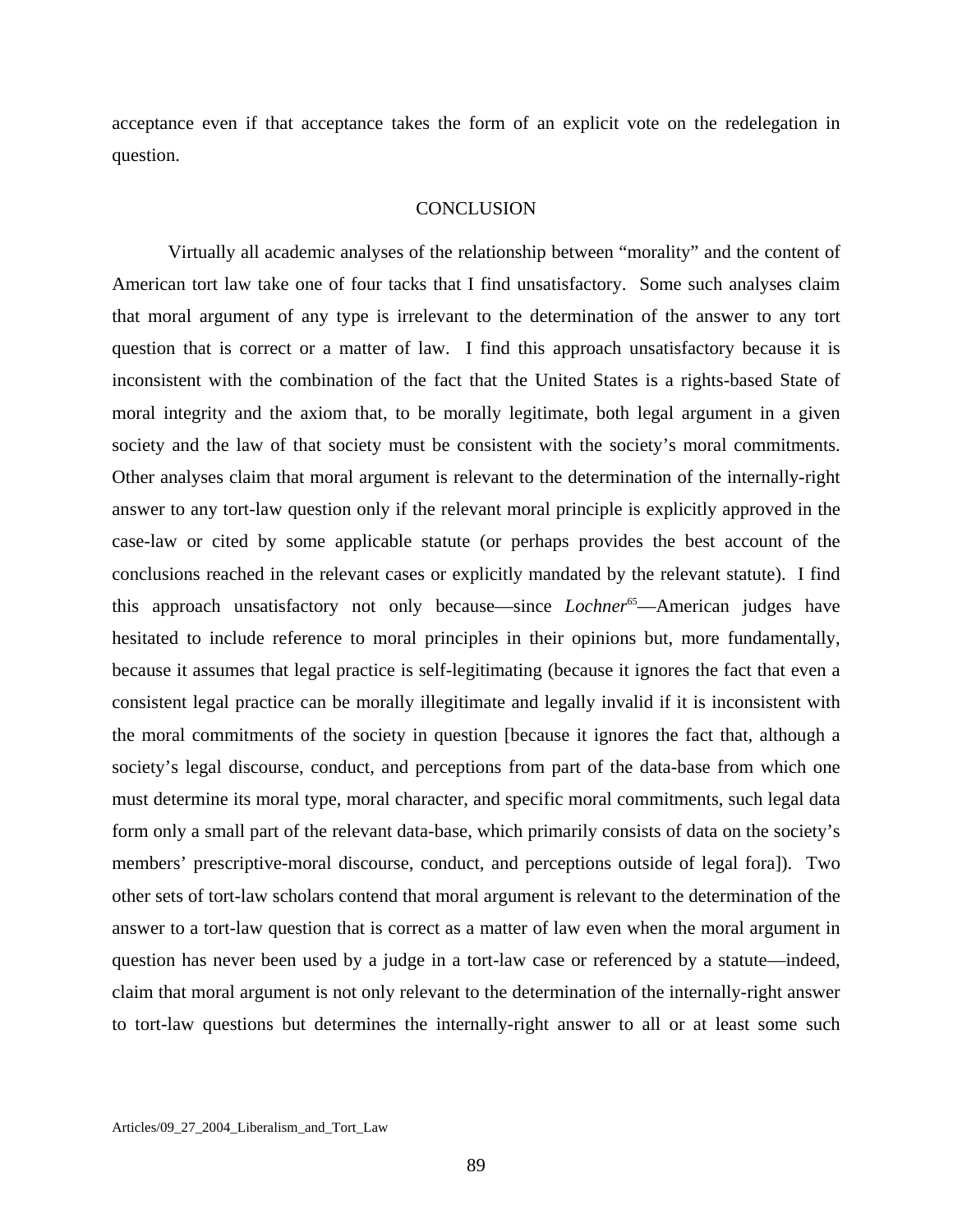acceptance even if that acceptance takes the form of an explicit vote on the redelegation in question.

## CONCLUSION

Virtually all academic analyses of the relationship between "morality" and the content of American tort law take one of four tacks that I find unsatisfactory. Some such analyses claim that moral argument of any type is irrelevant to the determination of the answer to any tort question that is correct or a matter of law. I find this approach unsatisfactory because it is inconsistent with the combination of the fact that the United States is a rights-based State of moral integrity and the axiom that, to be morally legitimate, both legal argument in a given society and the law of that society must be consistent with the society's moral commitments. Other analyses claim that moral argument is relevant to the determination of the internally-right answer to any tort-law question only if the relevant moral principle is explicitly approved in the case-law or cited by some applicable statute (or perhaps provides the best account of the conclusions reached in the relevant cases or explicitly mandated by the relevant statute). I find this approach unsatisfactory not only because—since *Lochner*[65]—American judges have hesitated to include reference to moral principles in their opinions but, more fundamentally, because it assumes that legal practice is self-legitimating (because it ignores the fact that even a consistent legal practice can be morally illegitimate and legally invalid if it is inconsistent with the moral commitments of the society in question [because it ignores the fact that, although a society's legal discourse, conduct, and perceptions from part of the data-base from which one must determine its moral type, moral character, and specific moral commitments, such legal data form only a small part of the relevant data-base, which primarily consists of data on the society's members' prescriptive-moral discourse, conduct, and perceptions outside of legal fora]). Two other sets of tort-law scholars contend that moral argument is relevant to the determination of the answer to a tort-law question that is correct as a matter of law even when the moral argument in question has never been used by a judge in a tort-law case or referenced by a statute—indeed, claim that moral argument is not only relevant to the determination of the internally-right answer to tort-law questions but determines the internally-right answer to all or at least some such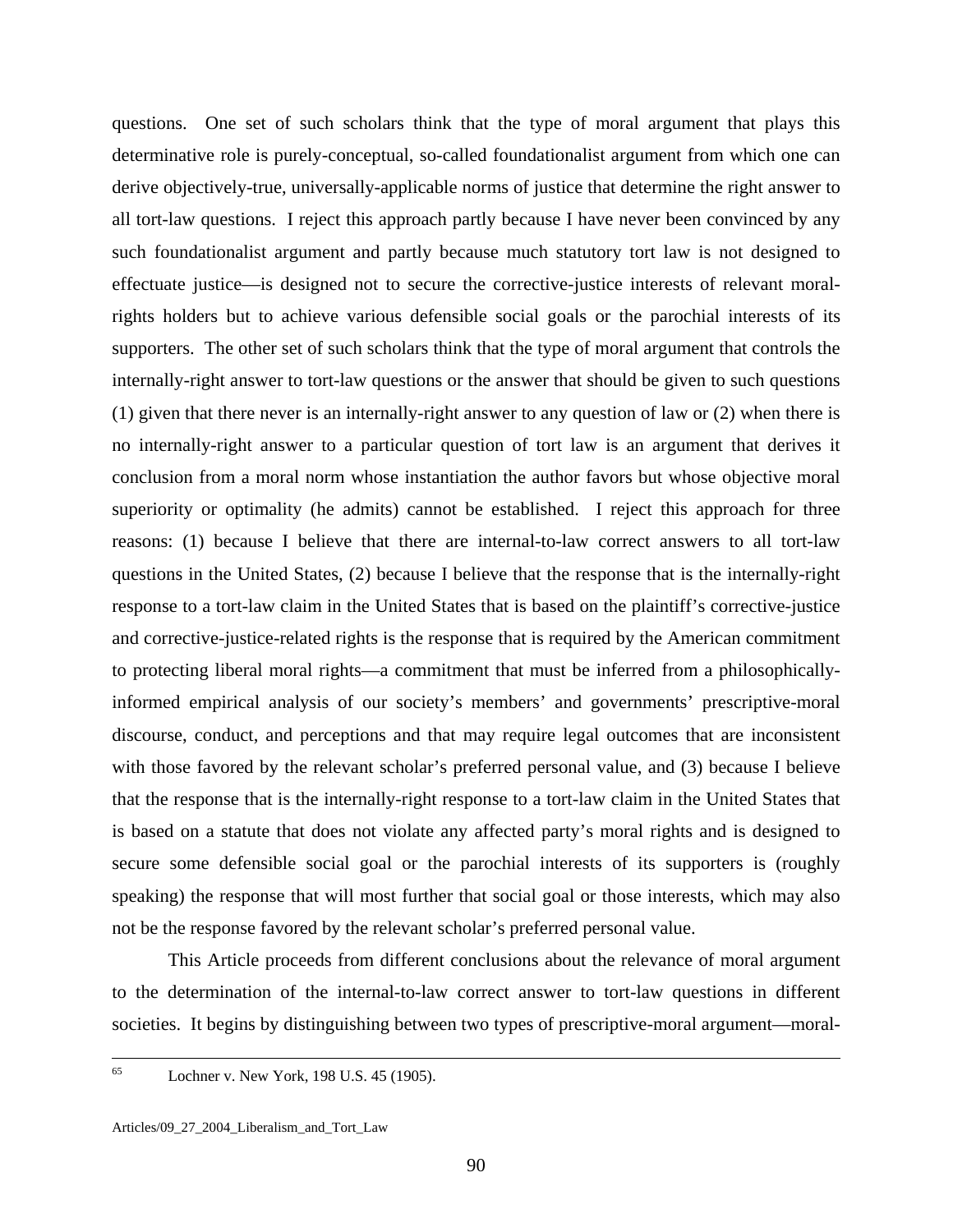questions. One set of such scholars think that the type of moral argument that plays this determinative role is purely-conceptual, so-called foundationalist argument from which one can derive objectively-true, universally-applicable norms of justice that determine the right answer to all tort-law questions. I reject this approach partly because I have never been convinced by any such foundationalist argument and partly because much statutory tort law is not designed to effectuate justice—is designed not to secure the corrective-justice interests of relevant moral-rights holders but to achieve various defensible social goals or the parochial interests of its supporters. The other set of such scholars think that the type of moral argument that controls the internally-right answer to tort-law questions or the answer that should be given to such questions (1) given that there never is an internally-right answer to any question of law or (2) when there is no internally-right answer to a particular question of tort law is an argument that derives it conclusion from a moral norm whose instantiation the author favors but whose objective moral superiority or optimality (he admits) cannot be established. I reject this approach for three reasons: (1) because I believe that there are internal-to-law correct answers to all tort-law questions in the United States, (2) because I believe that the response that is the internally-right response to a tort-law claim in the United States that is based on the plaintiff's corrective-justice and corrective-justice-related rights is the response that is required by the American commitment to protecting liberal moral rights—a commitment that must be inferred from a philosophically-informed empirical analysis of our society's members' and governments' prescriptive-moral discourse, conduct, and perceptions and that may require legal outcomes that are inconsistent with those favored by the relevant scholar's preferred personal value, and (3) because I believe that the response that is the internally-right response to a tort-law claim in the United States that is based on a statute that does not violate any affected party's moral rights and is designed to secure some defensible social goal or the parochial interests of its supporters is (roughly speaking) the response that will most further that social goal or those interests, which may also not be the response favored by the relevant scholar's preferred personal value.

This Article proceeds from different conclusions about the relevance of moral argument to the determination of the internal-to-law correct answer to tort-law questions in different societies. It begins by distinguishing between two types of prescriptive-moral argument—moral-

---

[65] Lochner v. New York, 198 U.S. 45 (1905).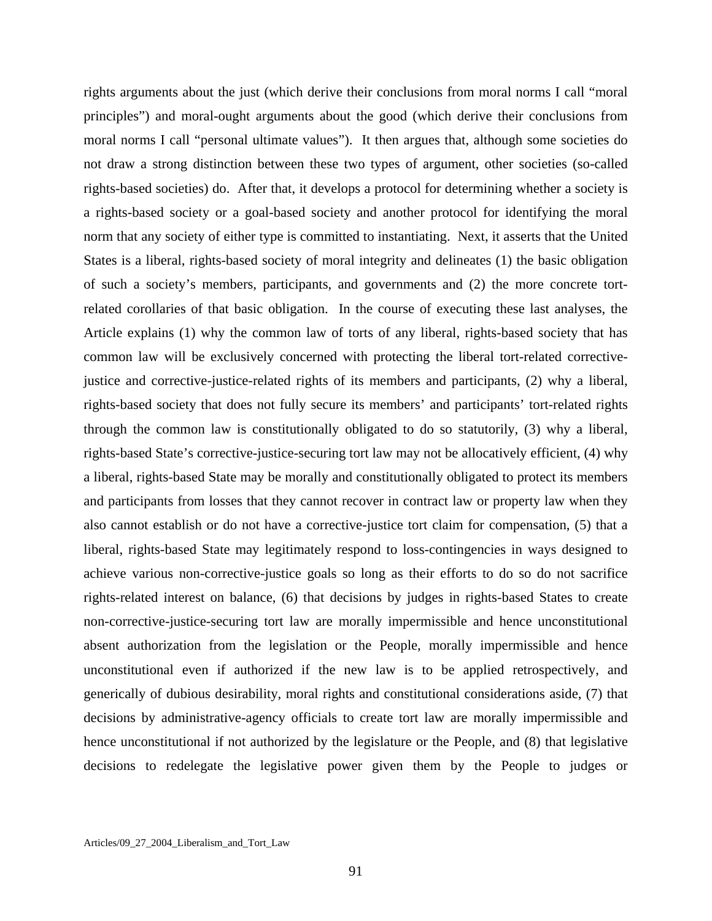rights arguments about the just (which derive their conclusions from moral norms I call "moral principles") and moral-ought arguments about the good (which derive their conclusions from moral norms I call "personal ultimate values"). It then argues that, although some societies do not draw a strong distinction between these two types of argument, other societies (so-called rights-based societies) do. After that, it develops a protocol for determining whether a society is a rights-based society or a goal-based society and another protocol for identifying the moral norm that any society of either type is committed to instantiating. Next, it asserts that the United States is a liberal, rights-based society of moral integrity and delineates (1) the basic obligation of such a society's members, participants, and governments and (2) the more concrete tort-related corollaries of that basic obligation. In the course of executing these last analyses, the Article explains (1) why the common law of torts of any liberal, rights-based society that has common law will be exclusively concerned with protecting the liberal tort-related corrective-justice and corrective-justice-related rights of its members and participants, (2) why a liberal, rights-based society that does not fully secure its members' and participants' tort-related rights through the common law is constitutionally obligated to do so statutorily, (3) why a liberal, rights-based State's corrective-justice-securing tort law may not be allocatively efficient, (4) why a liberal, rights-based State may be morally and constitutionally obligated to protect its members and participants from losses that they cannot recover in contract law or property law when they also cannot establish or do not have a corrective-justice tort claim for compensation, (5) that a liberal, rights-based State may legitimately respond to loss-contingencies in ways designed to achieve various non-corrective-justice goals so long as their efforts to do so do not sacrifice rights-related interest on balance, (6) that decisions by judges in rights-based States to create non-corrective-justice-securing tort law are morally impermissible and hence unconstitutional absent authorization from the legislation or the People, morally impermissible and hence unconstitutional even if authorized if the new law is to be applied retrospectively, and generically of dubious desirability, moral rights and constitutional considerations aside, (7) that decisions by administrative-agency officials to create tort law are morally impermissible and hence unconstitutional if not authorized by the legislature or the People, and (8) that legislative decisions to redelegate the legislative power given them by the People to judges or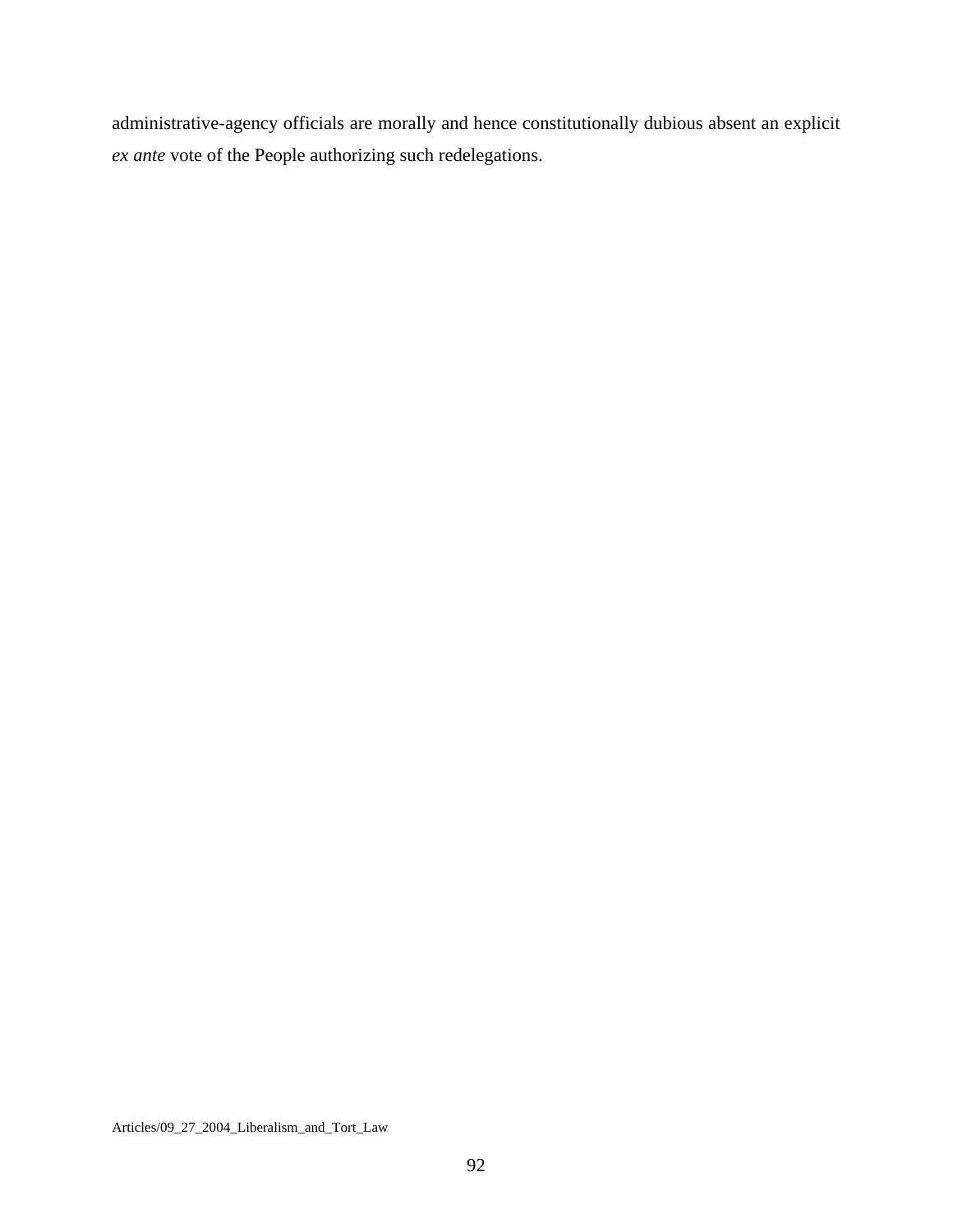administrative-agency officials are morally and hence constitutionally dubious absent an explicit *ex ante* vote of the People authorizing such redelegations.